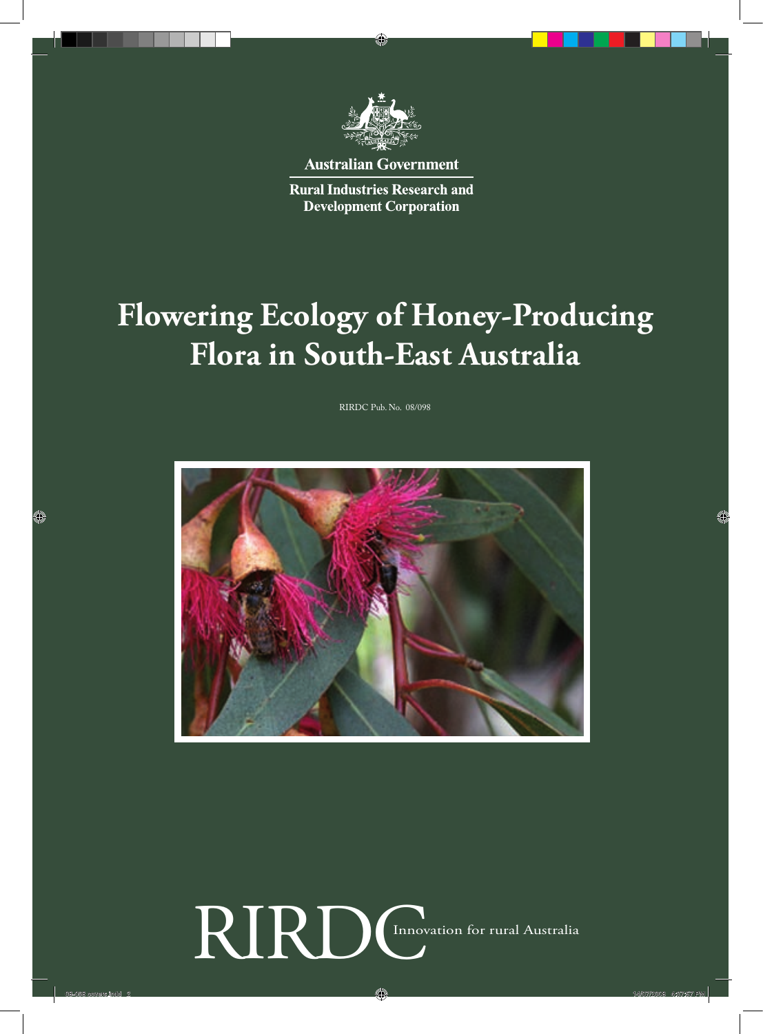Australian Government

Rural Industries Research and Development Corporation

# Flowering Ecology of Honey-Producing Flora in South-East Australia

RIRDC Pub. No. 08/098

RIRDC Innovation for rural Australia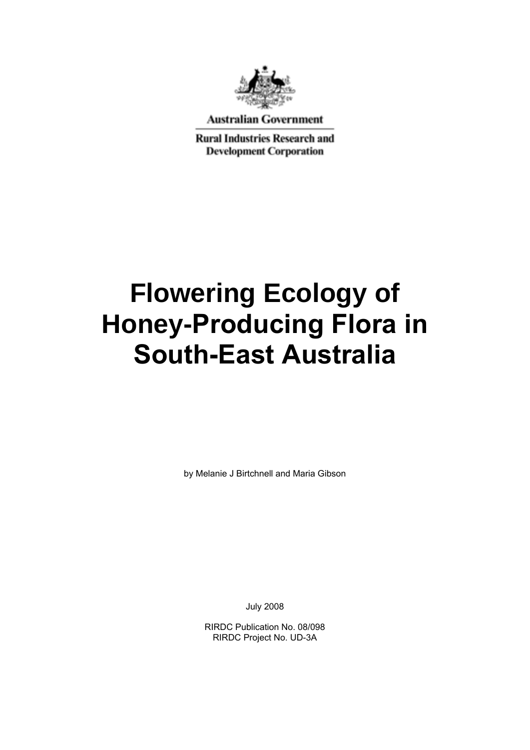Australian Government

Rural Industries Research and Development Corporation

# Flowering Ecology of Honey-Producing Flora in South-East Australia

by Melanie J Birtchnell and Maria Gibson

July 2008

RIRDC Publication No. 08/098
RIRDC Project No. UD-3A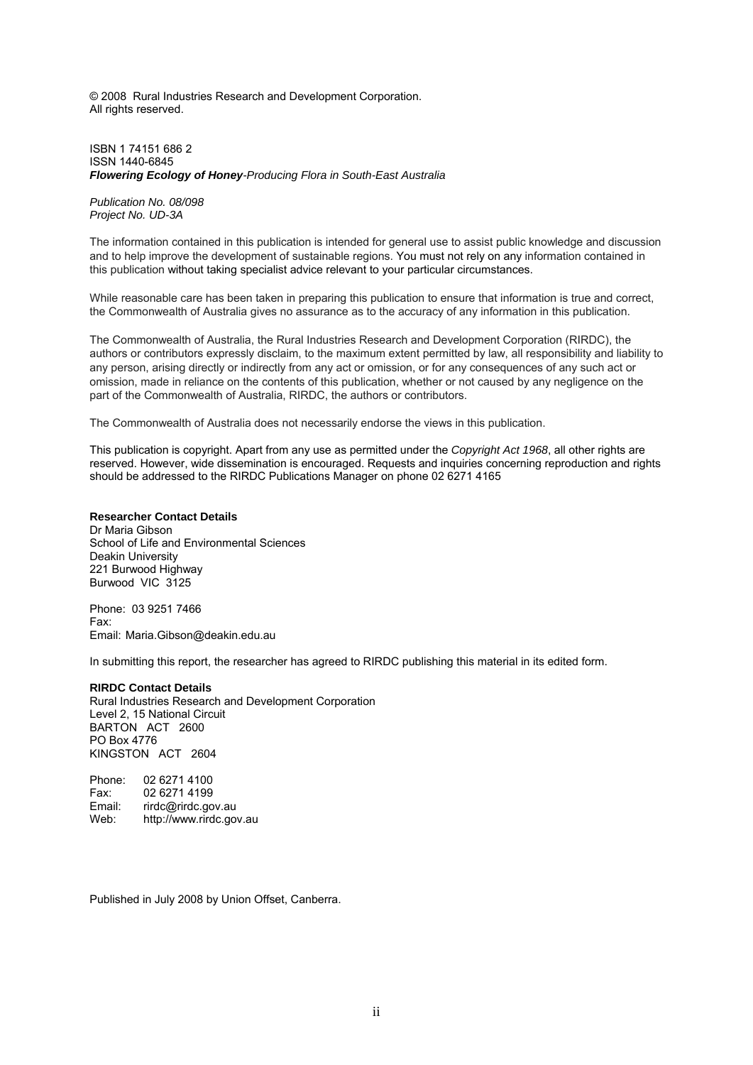© 2008 Rural Industries Research and Development Corporation.
All rights reserved.

ISBN 1 74151 686 2
ISSN 1440-6845
***Flowering Ecology of Honey****-Producing Flora in South-East Australia*

*Publication No. 08/098*
*Project No. UD-3A*

The information contained in this publication is intended for general use to assist public knowledge and discussion and to help improve the development of sustainable regions. You must not rely on any information contained in this publication without taking specialist advice relevant to your particular circumstances.

While reasonable care has been taken in preparing this publication to ensure that information is true and correct, the Commonwealth of Australia gives no assurance as to the accuracy of any information in this publication.

The Commonwealth of Australia, the Rural Industries Research and Development Corporation (RIRDC), the authors or contributors expressly disclaim, to the maximum extent permitted by law, all responsibility and liability to any person, arising directly or indirectly from any act or omission, or for any consequences of any such act or omission, made in reliance on the contents of this publication, whether or not caused by any negligence on the part of the Commonwealth of Australia, RIRDC, the authors or contributors.

The Commonwealth of Australia does not necessarily endorse the views in this publication.

This publication is copyright. Apart from any use as permitted under the *Copyright Act 1968*, all other rights are reserved. However, wide dissemination is encouraged. Requests and inquiries concerning reproduction and rights should be addressed to the RIRDC Publications Manager on phone 02 6271 4165

**Researcher Contact Details**
Dr Maria Gibson
School of Life and Environmental Sciences
Deakin University
221 Burwood Highway
Burwood VIC 3125

Phone: 03 9251 7466
Fax:
Email: Maria.Gibson@deakin.edu.au

In submitting this report, the researcher has agreed to RIRDC publishing this material in its edited form.

**RIRDC Contact Details**
Rural Industries Research and Development Corporation
Level 2, 15 National Circuit
BARTON ACT 2600
PO Box 4776
KINGSTON ACT 2604

Phone: 02 6271 4100
Fax: 02 6271 4199
Email: rirdc@rirdc.gov.au
Web: http://www.rirdc.gov.au

Published in July 2008 by Union Offset, Canberra.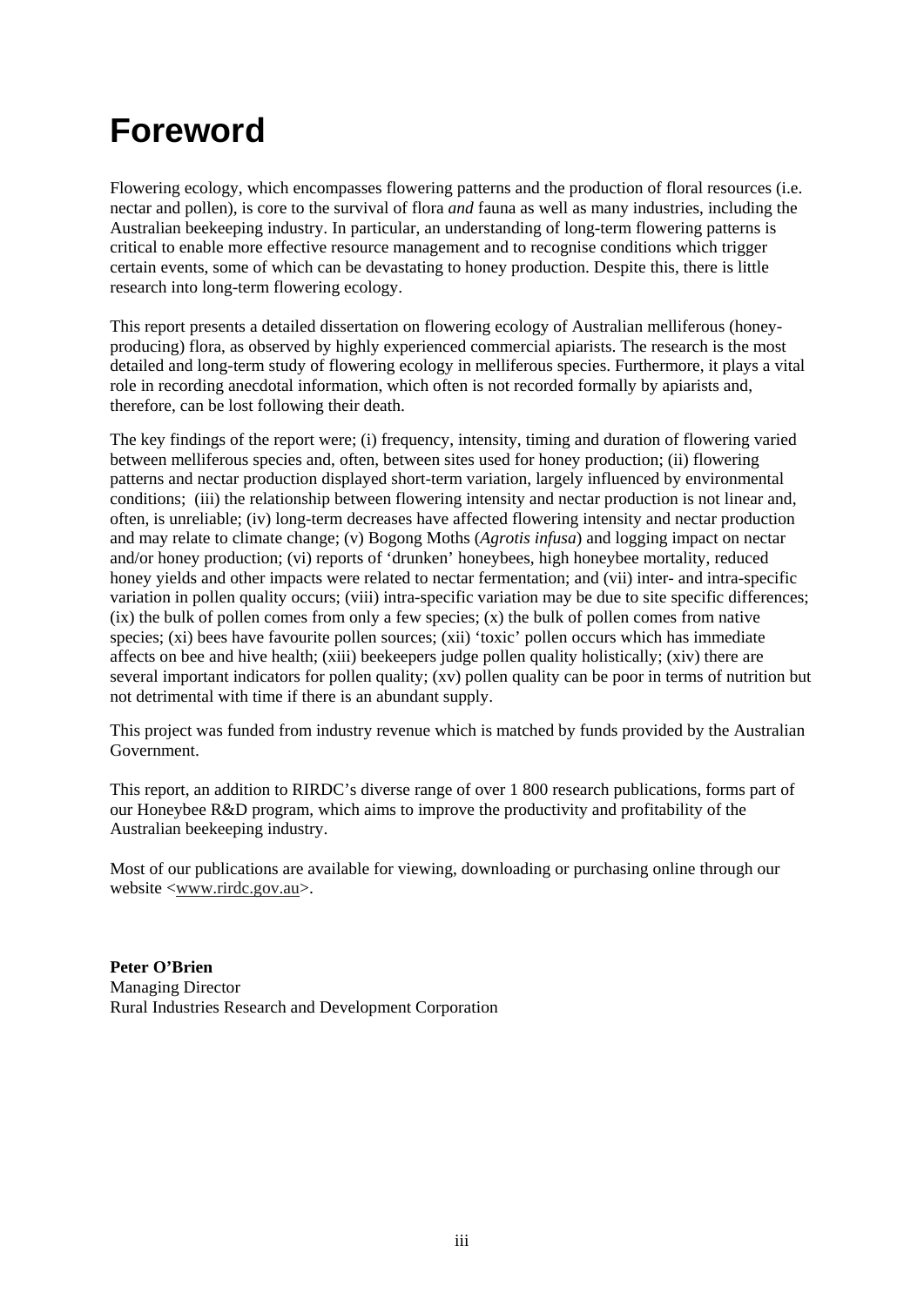# Foreword

Flowering ecology, which encompasses flowering patterns and the production of floral resources (i.e. nectar and pollen), is core to the survival of flora *and* fauna as well as many industries, including the Australian beekeeping industry. In particular, an understanding of long-term flowering patterns is critical to enable more effective resource management and to recognise conditions which trigger certain events, some of which can be devastating to honey production. Despite this, there is little research into long-term flowering ecology.

This report presents a detailed dissertation on flowering ecology of Australian melliferous (honey-producing) flora, as observed by highly experienced commercial apiarists. The research is the most detailed and long-term study of flowering ecology in melliferous species. Furthermore, it plays a vital role in recording anecdotal information, which often is not recorded formally by apiarists and, therefore, can be lost following their death.

The key findings of the report were; (i) frequency, intensity, timing and duration of flowering varied between melliferous species and, often, between sites used for honey production; (ii) flowering patterns and nectar production displayed short-term variation, largely influenced by environmental conditions; (iii) the relationship between flowering intensity and nectar production is not linear and, often, is unreliable; (iv) long-term decreases have affected flowering intensity and nectar production and may relate to climate change; (v) Bogong Moths (*Agrotis infusa*) and logging impact on nectar and/or honey production; (vi) reports of 'drunken' honeybees, high honeybee mortality, reduced honey yields and other impacts were related to nectar fermentation; and (vii) inter- and intra-specific variation in pollen quality occurs; (viii) intra-specific variation may be due to site specific differences; (ix) the bulk of pollen comes from only a few species; (x) the bulk of pollen comes from native species; (xi) bees have favourite pollen sources; (xii) 'toxic' pollen occurs which has immediate affects on bee and hive health; (xiii) beekeepers judge pollen quality holistically; (xiv) there are several important indicators for pollen quality; (xv) pollen quality can be poor in terms of nutrition but not detrimental with time if there is an abundant supply.

This project was funded from industry revenue which is matched by funds provided by the Australian Government.

This report, an addition to RIRDC's diverse range of over 1 800 research publications, forms part of our Honeybee R&D program, which aims to improve the productivity and profitability of the Australian beekeeping industry.

Most of our publications are available for viewing, downloading or purchasing online through our website <www.rirdc.gov.au>.

**Peter O'Brien**
Managing Director
Rural Industries Research and Development Corporation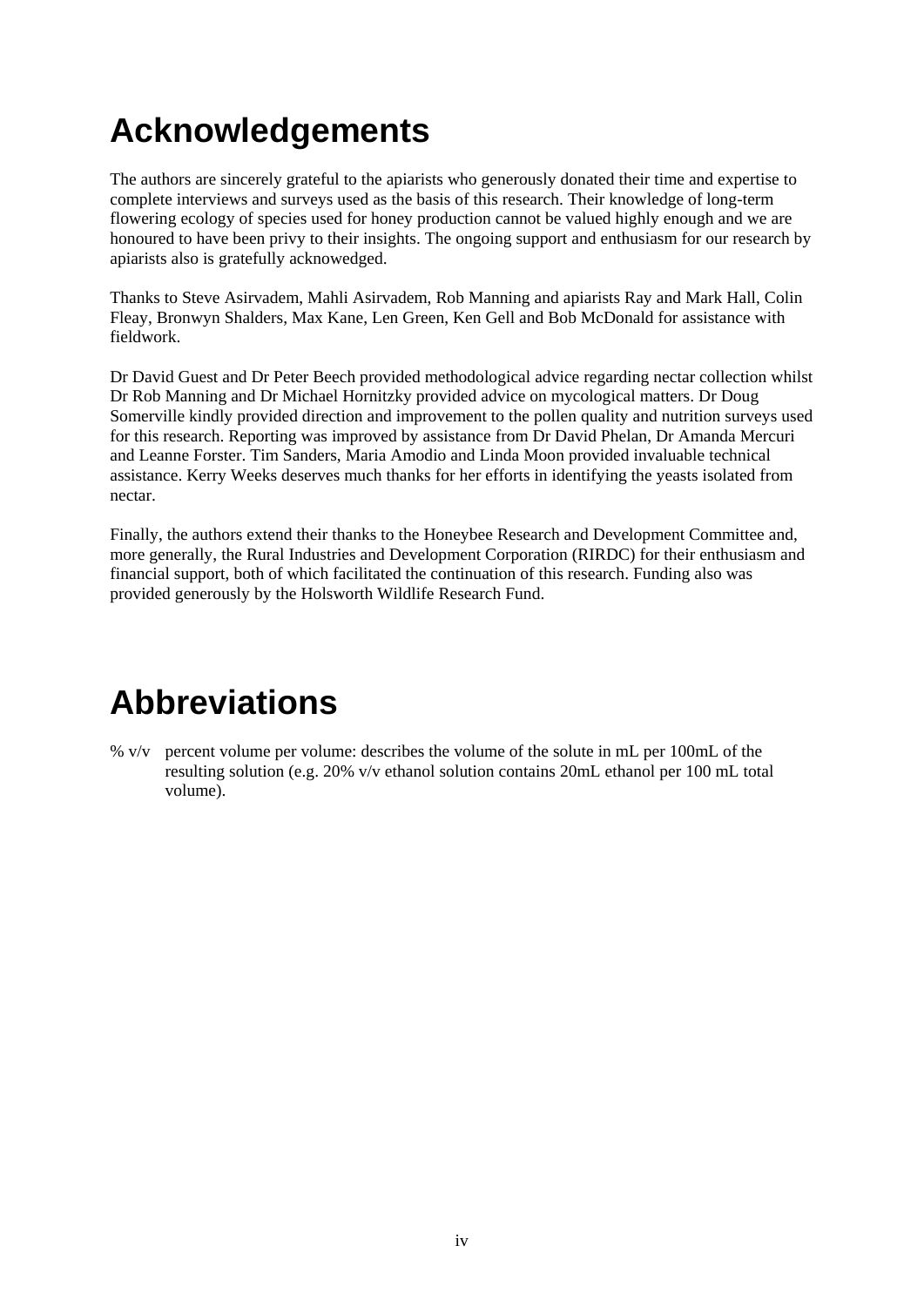# Acknowledgements

The authors are sincerely grateful to the apiarists who generously donated their time and expertise to complete interviews and surveys used as the basis of this research. Their knowledge of long-term flowering ecology of species used for honey production cannot be valued highly enough and we are honoured to have been privy to their insights. The ongoing support and enthusiasm for our research by apiarists also is gratefully acknowedged.

Thanks to Steve Asirvadem, Mahli Asirvadem, Rob Manning and apiarists Ray and Mark Hall, Colin Fleay, Bronwyn Shalders, Max Kane, Len Green, Ken Gell and Bob McDonald for assistance with fieldwork.

Dr David Guest and Dr Peter Beech provided methodological advice regarding nectar collection whilst Dr Rob Manning and Dr Michael Hornitzky provided advice on mycological matters. Dr Doug Somerville kindly provided direction and improvement to the pollen quality and nutrition surveys used for this research. Reporting was improved by assistance from Dr David Phelan, Dr Amanda Mercuri and Leanne Forster. Tim Sanders, Maria Amodio and Linda Moon provided invaluable technical assistance. Kerry Weeks deserves much thanks for her efforts in identifying the yeasts isolated from nectar.

Finally, the authors extend their thanks to the Honeybee Research and Development Committee and, more generally, the Rural Industries and Development Corporation (RIRDC) for their enthusiasm and financial support, both of which facilitated the continuation of this research. Funding also was provided generously by the Holsworth Wildlife Research Fund.

# Abbreviations

% v/v percent volume per volume: describes the volume of the solute in mL per 100mL of the resulting solution (e.g. 20% v/v ethanol solution contains 20mL ethanol per 100 mL total volume).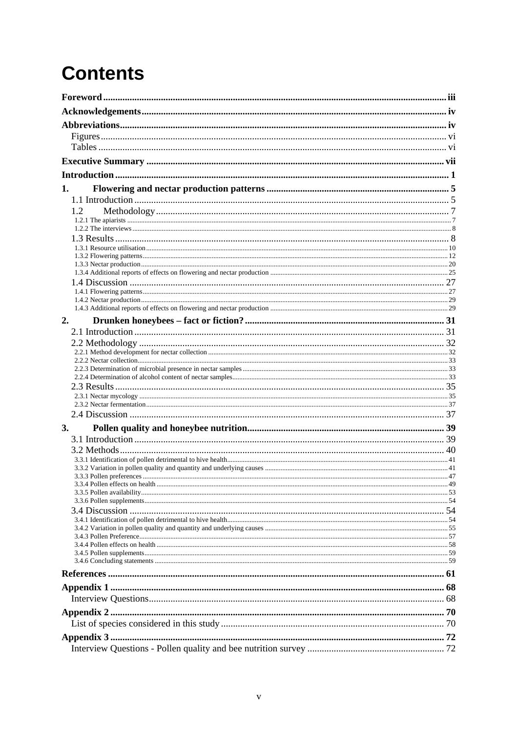# Contents

| | |
|---|---|
| **Foreword** | **iii** |
| **Acknowledgements** | **iv** |
| **Abbreviations** | **iv** |
| Figures | vi |
| Tables | vi |
| **Executive Summary** | **vii** |
| **Introduction** | **1** |
| **1. Flowering and nectar production patterns** | **5** |
| 1.1 Introduction | 5 |
| 1.2 Methodology | 7 |
| 1.2.1 The apiarists | 7 |
| 1.2.2 The interviews | 8 |
| 1.3 Results | 8 |
| 1.3.1 Resource utilisation | 10 |
| 1.3.2 Flowering patterns | 12 |
| 1.3.3 Nectar production | 20 |
| 1.3.4 Additional reports of effects on flowering and nectar production | 25 |
| 1.4 Discussion | 27 |
| 1.4.1 Flowering patterns | 27 |
| 1.4.2 Nectar production | 29 |
| 1.4.3 Additional reports of effects on flowering and nectar production | 29 |
| **2. Drunken honeybees – fact or fiction?** | **31** |
| 2.1 Introduction | 31 |
| 2.2 Methodology | 32 |
| 2.2.1 Method development for nectar collection | 32 |
| 2.2.2 Nectar collection | 33 |
| 2.2.3 Determination of microbial presence in nectar samples | 33 |
| 2.2.4 Determination of alcohol content of nectar samples | 33 |
| 2.3 Results | 35 |
| 2.3.1 Nectar mycology | 35 |
| 2.3.2 Nectar fermentation | 37 |
| 2.4 Discussion | 37 |
| **3. Pollen quality and honeybee nutrition** | **39** |
| 3.1 Introduction | 39 |
| 3.2 Methods | 40 |
| 3.3.1 Identification of pollen detrimental to hive health | 41 |
| 3.3.2 Variation in pollen quality and quantity and underlying causes | 41 |
| 3.3.3 Pollen preferences | 47 |
| 3.3.4 Pollen effects on health | 49 |
| 3.3.5 Pollen availability | 53 |
| 3.3.6 Pollen supplements | 54 |
| 3.4 Discussion | 54 |
| 3.4.1 Identification of pollen detrimental to hive health | 54 |
| 3.4.2 Variation in pollen quality and quantity and underlying causes | 55 |
| 3.4.3 Pollen Preference | 57 |
| 3.4.4 Pollen effects on health | 58 |
| 3.4.5 Pollen supplements | 59 |
| 3.4.6 Concluding statements | 59 |
| **References** | **61** |
| **Appendix 1** | **68** |
| Interview Questions | 68 |
| **Appendix 2** | **70** |
| List of species considered in this study | 70 |
| **Appendix 3** | **72** |
| Interview Questions - Pollen quality and bee nutrition survey | 72 |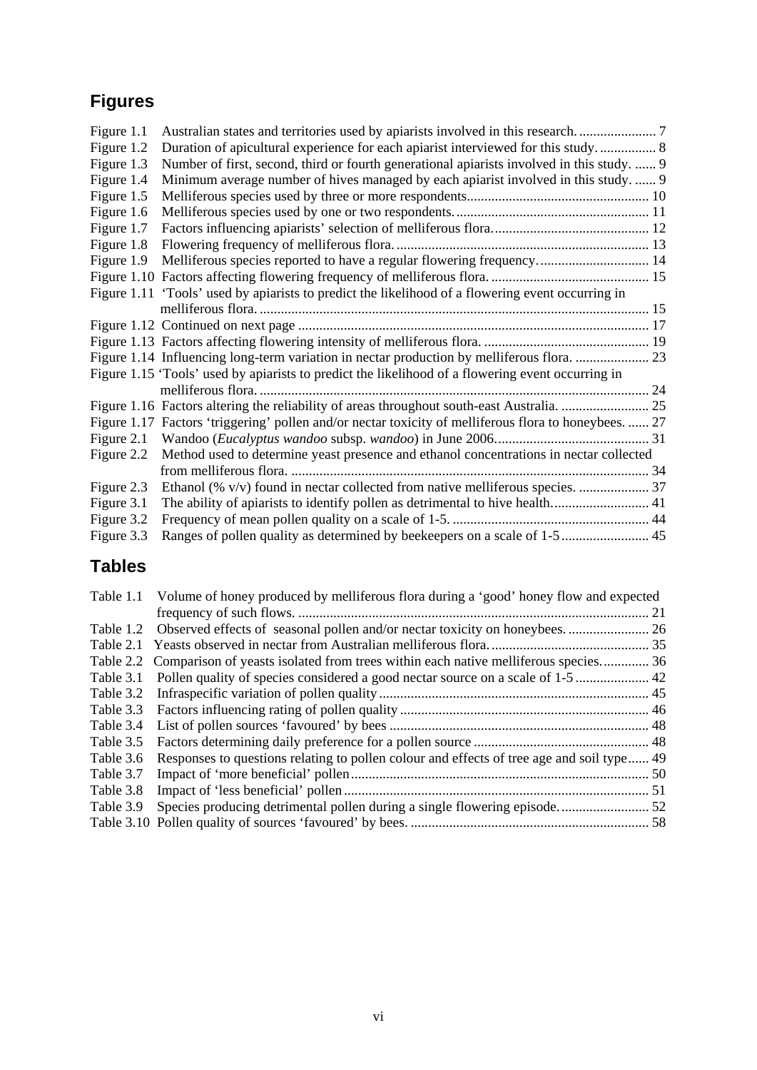## Figures

Figure 1.1 Australian states and territories used by apiarists involved in this research. ..................... 7
Figure 1.2 Duration of apicultural experience for each apiarist interviewed for this study. ............... 8
Figure 1.3 Number of first, second, third or fourth generational apiarists involved in this study. ...... 9
Figure 1.4 Minimum average number of hives managed by each apiarist involved in this study. ...... 9
Figure 1.5 Melliferous species used by three or more respondents.................................................. 10
Figure 1.6 Melliferous species used by one or two respondents. ...................................................... 11
Figure 1.7 Factors influencing apiarists' selection of melliferous flora. ........................................... 12
Figure 1.8 Flowering frequency of melliferous flora. ....................................................................... 13
Figure 1.9 Melliferous species reported to have a regular flowering frequency. .............................. 14
Figure 1.10 Factors affecting flowering frequency of melliferous flora. ............................................ 15
Figure 1.11 'Tools' used by apiarists to predict the likelihood of a flowering event occurring in melliferous flora. ............................................................................................................. 15
Figure 1.12 Continued on next page .................................................................................................. 17
Figure 1.13 Factors affecting flowering intensity of melliferous flora. .............................................. 19
Figure 1.14 Influencing long-term variation in nectar production by melliferous flora. .................... 23
Figure 1.15 'Tools' used by apiarists to predict the likelihood of a flowering event occurring in melliferous flora. ............................................................................................................. 24
Figure 1.16 Factors altering the reliability of areas throughout south-east Australia. ........................ 25
Figure 1.17 Factors 'triggering' pollen and/or nectar toxicity of melliferous flora to honeybees. ...... 27
Figure 2.1 Wandoo (*Eucalyptus wandoo* subsp. *wandoo*) in June 2006. ........................................... 31
Figure 2.2 Method used to determine yeast presence and ethanol concentrations in nectar collected from melliferous flora. .................................................................................................... 34
Figure 2.3 Ethanol (% v/v) found in nectar collected from native melliferous species. .................... 37
Figure 3.1 The ability of apiarists to identify pollen as detrimental to hive health. .......................... 41
Figure 3.2 Frequency of mean pollen quality on a scale of 1-5. ....................................................... 44
Figure 3.3 Ranges of pollen quality as determined by beekeepers on a scale of 1-5 ......................... 45

## Tables

Table 1.1 Volume of honey produced by melliferous flora during a 'good' honey flow and expected frequency of such flows. .................................................................................................. 21
Table 1.2 Observed effects of seasonal pollen and/or nectar toxicity on honeybees. ....................... 26
Table 2.1 Yeasts observed in nectar from Australian melliferous flora. ............................................ 35
Table 2.2 Comparison of yeasts isolated from trees within each native melliferous species. ............ 36
Table 3.1 Pollen quality of species considered a good nectar source on a scale of 1-5 .................... 42
Table 3.2 Infraspecific variation of pollen quality ............................................................................ 45
Table 3.3 Factors influencing rating of pollen quality ...................................................................... 46
Table 3.4 List of pollen sources 'favoured' by bees .......................................................................... 48
Table 3.5 Factors determining daily preference for a pollen source ................................................. 48
Table 3.6 Responses to questions relating to pollen colour and effects of tree age and soil type ...... 49
Table 3.7 Impact of 'more beneficial' pollen .................................................................................... 50
Table 3.8 Impact of 'less beneficial' pollen ...................................................................................... 51
Table 3.9 Species producing detrimental pollen during a single flowering episode. ......................... 52
Table 3.10 Pollen quality of sources 'favoured' by bees. .................................................................... 58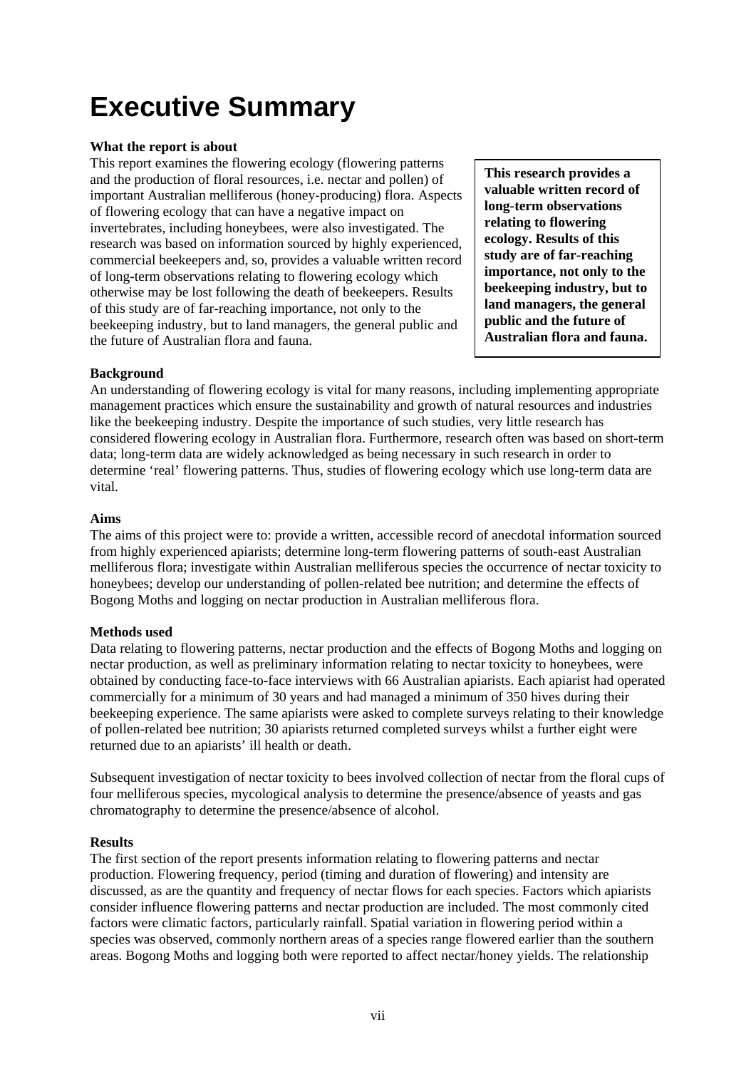# Executive Summary

**What the report is about**

This report examines the flowering ecology (flowering patterns and the production of floral resources, i.e. nectar and pollen) of important Australian melliferous (honey-producing) flora. Aspects of flowering ecology that can have a negative impact on invertebrates, including honeybees, were also investigated. The research was based on information sourced by highly experienced, commercial beekeepers and, so, provides a valuable written record of long-term observations relating to flowering ecology which otherwise may be lost following the death of beekeepers. Results of this study are of far-reaching importance, not only to the beekeeping industry, but to land managers, the general public and the future of Australian flora and fauna.

> **This research provides a valuable written record of long-term observations relating to flowering ecology. Results of this study are of far-reaching importance, not only to the beekeeping industry, but to land managers, the general public and the future of Australian flora and fauna.**

**Background**

An understanding of flowering ecology is vital for many reasons, including implementing appropriate management practices which ensure the sustainability and growth of natural resources and industries like the beekeeping industry. Despite the importance of such studies, very little research has considered flowering ecology in Australian flora. Furthermore, research often was based on short-term data; long-term data are widely acknowledged as being necessary in such research in order to determine 'real' flowering patterns. Thus, studies of flowering ecology which use long-term data are vital.

**Aims**

The aims of this project were to: provide a written, accessible record of anecdotal information sourced from highly experienced apiarists; determine long-term flowering patterns of south-east Australian melliferous flora; investigate within Australian melliferous species the occurrence of nectar toxicity to honeybees; develop our understanding of pollen-related bee nutrition; and determine the effects of Bogong Moths and logging on nectar production in Australian melliferous flora.

**Methods used**

Data relating to flowering patterns, nectar production and the effects of Bogong Moths and logging on nectar production, as well as preliminary information relating to nectar toxicity to honeybees, were obtained by conducting face-to-face interviews with 66 Australian apiarists. Each apiarist had operated commercially for a minimum of 30 years and had managed a minimum of 350 hives during their beekeeping experience. The same apiarists were asked to complete surveys relating to their knowledge of pollen-related bee nutrition; 30 apiarists returned completed surveys whilst a further eight were returned due to an apiarists' ill health or death.

Subsequent investigation of nectar toxicity to bees involved collection of nectar from the floral cups of four melliferous species, mycological analysis to determine the presence/absence of yeasts and gas chromatography to determine the presence/absence of alcohol.

**Results**

The first section of the report presents information relating to flowering patterns and nectar production. Flowering frequency, period (timing and duration of flowering) and intensity are discussed, as are the quantity and frequency of nectar flows for each species. Factors which apiarists consider influence flowering patterns and nectar production are included. The most commonly cited factors were climatic factors, particularly rainfall. Spatial variation in flowering period within a species was observed, commonly northern areas of a species range flowered earlier than the southern areas. Bogong Moths and logging both were reported to affect nectar/honey yields. The relationship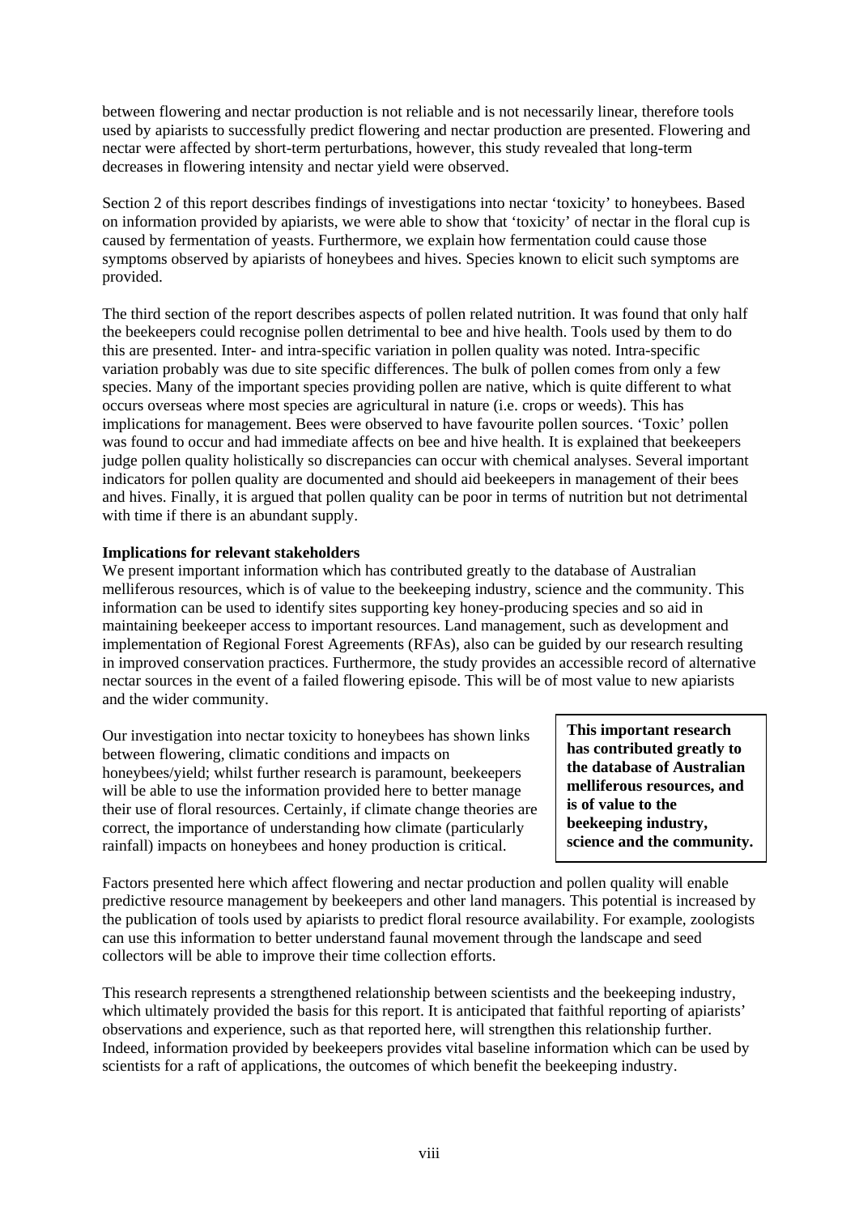between flowering and nectar production is not reliable and is not necessarily linear, therefore tools used by apiarists to successfully predict flowering and nectar production are presented. Flowering and nectar were affected by short-term perturbations, however, this study revealed that long-term decreases in flowering intensity and nectar yield were observed.

Section 2 of this report describes findings of investigations into nectar 'toxicity' to honeybees. Based on information provided by apiarists, we were able to show that 'toxicity' of nectar in the floral cup is caused by fermentation of yeasts. Furthermore, we explain how fermentation could cause those symptoms observed by apiarists of honeybees and hives. Species known to elicit such symptoms are provided.

The third section of the report describes aspects of pollen related nutrition. It was found that only half the beekeepers could recognise pollen detrimental to bee and hive health. Tools used by them to do this are presented. Inter- and intra-specific variation in pollen quality was noted. Intra-specific variation probably was due to site specific differences. The bulk of pollen comes from only a few species. Many of the important species providing pollen are native, which is quite different to what occurs overseas where most species are agricultural in nature (i.e. crops or weeds). This has implications for management. Bees were observed to have favourite pollen sources. 'Toxic' pollen was found to occur and had immediate affects on bee and hive health. It is explained that beekeepers judge pollen quality holistically so discrepancies can occur with chemical analyses. Several important indicators for pollen quality are documented and should aid beekeepers in management of their bees and hives. Finally, it is argued that pollen quality can be poor in terms of nutrition but not detrimental with time if there is an abundant supply.

**Implications for relevant stakeholders**

We present important information which has contributed greatly to the database of Australian melliferous resources, which is of value to the beekeeping industry, science and the community. This information can be used to identify sites supporting key honey-producing species and so aid in maintaining beekeeper access to important resources. Land management, such as development and implementation of Regional Forest Agreements (RFAs), also can be guided by our research resulting in improved conservation practices. Furthermore, the study provides an accessible record of alternative nectar sources in the event of a failed flowering episode. This will be of most value to new apiarists and the wider community.

Our investigation into nectar toxicity to honeybees has shown links between flowering, climatic conditions and impacts on honeybees/yield; whilst further research is paramount, beekeepers will be able to use the information provided here to better manage their use of floral resources. Certainly, if climate change theories are correct, the importance of understanding how climate (particularly rainfall) impacts on honeybees and honey production is critical.

**This important research has contributed greatly to the database of Australian melliferous resources, and is of value to the beekeeping industry, science and the community.**

Factors presented here which affect flowering and nectar production and pollen quality will enable predictive resource management by beekeepers and other land managers. This potential is increased by the publication of tools used by apiarists to predict floral resource availability. For example, zoologists can use this information to better understand faunal movement through the landscape and seed collectors will be able to improve their time collection efforts.

This research represents a strengthened relationship between scientists and the beekeeping industry, which ultimately provided the basis for this report. It is anticipated that faithful reporting of apiarists' observations and experience, such as that reported here, will strengthen this relationship further. Indeed, information provided by beekeepers provides vital baseline information which can be used by scientists for a raft of applications, the outcomes of which benefit the beekeeping industry.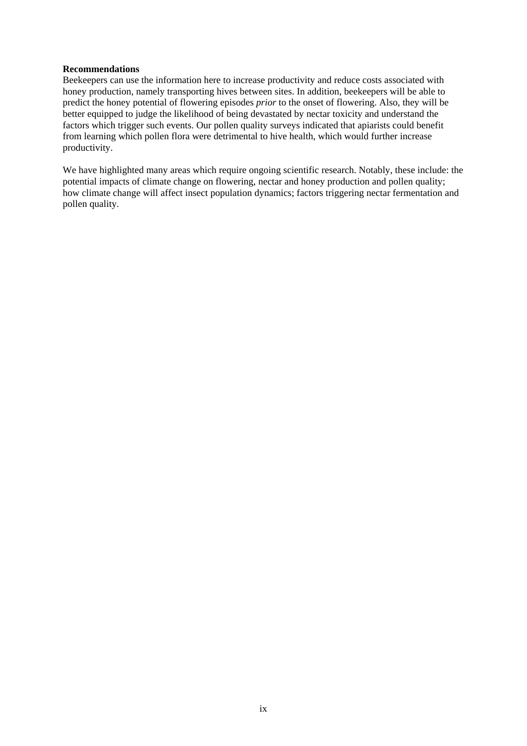**Recommendations**

Beekeepers can use the information here to increase productivity and reduce costs associated with honey production, namely transporting hives between sites. In addition, beekeepers will be able to predict the honey potential of flowering episodes *prior* to the onset of flowering. Also, they will be better equipped to judge the likelihood of being devastated by nectar toxicity and understand the factors which trigger such events. Our pollen quality surveys indicated that apiarists could benefit from learning which pollen flora were detrimental to hive health, which would further increase productivity.

We have highlighted many areas which require ongoing scientific research. Notably, these include: the potential impacts of climate change on flowering, nectar and honey production and pollen quality; how climate change will affect insect population dynamics; factors triggering nectar fermentation and pollen quality.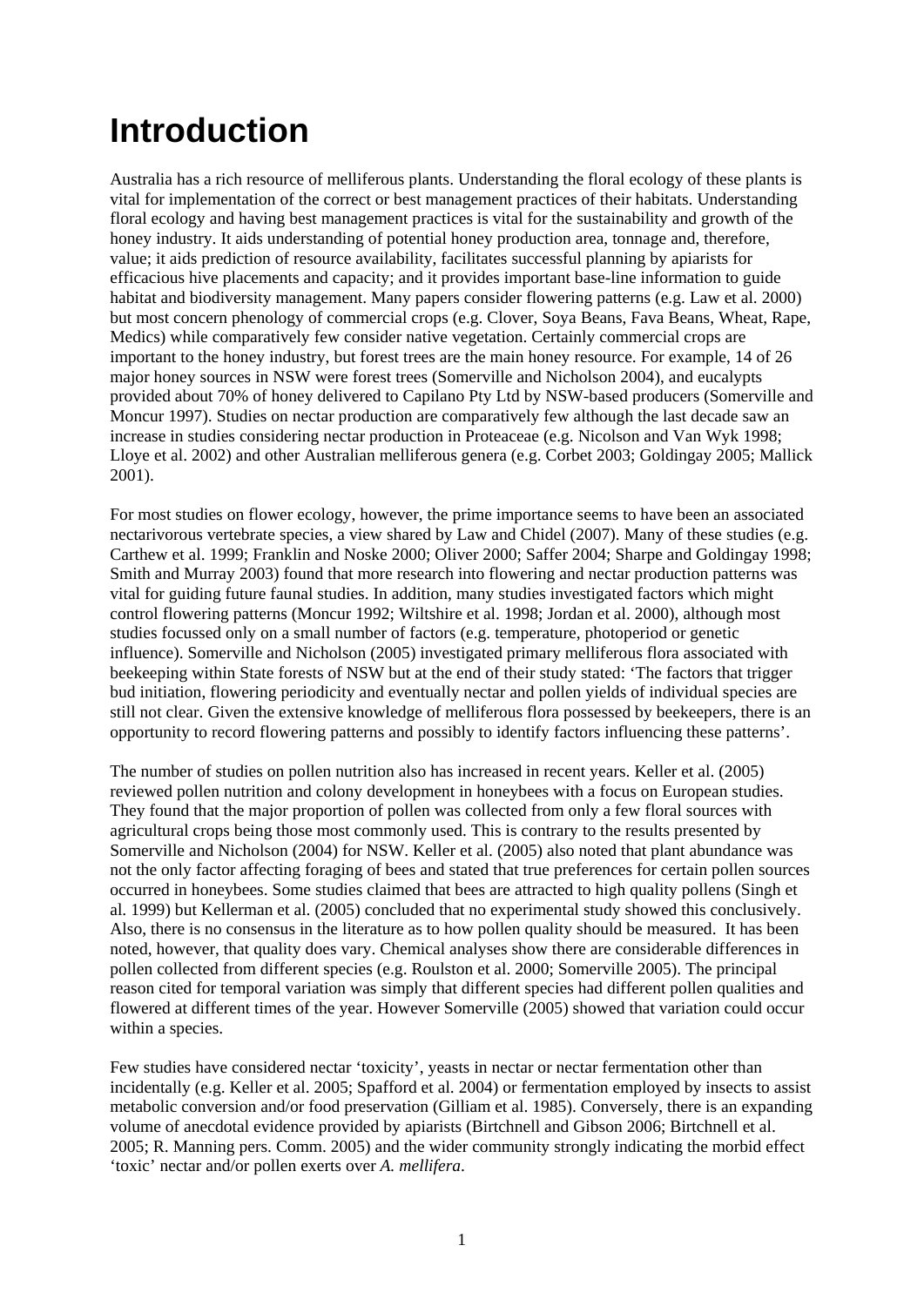# Introduction

Australia has a rich resource of melliferous plants. Understanding the floral ecology of these plants is vital for implementation of the correct or best management practices of their habitats. Understanding floral ecology and having best management practices is vital for the sustainability and growth of the honey industry. It aids understanding of potential honey production area, tonnage and, therefore, value; it aids prediction of resource availability, facilitates successful planning by apiarists for efficacious hive placements and capacity; and it provides important base-line information to guide habitat and biodiversity management. Many papers consider flowering patterns (e.g. Law et al. 2000) but most concern phenology of commercial crops (e.g. Clover, Soya Beans, Fava Beans, Wheat, Rape, Medics) while comparatively few consider native vegetation. Certainly commercial crops are important to the honey industry, but forest trees are the main honey resource. For example, 14 of 26 major honey sources in NSW were forest trees (Somerville and Nicholson 2004), and eucalypts provided about 70% of honey delivered to Capilano Pty Ltd by NSW-based producers (Somerville and Moncur 1997). Studies on nectar production are comparatively few although the last decade saw an increase in studies considering nectar production in Proteaceae (e.g. Nicolson and Van Wyk 1998; Lloye et al. 2002) and other Australian melliferous genera (e.g. Corbet 2003; Goldingay 2005; Mallick 2001).

For most studies on flower ecology, however, the prime importance seems to have been an associated nectarivorous vertebrate species, a view shared by Law and Chidel (2007). Many of these studies (e.g. Carthew et al. 1999; Franklin and Noske 2000; Oliver 2000; Saffer 2004; Sharpe and Goldingay 1998; Smith and Murray 2003) found that more research into flowering and nectar production patterns was vital for guiding future faunal studies. In addition, many studies investigated factors which might control flowering patterns (Moncur 1992; Wiltshire et al. 1998; Jordan et al. 2000), although most studies focussed only on a small number of factors (e.g. temperature, photoperiod or genetic influence). Somerville and Nicholson (2005) investigated primary melliferous flora associated with beekeeping within State forests of NSW but at the end of their study stated: 'The factors that trigger bud initiation, flowering periodicity and eventually nectar and pollen yields of individual species are still not clear. Given the extensive knowledge of melliferous flora possessed by beekeepers, there is an opportunity to record flowering patterns and possibly to identify factors influencing these patterns'.

The number of studies on pollen nutrition also has increased in recent years. Keller et al. (2005) reviewed pollen nutrition and colony development in honeybees with a focus on European studies. They found that the major proportion of pollen was collected from only a few floral sources with agricultural crops being those most commonly used. This is contrary to the results presented by Somerville and Nicholson (2004) for NSW. Keller et al. (2005) also noted that plant abundance was not the only factor affecting foraging of bees and stated that true preferences for certain pollen sources occurred in honeybees. Some studies claimed that bees are attracted to high quality pollens (Singh et al. 1999) but Kellerman et al. (2005) concluded that no experimental study showed this conclusively. Also, there is no consensus in the literature as to how pollen quality should be measured. It has been noted, however, that quality does vary. Chemical analyses show there are considerable differences in pollen collected from different species (e.g. Roulston et al. 2000; Somerville 2005). The principal reason cited for temporal variation was simply that different species had different pollen qualities and flowered at different times of the year. However Somerville (2005) showed that variation could occur within a species.

Few studies have considered nectar 'toxicity', yeasts in nectar or nectar fermentation other than incidentally (e.g. Keller et al. 2005; Spafford et al. 2004) or fermentation employed by insects to assist metabolic conversion and/or food preservation (Gilliam et al. 1985). Conversely, there is an expanding volume of anecdotal evidence provided by apiarists (Birtchnell and Gibson 2006; Birtchnell et al. 2005; R. Manning pers. Comm. 2005) and the wider community strongly indicating the morbid effect 'toxic' nectar and/or pollen exerts over *A. mellifera*.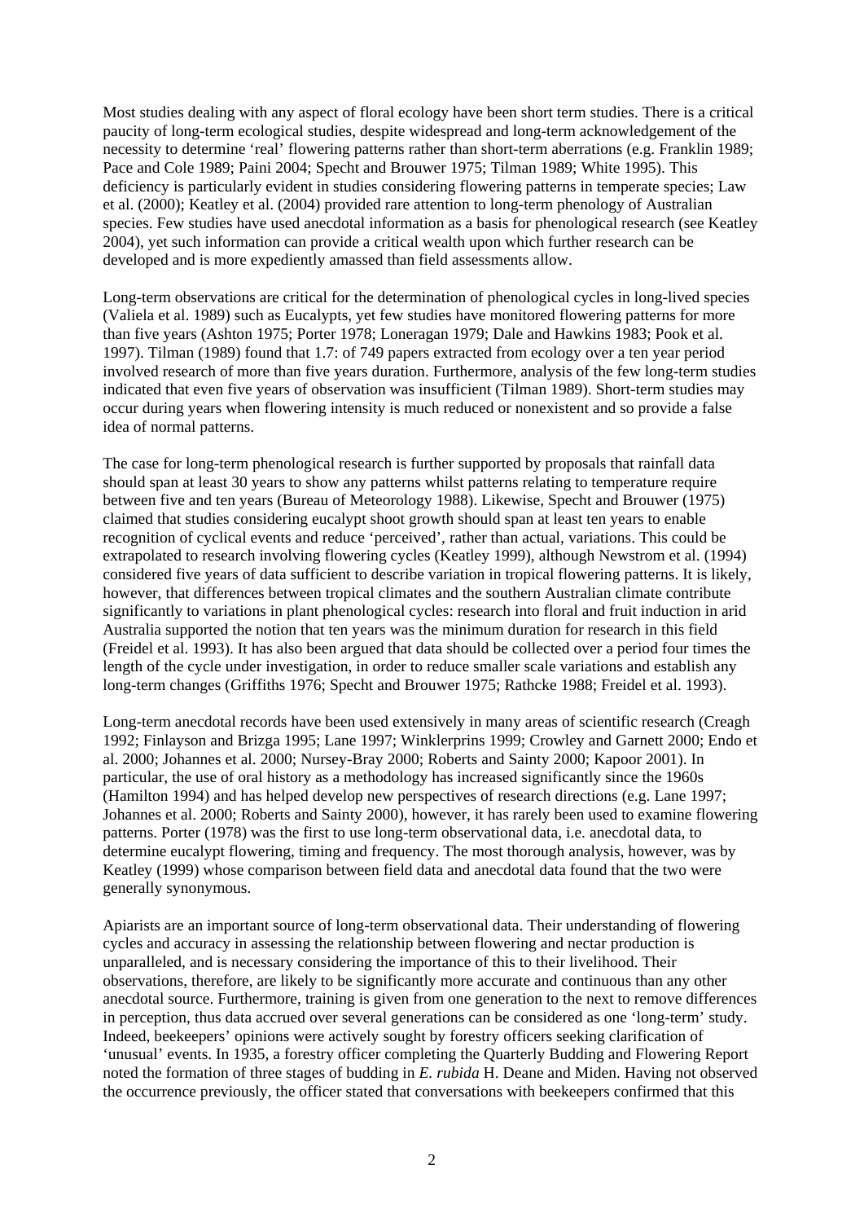Most studies dealing with any aspect of floral ecology have been short term studies. There is a critical paucity of long-term ecological studies, despite widespread and long-term acknowledgement of the necessity to determine 'real' flowering patterns rather than short-term aberrations (e.g. Franklin 1989; Pace and Cole 1989; Paini 2004; Specht and Brouwer 1975; Tilman 1989; White 1995). This deficiency is particularly evident in studies considering flowering patterns in temperate species; Law et al. (2000); Keatley et al. (2004) provided rare attention to long-term phenology of Australian species. Few studies have used anecdotal information as a basis for phenological research (see Keatley 2004), yet such information can provide a critical wealth upon which further research can be developed and is more expediently amassed than field assessments allow.

Long-term observations are critical for the determination of phenological cycles in long-lived species (Valiela et al. 1989) such as Eucalypts, yet few studies have monitored flowering patterns for more than five years (Ashton 1975; Porter 1978; Loneragan 1979; Dale and Hawkins 1983; Pook et al. 1997). Tilman (1989) found that 1.7: of 749 papers extracted from ecology over a ten year period involved research of more than five years duration. Furthermore, analysis of the few long-term studies indicated that even five years of observation was insufficient (Tilman 1989). Short-term studies may occur during years when flowering intensity is much reduced or nonexistent and so provide a false idea of normal patterns.

The case for long-term phenological research is further supported by proposals that rainfall data should span at least 30 years to show any patterns whilst patterns relating to temperature require between five and ten years (Bureau of Meteorology 1988). Likewise, Specht and Brouwer (1975) claimed that studies considering eucalypt shoot growth should span at least ten years to enable recognition of cyclical events and reduce 'perceived', rather than actual, variations. This could be extrapolated to research involving flowering cycles (Keatley 1999), although Newstrom et al. (1994) considered five years of data sufficient to describe variation in tropical flowering patterns. It is likely, however, that differences between tropical climates and the southern Australian climate contribute significantly to variations in plant phenological cycles: research into floral and fruit induction in arid Australia supported the notion that ten years was the minimum duration for research in this field (Freidel et al. 1993). It has also been argued that data should be collected over a period four times the length of the cycle under investigation, in order to reduce smaller scale variations and establish any long-term changes (Griffiths 1976; Specht and Brouwer 1975; Rathcke 1988; Freidel et al. 1993).

Long-term anecdotal records have been used extensively in many areas of scientific research (Creagh 1992; Finlayson and Brizga 1995; Lane 1997; Winklerprins 1999; Crowley and Garnett 2000; Endo et al. 2000; Johannes et al. 2000; Nursey-Bray 2000; Roberts and Sainty 2000; Kapoor 2001). In particular, the use of oral history as a methodology has increased significantly since the 1960s (Hamilton 1994) and has helped develop new perspectives of research directions (e.g. Lane 1997; Johannes et al. 2000; Roberts and Sainty 2000), however, it has rarely been used to examine flowering patterns. Porter (1978) was the first to use long-term observational data, i.e. anecdotal data, to determine eucalypt flowering, timing and frequency. The most thorough analysis, however, was by Keatley (1999) whose comparison between field data and anecdotal data found that the two were generally synonymous.

Apiarists are an important source of long-term observational data. Their understanding of flowering cycles and accuracy in assessing the relationship between flowering and nectar production is unparalleled, and is necessary considering the importance of this to their livelihood. Their observations, therefore, are likely to be significantly more accurate and continuous than any other anecdotal source. Furthermore, training is given from one generation to the next to remove differences in perception, thus data accrued over several generations can be considered as one 'long-term' study. Indeed, beekeepers' opinions were actively sought by forestry officers seeking clarification of 'unusual' events. In 1935, a forestry officer completing the Quarterly Budding and Flowering Report noted the formation of three stages of budding in *E. rubida* H. Deane and Miden. Having not observed the occurrence previously, the officer stated that conversations with beekeepers confirmed that this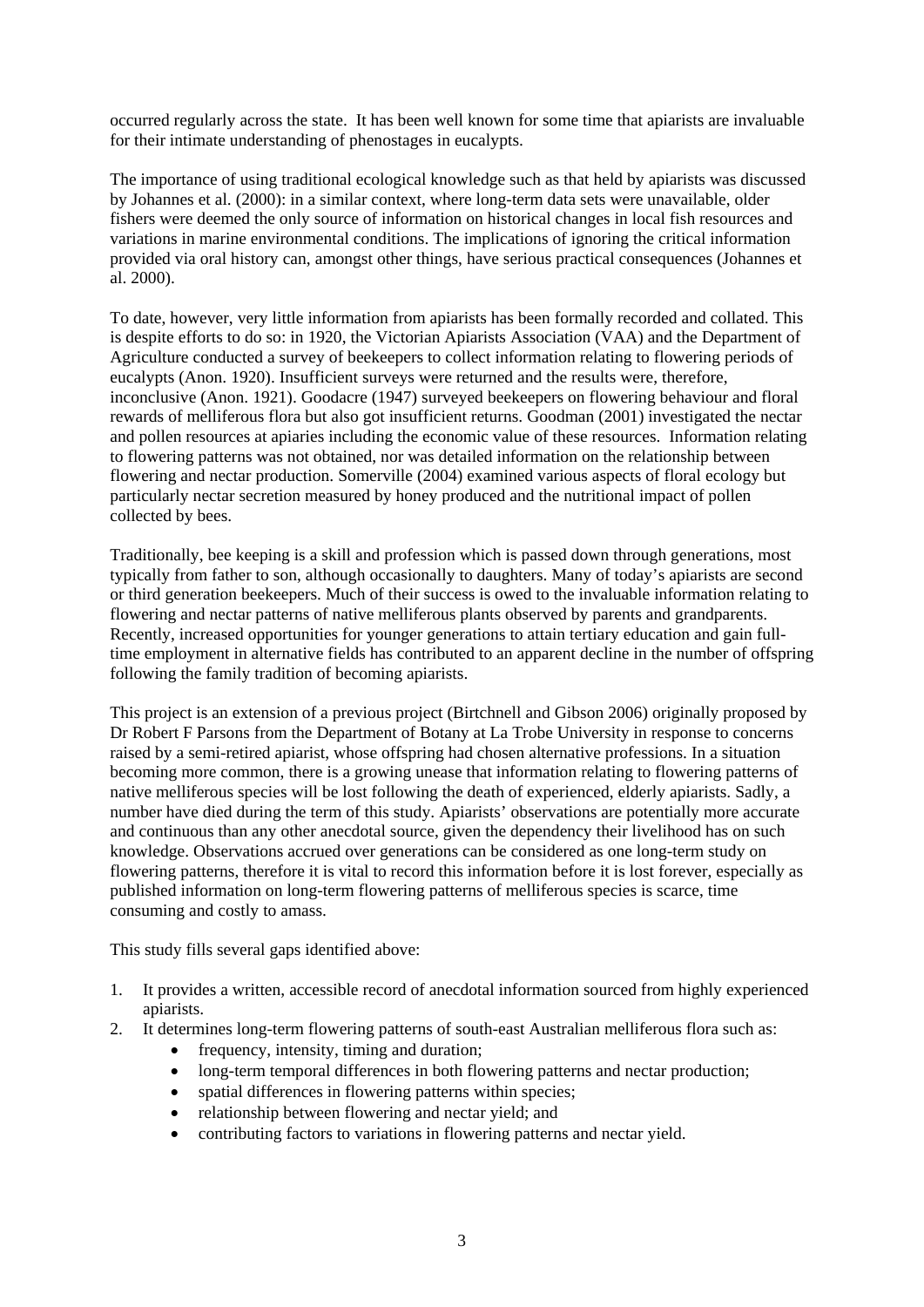occurred regularly across the state. It has been well known for some time that apiarists are invaluable for their intimate understanding of phenostages in eucalypts.

The importance of using traditional ecological knowledge such as that held by apiarists was discussed by Johannes et al. (2000): in a similar context, where long-term data sets were unavailable, older fishers were deemed the only source of information on historical changes in local fish resources and variations in marine environmental conditions. The implications of ignoring the critical information provided via oral history can, amongst other things, have serious practical consequences (Johannes et al. 2000).

To date, however, very little information from apiarists has been formally recorded and collated. This is despite efforts to do so: in 1920, the Victorian Apiarists Association (VAA) and the Department of Agriculture conducted a survey of beekeepers to collect information relating to flowering periods of eucalypts (Anon. 1920). Insufficient surveys were returned and the results were, therefore, inconclusive (Anon. 1921). Goodacre (1947) surveyed beekeepers on flowering behaviour and floral rewards of melliferous flora but also got insufficient returns. Goodman (2001) investigated the nectar and pollen resources at apiaries including the economic value of these resources. Information relating to flowering patterns was not obtained, nor was detailed information on the relationship between flowering and nectar production. Somerville (2004) examined various aspects of floral ecology but particularly nectar secretion measured by honey produced and the nutritional impact of pollen collected by bees.

Traditionally, bee keeping is a skill and profession which is passed down through generations, most typically from father to son, although occasionally to daughters. Many of today's apiarists are second or third generation beekeepers. Much of their success is owed to the invaluable information relating to flowering and nectar patterns of native melliferous plants observed by parents and grandparents. Recently, increased opportunities for younger generations to attain tertiary education and gain full-time employment in alternative fields has contributed to an apparent decline in the number of offspring following the family tradition of becoming apiarists.

This project is an extension of a previous project (Birtchnell and Gibson 2006) originally proposed by Dr Robert F Parsons from the Department of Botany at La Trobe University in response to concerns raised by a semi-retired apiarist, whose offspring had chosen alternative professions. In a situation becoming more common, there is a growing unease that information relating to flowering patterns of native melliferous species will be lost following the death of experienced, elderly apiarists. Sadly, a number have died during the term of this study. Apiarists' observations are potentially more accurate and continuous than any other anecdotal source, given the dependency their livelihood has on such knowledge. Observations accrued over generations can be considered as one long-term study on flowering patterns, therefore it is vital to record this information before it is lost forever, especially as published information on long-term flowering patterns of melliferous species is scarce, time consuming and costly to amass.

This study fills several gaps identified above:

1. It provides a written, accessible record of anecdotal information sourced from highly experienced apiarists.
2. It determines long-term flowering patterns of south-east Australian melliferous flora such as:
   - frequency, intensity, timing and duration;
   - long-term temporal differences in both flowering patterns and nectar production;
   - spatial differences in flowering patterns within species;
   - relationship between flowering and nectar yield; and
   - contributing factors to variations in flowering patterns and nectar yield.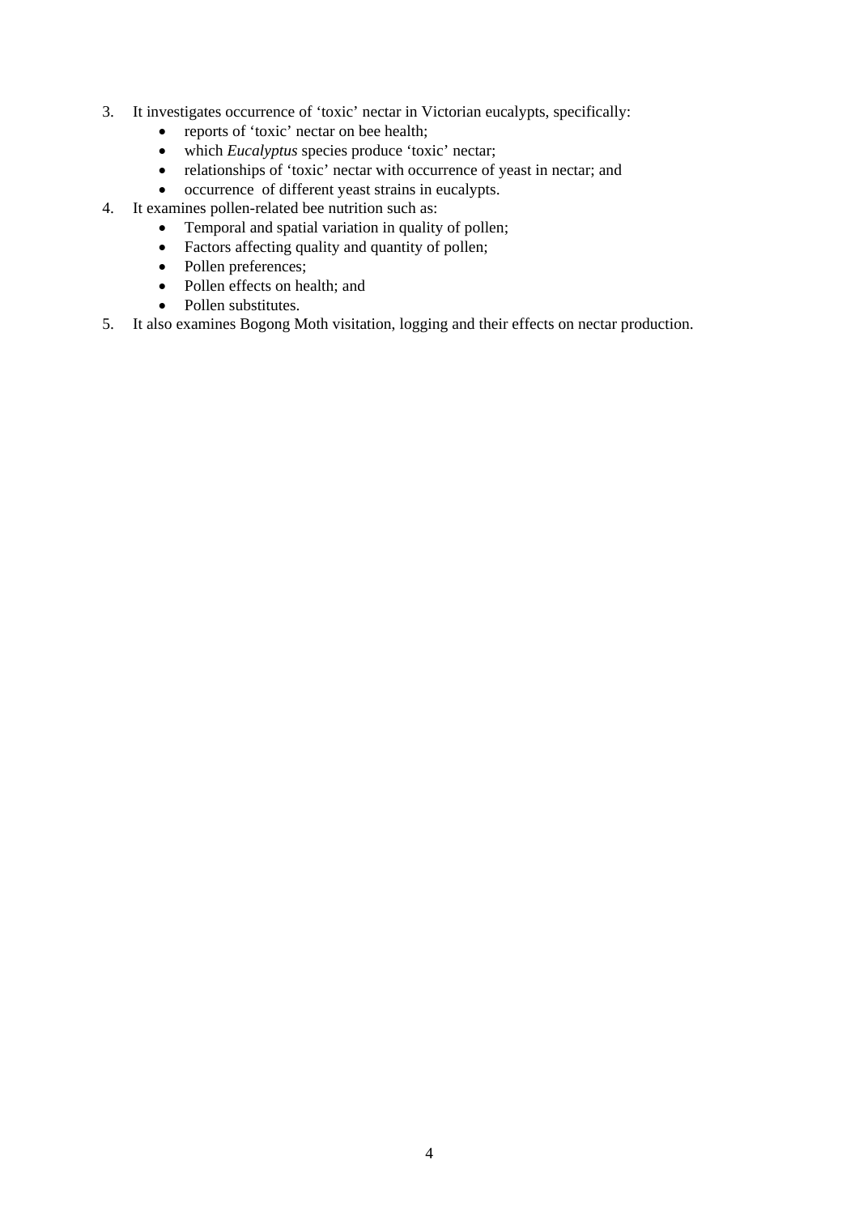3. It investigates occurrence of 'toxic' nectar in Victorian eucalypts, specifically:
    - reports of 'toxic' nectar on bee health;
    - which *Eucalyptus* species produce 'toxic' nectar;
    - relationships of 'toxic' nectar with occurrence of yeast in nectar; and
    - occurrence of different yeast strains in eucalypts.
4. It examines pollen-related bee nutrition such as:
    - Temporal and spatial variation in quality of pollen;
    - Factors affecting quality and quantity of pollen;
    - Pollen preferences;
    - Pollen effects on health; and
    - Pollen substitutes.
5. It also examines Bogong Moth visitation, logging and their effects on nectar production.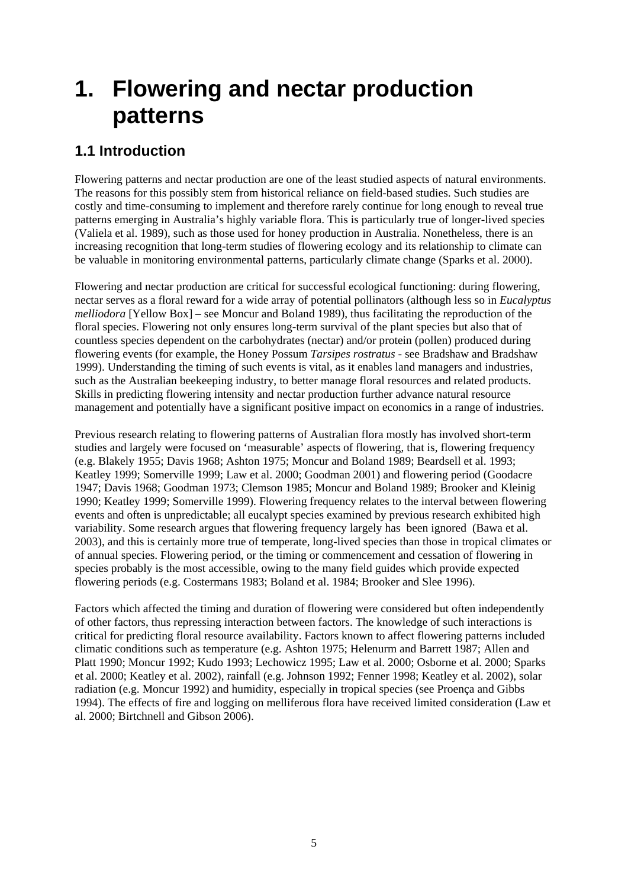# 1. Flowering and nectar production patterns

## 1.1 Introduction

Flowering patterns and nectar production are one of the least studied aspects of natural environments. The reasons for this possibly stem from historical reliance on field-based studies. Such studies are costly and time-consuming to implement and therefore rarely continue for long enough to reveal true patterns emerging in Australia's highly variable flora. This is particularly true of longer-lived species (Valiela et al. 1989), such as those used for honey production in Australia. Nonetheless, there is an increasing recognition that long-term studies of flowering ecology and its relationship to climate can be valuable in monitoring environmental patterns, particularly climate change (Sparks et al. 2000).

Flowering and nectar production are critical for successful ecological functioning: during flowering, nectar serves as a floral reward for a wide array of potential pollinators (although less so in *Eucalyptus melliodora* [Yellow Box] – see Moncur and Boland 1989), thus facilitating the reproduction of the floral species. Flowering not only ensures long-term survival of the plant species but also that of countless species dependent on the carbohydrates (nectar) and/or protein (pollen) produced during flowering events (for example, the Honey Possum *Tarsipes rostratus* - see Bradshaw and Bradshaw 1999). Understanding the timing of such events is vital, as it enables land managers and industries, such as the Australian beekeeping industry, to better manage floral resources and related products. Skills in predicting flowering intensity and nectar production further advance natural resource management and potentially have a significant positive impact on economics in a range of industries.

Previous research relating to flowering patterns of Australian flora mostly has involved short-term studies and largely were focused on 'measurable' aspects of flowering, that is, flowering frequency (e.g. Blakely 1955; Davis 1968; Ashton 1975; Moncur and Boland 1989; Beardsell et al. 1993; Keatley 1999; Somerville 1999; Law et al. 2000; Goodman 2001) and flowering period (Goodacre 1947; Davis 1968; Goodman 1973; Clemson 1985; Moncur and Boland 1989; Brooker and Kleinig 1990; Keatley 1999; Somerville 1999). Flowering frequency relates to the interval between flowering events and often is unpredictable; all eucalypt species examined by previous research exhibited high variability. Some research argues that flowering frequency largely has been ignored (Bawa et al. 2003), and this is certainly more true of temperate, long-lived species than those in tropical climates or of annual species. Flowering period, or the timing or commencement and cessation of flowering in species probably is the most accessible, owing to the many field guides which provide expected flowering periods (e.g. Costermans 1983; Boland et al. 1984; Brooker and Slee 1996).

Factors which affected the timing and duration of flowering were considered but often independently of other factors, thus repressing interaction between factors. The knowledge of such interactions is critical for predicting floral resource availability. Factors known to affect flowering patterns included climatic conditions such as temperature (e.g. Ashton 1975; Helenurm and Barrett 1987; Allen and Platt 1990; Moncur 1992; Kudo 1993; Lechowicz 1995; Law et al. 2000; Osborne et al. 2000; Sparks et al. 2000; Keatley et al. 2002), rainfall (e.g. Johnson 1992; Fenner 1998; Keatley et al. 2002), solar radiation (e.g. Moncur 1992) and humidity, especially in tropical species (see Proença and Gibbs 1994). The effects of fire and logging on melliferous flora have received limited consideration (Law et al. 2000; Birtchnell and Gibson 2006).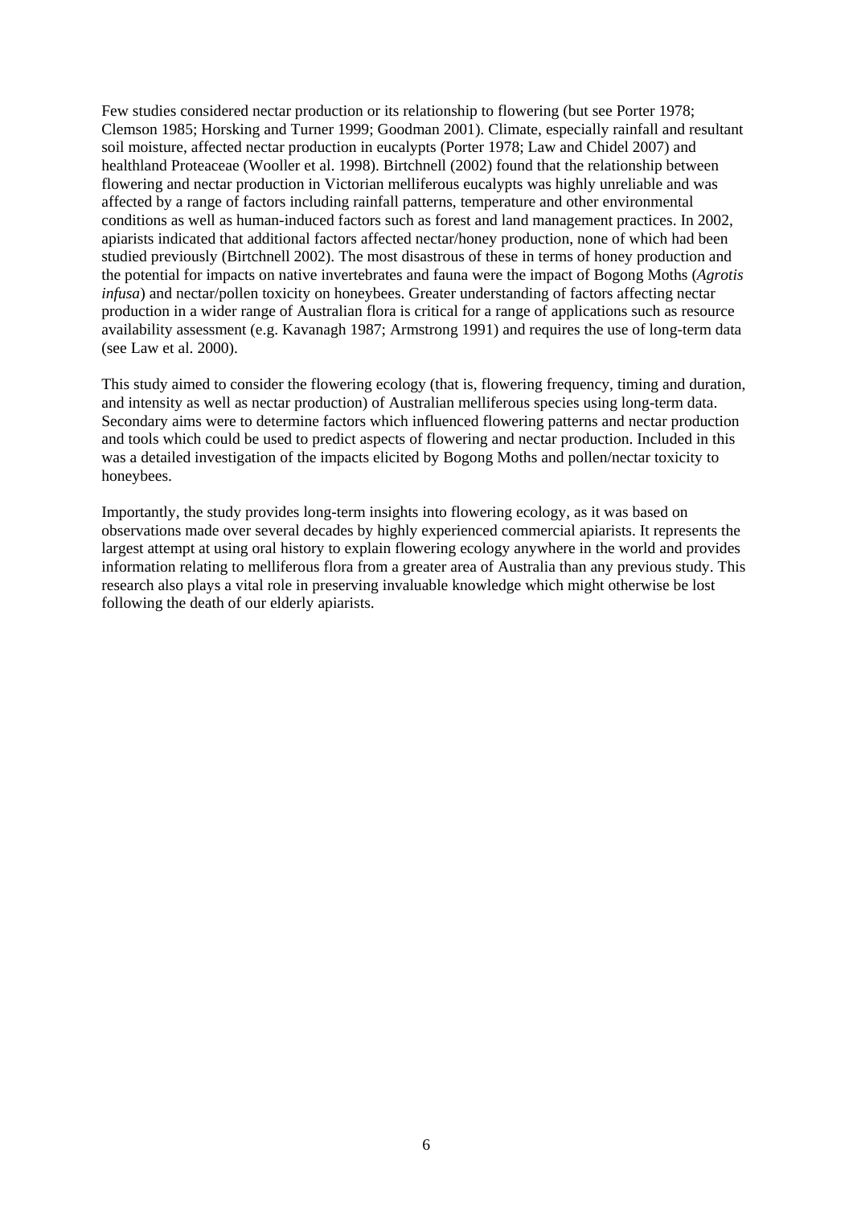Few studies considered nectar production or its relationship to flowering (but see Porter 1978; Clemson 1985; Horsking and Turner 1999; Goodman 2001). Climate, especially rainfall and resultant soil moisture, affected nectar production in eucalypts (Porter 1978; Law and Chidel 2007) and healthland Proteaceae (Wooller et al. 1998). Birtchnell (2002) found that the relationship between flowering and nectar production in Victorian melliferous eucalypts was highly unreliable and was affected by a range of factors including rainfall patterns, temperature and other environmental conditions as well as human-induced factors such as forest and land management practices. In 2002, apiarists indicated that additional factors affected nectar/honey production, none of which had been studied previously (Birtchnell 2002). The most disastrous of these in terms of honey production and the potential for impacts on native invertebrates and fauna were the impact of Bogong Moths (*Agrotis infusa*) and nectar/pollen toxicity on honeybees. Greater understanding of factors affecting nectar production in a wider range of Australian flora is critical for a range of applications such as resource availability assessment (e.g. Kavanagh 1987; Armstrong 1991) and requires the use of long-term data (see Law et al. 2000).

This study aimed to consider the flowering ecology (that is, flowering frequency, timing and duration, and intensity as well as nectar production) of Australian melliferous species using long-term data. Secondary aims were to determine factors which influenced flowering patterns and nectar production and tools which could be used to predict aspects of flowering and nectar production. Included in this was a detailed investigation of the impacts elicited by Bogong Moths and pollen/nectar toxicity to honeybees.

Importantly, the study provides long-term insights into flowering ecology, as it was based on observations made over several decades by highly experienced commercial apiarists. It represents the largest attempt at using oral history to explain flowering ecology anywhere in the world and provides information relating to melliferous flora from a greater area of Australia than any previous study. This research also plays a vital role in preserving invaluable knowledge which might otherwise be lost following the death of our elderly apiarists.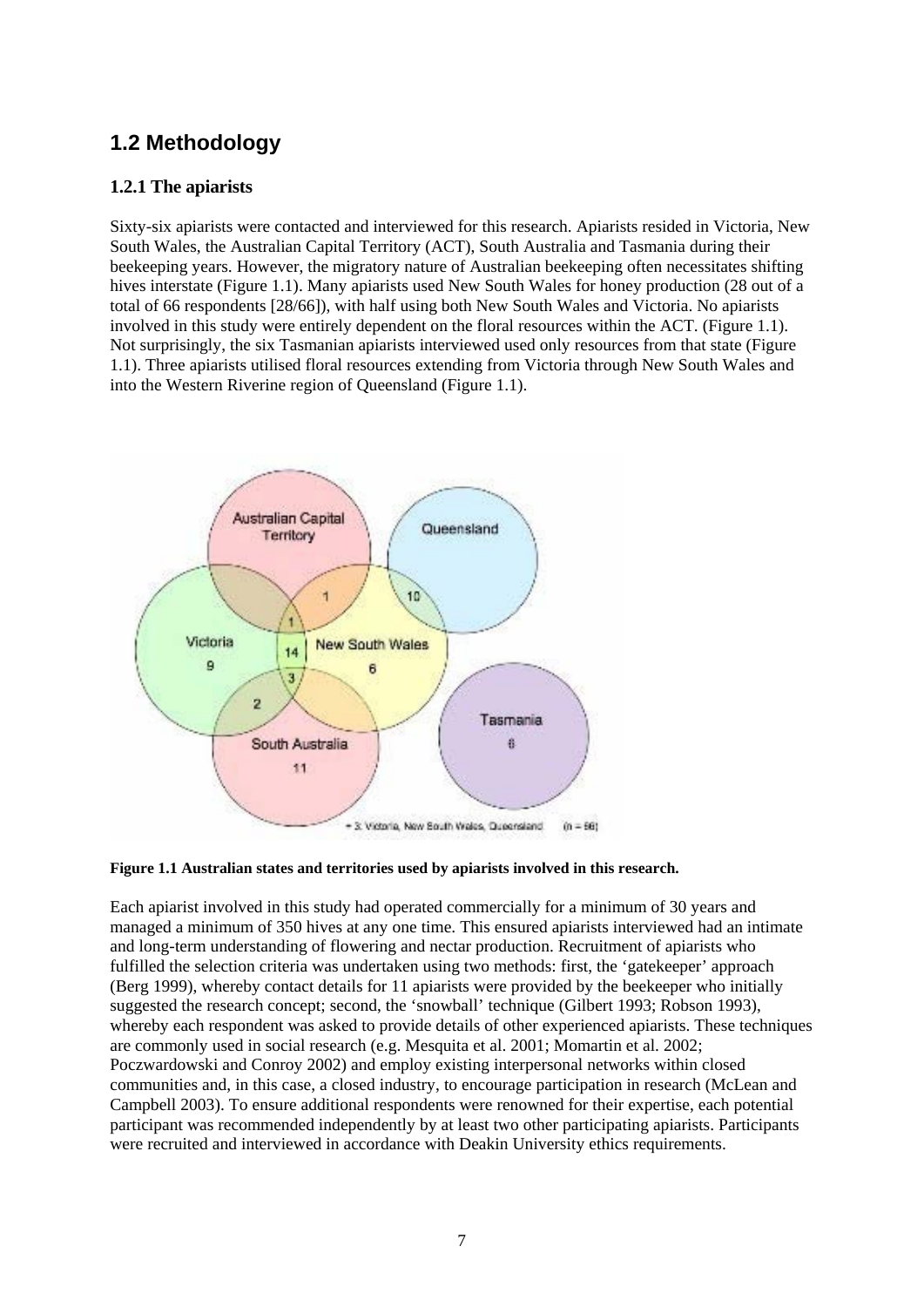## 1.2 Methodology

### 1.2.1 The apiarists

Sixty-six apiarists were contacted and interviewed for this research. Apiarists resided in Victoria, New South Wales, the Australian Capital Territory (ACT), South Australia and Tasmania during their beekeeping years. However, the migratory nature of Australian beekeeping often necessitates shifting hives interstate (Figure 1.1). Many apiarists used New South Wales for honey production (28 out of a total of 66 respondents [28/66]), with half using both New South Wales and Victoria. No apiarists involved in this study were entirely dependent on the floral resources within the ACT. (Figure 1.1). Not surprisingly, the six Tasmanian apiarists interviewed used only resources from that state (Figure 1.1). Three apiarists utilised floral resources extending from Victoria through New South Wales and into the Western Riverine region of Queensland (Figure 1.1).

**Figure 1.1 Australian states and territories used by apiarists involved in this research.**

Each apiarist involved in this study had operated commercially for a minimum of 30 years and managed a minimum of 350 hives at any one time. This ensured apiarists interviewed had an intimate and long-term understanding of flowering and nectar production. Recruitment of apiarists who fulfilled the selection criteria was undertaken using two methods: first, the 'gatekeeper' approach (Berg 1999), whereby contact details for 11 apiarists were provided by the beekeeper who initially suggested the research concept; second, the 'snowball' technique (Gilbert 1993; Robson 1993), whereby each respondent was asked to provide details of other experienced apiarists. These techniques are commonly used in social research (e.g. Mesquita et al. 2001; Momartin et al. 2002; Poczwardowski and Conroy 2002) and employ existing interpersonal networks within closed communities and, in this case, a closed industry, to encourage participation in research (McLean and Campbell 2003). To ensure additional respondents were renowned for their expertise, each potential participant was recommended independently by at least two other participating apiarists. Participants were recruited and interviewed in accordance with Deakin University ethics requirements.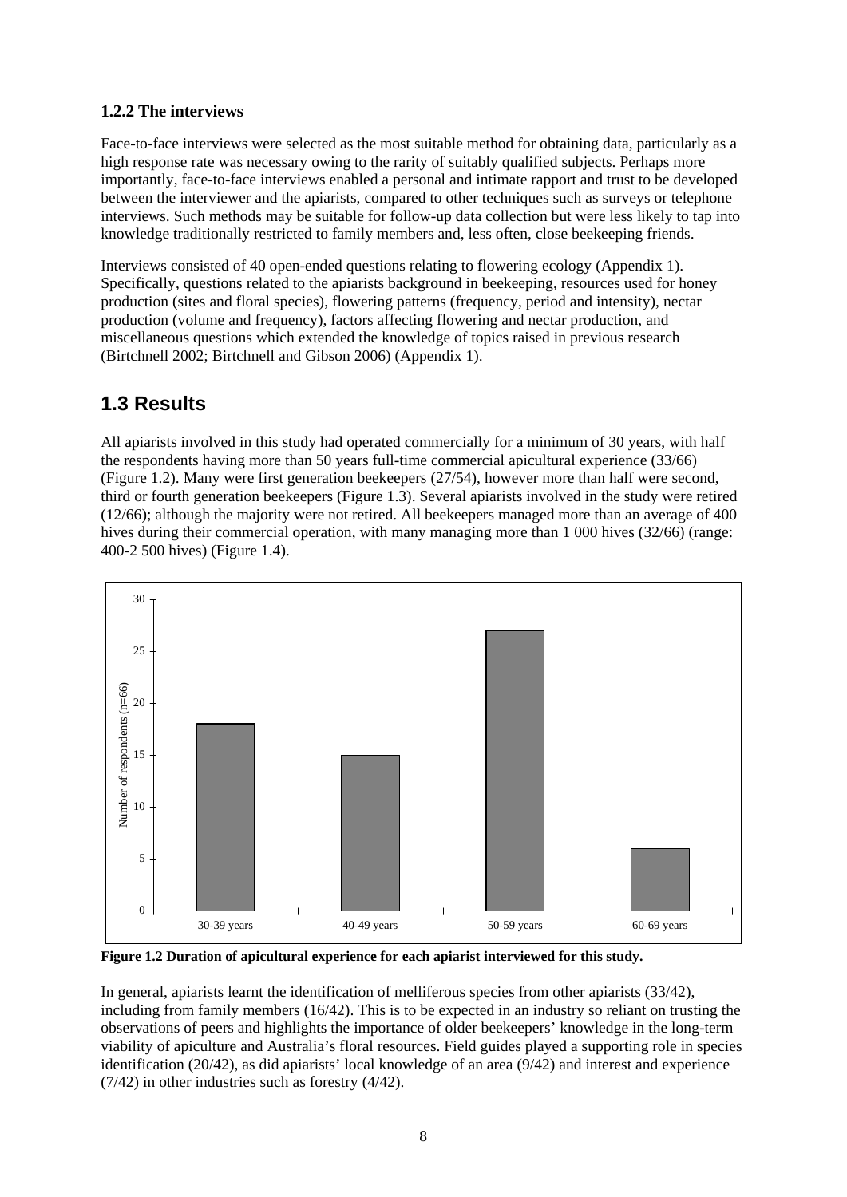### 1.2.2 The interviews

Face-to-face interviews were selected as the most suitable method for obtaining data, particularly as a high response rate was necessary owing to the rarity of suitably qualified subjects. Perhaps more importantly, face-to-face interviews enabled a personal and intimate rapport and trust to be developed between the interviewer and the apiarists, compared to other techniques such as surveys or telephone interviews. Such methods may be suitable for follow-up data collection but were less likely to tap into knowledge traditionally restricted to family members and, less often, close beekeeping friends.

Interviews consisted of 40 open-ended questions relating to flowering ecology (Appendix 1). Specifically, questions related to the apiarists background in beekeeping, resources used for honey production (sites and floral species), flowering patterns (frequency, period and intensity), nectar production (volume and frequency), factors affecting flowering and nectar production, and miscellaneous questions which extended the knowledge of topics raised in previous research (Birtchnell 2002; Birtchnell and Gibson 2006) (Appendix 1).

## 1.3 Results

All apiarists involved in this study had operated commercially for a minimum of 30 years, with half the respondents having more than 50 years full-time commercial apicultural experience (33/66) (Figure 1.2). Many were first generation beekeepers (27/54), however more than half were second, third or fourth generation beekeepers (Figure 1.3). Several apiarists involved in the study were retired (12/66); although the majority were not retired. All beekeepers managed more than an average of 400 hives during their commercial operation, with many managing more than 1 000 hives (32/66) (range: 400-2 500 hives) (Figure 1.4).

**Figure 1.2 Duration of apicultural experience for each apiarist interviewed for this study.**

In general, apiarists learnt the identification of melliferous species from other apiarists (33/42), including from family members (16/42). This is to be expected in an industry so reliant on trusting the observations of peers and highlights the importance of older beekeepers' knowledge in the long-term viability of apiculture and Australia's floral resources. Field guides played a supporting role in species identification (20/42), as did apiarists' local knowledge of an area (9/42) and interest and experience (7/42) in other industries such as forestry (4/42).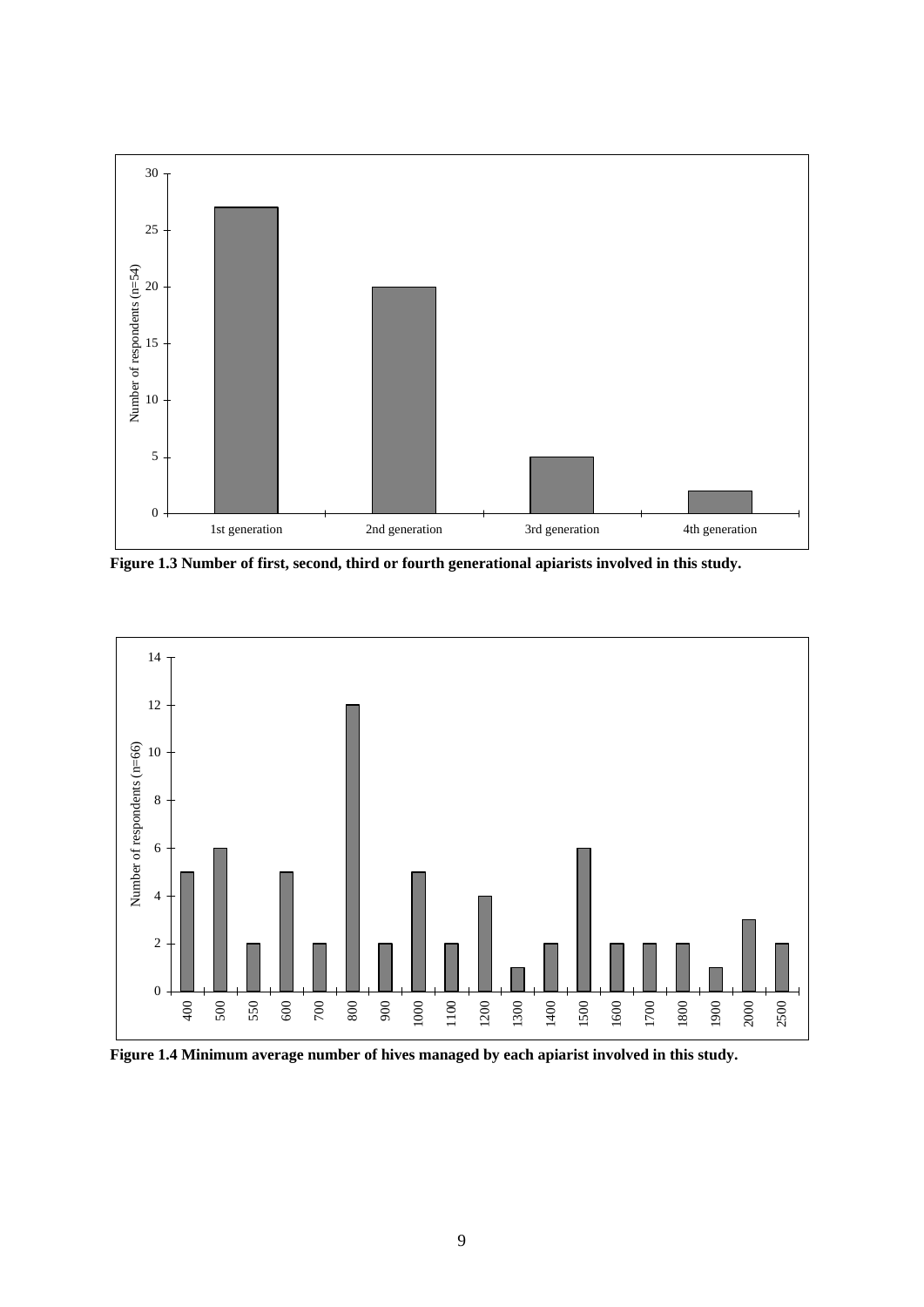**Figure 1.3 Number of first, second, third or fourth generational apiarists involved in this study.**

**Figure 1.4 Minimum average number of hives managed by each apiarist involved in this study.**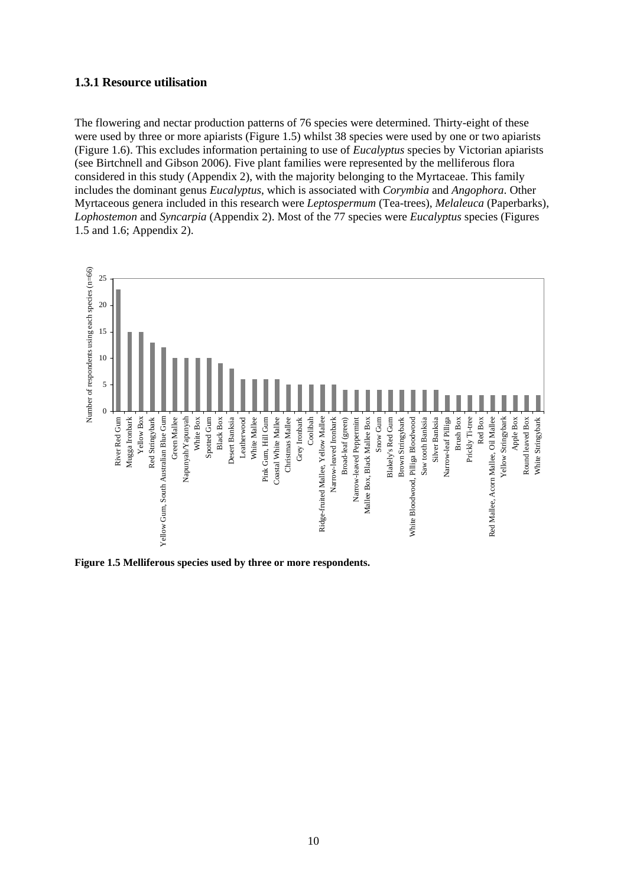### 1.3.1 Resource utilisation

The flowering and nectar production patterns of 76 species were determined. Thirty-eight of these were used by three or more apiarists (Figure 1.5) whilst 38 species were used by one or two apiarists (Figure 1.6). This excludes information pertaining to use of *Eucalyptus* species by Victorian apiarists (see Birtchnell and Gibson 2006). Five plant families were represented by the melliferous flora considered in this study (Appendix 2), with the majority belonging to the Myrtaceae. This family includes the dominant genus *Eucalyptus*, which is associated with *Corymbia* and *Angophora*. Other Myrtaceous genera included in this research were *Leptospermum* (Tea-trees), *Melaleuca* (Paperbarks), *Lophostemon* and *Syncarpia* (Appendix 2). Most of the 77 species were *Eucalyptus* species (Figures 1.5 and 1.6; Appendix 2).

| Species | Number of respondents using each species (n=66) |
|---|---|
| River Red Gum | 23 |
| Mugga Ironbark | 15 |
| Yellow Box | 15 |
| Red Stringybark | 13 |
| Yellow Gum, South Australian Blue Gum | 12 |
| Green Mallee | 10 |
| Napunyah/Yapunyah | 10 |
| White Box | 10 |
| Spotted Gum | 10 |
| Black Box | 9 |
| Desert Banksia | 8 |
| Leatherwood | 6 |
| White Mallee | 6 |
| Pink Gum, Hill Gum | 6 |
| Coastal White Mallee | 6 |
| Christmas Mallee | 5 |
| Grey Ironbark | 5 |
| Coolibah | 5 |
| Ridge-fruited Mallee, Yellow Mallee | 5 |
| Narrow-leaved Ironbark | 5 |
| Broad-leaf (green) | 4 |
| Narrow-leaved Peppermint | 4 |
| Mallee Box, Black Mallee Box | 4 |
| Snow Gum | 4 |
| Blakely's Red Gum | 4 |
| Brown Stringybark | 4 |
| White Bloodwood, Pilliga Bloodwood | 4 |
| Saw tooth Banksia | 4 |
| Silver Banksia | 4 |
| Narrow-leaf Pilliga | 3 |
| Brush Box | 3 |
| Prickly Ti-tree | 3 |
| Red Box | 3 |
| Red Mallee, Acorn Mallee, Oil Mallee | 3 |
| Yellow Stringybark | 3 |
| Apple Box | 3 |
| Round leaved Box | 3 |
| White Stringybark | 3 |

**Figure 1.5 Melliferous species used by three or more respondents.**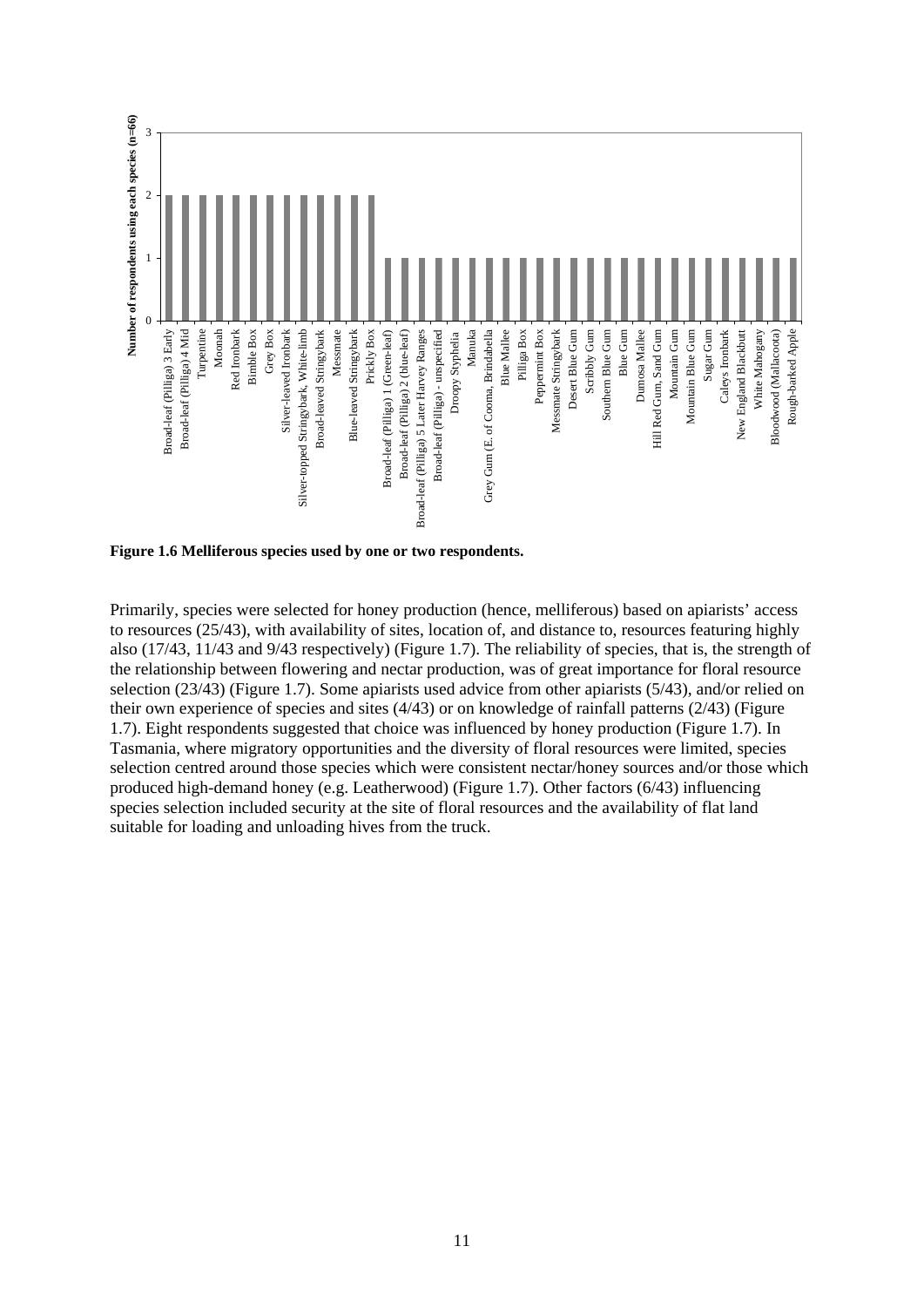**Figure 1.6 Melliferous species used by one or two respondents.**

Primarily, species were selected for honey production (hence, melliferous) based on apiarists' access to resources (25/43), with availability of sites, location of, and distance to, resources featuring highly also (17/43, 11/43 and 9/43 respectively) (Figure 1.7). The reliability of species, that is, the strength of the relationship between flowering and nectar production, was of great importance for floral resource selection (23/43) (Figure 1.7). Some apiarists used advice from other apiarists (5/43), and/or relied on their own experience of species and sites (4/43) or on knowledge of rainfall patterns (2/43) (Figure 1.7). Eight respondents suggested that choice was influenced by honey production (Figure 1.7). In Tasmania, where migratory opportunities and the diversity of floral resources were limited, species selection centred around those species which were consistent nectar/honey sources and/or those which produced high-demand honey (e.g. Leatherwood) (Figure 1.7). Other factors (6/43) influencing species selection included security at the site of floral resources and the availability of flat land suitable for loading and unloading hives from the truck.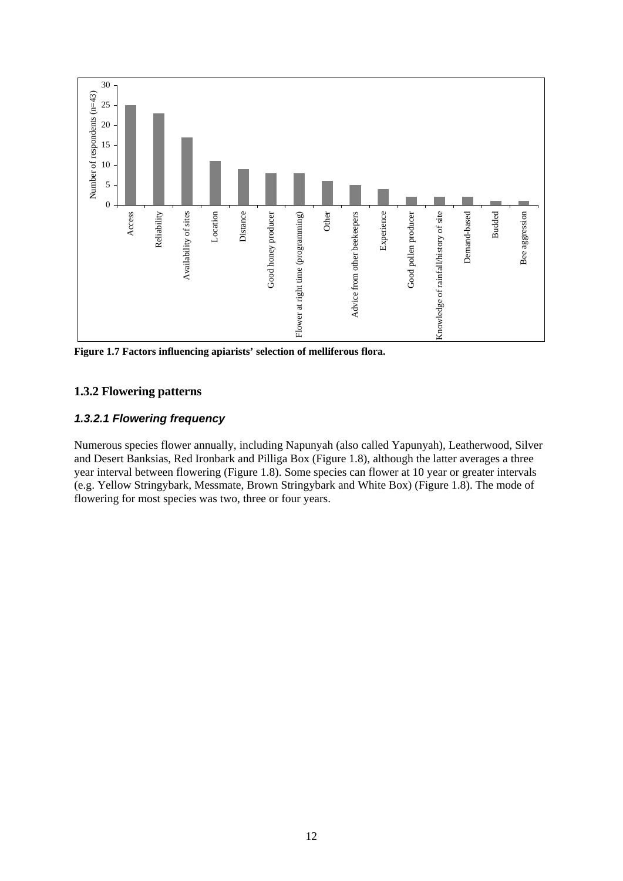**Figure 1.7 Factors influencing apiarists' selection of melliferous flora.**

## 1.3.2 Flowering patterns

### *1.3.2.1 Flowering frequency*

Numerous species flower annually, including Napunyah (also called Yapunyah), Leatherwood, Silver and Desert Banksias, Red Ironbark and Pilliga Box (Figure 1.8), although the latter averages a three year interval between flowering (Figure 1.8). Some species can flower at 10 year or greater intervals (e.g. Yellow Stringybark, Messmate, Brown Stringybark and White Box) (Figure 1.8). The mode of flowering for most species was two, three or four years.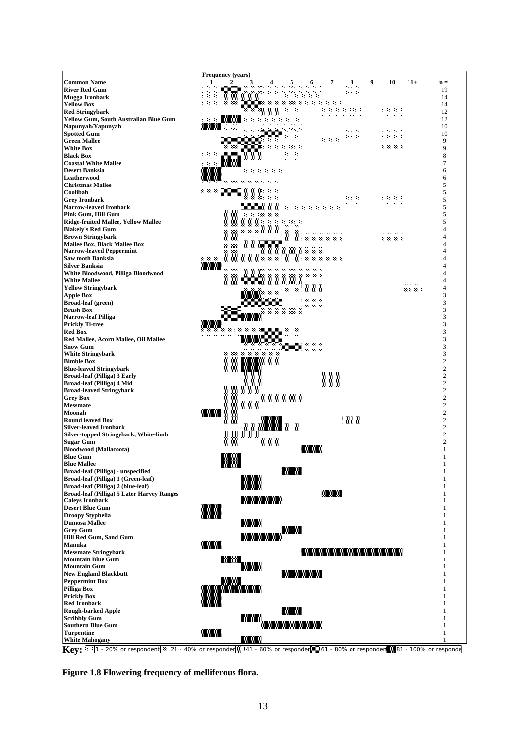| Common Name | Frequency (years) 1 | 2 | 3 | 4 | 5 | 6 | 7 | 8 | 9 | 10 | 11+ | n = |
|---|---|---|---|---|---|---|---|---|---|---|---|---|
| River Red Gum | | | | | | | | | | | | 19 |
| Mugga Ironbark | | | | | | | | | | | | 14 |
| Yellow Box | | | | | | | | | | | | 14 |
| Red Stringybark | | | | | | | | | | | | 12 |
| Yellow Gum, South Australian Blue Gum | | | | | | | | | | | | 12 |
| Napunyah/Yapunyah | | | | | | | | | | | | 10 |
| Spotted Gum | | | | | | | | | | | | 10 |
| Green Mallee | | | | | | | | | | | | 9 |
| White Box | | | | | | | | | | | | 9 |
| Black Box | | | | | | | | | | | | 8 |
| Coastal White Mallee | | | | | | | | | | | | 7 |
| Desert Banksia | | | | | | | | | | | | 6 |
| Leatherwood | | | | | | | | | | | | 6 |
| Christmas Mallee | | | | | | | | | | | | 5 |
| Coolibah | | | | | | | | | | | | 5 |
| Grey Ironbark | | | | | | | | | | | | 5 |
| Narrow-leaved Ironbark | | | | | | | | | | | | 5 |
| Pink Gum, Hill Gum | | | | | | | | | | | | 5 |
| Ridge-fruited Mallee, Yellow Mallee | | | | | | | | | | | | 5 |
| Blakely's Red Gum | | | | | | | | | | | | 4 |
| Brown Stringybark | | | | | | | | | | | | 4 |
| Mallee Box, Black Mallee Box | | | | | | | | | | | | 4 |
| Narrow-leaved Peppermint | | | | | | | | | | | | 4 |
| Saw tooth Banksia | | | | | | | | | | | | 4 |
| Silver Banksia | | | | | | | | | | | | 4 |
| White Bloodwood, Pilliga Bloodwood | | | | | | | | | | | | 4 |
| White Mallee | | | | | | | | | | | | 4 |
| Yellow Stringybark | | | | | | | | | | | | 4 |
| Apple Box | | | | | | | | | | | | 3 |
| Broad-leaf (green) | | | | | | | | | | | | 3 |
| Brush Box | | | | | | | | | | | | 3 |
| Narrow-leaf Pilliga | | | | | | | | | | | | 3 |
| Prickly Ti-tree | | | | | | | | | | | | 3 |
| Red Box | | | | | | | | | | | | 3 |
| Red Mallee, Acorn Mallee, Oil Mallee | | | | | | | | | | | | 3 |
| Snow Gum | | | | | | | | | | | | 3 |
| White Stringybark | | | | | | | | | | | | 3 |
| Bimble Box | | | | | | | | | | | | 2 |
| Blue-leaved Stringybark | | | | | | | | | | | | 2 |
| Broad-leaf (Pilliga) 3 Early | | | | | | | | | | | | 2 |
| Broad-leaf (Pilliga) 4 Mid | | | | | | | | | | | | 2 |
| Broad-leaved Stringybark | | | | | | | | | | | | 2 |
| Grey Box | | | | | | | | | | | | 2 |
| Messmate | | | | | | | | | | | | 2 |
| Moonah | | | | | | | | | | | | 2 |
| Round leaved Box | | | | | | | | | | | | 2 |
| Silver-leaved Ironbark | | | | | | | | | | | | 2 |
| Silver-topped Stringybark, White-limb | | | | | | | | | | | | 2 |
| Sugar Gum | | | | | | | | | | | | 2 |
| Bloodwood (Mallacoota) | | | | | | | | | | | | 1 |
| Blue Gum | | | | | | | | | | | | 1 |
| Blue Mallee | | | | | | | | | | | | 1 |
| Broad-leaf (Pilliga) - unspecified | | | | | | | | | | | | 1 |
| Broad-leaf (Pilliga) 1 (Green-leaf) | | | | | | | | | | | | 1 |
| Broad-leaf (Pilliga) 2 (blue-leaf) | | | | | | | | | | | | 1 |
| Broad-leaf (Pilliga) 5 Later Harvey Ranges | | | | | | | | | | | | 1 |
| Caleys Ironbark | | | | | | | | | | | | 1 |
| Desert Blue Gum | | | | | | | | | | | | 1 |
| Droopy Styphelia | | | | | | | | | | | | 1 |
| Dumosa Mallee | | | | | | | | | | | | 1 |
| Grey Gum | | | | | | | | | | | | 1 |
| Hill Red Gum, Sand Gum | | | | | | | | | | | | 1 |
| Manuka | | | | | | | | | | | | 1 |
| Messmate Stringybark | | | | | | | | | | | | 1 |
| Mountain Blue Gum | | | | | | | | | | | | 1 |
| Mountain Gum | | | | | | | | | | | | 1 |
| New England Blackbutt | | | | | | | | | | | | 1 |
| Peppermint Box | | | | | | | | | | | | 1 |
| Pilliga Box | | | | | | | | | | | | 1 |
| Prickly Box | | | | | | | | | | | | 1 |
| Red Ironbark | | | | | | | | | | | | 1 |
| Rough-barked Apple | | | | | | | | | | | | 1 |
| Scribbly Gum | | | | | | | | | | | | 1 |
| Southern Blue Gum | | | | | | | | | | | | 1 |
| Turpentine | | | | | | | | | | | | 1 |
| White Mahogany | | | | | | | | | | | | 1 |

**Key:** 1 - 20% or respondents; 21 - 40% or respondents; 41 - 60% or respondents; 61 - 80% or respondents; 81 - 100% or respondents

**Figure 1.8 Flowering frequency of melliferous flora.**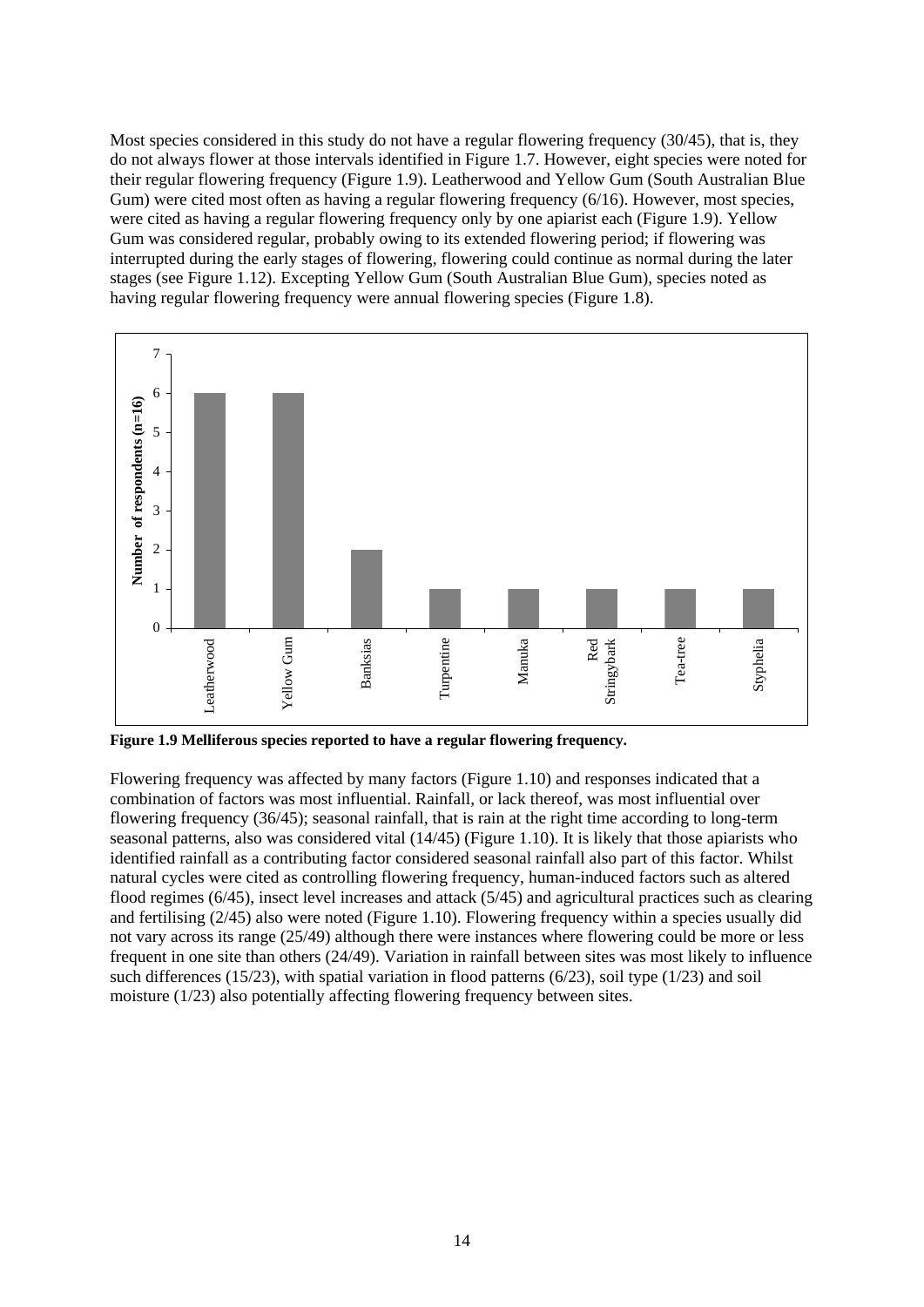Most species considered in this study do not have a regular flowering frequency (30/45), that is, they do not always flower at those intervals identified in Figure 1.7. However, eight species were noted for their regular flowering frequency (Figure 1.9). Leatherwood and Yellow Gum (South Australian Blue Gum) were cited most often as having a regular flowering frequency (6/16). However, most species, were cited as having a regular flowering frequency only by one apiarist each (Figure 1.9). Yellow Gum was considered regular, probably owing to its extended flowering period; if flowering was interrupted during the early stages of flowering, flowering could continue as normal during the later stages (see Figure 1.12). Excepting Yellow Gum (South Australian Blue Gum), species noted as having regular flowering frequency were annual flowering species (Figure 1.8).

| Species | Number of respondents (n=16) |
|---|---|
| Leatherwood | 6 |
| Yellow Gum | 6 |
| Banksias | 2 |
| Turpentine | 1 |
| Manuka | 1 |
| Red Stringybark | 1 |
| Tea-tree | 1 |
| Styphelia | 1 |

**Figure 1.9 Melliferous species reported to have a regular flowering frequency.**

Flowering frequency was affected by many factors (Figure 1.10) and responses indicated that a combination of factors was most influential. Rainfall, or lack thereof, was most influential over flowering frequency (36/45); seasonal rainfall, that is rain at the right time according to long-term seasonal patterns, also was considered vital (14/45) (Figure 1.10). It is likely that those apiarists who identified rainfall as a contributing factor considered seasonal rainfall also part of this factor. Whilst natural cycles were cited as controlling flowering frequency, human-induced factors such as altered flood regimes (6/45), insect level increases and attack (5/45) and agricultural practices such as clearing and fertilising (2/45) also were noted (Figure 1.10). Flowering frequency within a species usually did not vary across its range (25/49) although there were instances where flowering could be more or less frequent in one site than others (24/49). Variation in rainfall between sites was most likely to influence such differences (15/23), with spatial variation in flood patterns (6/23), soil type (1/23) and soil moisture (1/23) also potentially affecting flowering frequency between sites.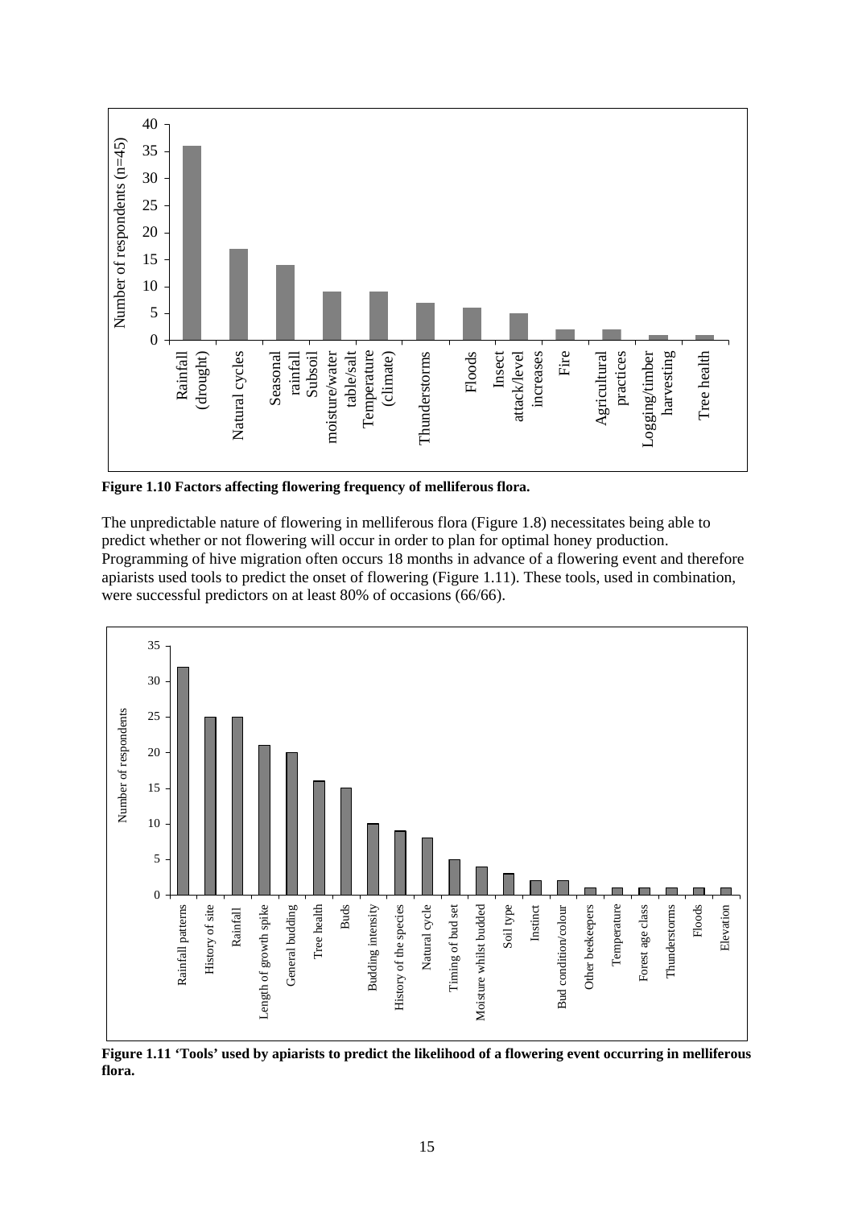**Figure 1.10 Factors affecting flowering frequency of melliferous flora.**

The unpredictable nature of flowering in melliferous flora (Figure 1.8) necessitates being able to predict whether or not flowering will occur in order to plan for optimal honey production. Programming of hive migration often occurs 18 months in advance of a flowering event and therefore apiarists used tools to predict the onset of flowering (Figure 1.11). These tools, used in combination, were successful predictors on at least 80% of occasions (66/66).

**Figure 1.11 'Tools' used by apiarists to predict the likelihood of a flowering event occurring in melliferous flora.**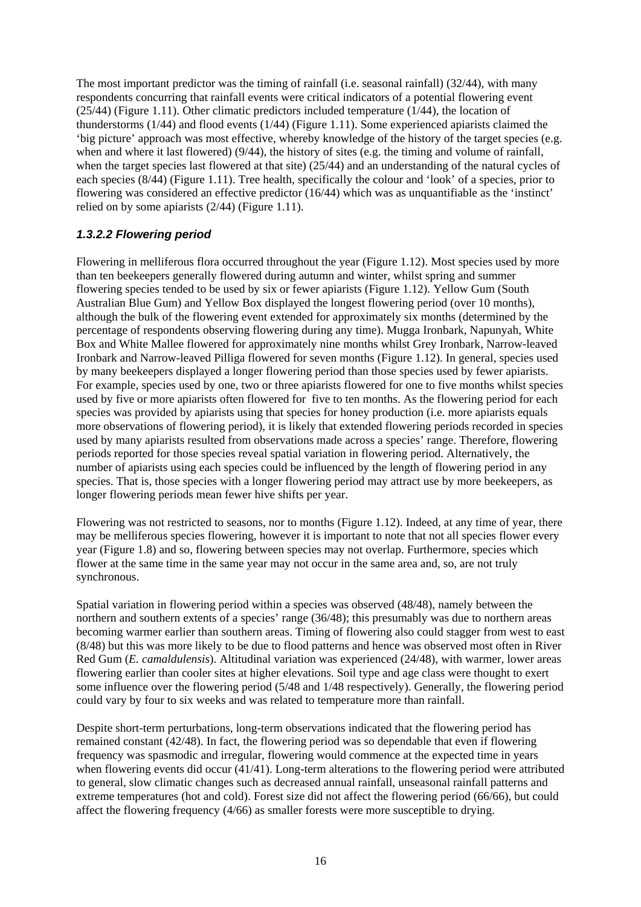The most important predictor was the timing of rainfall (i.e. seasonal rainfall) (32/44), with many respondents concurring that rainfall events were critical indicators of a potential flowering event (25/44) (Figure 1.11). Other climatic predictors included temperature (1/44), the location of thunderstorms (1/44) and flood events (1/44) (Figure 1.11). Some experienced apiarists claimed the 'big picture' approach was most effective, whereby knowledge of the history of the target species (e.g. when and where it last flowered) (9/44), the history of sites (e.g. the timing and volume of rainfall, when the target species last flowered at that site) (25/44) and an understanding of the natural cycles of each species (8/44) (Figure 1.11). Tree health, specifically the colour and 'look' of a species, prior to flowering was considered an effective predictor (16/44) which was as unquantifiable as the 'instinct' relied on by some apiarists (2/44) (Figure 1.11).

#### *1.3.2.2 Flowering period*

Flowering in melliferous flora occurred throughout the year (Figure 1.12). Most species used by more than ten beekeepers generally flowered during autumn and winter, whilst spring and summer flowering species tended to be used by six or fewer apiarists (Figure 1.12). Yellow Gum (South Australian Blue Gum) and Yellow Box displayed the longest flowering period (over 10 months), although the bulk of the flowering event extended for approximately six months (determined by the percentage of respondents observing flowering during any time). Mugga Ironbark, Napunyah, White Box and White Mallee flowered for approximately nine months whilst Grey Ironbark, Narrow-leaved Ironbark and Narrow-leaved Pilliga flowered for seven months (Figure 1.12). In general, species used by many beekeepers displayed a longer flowering period than those species used by fewer apiarists. For example, species used by one, two or three apiarists flowered for one to five months whilst species used by five or more apiarists often flowered for five to ten months. As the flowering period for each species was provided by apiarists using that species for honey production (i.e. more apiarists equals more observations of flowering period), it is likely that extended flowering periods recorded in species used by many apiarists resulted from observations made across a species' range. Therefore, flowering periods reported for those species reveal spatial variation in flowering period. Alternatively, the number of apiarists using each species could be influenced by the length of flowering period in any species. That is, those species with a longer flowering period may attract use by more beekeepers, as longer flowering periods mean fewer hive shifts per year.

Flowering was not restricted to seasons, nor to months (Figure 1.12). Indeed, at any time of year, there may be melliferous species flowering, however it is important to note that not all species flower every year (Figure 1.8) and so, flowering between species may not overlap. Furthermore, species which flower at the same time in the same year may not occur in the same area and, so, are not truly synchronous.

Spatial variation in flowering period within a species was observed (48/48), namely between the northern and southern extents of a species' range (36/48); this presumably was due to northern areas becoming warmer earlier than southern areas. Timing of flowering also could stagger from west to east (8/48) but this was more likely to be due to flood patterns and hence was observed most often in River Red Gum (*E. camaldulensis*). Altitudinal variation was experienced (24/48), with warmer, lower areas flowering earlier than cooler sites at higher elevations. Soil type and age class were thought to exert some influence over the flowering period (5/48 and 1/48 respectively). Generally, the flowering period could vary by four to six weeks and was related to temperature more than rainfall.

Despite short-term perturbations, long-term observations indicated that the flowering period has remained constant (42/48). In fact, the flowering period was so dependable that even if flowering frequency was spasmodic and irregular, flowering would commence at the expected time in years when flowering events did occur (41/41). Long-term alterations to the flowering period were attributed to general, slow climatic changes such as decreased annual rainfall, unseasonal rainfall patterns and extreme temperatures (hot and cold). Forest size did not affect the flowering period (66/66), but could affect the flowering frequency (4/66) as smaller forests were more susceptible to drying.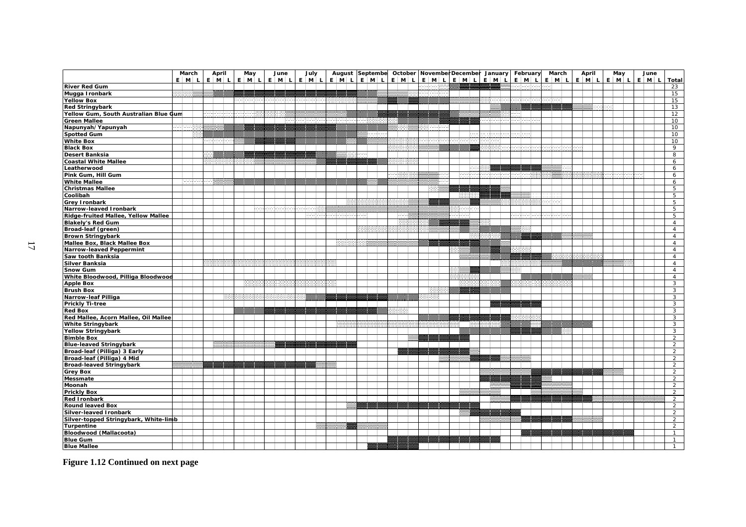| | March | April | May | June | July | August | Septembe | October | November | December | January | February | March | April | May | June | Total |
|---|---|---|---|---|---|---|---|---|---|---|---|---|---|---|---|---|---|
| | E M L | E M L | E M L | E M L | E M L | E M L | E M L | E M L | E M L | E M L | E M L | E M L | E M L | E M L | E M L | E M L | |
| River Red Gum | | | | | | | | | | | | | | | | | 23 |
| Mugga Ironbark | | | | | | | | | | | | | | | | | 15 |
| Yellow Box | | | | | | | | | | | | | | | | | 15 |
| Red Stringybark | | | | | | | | | | | | | | | | | 13 |
| Yellow Gum, South Australian Blue Gum | | | | | | | | | | | | | | | | | 12 |
| Green Mallee | | | | | | | | | | | | | | | | | 10 |
| Napunyah/Yapunyah | | | | | | | | | | | | | | | | | 10 |
| Spotted Gum | | | | | | | | | | | | | | | | | 10 |
| White Box | | | | | | | | | | | | | | | | | 10 |
| Black Box | | | | | | | | | | | | | | | | | 9 |
| Desert Banksia | | | | | | | | | | | | | | | | | 8 |
| Coastal White Mallee | | | | | | | | | | | | | | | | | 6 |
| Leatherwood | | | | | | | | | | | | | | | | | 6 |
| Pink Gum, Hill Gum | | | | | | | | | | | | | | | | | 6 |
| White Mallee | | | | | | | | | | | | | | | | | 6 |
| Christmas Mallee | | | | | | | | | | | | | | | | | 5 |
| Coolibah | | | | | | | | | | | | | | | | | 5 |
| Grey Ironbark | | | | | | | | | | | | | | | | | 5 |
| Narrow-leaved Ironbark | | | | | | | | | | | | | | | | | 5 |
| Ridge-fruited Mallee, Yellow Mallee | | | | | | | | | | | | | | | | | 5 |
| Blakely's Red Gum | | | | | | | | | | | | | | | | | 4 |
| Broad-leaf (green) | | | | | | | | | | | | | | | | | 4 |
| Brown Stringybark | | | | | | | | | | | | | | | | | 4 |
| Mallee Box, Black Mallee Box | | | | | | | | | | | | | | | | | 4 |
| Narrow-leaved Peppermint | | | | | | | | | | | | | | | | | 4 |
| Saw tooth Banksia | | | | | | | | | | | | | | | | | 4 |
| Silver Banksia | | | | | | | | | | | | | | | | | 4 |
| Snow Gum | | | | | | | | | | | | | | | | | 4 |
| White Bloodwood, Pilliga Bloodwood | | | | | | | | | | | | | | | | | 4 |
| Apple Box | | | | | | | | | | | | | | | | | 3 |
| Brush Box | | | | | | | | | | | | | | | | | 3 |
| Narrow-leaf Pilliga | | | | | | | | | | | | | | | | | 3 |
| Prickly Ti-tree | | | | | | | | | | | | | | | | | 3 |
| Red Box | | | | | | | | | | | | | | | | | 3 |
| Red Mallee, Acorn Mallee, Oil Mallee | | | | | | | | | | | | | | | | | 3 |
| White Stringybark | | | | | | | | | | | | | | | | | 3 |
| Yellow Stringybark | | | | | | | | | | | | | | | | | 3 |
| Bimble Box | | | | | | | | | | | | | | | | | 2 |
| Blue-leaved Stringybark | | | | | | | | | | | | | | | | | 2 |
| Broad-leaf (Pilliga) 3 Early | | | | | | | | | | | | | | | | | 2 |
| Broad-leaf (Pilliga) 4 Mid | | | | | | | | | | | | | | | | | 2 |
| Broad-leaved Stringybark | | | | | | | | | | | | | | | | | 2 |
| Grey Box | | | | | | | | | | | | | | | | | 2 |
| Messmate | | | | | | | | | | | | | | | | | 2 |
| Moonah | | | | | | | | | | | | | | | | | 2 |
| Prickly Box | | | | | | | | | | | | | | | | | 2 |
| Red Ironbark | | | | | | | | | | | | | | | | | 2 |
| Round leaved Box | | | | | | | | | | | | | | | | | 2 |
| Silver-leaved Ironbark | | | | | | | | | | | | | | | | | 2 |
| Silver-topped Stringybark, White-limb | | | | | | | | | | | | | | | | | 2 |
| Turpentine | | | | | | | | | | | | | | | | | 2 |
| Bloodwood (Mallacoota) | | | | | | | | | | | | | | | | | 1 |
| Blue Gum | | | | | | | | | | | | | | | | | 1 |
| Blue Mallee | | | | | | | | | | | | | | | | | 1 |

**Figure 1.12 Continued on next page**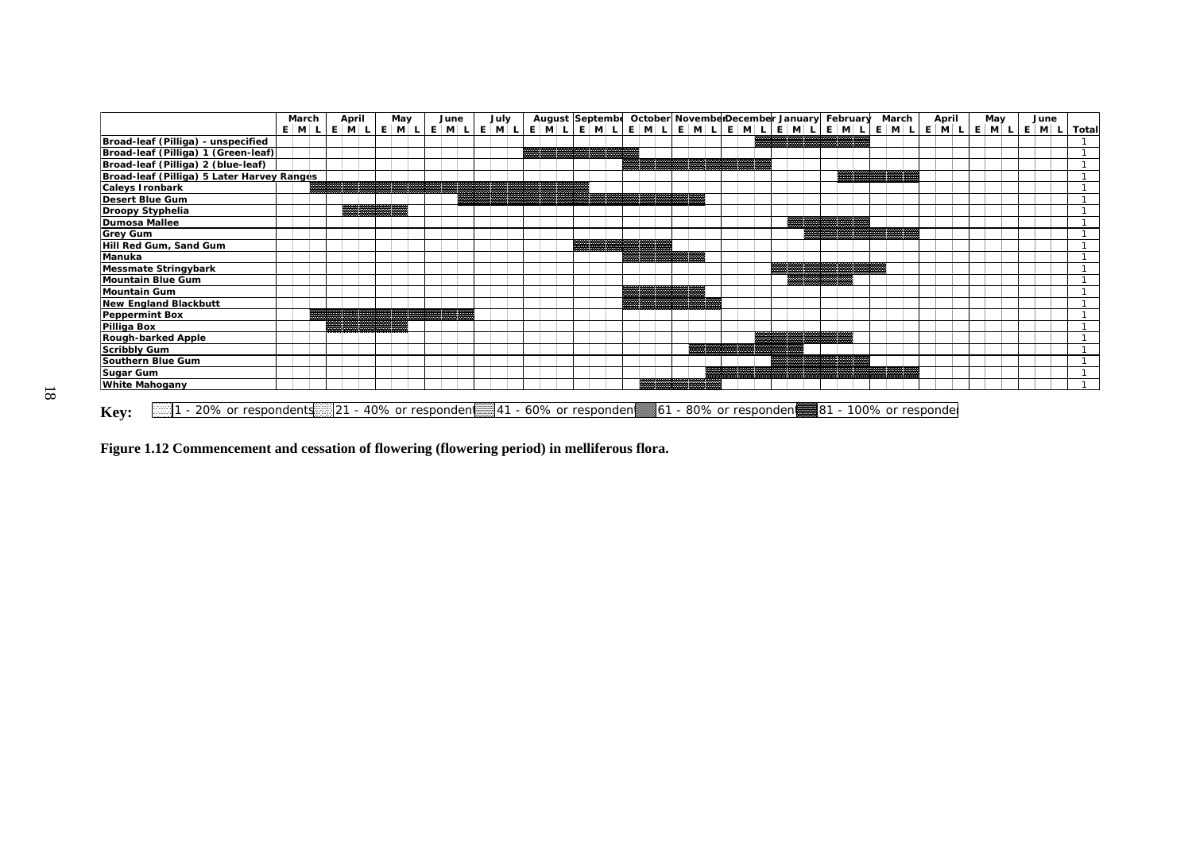| Species | Total |
|---|---|
| Broad-leaf (Pilliga) - unspecified | 1 |
| Broad-leaf (Pilliga) 1 (Green-leaf) | 1 |
| Broad-leaf (Pilliga) 2 (blue-leaf) | 1 |
| Broad-leaf (Pilliga) 5 Later Harvey Ranges | 1 |
| Caleys Ironbark | 1 |
| Desert Blue Gum | 1 |
| Droopy Styphelia | 1 |
| Dumosa Mallee | 1 |
| Grey Gum | 1 |
| Hill Red Gum, Sand Gum | 1 |
| Manuka | 1 |
| Messmate Stringybark | 1 |
| Mountain Blue Gum | 1 |
| Mountain Gum | 1 |
| New England Blackbutt | 1 |
| Peppermint Box | 1 |
| Pilliga Box | 1 |
| Rough-barked Apple | 1 |
| Scribbly Gum | 1 |
| Southern Blue Gum | 1 |
| Sugar Gum | 1 |
| White Mahogany | 1 |

Months across the chart: March, April, May, June, July, August, September, October, November, December, January, February, March, April, May, June (each divided into E, M, L).

**Key:** 1 - 20% or respondents; 21 - 40% or respondents; 41 - 60% or respondents; 61 - 80% or respondents; 81 - 100% or respondents

**Figure 1.12 Commencement and cessation of flowering (flowering period) in melliferous flora.**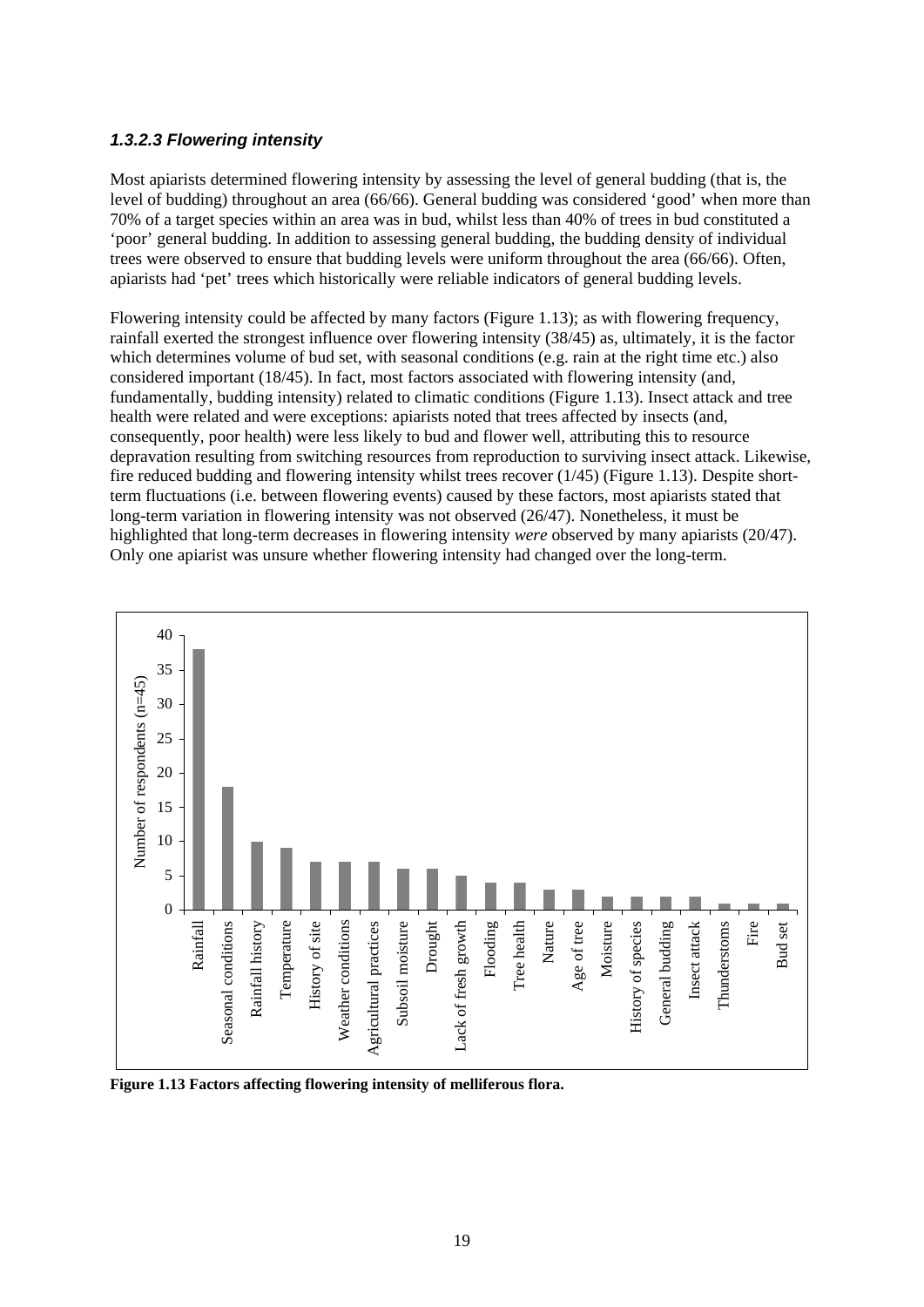### *1.3.2.3 Flowering intensity*

Most apiarists determined flowering intensity by assessing the level of general budding (that is, the level of budding) throughout an area (66/66). General budding was considered 'good' when more than 70% of a target species within an area was in bud, whilst less than 40% of trees in bud constituted a 'poor' general budding. In addition to assessing general budding, the budding density of individual trees were observed to ensure that budding levels were uniform throughout the area (66/66). Often, apiarists had 'pet' trees which historically were reliable indicators of general budding levels.

Flowering intensity could be affected by many factors (Figure 1.13); as with flowering frequency, rainfall exerted the strongest influence over flowering intensity (38/45) as, ultimately, it is the factor which determines volume of bud set, with seasonal conditions (e.g. rain at the right time etc.) also considered important (18/45). In fact, most factors associated with flowering intensity (and, fundamentally, budding intensity) related to climatic conditions (Figure 1.13). Insect attack and tree health were related and were exceptions: apiarists noted that trees affected by insects (and, consequently, poor health) were less likely to bud and flower well, attributing this to resource depravation resulting from switching resources from reproduction to surviving insect attack. Likewise, fire reduced budding and flowering intensity whilst trees recover (1/45) (Figure 1.13). Despite short-term fluctuations (i.e. between flowering events) caused by these factors, most apiarists stated that long-term variation in flowering intensity was not observed (26/47). Nonetheless, it must be highlighted that long-term decreases in flowering intensity *were* observed by many apiarists (20/47). Only one apiarist was unsure whether flowering intensity had changed over the long-term.

| Factor | Number of respondents (n=45) |
|---|---|
| Rainfall | 38 |
| Seasonal conditions | 18 |
| Rainfall history | 10 |
| Temperature | 9 |
| History of site | 7 |
| Weather conditions | 7 |
| Agricultural practices | 7 |
| Subsoil moisture | 6 |
| Drought | 6 |
| Lack of fresh growth | 5 |
| Flooding | 4 |
| Tree health | 4 |
| Nature | 3 |
| Age of tree | 3 |
| Moisture | 2 |
| History of species | 2 |
| General budding | 2 |
| Insect attack | 2 |
| Thunderstoms | 1 |
| Fire | 1 |
| Bud set | 1 |

**Figure 1.13 Factors affecting flowering intensity of melliferous flora.**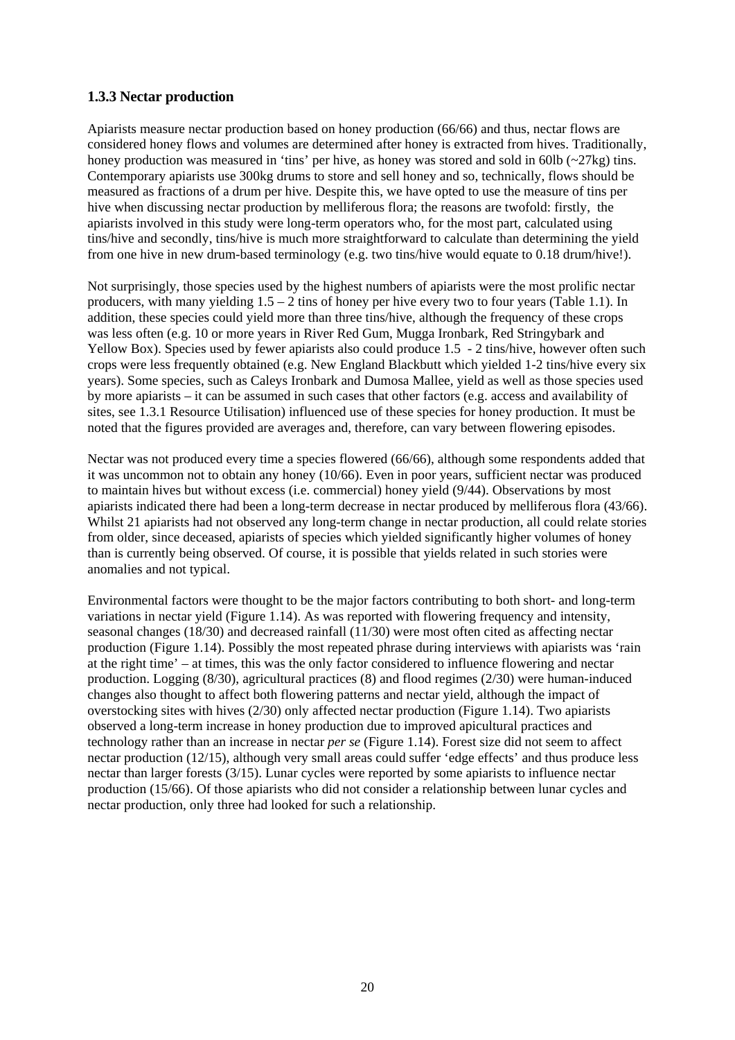### 1.3.3 Nectar production

Apiarists measure nectar production based on honey production (66/66) and thus, nectar flows are considered honey flows and volumes are determined after honey is extracted from hives. Traditionally, honey production was measured in 'tins' per hive, as honey was stored and sold in 60lb (~27kg) tins. Contemporary apiarists use 300kg drums to store and sell honey and so, technically, flows should be measured as fractions of a drum per hive. Despite this, we have opted to use the measure of tins per hive when discussing nectar production by melliferous flora; the reasons are twofold: firstly, the apiarists involved in this study were long-term operators who, for the most part, calculated using tins/hive and secondly, tins/hive is much more straightforward to calculate than determining the yield from one hive in new drum-based terminology (e.g. two tins/hive would equate to 0.18 drum/hive!).

Not surprisingly, those species used by the highest numbers of apiarists were the most prolific nectar producers, with many yielding 1.5 – 2 tins of honey per hive every two to four years (Table 1.1). In addition, these species could yield more than three tins/hive, although the frequency of these crops was less often (e.g. 10 or more years in River Red Gum, Mugga Ironbark, Red Stringybark and Yellow Box). Species used by fewer apiarists also could produce 1.5 - 2 tins/hive, however often such crops were less frequently obtained (e.g. New England Blackbutt which yielded 1-2 tins/hive every six years). Some species, such as Caleys Ironbark and Dumosa Mallee, yield as well as those species used by more apiarists – it can be assumed in such cases that other factors (e.g. access and availability of sites, see 1.3.1 Resource Utilisation) influenced use of these species for honey production. It must be noted that the figures provided are averages and, therefore, can vary between flowering episodes.

Nectar was not produced every time a species flowered (66/66), although some respondents added that it was uncommon not to obtain any honey (10/66). Even in poor years, sufficient nectar was produced to maintain hives but without excess (i.e. commercial) honey yield (9/44). Observations by most apiarists indicated there had been a long-term decrease in nectar produced by melliferous flora (43/66). Whilst 21 apiarists had not observed any long-term change in nectar production, all could relate stories from older, since deceased, apiarists of species which yielded significantly higher volumes of honey than is currently being observed. Of course, it is possible that yields related in such stories were anomalies and not typical.

Environmental factors were thought to be the major factors contributing to both short- and long-term variations in nectar yield (Figure 1.14). As was reported with flowering frequency and intensity, seasonal changes (18/30) and decreased rainfall (11/30) were most often cited as affecting nectar production (Figure 1.14). Possibly the most repeated phrase during interviews with apiarists was 'rain at the right time' – at times, this was the only factor considered to influence flowering and nectar production. Logging (8/30), agricultural practices (8) and flood regimes (2/30) were human-induced changes also thought to affect both flowering patterns and nectar yield, although the impact of overstocking sites with hives (2/30) only affected nectar production (Figure 1.14). Two apiarists observed a long-term increase in honey production due to improved apicultural practices and technology rather than an increase in nectar *per se* (Figure 1.14). Forest size did not seem to affect nectar production (12/15), although very small areas could suffer 'edge effects' and thus produce less nectar than larger forests (3/15). Lunar cycles were reported by some apiarists to influence nectar production (15/66). Of those apiarists who did not consider a relationship between lunar cycles and nectar production, only three had looked for such a relationship.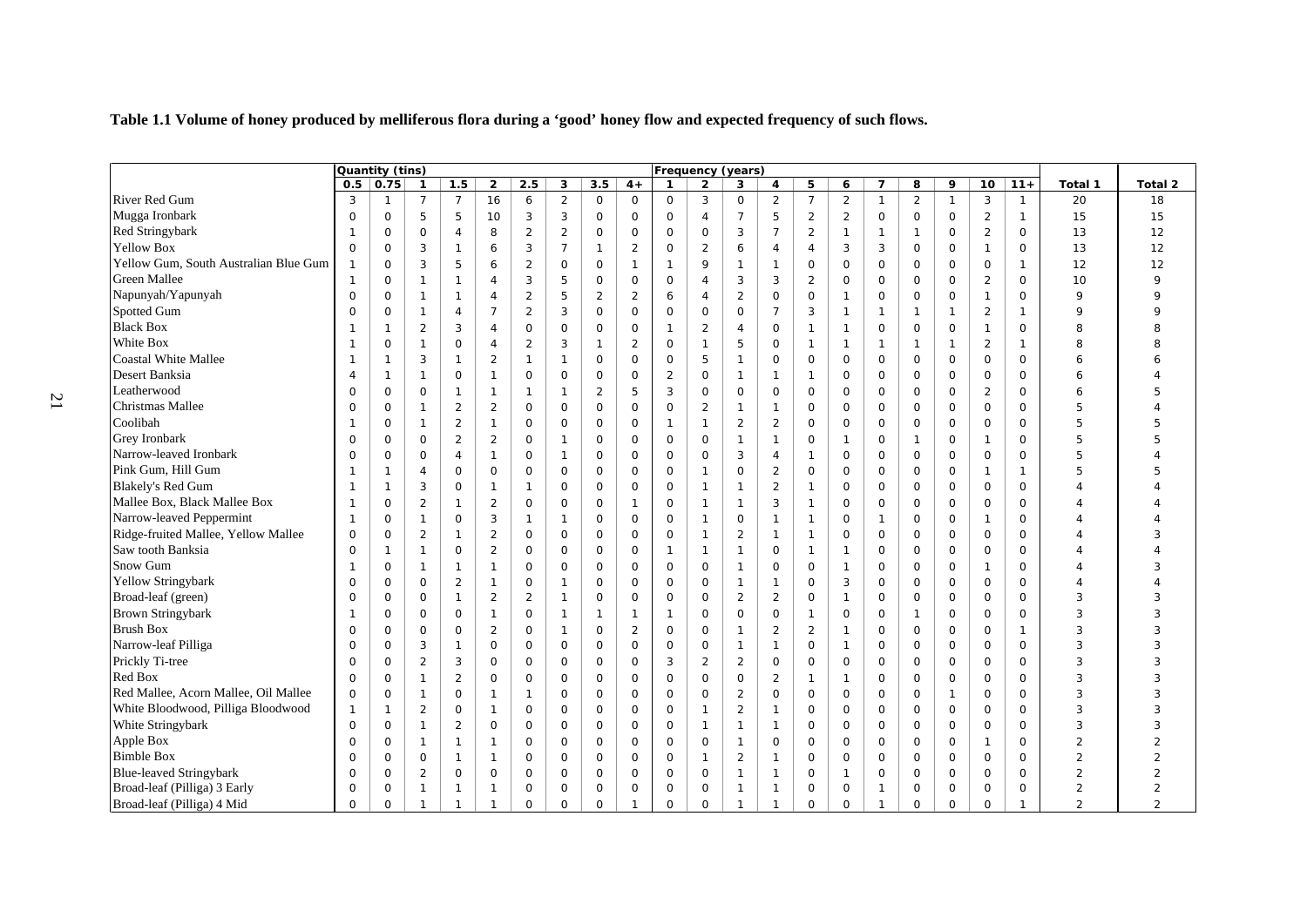**Table 1.1 Volume of honey produced by melliferous flora during a 'good' honey flow and expected frequency of such flows.**

| | Quantity (tins) | | | | | | | | | Frequency (years) | | | | | | | | | | | Total 1 | Total 2 |
|---|---|---|---|---|---|---|---|---|---|---|---|---|---|---|---|---|---|---|---|---|---|---|
| | 0.5 | 0.75 | 1 | 1.5 | 2 | 2.5 | 3 | 3.5 | 4+ | 1 | 2 | 3 | 4 | 5 | 6 | 7 | 8 | 9 | 10 | 11+ | | |
| River Red Gum | 3 | 1 | 7 | 7 | 16 | 6 | 2 | 0 | 0 | 0 | 3 | 0 | 2 | 7 | 2 | 1 | 2 | 1 | 3 | 1 | 20 | 18 |
| Mugga Ironbark | 0 | 0 | 5 | 5 | 10 | 3 | 3 | 0 | 0 | 0 | 4 | 7 | 5 | 2 | 2 | 0 | 0 | 0 | 2 | 1 | 15 | 15 |
| Red Stringybark | 1 | 0 | 0 | 4 | 8 | 2 | 2 | 0 | 0 | 0 | 0 | 3 | 7 | 2 | 1 | 1 | 1 | 0 | 2 | 0 | 13 | 12 |
| Yellow Box | 0 | 0 | 3 | 1 | 6 | 3 | 7 | 1 | 2 | 0 | 2 | 6 | 4 | 4 | 3 | 3 | 0 | 0 | 1 | 0 | 13 | 12 |
| Yellow Gum, South Australian Blue Gum | 1 | 0 | 3 | 5 | 6 | 2 | 0 | 0 | 1 | 1 | 9 | 1 | 1 | 0 | 0 | 0 | 0 | 0 | 0 | 1 | 12 | 12 |
| Green Mallee | 1 | 0 | 1 | 1 | 4 | 3 | 5 | 0 | 0 | 0 | 4 | 3 | 3 | 2 | 0 | 0 | 0 | 0 | 2 | 0 | 10 | 9 |
| Napunyah/Yapunyah | 0 | 0 | 1 | 1 | 4 | 2 | 5 | 2 | 2 | 6 | 4 | 2 | 0 | 0 | 1 | 0 | 0 | 0 | 1 | 0 | 9 | 9 |
| Spotted Gum | 0 | 0 | 1 | 4 | 7 | 2 | 3 | 0 | 0 | 0 | 0 | 0 | 7 | 3 | 1 | 1 | 1 | 1 | 2 | 1 | 9 | 9 |
| Black Box | 1 | 1 | 2 | 3 | 4 | 0 | 0 | 0 | 0 | 1 | 2 | 4 | 0 | 1 | 1 | 0 | 0 | 0 | 1 | 0 | 8 | 8 |
| White Box | 1 | 0 | 1 | 0 | 4 | 2 | 3 | 1 | 2 | 0 | 1 | 5 | 0 | 1 | 1 | 1 | 1 | 1 | 2 | 1 | 8 | 8 |
| Coastal White Mallee | 1 | 1 | 3 | 1 | 2 | 1 | 1 | 0 | 0 | 0 | 5 | 1 | 0 | 0 | 0 | 0 | 0 | 0 | 0 | 0 | 6 | 6 |
| Desert Banksia | 4 | 1 | 1 | 0 | 1 | 0 | 0 | 0 | 0 | 2 | 0 | 1 | 1 | 1 | 0 | 0 | 0 | 0 | 0 | 0 | 6 | 4 |
| Leatherwood | 0 | 0 | 0 | 1 | 1 | 1 | 1 | 2 | 5 | 3 | 0 | 0 | 0 | 0 | 0 | 0 | 0 | 0 | 2 | 0 | 6 | 5 |
| Christmas Mallee | 0 | 0 | 1 | 2 | 2 | 0 | 0 | 0 | 0 | 0 | 2 | 1 | 1 | 0 | 0 | 0 | 0 | 0 | 0 | 0 | 5 | 4 |
| Coolibah | 1 | 0 | 1 | 2 | 1 | 0 | 0 | 0 | 0 | 1 | 1 | 2 | 2 | 0 | 0 | 0 | 0 | 0 | 0 | 0 | 5 | 5 |
| Grey Ironbark | 0 | 0 | 0 | 2 | 2 | 0 | 1 | 0 | 0 | 0 | 0 | 1 | 1 | 0 | 1 | 0 | 1 | 0 | 1 | 0 | 5 | 5 |
| Narrow-leaved Ironbark | 0 | 0 | 0 | 4 | 1 | 0 | 1 | 0 | 0 | 0 | 0 | 3 | 4 | 1 | 0 | 0 | 0 | 0 | 0 | 0 | 5 | 4 |
| Pink Gum, Hill Gum | 1 | 1 | 4 | 0 | 0 | 0 | 0 | 0 | 0 | 0 | 1 | 0 | 2 | 0 | 0 | 0 | 0 | 0 | 1 | 1 | 5 | 5 |
| Blakely's Red Gum | 1 | 1 | 3 | 0 | 1 | 1 | 0 | 0 | 0 | 0 | 1 | 1 | 2 | 1 | 0 | 0 | 0 | 0 | 0 | 0 | 4 | 4 |
| Mallee Box, Black Mallee Box | 1 | 0 | 2 | 1 | 2 | 0 | 0 | 0 | 1 | 0 | 1 | 1 | 3 | 1 | 0 | 0 | 0 | 0 | 0 | 0 | 4 | 4 |
| Narrow-leaved Peppermint | 1 | 0 | 1 | 0 | 3 | 1 | 1 | 0 | 0 | 0 | 1 | 0 | 1 | 1 | 0 | 1 | 0 | 0 | 1 | 0 | 4 | 4 |
| Ridge-fruited Mallee, Yellow Mallee | 0 | 0 | 2 | 1 | 2 | 0 | 0 | 0 | 0 | 0 | 1 | 2 | 1 | 1 | 0 | 0 | 0 | 0 | 0 | 0 | 4 | 3 |
| Saw tooth Banksia | 0 | 1 | 1 | 0 | 2 | 0 | 0 | 0 | 0 | 1 | 1 | 1 | 0 | 1 | 1 | 0 | 0 | 0 | 0 | 0 | 4 | 4 |
| Snow Gum | 1 | 0 | 1 | 1 | 1 | 0 | 0 | 0 | 0 | 0 | 0 | 1 | 0 | 0 | 1 | 0 | 0 | 0 | 1 | 0 | 4 | 3 |
| Yellow Stringybark | 0 | 0 | 0 | 2 | 1 | 0 | 1 | 0 | 0 | 0 | 0 | 1 | 1 | 0 | 3 | 0 | 0 | 0 | 0 | 0 | 4 | 4 |
| Broad-leaf (green) | 0 | 0 | 0 | 1 | 2 | 2 | 1 | 0 | 0 | 0 | 0 | 2 | 2 | 0 | 1 | 0 | 0 | 0 | 0 | 0 | 3 | 3 |
| Brown Stringybark | 1 | 0 | 0 | 0 | 1 | 0 | 1 | 1 | 1 | 1 | 0 | 0 | 0 | 1 | 0 | 0 | 1 | 0 | 0 | 0 | 3 | 3 |
| Brush Box | 0 | 0 | 0 | 0 | 2 | 0 | 1 | 0 | 2 | 0 | 0 | 1 | 2 | 2 | 1 | 0 | 0 | 0 | 0 | 1 | 3 | 3 |
| Narrow-leaf Pilliga | 0 | 0 | 3 | 1 | 0 | 0 | 0 | 0 | 0 | 0 | 0 | 1 | 1 | 0 | 1 | 0 | 0 | 0 | 0 | 0 | 3 | 3 |
| Prickly Ti-tree | 0 | 0 | 2 | 3 | 0 | 0 | 0 | 0 | 0 | 3 | 2 | 2 | 0 | 0 | 0 | 0 | 0 | 0 | 0 | 0 | 3 | 3 |
| Red Box | 0 | 0 | 1 | 2 | 0 | 0 | 0 | 0 | 0 | 0 | 0 | 0 | 2 | 1 | 1 | 0 | 0 | 0 | 0 | 0 | 3 | 3 |
| Red Mallee, Acorn Mallee, Oil Mallee | 0 | 0 | 1 | 0 | 1 | 1 | 0 | 0 | 0 | 0 | 0 | 2 | 0 | 0 | 0 | 0 | 0 | 1 | 0 | 0 | 3 | 3 |
| White Bloodwood, Pilliga Bloodwood | 1 | 1 | 2 | 0 | 1 | 0 | 0 | 0 | 0 | 0 | 1 | 2 | 1 | 0 | 0 | 0 | 0 | 0 | 0 | 0 | 3 | 3 |
| White Stringybark | 0 | 0 | 1 | 2 | 0 | 0 | 0 | 0 | 0 | 0 | 1 | 1 | 1 | 0 | 0 | 0 | 0 | 0 | 0 | 0 | 3 | 3 |
| Apple Box | 0 | 0 | 1 | 1 | 1 | 0 | 0 | 0 | 0 | 0 | 0 | 1 | 0 | 0 | 0 | 0 | 0 | 0 | 1 | 0 | 2 | 2 |
| Bimble Box | 0 | 0 | 0 | 1 | 1 | 0 | 0 | 0 | 0 | 0 | 1 | 2 | 1 | 0 | 0 | 0 | 0 | 0 | 0 | 0 | 2 | 2 |
| Blue-leaved Stringybark | 0 | 0 | 2 | 0 | 0 | 0 | 0 | 0 | 0 | 0 | 0 | 1 | 1 | 0 | 1 | 0 | 0 | 0 | 0 | 0 | 2 | 2 |
| Broad-leaf (Pilliga) 3 Early | 0 | 0 | 1 | 1 | 1 | 0 | 0 | 0 | 0 | 0 | 0 | 1 | 1 | 0 | 0 | 1 | 0 | 0 | 0 | 0 | 2 | 2 |
| Broad-leaf (Pilliga) 4 Mid | 0 | 0 | 1 | 1 | 1 | 0 | 0 | 0 | 1 | 0 | 0 | 1 | 1 | 0 | 0 | 1 | 0 | 0 | 0 | 1 | 2 | 2 |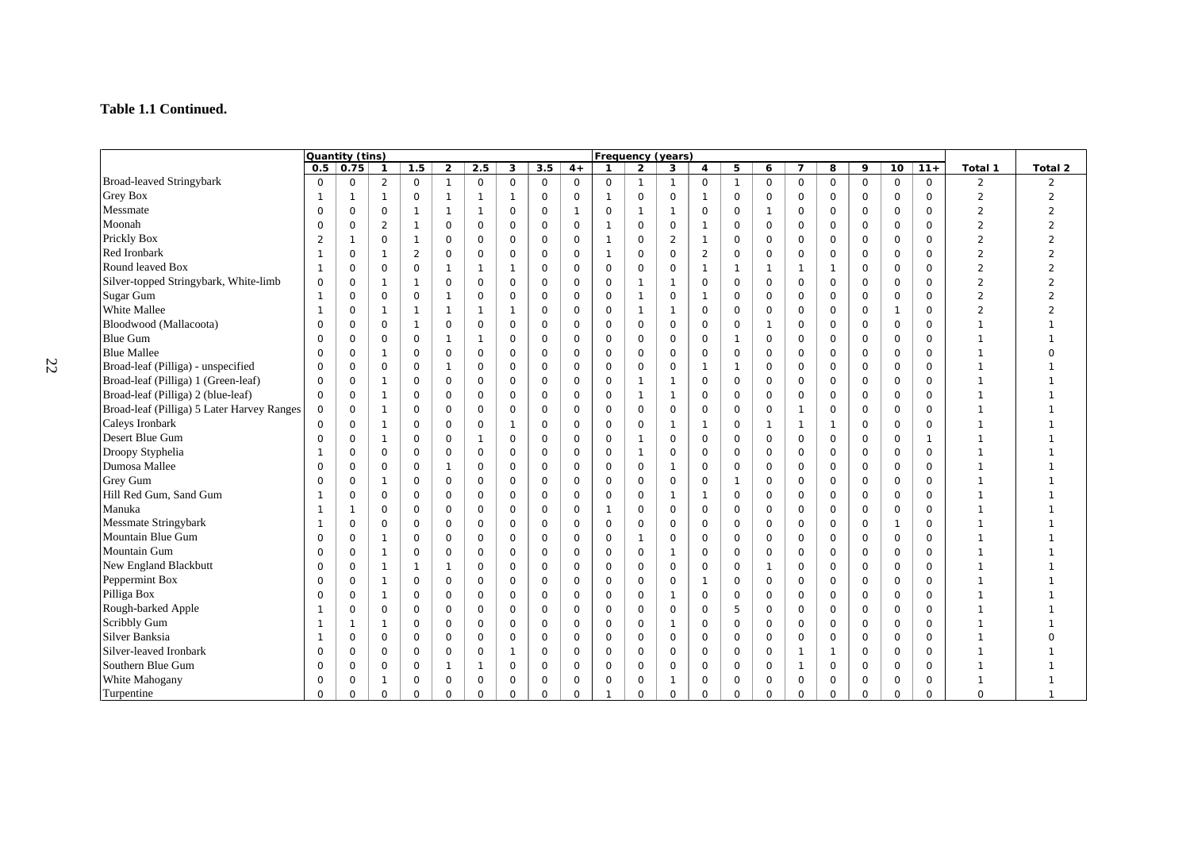**Table 1.1 Continued.**

| | Quantity (tins) | | | | | | | | | Frequency (years) | | | | | | | | | | | | |
|---|---|---|---|---|---|---|---|---|---|---|---|---|---|---|---|---|---|---|---|---|---|---|
| | 0.5 | 0.75 | 1 | 1.5 | 2 | 2.5 | 3 | 3.5 | 4+ | 1 | 2 | 3 | 4 | 5 | 6 | 7 | 8 | 9 | 10 | 11+ | Total 1 | Total 2 |
| Broad-leaved Stringybark | 0 | 0 | 2 | 0 | 1 | 0 | 0 | 0 | 0 | 0 | 1 | 1 | 0 | 1 | 0 | 0 | 0 | 0 | 0 | 0 | 2 | 2 |
| Grey Box | 1 | 1 | 1 | 0 | 1 | 1 | 1 | 0 | 0 | 1 | 0 | 0 | 1 | 0 | 0 | 0 | 0 | 0 | 0 | 0 | 2 | 2 |
| Messmate | 0 | 0 | 0 | 1 | 1 | 1 | 0 | 0 | 1 | 0 | 1 | 1 | 0 | 0 | 1 | 0 | 0 | 0 | 0 | 0 | 2 | 2 |
| Moonah | 0 | 0 | 2 | 1 | 0 | 0 | 0 | 0 | 0 | 1 | 0 | 0 | 1 | 0 | 0 | 0 | 0 | 0 | 0 | 0 | 2 | 2 |
| Prickly Box | 2 | 1 | 0 | 1 | 0 | 0 | 0 | 0 | 0 | 1 | 0 | 2 | 1 | 0 | 0 | 0 | 0 | 0 | 0 | 0 | 2 | 2 |
| Red Ironbark | 1 | 0 | 1 | 2 | 0 | 0 | 0 | 0 | 0 | 1 | 0 | 0 | 2 | 0 | 0 | 0 | 0 | 0 | 0 | 0 | 2 | 2 |
| Round leaved Box | 1 | 0 | 0 | 0 | 1 | 1 | 1 | 0 | 0 | 0 | 0 | 0 | 1 | 1 | 1 | 1 | 1 | 0 | 0 | 0 | 2 | 2 |
| Silver-topped Stringybark, White-limb | 0 | 0 | 1 | 1 | 0 | 0 | 0 | 0 | 0 | 0 | 1 | 1 | 0 | 0 | 0 | 0 | 0 | 0 | 0 | 0 | 2 | 2 |
| Sugar Gum | 1 | 0 | 0 | 0 | 1 | 0 | 0 | 0 | 0 | 0 | 1 | 0 | 1 | 0 | 0 | 0 | 0 | 0 | 0 | 0 | 2 | 2 |
| White Mallee | 1 | 0 | 1 | 1 | 1 | 1 | 1 | 0 | 0 | 0 | 1 | 1 | 0 | 0 | 0 | 0 | 0 | 0 | 1 | 0 | 2 | 2 |
| Bloodwood (Mallacoota) | 0 | 0 | 0 | 1 | 0 | 0 | 0 | 0 | 0 | 0 | 0 | 0 | 0 | 0 | 1 | 0 | 0 | 0 | 0 | 0 | 1 | 1 |
| Blue Gum | 0 | 0 | 0 | 0 | 1 | 1 | 0 | 0 | 0 | 0 | 0 | 0 | 0 | 1 | 0 | 0 | 0 | 0 | 0 | 0 | 1 | 1 |
| Blue Mallee | 0 | 0 | 1 | 0 | 0 | 0 | 0 | 0 | 0 | 0 | 0 | 0 | 0 | 0 | 0 | 0 | 0 | 0 | 0 | 0 | 1 | 0 |
| Broad-leaf (Pilliga) - unspecified | 0 | 0 | 0 | 0 | 1 | 0 | 0 | 0 | 0 | 0 | 0 | 0 | 1 | 1 | 0 | 0 | 0 | 0 | 0 | 0 | 1 | 1 |
| Broad-leaf (Pilliga) 1 (Green-leaf) | 0 | 0 | 1 | 0 | 0 | 0 | 0 | 0 | 0 | 0 | 1 | 1 | 0 | 0 | 0 | 0 | 0 | 0 | 0 | 0 | 1 | 1 |
| Broad-leaf (Pilliga) 2 (blue-leaf) | 0 | 0 | 1 | 0 | 0 | 0 | 0 | 0 | 0 | 0 | 1 | 1 | 0 | 0 | 0 | 0 | 0 | 0 | 0 | 0 | 1 | 1 |
| Broad-leaf (Pilliga) 5 Later Harvey Ranges | 0 | 0 | 1 | 0 | 0 | 0 | 0 | 0 | 0 | 0 | 0 | 0 | 0 | 0 | 0 | 1 | 0 | 0 | 0 | 0 | 1 | 1 |
| Caleys Ironbark | 0 | 0 | 1 | 0 | 0 | 0 | 1 | 0 | 0 | 0 | 0 | 1 | 1 | 0 | 1 | 1 | 1 | 0 | 0 | 0 | 1 | 1 |
| Desert Blue Gum | 0 | 0 | 1 | 0 | 0 | 1 | 0 | 0 | 0 | 0 | 1 | 0 | 0 | 0 | 0 | 0 | 0 | 0 | 0 | 1 | 1 | 1 |
| Droopy Styphelia | 1 | 0 | 0 | 0 | 0 | 0 | 0 | 0 | 0 | 0 | 1 | 0 | 0 | 0 | 0 | 0 | 0 | 0 | 0 | 0 | 1 | 1 |
| Dumosa Mallee | 0 | 0 | 0 | 0 | 1 | 0 | 0 | 0 | 0 | 0 | 0 | 1 | 0 | 0 | 0 | 0 | 0 | 0 | 0 | 0 | 1 | 1 |
| Grey Gum | 0 | 0 | 1 | 0 | 0 | 0 | 0 | 0 | 0 | 0 | 0 | 0 | 0 | 1 | 0 | 0 | 0 | 0 | 0 | 0 | 1 | 1 |
| Hill Red Gum, Sand Gum | 1 | 0 | 0 | 0 | 0 | 0 | 0 | 0 | 0 | 0 | 0 | 1 | 1 | 0 | 0 | 0 | 0 | 0 | 0 | 0 | 1 | 1 |
| Manuka | 1 | 1 | 0 | 0 | 0 | 0 | 0 | 0 | 0 | 1 | 0 | 0 | 0 | 0 | 0 | 0 | 0 | 0 | 0 | 0 | 1 | 1 |
| Messmate Stringybark | 1 | 0 | 0 | 0 | 0 | 0 | 0 | 0 | 0 | 0 | 0 | 0 | 0 | 0 | 0 | 0 | 0 | 0 | 1 | 0 | 1 | 1 |
| Mountain Blue Gum | 0 | 0 | 1 | 0 | 0 | 0 | 0 | 0 | 0 | 0 | 1 | 0 | 0 | 0 | 0 | 0 | 0 | 0 | 0 | 0 | 1 | 1 |
| Mountain Gum | 0 | 0 | 1 | 0 | 0 | 0 | 0 | 0 | 0 | 0 | 0 | 1 | 0 | 0 | 0 | 0 | 0 | 0 | 0 | 0 | 1 | 1 |
| New England Blackbutt | 0 | 0 | 1 | 1 | 1 | 0 | 0 | 0 | 0 | 0 | 0 | 0 | 0 | 0 | 1 | 0 | 0 | 0 | 0 | 0 | 1 | 1 |
| Peppermint Box | 0 | 0 | 1 | 0 | 0 | 0 | 0 | 0 | 0 | 0 | 0 | 0 | 1 | 0 | 0 | 0 | 0 | 0 | 0 | 0 | 1 | 1 |
| Pilliga Box | 0 | 0 | 1 | 0 | 0 | 0 | 0 | 0 | 0 | 0 | 0 | 1 | 0 | 0 | 0 | 0 | 0 | 0 | 0 | 0 | 1 | 1 |
| Rough-barked Apple | 1 | 0 | 0 | 0 | 0 | 0 | 0 | 0 | 0 | 0 | 0 | 0 | 0 | 5 | 0 | 0 | 0 | 0 | 0 | 0 | 1 | 1 |
| Scribbly Gum | 1 | 1 | 1 | 0 | 0 | 0 | 0 | 0 | 0 | 0 | 0 | 1 | 0 | 0 | 0 | 0 | 0 | 0 | 0 | 0 | 1 | 1 |
| Silver Banksia | 1 | 0 | 0 | 0 | 0 | 0 | 0 | 0 | 0 | 0 | 0 | 0 | 0 | 0 | 0 | 0 | 0 | 0 | 0 | 0 | 1 | 0 |
| Silver-leaved Ironbark | 0 | 0 | 0 | 0 | 0 | 0 | 1 | 0 | 0 | 0 | 0 | 0 | 0 | 0 | 0 | 1 | 1 | 0 | 0 | 0 | 1 | 1 |
| Southern Blue Gum | 0 | 0 | 0 | 0 | 1 | 1 | 0 | 0 | 0 | 0 | 0 | 0 | 0 | 0 | 0 | 1 | 0 | 0 | 0 | 0 | 1 | 1 |
| White Mahogany | 0 | 0 | 1 | 0 | 0 | 0 | 0 | 0 | 0 | 0 | 0 | 1 | 0 | 0 | 0 | 0 | 0 | 0 | 0 | 0 | 1 | 1 |
| Turpentine | 0 | 0 | 0 | 0 | 0 | 0 | 0 | 0 | 0 | 1 | 0 | 0 | 0 | 0 | 0 | 0 | 0 | 0 | 0 | 0 | 0 | 1 |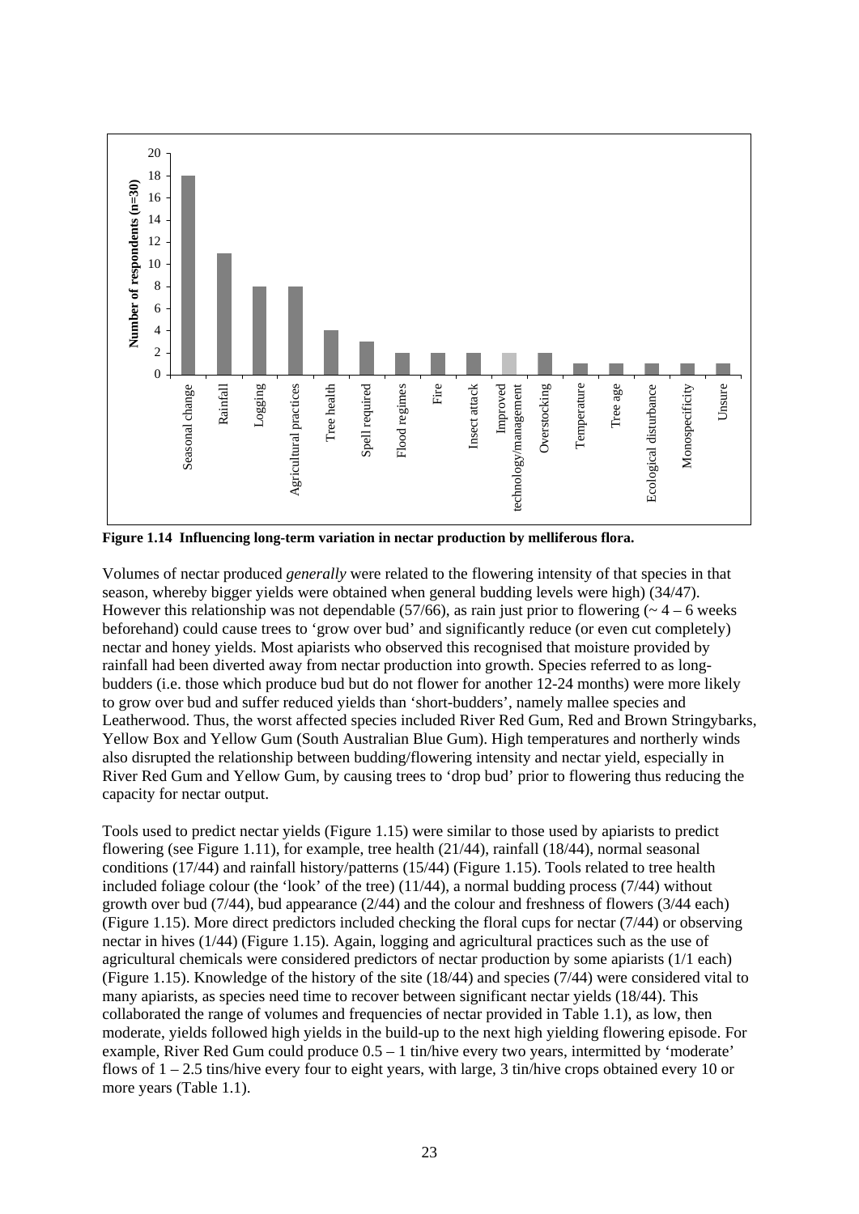**Figure 1.14 Influencing long-term variation in nectar production by melliferous flora.**

Volumes of nectar produced *generally* were related to the flowering intensity of that species in that season, whereby bigger yields were obtained when general budding levels were high) (34/47). However this relationship was not dependable (57/66), as rain just prior to flowering (~ 4 – 6 weeks beforehand) could cause trees to 'grow over bud' and significantly reduce (or even cut completely) nectar and honey yields. Most apiarists who observed this recognised that moisture provided by rainfall had been diverted away from nectar production into growth. Species referred to as long-budders (i.e. those which produce bud but do not flower for another 12-24 months) were more likely to grow over bud and suffer reduced yields than 'short-budders', namely mallee species and Leatherwood. Thus, the worst affected species included River Red Gum, Red and Brown Stringybarks, Yellow Box and Yellow Gum (South Australian Blue Gum). High temperatures and northerly winds also disrupted the relationship between budding/flowering intensity and nectar yield, especially in River Red Gum and Yellow Gum, by causing trees to 'drop bud' prior to flowering thus reducing the capacity for nectar output.

Tools used to predict nectar yields (Figure 1.15) were similar to those used by apiarists to predict flowering (see Figure 1.11), for example, tree health (21/44), rainfall (18/44), normal seasonal conditions (17/44) and rainfall history/patterns (15/44) (Figure 1.15). Tools related to tree health included foliage colour (the 'look' of the tree) (11/44), a normal budding process (7/44) without growth over bud (7/44), bud appearance (2/44) and the colour and freshness of flowers (3/44 each) (Figure 1.15). More direct predictors included checking the floral cups for nectar (7/44) or observing nectar in hives (1/44) (Figure 1.15). Again, logging and agricultural practices such as the use of agricultural chemicals were considered predictors of nectar production by some apiarists (1/1 each) (Figure 1.15). Knowledge of the history of the site (18/44) and species (7/44) were considered vital to many apiarists, as species need time to recover between significant nectar yields (18/44). This collaborated the range of volumes and frequencies of nectar provided in Table 1.1), as low, then moderate, yields followed high yields in the build-up to the next high yielding flowering episode. For example, River Red Gum could produce 0.5 – 1 tin/hive every two years, intermitted by 'moderate' flows of 1 – 2.5 tins/hive every four to eight years, with large, 3 tin/hive crops obtained every 10 or more years (Table 1.1).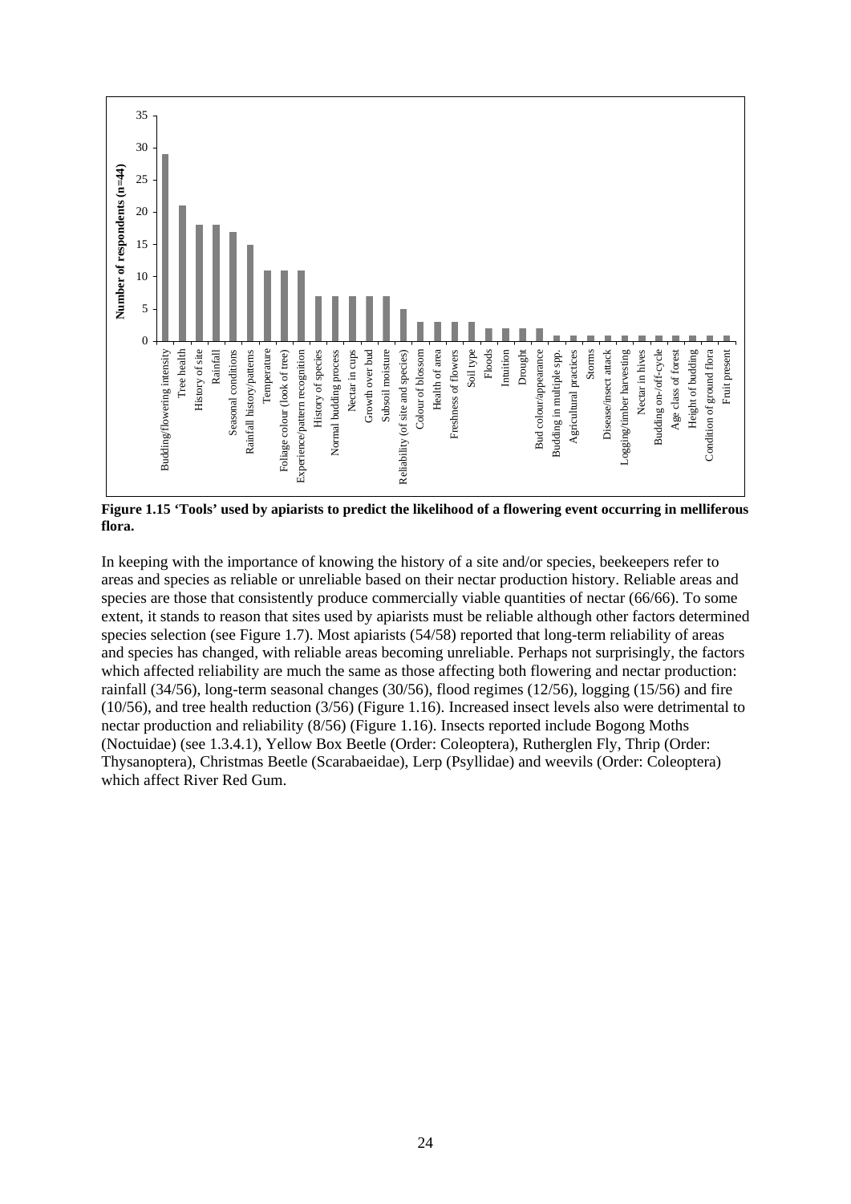**Figure 1.15 'Tools' used by apiarists to predict the likelihood of a flowering event occurring in melliferous flora.**

In keeping with the importance of knowing the history of a site and/or species, beekeepers refer to areas and species as reliable or unreliable based on their nectar production history. Reliable areas and species are those that consistently produce commercially viable quantities of nectar (66/66). To some extent, it stands to reason that sites used by apiarists must be reliable although other factors determined species selection (see Figure 1.7). Most apiarists (54/58) reported that long-term reliability of areas and species has changed, with reliable areas becoming unreliable. Perhaps not surprisingly, the factors which affected reliability are much the same as those affecting both flowering and nectar production: rainfall (34/56), long-term seasonal changes (30/56), flood regimes (12/56), logging (15/56) and fire (10/56), and tree health reduction (3/56) (Figure 1.16). Increased insect levels also were detrimental to nectar production and reliability (8/56) (Figure 1.16). Insects reported include Bogong Moths (Noctuidae) (see 1.3.4.1), Yellow Box Beetle (Order: Coleoptera), Rutherglen Fly, Thrip (Order: Thysanoptera), Christmas Beetle (Scarabaeidae), Lerp (Psyllidae) and weevils (Order: Coleoptera) which affect River Red Gum.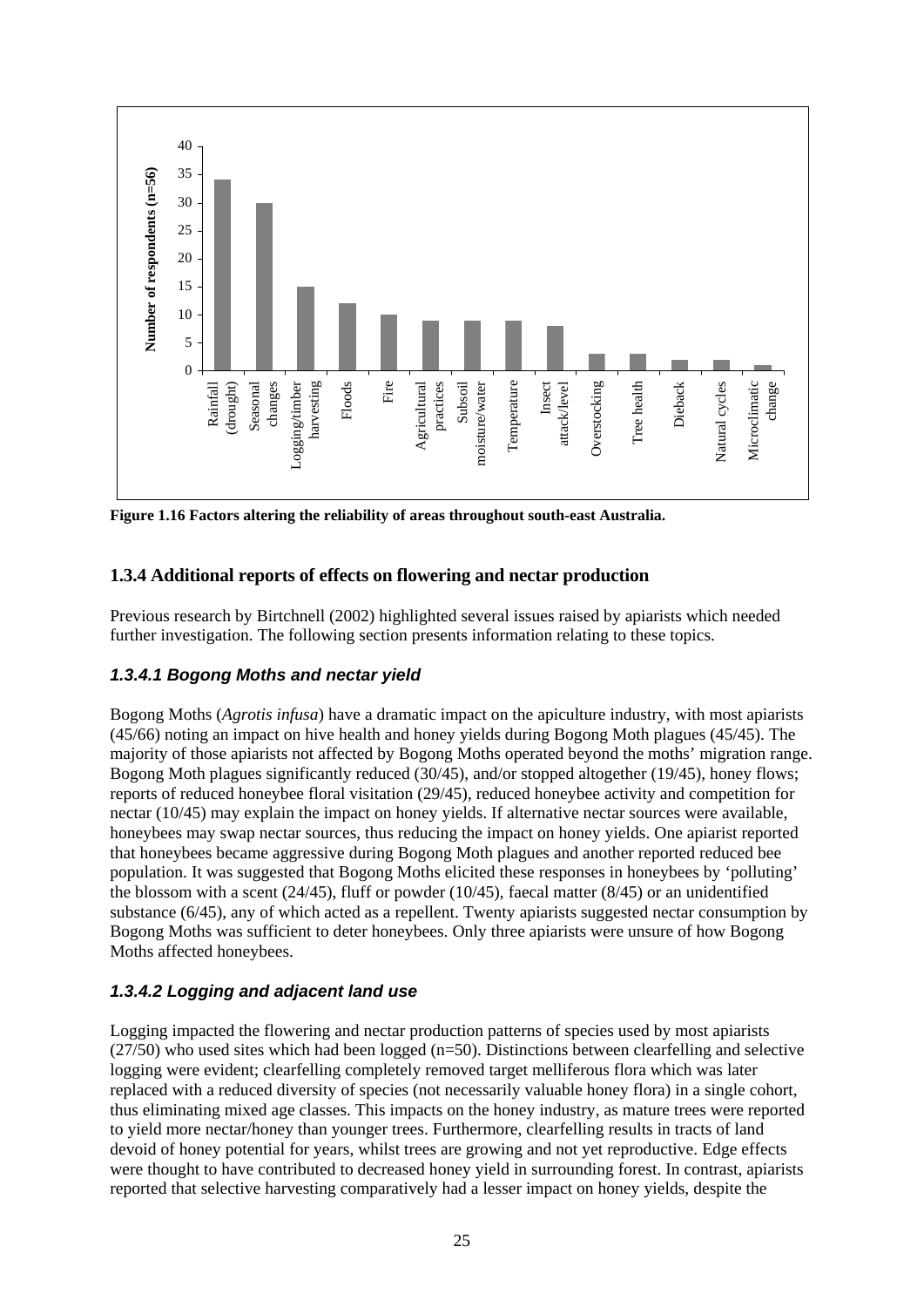**Figure 1.16 Factors altering the reliability of areas throughout south-east Australia.**

## 1.3.4 Additional reports of effects on flowering and nectar production

Previous research by Birtchnell (2002) highlighted several issues raised by apiarists which needed further investigation. The following section presents information relating to these topics.

### *1.3.4.1 Bogong Moths and nectar yield*

Bogong Moths (*Agrotis infusa*) have a dramatic impact on the apiculture industry, with most apiarists (45/66) noting an impact on hive health and honey yields during Bogong Moth plagues (45/45). The majority of those apiarists not affected by Bogong Moths operated beyond the moths' migration range. Bogong Moth plagues significantly reduced (30/45), and/or stopped altogether (19/45), honey flows; reports of reduced honeybee floral visitation (29/45), reduced honeybee activity and competition for nectar (10/45) may explain the impact on honey yields. If alternative nectar sources were available, honeybees may swap nectar sources, thus reducing the impact on honey yields. One apiarist reported that honeybees became aggressive during Bogong Moth plagues and another reported reduced bee population. It was suggested that Bogong Moths elicited these responses in honeybees by 'polluting' the blossom with a scent (24/45), fluff or powder (10/45), faecal matter (8/45) or an unidentified substance (6/45), any of which acted as a repellent. Twenty apiarists suggested nectar consumption by Bogong Moths was sufficient to deter honeybees. Only three apiarists were unsure of how Bogong Moths affected honeybees.

### *1.3.4.2 Logging and adjacent land use*

Logging impacted the flowering and nectar production patterns of species used by most apiarists (27/50) who used sites which had been logged (n=50). Distinctions between clearfelling and selective logging were evident; clearfelling completely removed target melliferous flora which was later replaced with a reduced diversity of species (not necessarily valuable honey flora) in a single cohort, thus eliminating mixed age classes. This impacts on the honey industry, as mature trees were reported to yield more nectar/honey than younger trees. Furthermore, clearfelling results in tracts of land devoid of honey potential for years, whilst trees are growing and not yet reproductive. Edge effects were thought to have contributed to decreased honey yield in surrounding forest. In contrast, apiarists reported that selective harvesting comparatively had a lesser impact on honey yields, despite the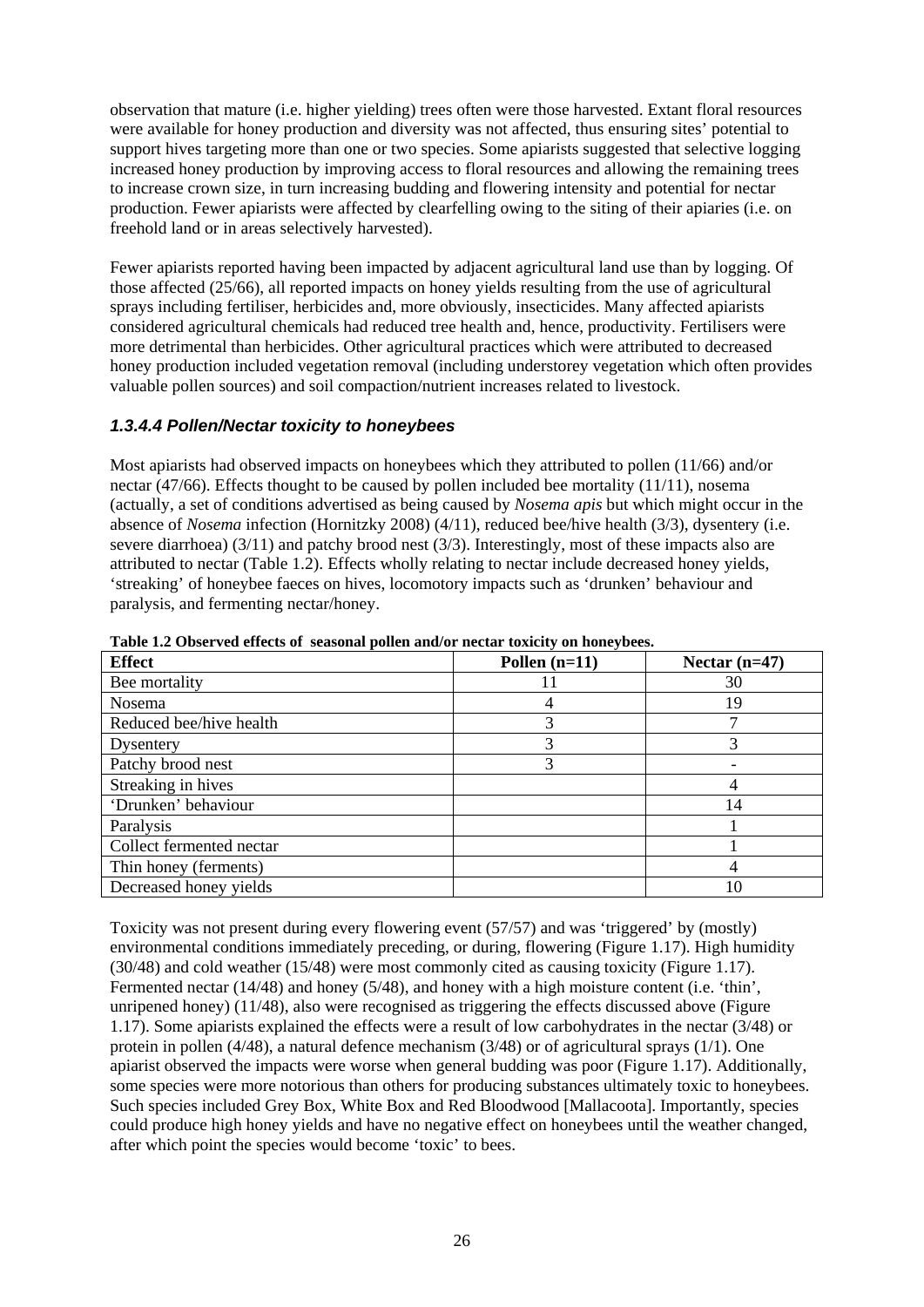observation that mature (i.e. higher yielding) trees often were those harvested. Extant floral resources were available for honey production and diversity was not affected, thus ensuring sites' potential to support hives targeting more than one or two species. Some apiarists suggested that selective logging increased honey production by improving access to floral resources and allowing the remaining trees to increase crown size, in turn increasing budding and flowering intensity and potential for nectar production. Fewer apiarists were affected by clearfelling owing to the siting of their apiaries (i.e. on freehold land or in areas selectively harvested).

Fewer apiarists reported having been impacted by adjacent agricultural land use than by logging. Of those affected (25/66), all reported impacts on honey yields resulting from the use of agricultural sprays including fertiliser, herbicides and, more obviously, insecticides. Many affected apiarists considered agricultural chemicals had reduced tree health and, hence, productivity. Fertilisers were more detrimental than herbicides. Other agricultural practices which were attributed to decreased honey production included vegetation removal (including understorey vegetation which often provides valuable pollen sources) and soil compaction/nutrient increases related to livestock.

### *1.3.4.4 Pollen/Nectar toxicity to honeybees*

Most apiarists had observed impacts on honeybees which they attributed to pollen (11/66) and/or nectar (47/66). Effects thought to be caused by pollen included bee mortality (11/11), nosema (actually, a set of conditions advertised as being caused by *Nosema apis* but which might occur in the absence of *Nosema* infection (Hornitzky 2008) (4/11), reduced bee/hive health (3/3), dysentery (i.e. severe diarrhoea) (3/11) and patchy brood nest (3/3). Interestingly, most of these impacts also are attributed to nectar (Table 1.2). Effects wholly relating to nectar include decreased honey yields, 'streaking' of honeybee faeces on hives, locomotory impacts such as 'drunken' behaviour and paralysis, and fermenting nectar/honey.

**Table 1.2 Observed effects of seasonal pollen and/or nectar toxicity on honeybees.**

| Effect | Pollen (n=11) | Nectar (n=47) |
|---|---|---|
| Bee mortality | 11 | 30 |
| Nosema | 4 | 19 |
| Reduced bee/hive health | 3 | 7 |
| Dysentery | 3 | 3 |
| Patchy brood nest | 3 | - |
| Streaking in hives | | 4 |
| 'Drunken' behaviour | | 14 |
| Paralysis | | 1 |
| Collect fermented nectar | | 1 |
| Thin honey (ferments) | | 4 |
| Decreased honey yields | | 10 |

Toxicity was not present during every flowering event (57/57) and was 'triggered' by (mostly) environmental conditions immediately preceding, or during, flowering (Figure 1.17). High humidity (30/48) and cold weather (15/48) were most commonly cited as causing toxicity (Figure 1.17). Fermented nectar (14/48) and honey (5/48), and honey with a high moisture content (i.e. 'thin', unripened honey) (11/48), also were recognised as triggering the effects discussed above (Figure 1.17). Some apiarists explained the effects were a result of low carbohydrates in the nectar (3/48) or protein in pollen (4/48), a natural defence mechanism (3/48) or of agricultural sprays (1/1). One apiarist observed the impacts were worse when general budding was poor (Figure 1.17). Additionally, some species were more notorious than others for producing substances ultimately toxic to honeybees. Such species included Grey Box, White Box and Red Bloodwood [Mallacoota]. Importantly, species could produce high honey yields and have no negative effect on honeybees until the weather changed, after which point the species would become 'toxic' to bees.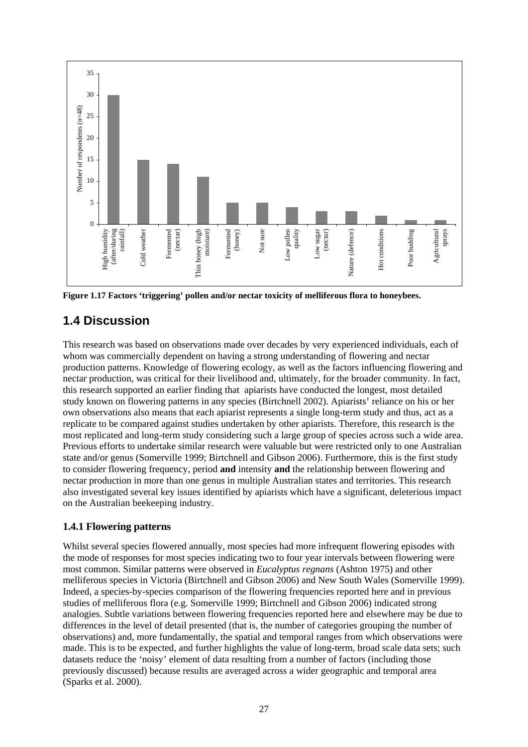**Figure 1.17 Factors 'triggering' pollen and/or nectar toxicity of melliferous flora to honeybees.**

## 1.4 Discussion

This research was based on observations made over decades by very experienced individuals, each of whom was commercially dependent on having a strong understanding of flowering and nectar production patterns. Knowledge of flowering ecology, as well as the factors influencing flowering and nectar production, was critical for their livelihood and, ultimately, for the broader community. In fact, this research supported an earlier finding that apiarists have conducted the longest, most detailed study known on flowering patterns in any species (Birtchnell 2002). Apiarists' reliance on his or her own observations also means that each apiarist represents a single long-term study and thus, act as a replicate to be compared against studies undertaken by other apiarists. Therefore, this research is the most replicated and long-term study considering such a large group of species across such a wide area. Previous efforts to undertake similar research were valuable but were restricted only to one Australian state and/or genus (Somerville 1999; Birtchnell and Gibson 2006). Furthermore, this is the first study to consider flowering frequency, period **and** intensity **and** the relationship between flowering and nectar production in more than one genus in multiple Australian states and territories. This research also investigated several key issues identified by apiarists which have a significant, deleterious impact on the Australian beekeeping industry.

### 1.4.1 Flowering patterns

Whilst several species flowered annually, most species had more infrequent flowering episodes with the mode of responses for most species indicating two to four year intervals between flowering were most common. Similar patterns were observed in *Eucalyptus regnans* (Ashton 1975) and other melliferous species in Victoria (Birtchnell and Gibson 2006) and New South Wales (Somerville 1999). Indeed, a species-by-species comparison of the flowering frequencies reported here and in previous studies of melliferous flora (e.g. Somerville 1999; Birtchnell and Gibson 2006) indicated strong analogies. Subtle variations between flowering frequencies reported here and elsewhere may be due to differences in the level of detail presented (that is, the number of categories grouping the number of observations) and, more fundamentally, the spatial and temporal ranges from which observations were made. This is to be expected, and further highlights the value of long-term, broad scale data sets; such datasets reduce the 'noisy' element of data resulting from a number of factors (including those previously discussed) because results are averaged across a wider geographic and temporal area (Sparks et al. 2000).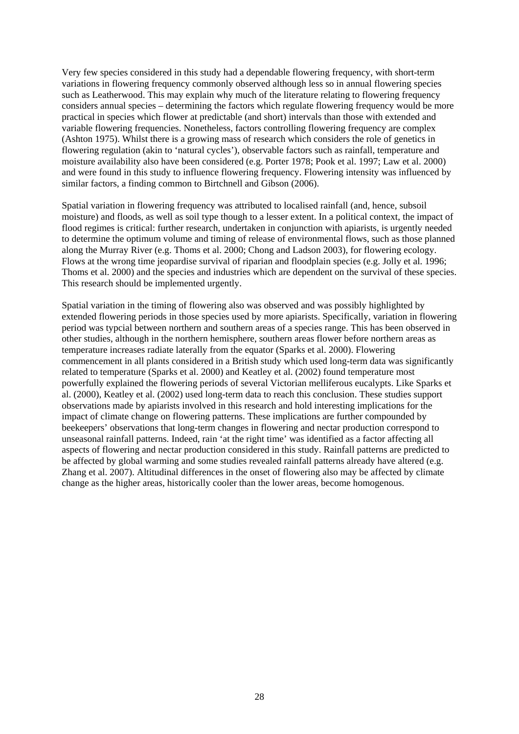Very few species considered in this study had a dependable flowering frequency, with short-term variations in flowering frequency commonly observed although less so in annual flowering species such as Leatherwood. This may explain why much of the literature relating to flowering frequency considers annual species – determining the factors which regulate flowering frequency would be more practical in species which flower at predictable (and short) intervals than those with extended and variable flowering frequencies. Nonetheless, factors controlling flowering frequency are complex (Ashton 1975). Whilst there is a growing mass of research which considers the role of genetics in flowering regulation (akin to 'natural cycles'), observable factors such as rainfall, temperature and moisture availability also have been considered (e.g. Porter 1978; Pook et al. 1997; Law et al. 2000) and were found in this study to influence flowering frequency. Flowering intensity was influenced by similar factors, a finding common to Birtchnell and Gibson (2006).

Spatial variation in flowering frequency was attributed to localised rainfall (and, hence, subsoil moisture) and floods, as well as soil type though to a lesser extent. In a political context, the impact of flood regimes is critical: further research, undertaken in conjunction with apiarists, is urgently needed to determine the optimum volume and timing of release of environmental flows, such as those planned along the Murray River (e.g. Thoms et al. 2000; Chong and Ladson 2003), for flowering ecology. Flows at the wrong time jeopardise survival of riparian and floodplain species (e.g. Jolly et al. 1996; Thoms et al. 2000) and the species and industries which are dependent on the survival of these species. This research should be implemented urgently.

Spatial variation in the timing of flowering also was observed and was possibly highlighted by extended flowering periods in those species used by more apiarists. Specifically, variation in flowering period was typcial between northern and southern areas of a species range. This has been observed in other studies, although in the northern hemisphere, southern areas flower before northern areas as temperature increases radiate laterally from the equator (Sparks et al. 2000). Flowering commencement in all plants considered in a British study which used long-term data was significantly related to temperature (Sparks et al. 2000) and Keatley et al. (2002) found temperature most powerfully explained the flowering periods of several Victorian melliferous eucalypts. Like Sparks et al. (2000), Keatley et al. (2002) used long-term data to reach this conclusion. These studies support observations made by apiarists involved in this research and hold interesting implications for the impact of climate change on flowering patterns. These implications are further compounded by beekeepers' observations that long-term changes in flowering and nectar production correspond to unseasonal rainfall patterns. Indeed, rain 'at the right time' was identified as a factor affecting all aspects of flowering and nectar production considered in this study. Rainfall patterns are predicted to be affected by global warming and some studies revealed rainfall patterns already have altered (e.g. Zhang et al. 2007). Altitudinal differences in the onset of flowering also may be affected by climate change as the higher areas, historically cooler than the lower areas, become homogenous.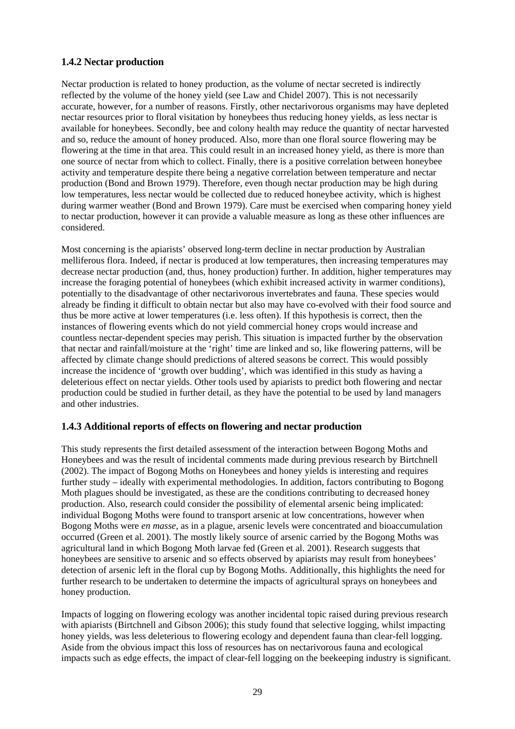### 1.4.2 Nectar production

Nectar production is related to honey production, as the volume of nectar secreted is indirectly reflected by the volume of the honey yield (see Law and Chidel 2007). This is not necessarily accurate, however, for a number of reasons. Firstly, other nectarivorous organisms may have depleted nectar resources prior to floral visitation by honeybees thus reducing honey yields, as less nectar is available for honeybees. Secondly, bee and colony health may reduce the quantity of nectar harvested and so, reduce the amount of honey produced. Also, more than one floral source flowering may be flowering at the time in that area. This could result in an increased honey yield, as there is more than one source of nectar from which to collect. Finally, there is a positive correlation between honeybee activity and temperature despite there being a negative correlation between temperature and nectar production (Bond and Brown 1979). Therefore, even though nectar production may be high during low temperatures, less nectar would be collected due to reduced honeybee activity, which is highest during warmer weather (Bond and Brown 1979). Care must be exercised when comparing honey yield to nectar production, however it can provide a valuable measure as long as these other influences are considered.

Most concerning is the apiarists' observed long-term decline in nectar production by Australian melliferous flora. Indeed, if nectar is produced at low temperatures, then increasing temperatures may decrease nectar production (and, thus, honey production) further. In addition, higher temperatures may increase the foraging potential of honeybees (which exhibit increased activity in warmer conditions), potentially to the disadvantage of other nectarivorous invertebrates and fauna. These species would already be finding it difficult to obtain nectar but also may have co-evolved with their food source and thus be more active at lower temperatures (i.e. less often). If this hypothesis is correct, then the instances of flowering events which do not yield commercial honey crops would increase and countless nectar-dependent species may perish. This situation is impacted further by the observation that nectar and rainfall/moisture at the 'right' time are linked and so, like flowering patterns, will be affected by climate change should predictions of altered seasons be correct. This would possibly increase the incidence of 'growth over budding', which was identified in this study as having a deleterious effect on nectar yields. Other tools used by apiarists to predict both flowering and nectar production could be studied in further detail, as they have the potential to be used by land managers and other industries.

### 1.4.3 Additional reports of effects on flowering and nectar production

This study represents the first detailed assessment of the interaction between Bogong Moths and Honeybees and was the result of incidental comments made during previous research by Birtchnell (2002). The impact of Bogong Moths on Honeybees and honey yields is interesting and requires further study – ideally with experimental methodologies. In addition, factors contributing to Bogong Moth plagues should be investigated, as these are the conditions contributing to decreased honey production. Also, research could consider the possibility of elemental arsenic being implicated: individual Bogong Moths were found to transport arsenic at low concentrations, however when Bogong Moths were *en masse*, as in a plague, arsenic levels were concentrated and bioaccumulation occurred (Green et al. 2001). The mostly likely source of arsenic carried by the Bogong Moths was agricultural land in which Bogong Moth larvae fed (Green et al. 2001). Research suggests that honeybees are sensitive to arsenic and so effects observed by apiarists may result from honeybees' detection of arsenic left in the floral cup by Bogong Moths. Additionally, this highlights the need for further research to be undertaken to determine the impacts of agricultural sprays on honeybees and honey production.

Impacts of logging on flowering ecology was another incidental topic raised during previous research with apiarists (Birtchnell and Gibson 2006); this study found that selective logging, whilst impacting honey yields, was less deleterious to flowering ecology and dependent fauna than clear-fell logging. Aside from the obvious impact this loss of resources has on nectarivorous fauna and ecological impacts such as edge effects, the impact of clear-fell logging on the beekeeping industry is significant.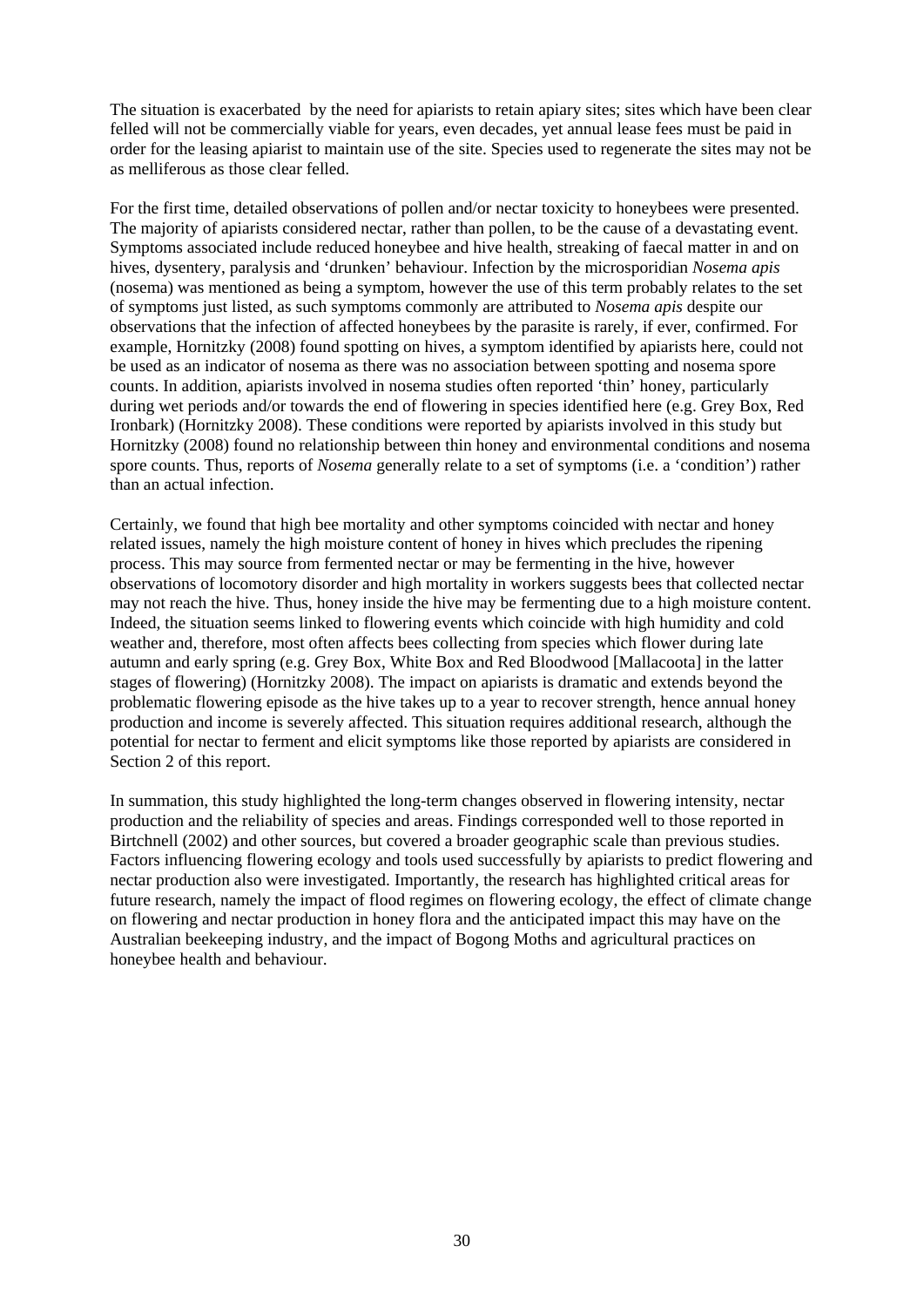The situation is exacerbated  by the need for apiarists to retain apiary sites; sites which have been clear felled will not be commercially viable for years, even decades, yet annual lease fees must be paid in order for the leasing apiarist to maintain use of the site. Species used to regenerate the sites may not be as melliferous as those clear felled.

For the first time, detailed observations of pollen and/or nectar toxicity to honeybees were presented. The majority of apiarists considered nectar, rather than pollen, to be the cause of a devastating event. Symptoms associated include reduced honeybee and hive health, streaking of faecal matter in and on hives, dysentery, paralysis and 'drunken' behaviour. Infection by the microsporidian *Nosema apis* (nosema) was mentioned as being a symptom, however the use of this term probably relates to the set of symptoms just listed, as such symptoms commonly are attributed to *Nosema apis* despite our observations that the infection of affected honeybees by the parasite is rarely, if ever, confirmed. For example, Hornitzky (2008) found spotting on hives, a symptom identified by apiarists here, could not be used as an indicator of nosema as there was no association between spotting and nosema spore counts. In addition, apiarists involved in nosema studies often reported 'thin' honey, particularly during wet periods and/or towards the end of flowering in species identified here (e.g. Grey Box, Red Ironbark) (Hornitzky 2008). These conditions were reported by apiarists involved in this study but Hornitzky (2008) found no relationship between thin honey and environmental conditions and nosema spore counts. Thus, reports of *Nosema* generally relate to a set of symptoms (i.e. a 'condition') rather than an actual infection.

Certainly, we found that high bee mortality and other symptoms coincided with nectar and honey related issues, namely the high moisture content of honey in hives which precludes the ripening process. This may source from fermented nectar or may be fermenting in the hive, however observations of locomotory disorder and high mortality in workers suggests bees that collected nectar may not reach the hive. Thus, honey inside the hive may be fermenting due to a high moisture content. Indeed, the situation seems linked to flowering events which coincide with high humidity and cold weather and, therefore, most often affects bees collecting from species which flower during late autumn and early spring (e.g. Grey Box, White Box and Red Bloodwood [Mallacoota] in the latter stages of flowering) (Hornitzky 2008). The impact on apiarists is dramatic and extends beyond the problematic flowering episode as the hive takes up to a year to recover strength, hence annual honey production and income is severely affected. This situation requires additional research, although the potential for nectar to ferment and elicit symptoms like those reported by apiarists are considered in Section 2 of this report.

In summation, this study highlighted the long-term changes observed in flowering intensity, nectar production and the reliability of species and areas. Findings corresponded well to those reported in Birtchnell (2002) and other sources, but covered a broader geographic scale than previous studies. Factors influencing flowering ecology and tools used successfully by apiarists to predict flowering and nectar production also were investigated. Importantly, the research has highlighted critical areas for future research, namely the impact of flood regimes on flowering ecology, the effect of climate change on flowering and nectar production in honey flora and the anticipated impact this may have on the Australian beekeeping industry, and the impact of Bogong Moths and agricultural practices on honeybee health and behaviour.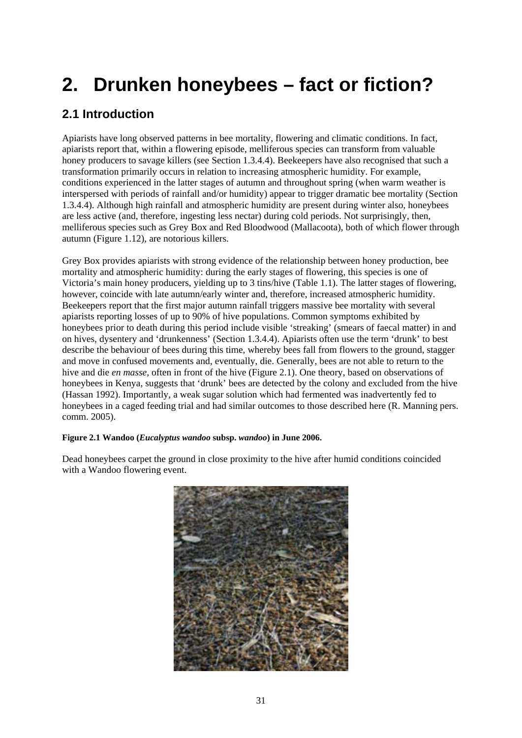# 2. Drunken honeybees – fact or fiction?

## 2.1 Introduction

Apiarists have long observed patterns in bee mortality, flowering and climatic conditions. In fact, apiarists report that, within a flowering episode, melliferous species can transform from valuable honey producers to savage killers (see Section 1.3.4.4). Beekeepers have also recognised that such a transformation primarily occurs in relation to increasing atmospheric humidity. For example, conditions experienced in the latter stages of autumn and throughout spring (when warm weather is interspersed with periods of rainfall and/or humidity) appear to trigger dramatic bee mortality (Section 1.3.4.4). Although high rainfall and atmospheric humidity are present during winter also, honeybees are less active (and, therefore, ingesting less nectar) during cold periods. Not surprisingly, then, melliferous species such as Grey Box and Red Bloodwood (Mallacoota), both of which flower through autumn (Figure 1.12), are notorious killers.

Grey Box provides apiarists with strong evidence of the relationship between honey production, bee mortality and atmospheric humidity: during the early stages of flowering, this species is one of Victoria's main honey producers, yielding up to 3 tins/hive (Table 1.1). The latter stages of flowering, however, coincide with late autumn/early winter and, therefore, increased atmospheric humidity. Beekeepers report that the first major autumn rainfall triggers massive bee mortality with several apiarists reporting losses of up to 90% of hive populations. Common symptoms exhibited by honeybees prior to death during this period include visible 'streaking' (smears of faecal matter) in and on hives, dysentery and 'drunkenness' (Section 1.3.4.4). Apiarists often use the term 'drunk' to best describe the behaviour of bees during this time, whereby bees fall from flowers to the ground, stagger and move in confused movements and, eventually, die. Generally, bees are not able to return to the hive and die *en masse*, often in front of the hive (Figure 2.1). One theory, based on observations of honeybees in Kenya, suggests that 'drunk' bees are detected by the colony and excluded from the hive (Hassan 1992). Importantly, a weak sugar solution which had fermented was inadvertently fed to honeybees in a caged feeding trial and had similar outcomes to those described here (R. Manning pers. comm. 2005).

**Figure 2.1 Wandoo (*Eucalyptus wandoo* subsp. *wandoo*) in June 2006.**

Dead honeybees carpet the ground in close proximity to the hive after humid conditions coincided with a Wandoo flowering event.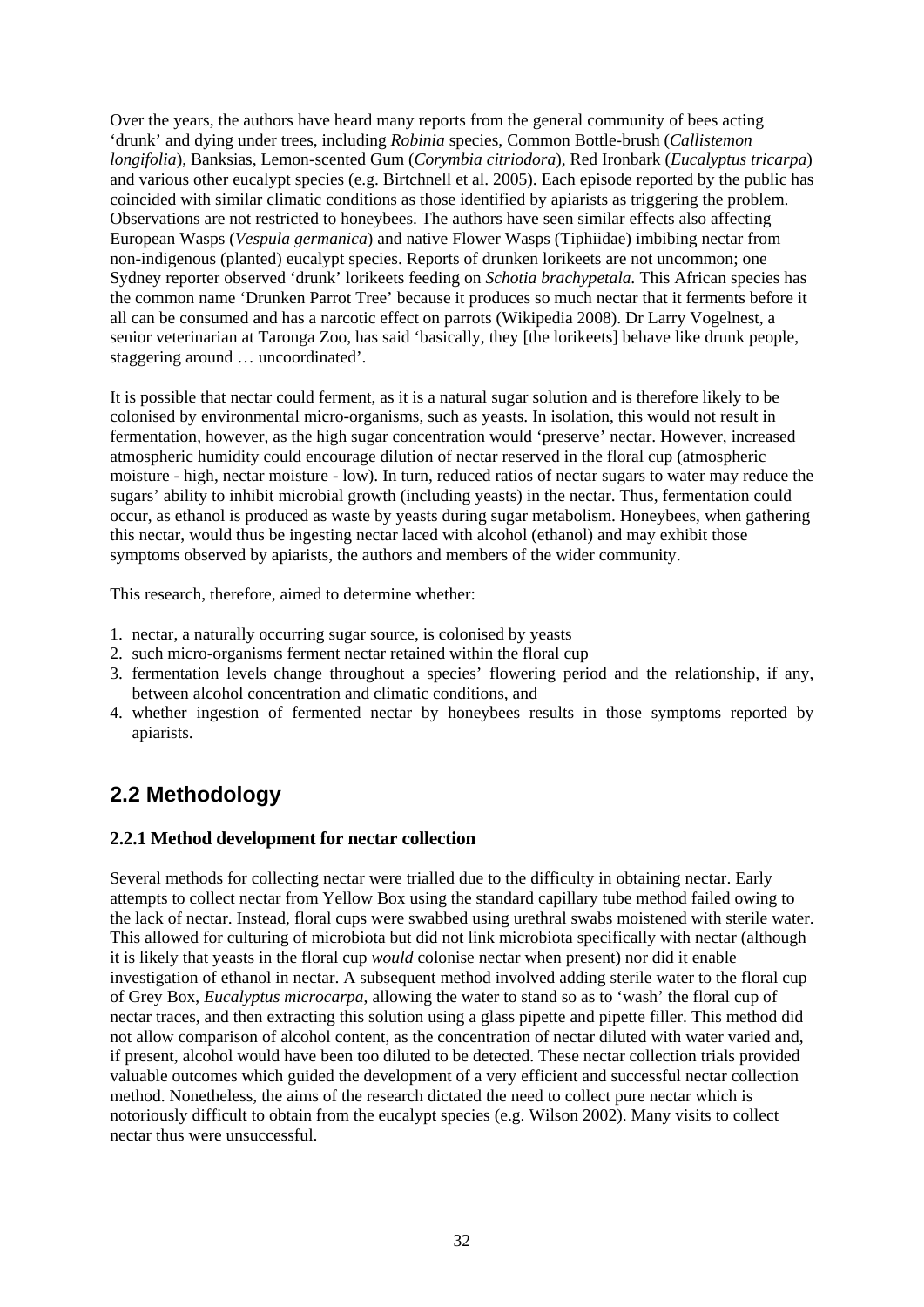Over the years, the authors have heard many reports from the general community of bees acting 'drunk' and dying under trees, including *Robinia* species, Common Bottle-brush (*Callistemon longifolia*), Banksias, Lemon-scented Gum (*Corymbia citriodora*), Red Ironbark (*Eucalyptus tricarpa*) and various other eucalypt species (e.g. Birtchnell et al. 2005). Each episode reported by the public has coincided with similar climatic conditions as those identified by apiarists as triggering the problem. Observations are not restricted to honeybees. The authors have seen similar effects also affecting European Wasps (*Vespula germanica*) and native Flower Wasps (Tiphiidae) imbibing nectar from non-indigenous (planted) eucalypt species. Reports of drunken lorikeets are not uncommon; one Sydney reporter observed 'drunk' lorikeets feeding on *Schotia brachypetala.* This African species has the common name 'Drunken Parrot Tree' because it produces so much nectar that it ferments before it all can be consumed and has a narcotic effect on parrots (Wikipedia 2008). Dr Larry Vogelnest, a senior veterinarian at Taronga Zoo, has said 'basically, they [the lorikeets] behave like drunk people, staggering around … uncoordinated'.

It is possible that nectar could ferment, as it is a natural sugar solution and is therefore likely to be colonised by environmental micro-organisms, such as yeasts. In isolation, this would not result in fermentation, however, as the high sugar concentration would 'preserve' nectar. However, increased atmospheric humidity could encourage dilution of nectar reserved in the floral cup (atmospheric moisture - high, nectar moisture - low). In turn, reduced ratios of nectar sugars to water may reduce the sugars' ability to inhibit microbial growth (including yeasts) in the nectar. Thus, fermentation could occur, as ethanol is produced as waste by yeasts during sugar metabolism. Honeybees, when gathering this nectar, would thus be ingesting nectar laced with alcohol (ethanol) and may exhibit those symptoms observed by apiarists, the authors and members of the wider community.

This research, therefore, aimed to determine whether:

1. nectar, a naturally occurring sugar source, is colonised by yeasts
2. such micro-organisms ferment nectar retained within the floral cup
3. fermentation levels change throughout a species' flowering period and the relationship, if any, between alcohol concentration and climatic conditions, and
4. whether ingestion of fermented nectar by honeybees results in those symptoms reported by apiarists.

## 2.2 Methodology

### 2.2.1 Method development for nectar collection

Several methods for collecting nectar were trialled due to the difficulty in obtaining nectar. Early attempts to collect nectar from Yellow Box using the standard capillary tube method failed owing to the lack of nectar. Instead, floral cups were swabbed using urethral swabs moistened with sterile water. This allowed for culturing of microbiota but did not link microbiota specifically with nectar (although it is likely that yeasts in the floral cup *would* colonise nectar when present) nor did it enable investigation of ethanol in nectar. A subsequent method involved adding sterile water to the floral cup of Grey Box, *Eucalyptus microcarpa*, allowing the water to stand so as to 'wash' the floral cup of nectar traces, and then extracting this solution using a glass pipette and pipette filler. This method did not allow comparison of alcohol content, as the concentration of nectar diluted with water varied and, if present, alcohol would have been too diluted to be detected. These nectar collection trials provided valuable outcomes which guided the development of a very efficient and successful nectar collection method. Nonetheless, the aims of the research dictated the need to collect pure nectar which is notoriously difficult to obtain from the eucalypt species (e.g. Wilson 2002). Many visits to collect nectar thus were unsuccessful.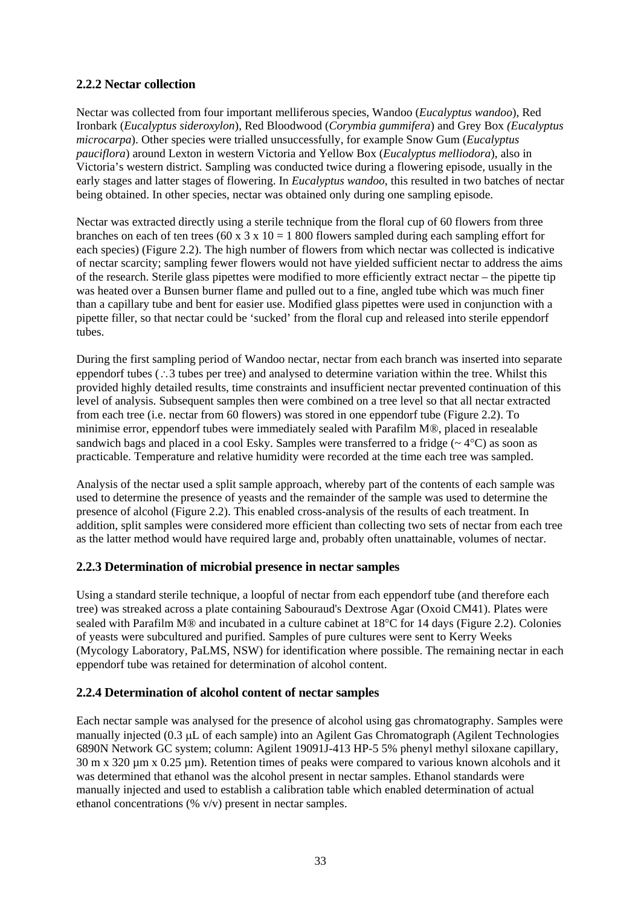### 2.2.2 Nectar collection

Nectar was collected from four important melliferous species, Wandoo (*Eucalyptus wandoo*), Red Ironbark (*Eucalyptus sideroxylon*), Red Bloodwood (*Corymbia gummifera*) and Grey Box *(Eucalyptus microcarpa*). Other species were trialled unsuccessfully, for example Snow Gum (*Eucalyptus pauciflora*) around Lexton in western Victoria and Yellow Box (*Eucalyptus melliodora*), also in Victoria's western district. Sampling was conducted twice during a flowering episode, usually in the early stages and latter stages of flowering. In *Eucalyptus wandoo*, this resulted in two batches of nectar being obtained. In other species, nectar was obtained only during one sampling episode.

Nectar was extracted directly using a sterile technique from the floral cup of 60 flowers from three branches on each of ten trees (60 x 3 x 10 = 1 800 flowers sampled during each sampling effort for each species) (Figure 2.2). The high number of flowers from which nectar was collected is indicative of nectar scarcity; sampling fewer flowers would not have yielded sufficient nectar to address the aims of the research. Sterile glass pipettes were modified to more efficiently extract nectar – the pipette tip was heated over a Bunsen burner flame and pulled out to a fine, angled tube which was much finer than a capillary tube and bent for easier use. Modified glass pipettes were used in conjunction with a pipette filler, so that nectar could be 'sucked' from the floral cup and released into sterile eppendorf tubes.

During the first sampling period of Wandoo nectar, nectar from each branch was inserted into separate eppendorf tubes (∴3 tubes per tree) and analysed to determine variation within the tree. Whilst this provided highly detailed results, time constraints and insufficient nectar prevented continuation of this level of analysis. Subsequent samples then were combined on a tree level so that all nectar extracted from each tree (i.e. nectar from 60 flowers) was stored in one eppendorf tube (Figure 2.2). To minimise error, eppendorf tubes were immediately sealed with Parafilm M®, placed in resealable sandwich bags and placed in a cool Esky. Samples were transferred to a fridge (~ 4°C) as soon as practicable. Temperature and relative humidity were recorded at the time each tree was sampled.

Analysis of the nectar used a split sample approach, whereby part of the contents of each sample was used to determine the presence of yeasts and the remainder of the sample was used to determine the presence of alcohol (Figure 2.2). This enabled cross-analysis of the results of each treatment. In addition, split samples were considered more efficient than collecting two sets of nectar from each tree as the latter method would have required large and, probably often unattainable, volumes of nectar.

### 2.2.3 Determination of microbial presence in nectar samples

Using a standard sterile technique, a loopful of nectar from each eppendorf tube (and therefore each tree) was streaked across a plate containing Sabouraud's Dextrose Agar (Oxoid CM41). Plates were sealed with Parafilm M® and incubated in a culture cabinet at 18°C for 14 days (Figure 2.2). Colonies of yeasts were subcultured and purified. Samples of pure cultures were sent to Kerry Weeks (Mycology Laboratory, PaLMS, NSW) for identification where possible. The remaining nectar in each eppendorf tube was retained for determination of alcohol content.

### 2.2.4 Determination of alcohol content of nectar samples

Each nectar sample was analysed for the presence of alcohol using gas chromatography. Samples were manually injected (0.3 μL of each sample) into an Agilent Gas Chromatograph (Agilent Technologies 6890N Network GC system; column: Agilent 19091J-413 HP-5 5% phenyl methyl siloxane capillary, 30 m x 320 μm x 0.25 μm). Retention times of peaks were compared to various known alcohols and it was determined that ethanol was the alcohol present in nectar samples. Ethanol standards were manually injected and used to establish a calibration table which enabled determination of actual ethanol concentrations (% v/v) present in nectar samples.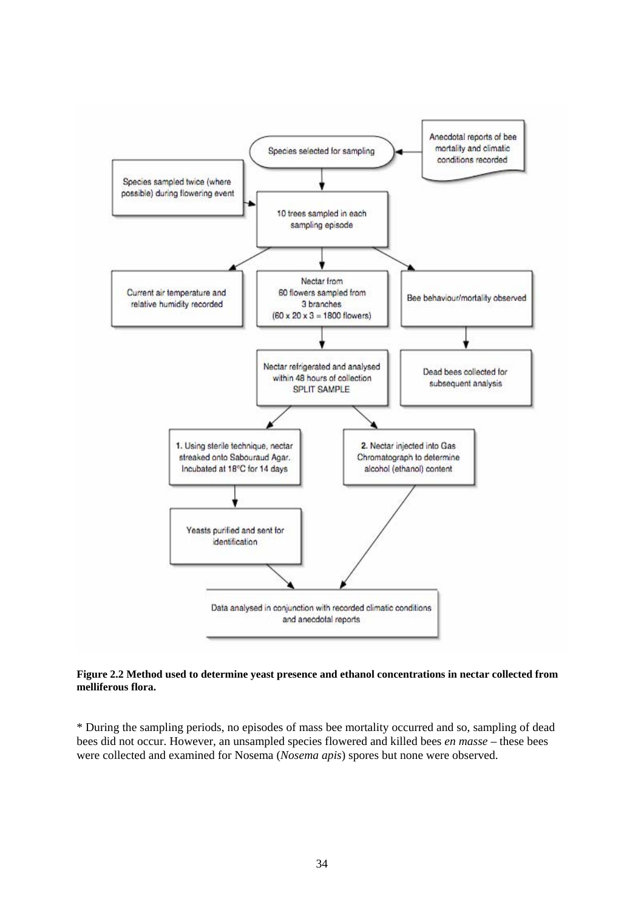Species selected for sampling

Anecdotal reports of bee mortality and climatic conditions recorded

Species sampled twice (where possible) during flowering event

10 trees sampled in each sampling episode

Current air temperature and relative humidity recorded

Nectar from 60 flowers sampled from 3 branches (60 x 20 x 3 = 1800 flowers)

Bee behaviour/mortality observed

Nectar refrigerated and analysed within 48 hours of collection SPLIT SAMPLE

Dead bees collected for subsequent analysis

**1.** Using sterile technique, nectar streaked onto Sabouraud Agar. Incubated at 18°C for 14 days

**2.** Nectar injected into Gas Chromatograph to determine alcohol (ethanol) content

Yeasts purified and sent for identification

Data analysed in conjunction with recorded climatic conditions and anecdotal reports

**Figure 2.2 Method used to determine yeast presence and ethanol concentrations in nectar collected from melliferous flora.**

* During the sampling periods, no episodes of mass bee mortality occurred and so, sampling of dead bees did not occur. However, an unsampled species flowered and killed bees *en masse* – these bees were collected and examined for Nosema (*Nosema apis*) spores but none were observed.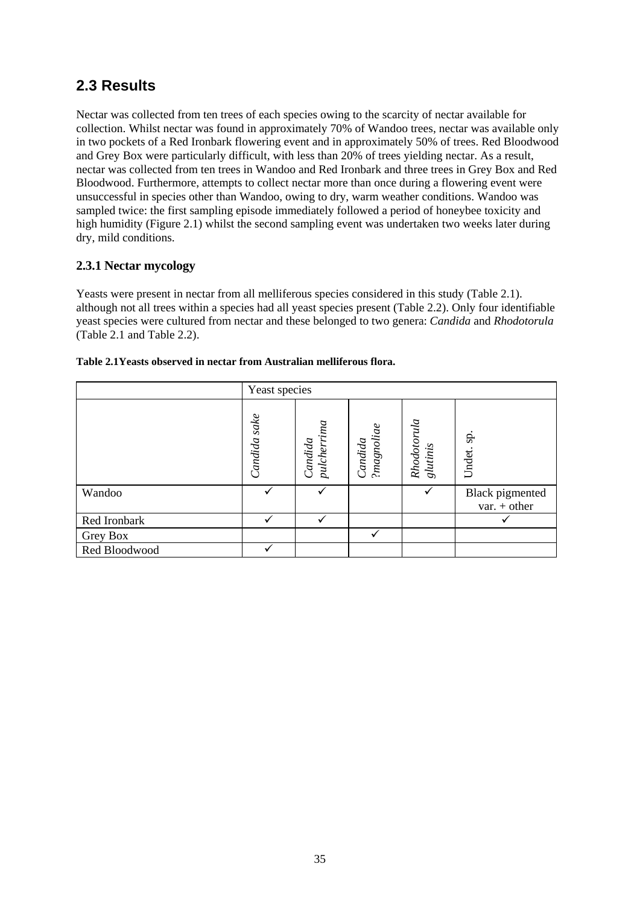## 2.3 Results

Nectar was collected from ten trees of each species owing to the scarcity of nectar available for collection. Whilst nectar was found in approximately 70% of Wandoo trees, nectar was available only in two pockets of a Red Ironbark flowering event and in approximately 50% of trees. Red Bloodwood and Grey Box were particularly difficult, with less than 20% of trees yielding nectar. As a result, nectar was collected from ten trees in Wandoo and Red Ironbark and three trees in Grey Box and Red Bloodwood. Furthermore, attempts to collect nectar more than once during a flowering event were unsuccessful in species other than Wandoo, owing to dry, warm weather conditions. Wandoo was sampled twice: the first sampling episode immediately followed a period of honeybee toxicity and high humidity (Figure 2.1) whilst the second sampling event was undertaken two weeks later during dry, mild conditions.

### 2.3.1 Nectar mycology

Yeasts were present in nectar from all melliferous species considered in this study (Table 2.1). although not all trees within a species had all yeast species present (Table 2.2). Only four identifiable yeast species were cultured from nectar and these belonged to two genera: *Candida* and *Rhodotorula* (Table 2.1 and Table 2.2).

**Table 2.1Yeasts observed in nectar from Australian melliferous flora.**

| | Yeast species | | | | |
|---|---|---|---|---|---|
| | *Candida sake* | *Candida pulcherrima* | *Candida ?magnoliae* | *Rhodotorula glutinis* | Undet. sp. |
| Wandoo | ✓ | ✓ | | ✓ | Black pigmented var. + other |
| Red Ironbark | ✓ | ✓ | | | ✓ |
| Grey Box | | | ✓ | | |
| Red Bloodwood | ✓ | | | | |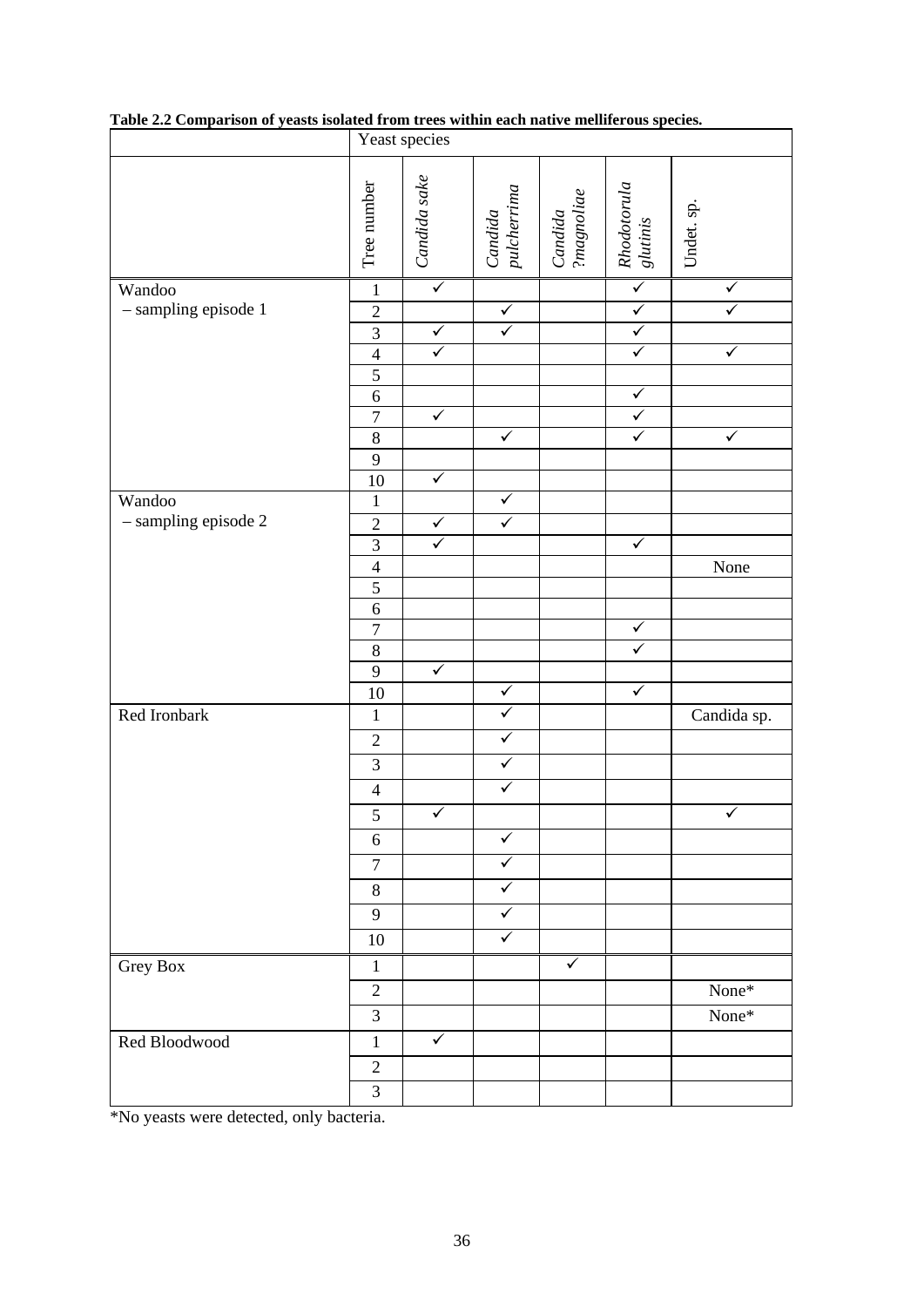**Table 2.2 Comparison of yeasts isolated from trees within each native melliferous species.**

| | Yeast species | | | | | |
|---|---|---|---|---|---|---|
| | Tree number | *Candida sake* | *Candida pulcherrima* | *Candida ?magnoliae* | *Rhodotorula glutinis* | Undet. sp. |
| Wandoo – sampling episode 1 | 1 | ✓ | | | ✓ | ✓ |
| | 2 | | ✓ | | ✓ | ✓ |
| | 3 | ✓ | ✓ | | ✓ | |
| | 4 | ✓ | | | ✓ | ✓ |
| | 5 | | | | | |
| | 6 | | | | ✓ | |
| | 7 | ✓ | | | ✓ | |
| | 8 | | ✓ | | ✓ | ✓ |
| | 9 | | | | | |
| | 10 | ✓ | | | | |
| Wandoo – sampling episode 2 | 1 | | ✓ | | | |
| | 2 | ✓ | ✓ | | | |
| | 3 | ✓ | | | ✓ | |
| | 4 | | | | | None |
| | 5 | | | | | |
| | 6 | | | | | |
| | 7 | | | | ✓ | |
| | 8 | | | | ✓ | |
| | 9 | ✓ | | | | |
| | 10 | | ✓ | | ✓ | |
| Red Ironbark | 1 | | ✓ | | | Candida sp. |
| | 2 | | ✓ | | | |
| | 3 | | ✓ | | | |
| | 4 | | ✓ | | | |
| | 5 | ✓ | | | | ✓ |
| | 6 | | ✓ | | | |
| | 7 | | ✓ | | | |
| | 8 | | ✓ | | | |
| | 9 | | ✓ | | | |
| | 10 | | ✓ | | | |
| Grey Box | 1 | | | ✓ | | |
| | 2 | | | | | None* |
| | 3 | | | | | None* |
| Red Bloodwood | 1 | ✓ | | | | |
| | 2 | | | | | |
| | 3 | | | | | |

*No yeasts were detected, only bacteria.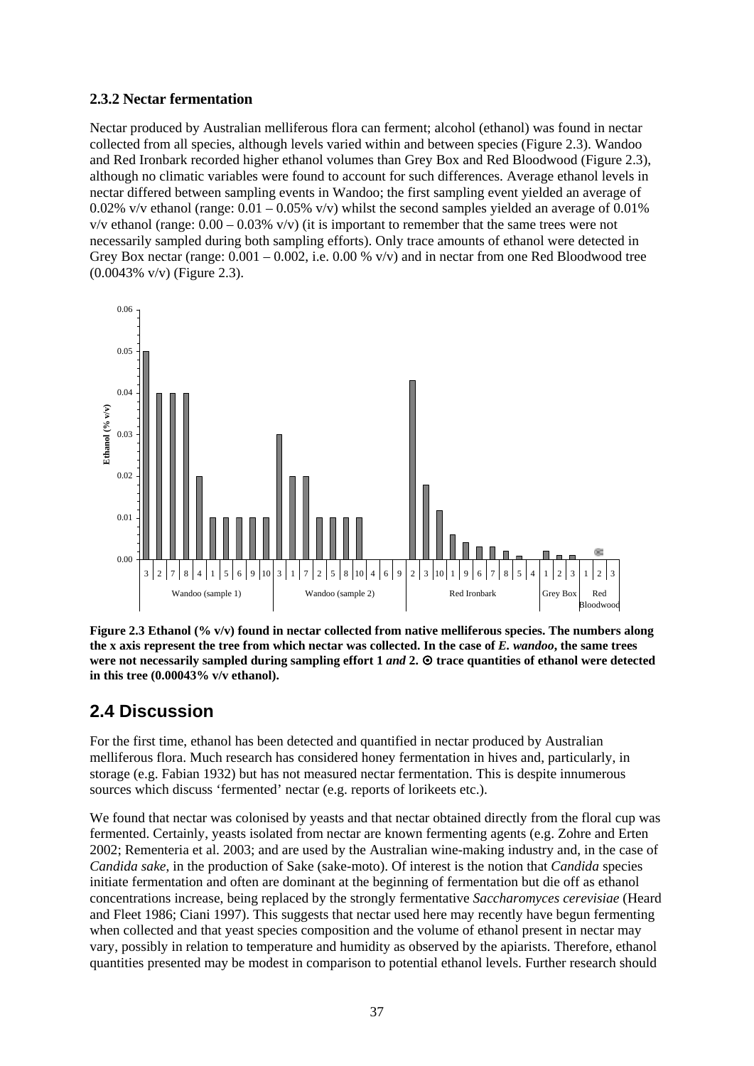### 2.3.2 Nectar fermentation

Nectar produced by Australian melliferous flora can ferment; alcohol (ethanol) was found in nectar collected from all species, although levels varied within and between species (Figure 2.3). Wandoo and Red Ironbark recorded higher ethanol volumes than Grey Box and Red Bloodwood (Figure 2.3), although no climatic variables were found to account for such differences. Average ethanol levels in nectar differed between sampling events in Wandoo; the first sampling event yielded an average of 0.02% v/v ethanol (range: 0.01 – 0.05% v/v) whilst the second samples yielded an average of 0.01% v/v ethanol (range: 0.00 – 0.03% v/v) (it is important to remember that the same trees were not necessarily sampled during both sampling efforts). Only trace amounts of ethanol were detected in Grey Box nectar (range: 0.001 – 0.002, i.e. 0.00 % v/v) and in nectar from one Red Bloodwood tree (0.0043% v/v) (Figure 2.3).

**Figure 2.3 Ethanol (% v/v) found in nectar collected from native melliferous species. The numbers along the x axis represent the tree from which nectar was collected. In the case of *E. wandoo*, the same trees were not necessarily sampled during sampling effort 1 *and* 2. ⊙ trace quantities of ethanol were detected in this tree (0.00043% v/v ethanol).**

## 2.4 Discussion

For the first time, ethanol has been detected and quantified in nectar produced by Australian melliferous flora. Much research has considered honey fermentation in hives and, particularly, in storage (e.g. Fabian 1932) but has not measured nectar fermentation. This is despite innumerous sources which discuss 'fermented' nectar (e.g. reports of lorikeets etc.).

We found that nectar was colonised by yeasts and that nectar obtained directly from the floral cup was fermented. Certainly, yeasts isolated from nectar are known fermenting agents (e.g. Zohre and Erten 2002; Rementeria et al. 2003; and are used by the Australian wine-making industry and, in the case of *Candida sake*, in the production of Sake (sake-moto). Of interest is the notion that *Candida* species initiate fermentation and often are dominant at the beginning of fermentation but die off as ethanol concentrations increase, being replaced by the strongly fermentative *Saccharomyces cerevisiae* (Heard and Fleet 1986; Ciani 1997). This suggests that nectar used here may recently have begun fermenting when collected and that yeast species composition and the volume of ethanol present in nectar may vary, possibly in relation to temperature and humidity as observed by the apiarists. Therefore, ethanol quantities presented may be modest in comparison to potential ethanol levels. Further research should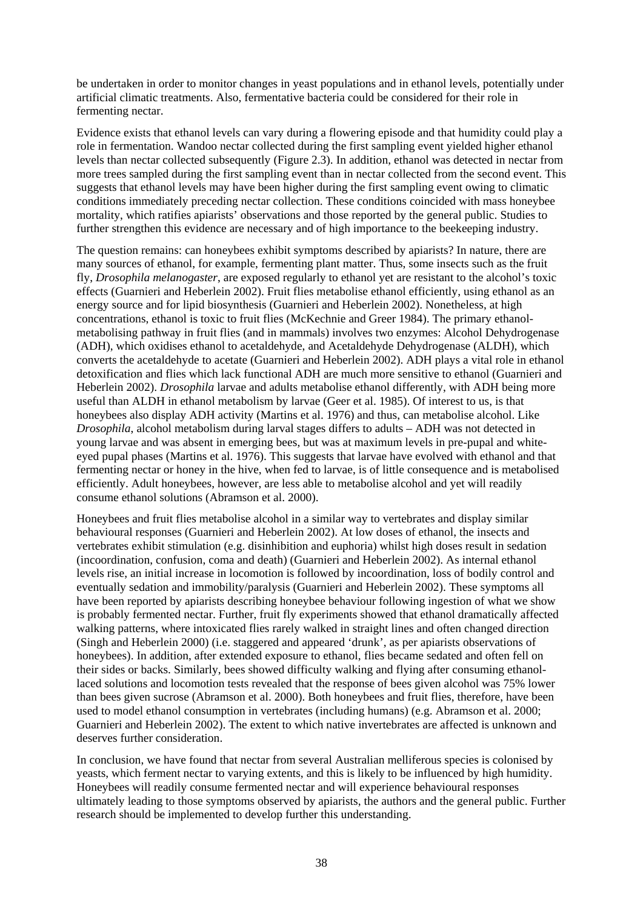be undertaken in order to monitor changes in yeast populations and in ethanol levels, potentially under artificial climatic treatments. Also, fermentative bacteria could be considered for their role in fermenting nectar.

Evidence exists that ethanol levels can vary during a flowering episode and that humidity could play a role in fermentation. Wandoo nectar collected during the first sampling event yielded higher ethanol levels than nectar collected subsequently (Figure 2.3). In addition, ethanol was detected in nectar from more trees sampled during the first sampling event than in nectar collected from the second event. This suggests that ethanol levels may have been higher during the first sampling event owing to climatic conditions immediately preceding nectar collection. These conditions coincided with mass honeybee mortality, which ratifies apiarists' observations and those reported by the general public. Studies to further strengthen this evidence are necessary and of high importance to the beekeeping industry.

The question remains: can honeybees exhibit symptoms described by apiarists? In nature, there are many sources of ethanol, for example, fermenting plant matter. Thus, some insects such as the fruit fly, *Drosophila melanogaster*, are exposed regularly to ethanol yet are resistant to the alcohol's toxic effects (Guarnieri and Heberlein 2002). Fruit flies metabolise ethanol efficiently, using ethanol as an energy source and for lipid biosynthesis (Guarnieri and Heberlein 2002). Nonetheless, at high concentrations, ethanol is toxic to fruit flies (McKechnie and Greer 1984). The primary ethanol-metabolising pathway in fruit flies (and in mammals) involves two enzymes: Alcohol Dehydrogenase (ADH), which oxidises ethanol to acetaldehyde, and Acetaldehyde Dehydrogenase (ALDH), which converts the acetaldehyde to acetate (Guarnieri and Heberlein 2002). ADH plays a vital role in ethanol detoxification and flies which lack functional ADH are much more sensitive to ethanol (Guarnieri and Heberlein 2002). *Drosophila* larvae and adults metabolise ethanol differently, with ADH being more useful than ALDH in ethanol metabolism by larvae (Geer et al. 1985). Of interest to us, is that honeybees also display ADH activity (Martins et al. 1976) and thus, can metabolise alcohol. Like *Drosophila*, alcohol metabolism during larval stages differs to adults – ADH was not detected in young larvae and was absent in emerging bees, but was at maximum levels in pre-pupal and white-eyed pupal phases (Martins et al. 1976). This suggests that larvae have evolved with ethanol and that fermenting nectar or honey in the hive, when fed to larvae, is of little consequence and is metabolised efficiently. Adult honeybees, however, are less able to metabolise alcohol and yet will readily consume ethanol solutions (Abramson et al. 2000).

Honeybees and fruit flies metabolise alcohol in a similar way to vertebrates and display similar behavioural responses (Guarnieri and Heberlein 2002). At low doses of ethanol, the insects and vertebrates exhibit stimulation (e.g. disinhibition and euphoria) whilst high doses result in sedation (incoordination, confusion, coma and death) (Guarnieri and Heberlein 2002). As internal ethanol levels rise, an initial increase in locomotion is followed by incoordination, loss of bodily control and eventually sedation and immobility/paralysis (Guarnieri and Heberlein 2002). These symptoms all have been reported by apiarists describing honeybee behaviour following ingestion of what we show is probably fermented nectar. Further, fruit fly experiments showed that ethanol dramatically affected walking patterns, where intoxicated flies rarely walked in straight lines and often changed direction (Singh and Heberlein 2000) (i.e. staggered and appeared 'drunk', as per apiarists observations of honeybees). In addition, after extended exposure to ethanol, flies became sedated and often fell on their sides or backs. Similarly, bees showed difficulty walking and flying after consuming ethanol-laced solutions and locomotion tests revealed that the response of bees given alcohol was 75% lower than bees given sucrose (Abramson et al. 2000). Both honeybees and fruit flies, therefore, have been used to model ethanol consumption in vertebrates (including humans) (e.g. Abramson et al. 2000; Guarnieri and Heberlein 2002). The extent to which native invertebrates are affected is unknown and deserves further consideration.

In conclusion, we have found that nectar from several Australian melliferous species is colonised by yeasts, which ferment nectar to varying extents, and this is likely to be influenced by high humidity. Honeybees will readily consume fermented nectar and will experience behavioural responses ultimately leading to those symptoms observed by apiarists, the authors and the general public. Further research should be implemented to develop further this understanding.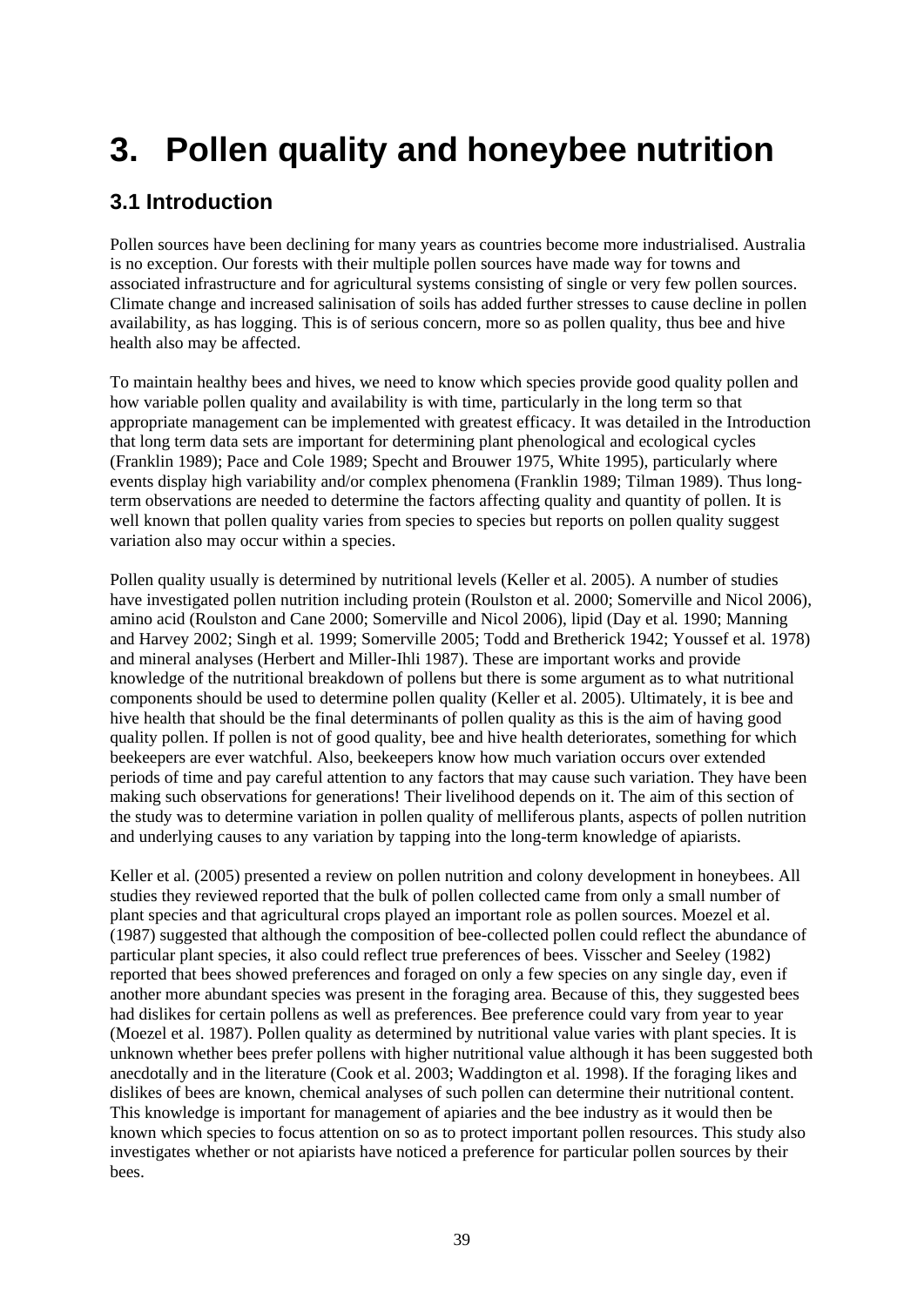# 3. Pollen quality and honeybee nutrition

## 3.1 Introduction

Pollen sources have been declining for many years as countries become more industrialised. Australia is no exception. Our forests with their multiple pollen sources have made way for towns and associated infrastructure and for agricultural systems consisting of single or very few pollen sources. Climate change and increased salinisation of soils has added further stresses to cause decline in pollen availability, as has logging. This is of serious concern, more so as pollen quality, thus bee and hive health also may be affected.

To maintain healthy bees and hives, we need to know which species provide good quality pollen and how variable pollen quality and availability is with time, particularly in the long term so that appropriate management can be implemented with greatest efficacy. It was detailed in the Introduction that long term data sets are important for determining plant phenological and ecological cycles (Franklin 1989); Pace and Cole 1989; Specht and Brouwer 1975, White 1995), particularly where events display high variability and/or complex phenomena (Franklin 1989; Tilman 1989). Thus long-term observations are needed to determine the factors affecting quality and quantity of pollen. It is well known that pollen quality varies from species to species but reports on pollen quality suggest variation also may occur within a species.

Pollen quality usually is determined by nutritional levels (Keller et al. 2005). A number of studies have investigated pollen nutrition including protein (Roulston et al. 2000; Somerville and Nicol 2006), amino acid (Roulston and Cane 2000; Somerville and Nicol 2006), lipid (Day et al. 1990; Manning and Harvey 2002; Singh et al. 1999; Somerville 2005; Todd and Bretherick 1942; Youssef et al. 1978) and mineral analyses (Herbert and Miller-Ihli 1987). These are important works and provide knowledge of the nutritional breakdown of pollens but there is some argument as to what nutritional components should be used to determine pollen quality (Keller et al. 2005). Ultimately, it is bee and hive health that should be the final determinants of pollen quality as this is the aim of having good quality pollen. If pollen is not of good quality, bee and hive health deteriorates, something for which beekeepers are ever watchful. Also, beekeepers know how much variation occurs over extended periods of time and pay careful attention to any factors that may cause such variation. They have been making such observations for generations! Their livelihood depends on it. The aim of this section of the study was to determine variation in pollen quality of melliferous plants, aspects of pollen nutrition and underlying causes to any variation by tapping into the long-term knowledge of apiarists.

Keller et al. (2005) presented a review on pollen nutrition and colony development in honeybees. All studies they reviewed reported that the bulk of pollen collected came from only a small number of plant species and that agricultural crops played an important role as pollen sources. Moezel et al. (1987) suggested that although the composition of bee-collected pollen could reflect the abundance of particular plant species, it also could reflect true preferences of bees. Visscher and Seeley (1982) reported that bees showed preferences and foraged on only a few species on any single day, even if another more abundant species was present in the foraging area. Because of this, they suggested bees had dislikes for certain pollens as well as preferences. Bee preference could vary from year to year (Moezel et al. 1987). Pollen quality as determined by nutritional value varies with plant species. It is unknown whether bees prefer pollens with higher nutritional value although it has been suggested both anecdotally and in the literature (Cook et al. 2003; Waddington et al. 1998). If the foraging likes and dislikes of bees are known, chemical analyses of such pollen can determine their nutritional content. This knowledge is important for management of apiaries and the bee industry as it would then be known which species to focus attention on so as to protect important pollen resources. This study also investigates whether or not apiarists have noticed a preference for particular pollen sources by their bees.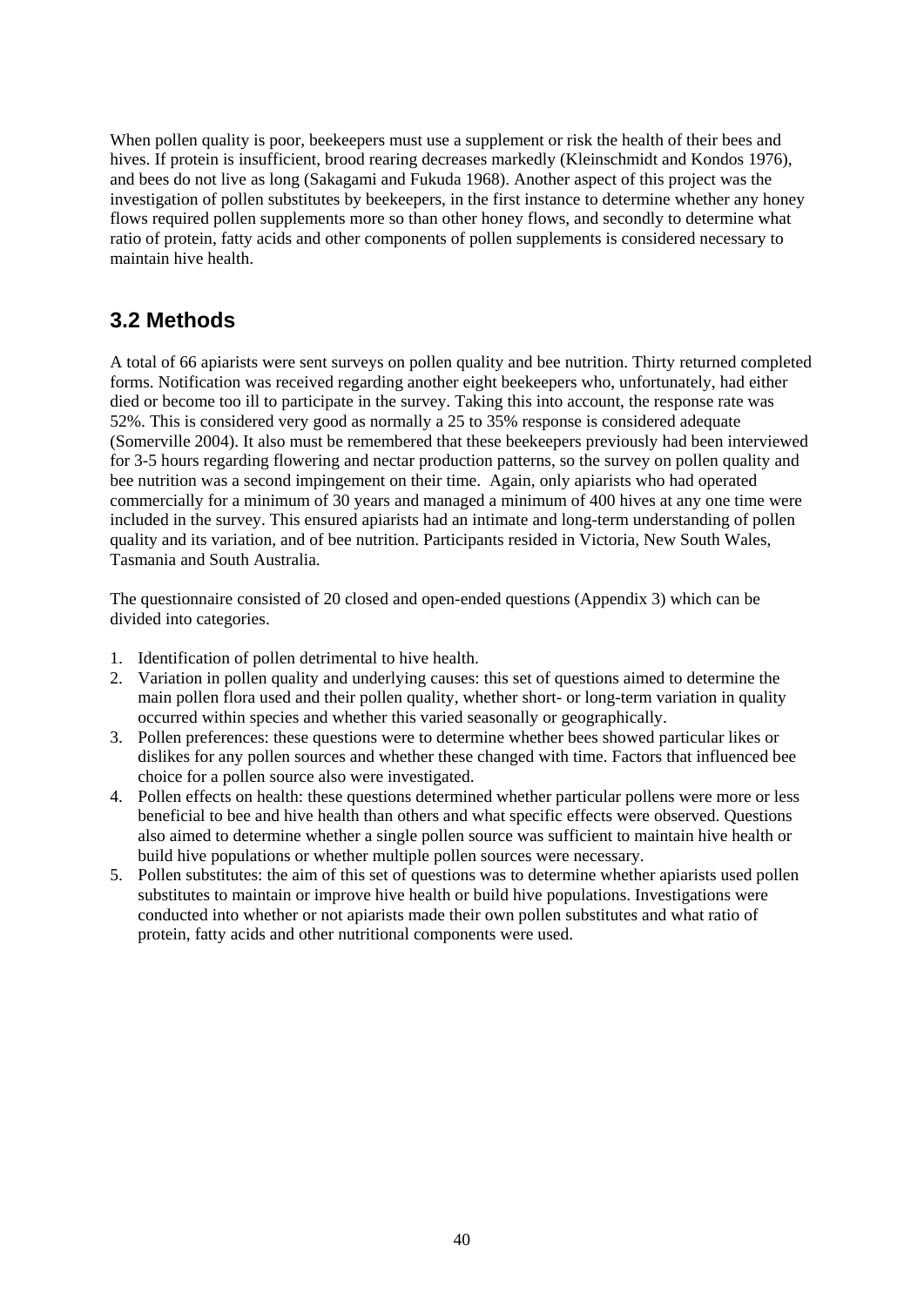When pollen quality is poor, beekeepers must use a supplement or risk the health of their bees and hives. If protein is insufficient, brood rearing decreases markedly (Kleinschmidt and Kondos 1976), and bees do not live as long (Sakagami and Fukuda 1968). Another aspect of this project was the investigation of pollen substitutes by beekeepers, in the first instance to determine whether any honey flows required pollen supplements more so than other honey flows, and secondly to determine what ratio of protein, fatty acids and other components of pollen supplements is considered necessary to maintain hive health.

## 3.2 Methods

A total of 66 apiarists were sent surveys on pollen quality and bee nutrition. Thirty returned completed forms. Notification was received regarding another eight beekeepers who, unfortunately, had either died or become too ill to participate in the survey. Taking this into account, the response rate was 52%. This is considered very good as normally a 25 to 35% response is considered adequate (Somerville 2004). It also must be remembered that these beekeepers previously had been interviewed for 3-5 hours regarding flowering and nectar production patterns, so the survey on pollen quality and bee nutrition was a second impingement on their time. Again, only apiarists who had operated commercially for a minimum of 30 years and managed a minimum of 400 hives at any one time were included in the survey. This ensured apiarists had an intimate and long-term understanding of pollen quality and its variation, and of bee nutrition. Participants resided in Victoria, New South Wales, Tasmania and South Australia.

The questionnaire consisted of 20 closed and open-ended questions (Appendix 3) which can be divided into categories.

1. Identification of pollen detrimental to hive health.
2. Variation in pollen quality and underlying causes: this set of questions aimed to determine the main pollen flora used and their pollen quality, whether short- or long-term variation in quality occurred within species and whether this varied seasonally or geographically.
3. Pollen preferences: these questions were to determine whether bees showed particular likes or dislikes for any pollen sources and whether these changed with time. Factors that influenced bee choice for a pollen source also were investigated.
4. Pollen effects on health: these questions determined whether particular pollens were more or less beneficial to bee and hive health than others and what specific effects were observed. Questions also aimed to determine whether a single pollen source was sufficient to maintain hive health or build hive populations or whether multiple pollen sources were necessary.
5. Pollen substitutes: the aim of this set of questions was to determine whether apiarists used pollen substitutes to maintain or improve hive health or build hive populations. Investigations were conducted into whether or not apiarists made their own pollen substitutes and what ratio of protein, fatty acids and other nutritional components were used.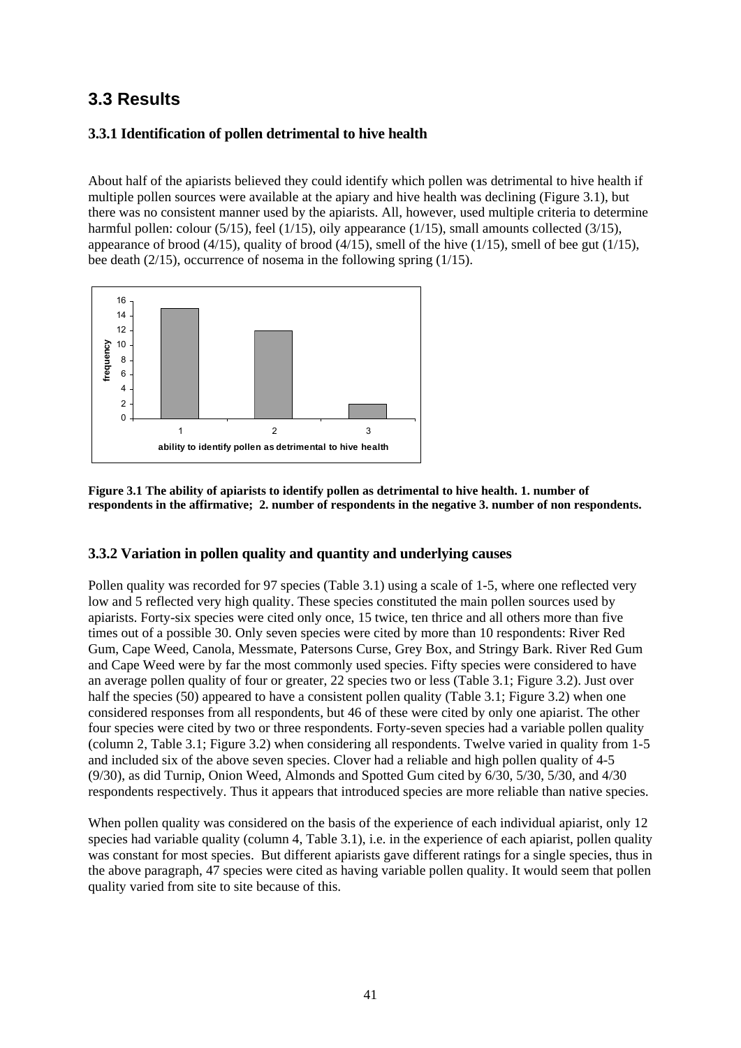## 3.3 Results

### 3.3.1 Identification of pollen detrimental to hive health

About half of the apiarists believed they could identify which pollen was detrimental to hive health if multiple pollen sources were available at the apiary and hive health was declining (Figure 3.1), but there was no consistent manner used by the apiarists. All, however, used multiple criteria to determine harmful pollen: colour (5/15), feel (1/15), oily appearance (1/15), small amounts collected (3/15), appearance of brood (4/15), quality of brood (4/15), smell of the hive (1/15), smell of bee gut (1/15), bee death (2/15), occurrence of nosema in the following spring (1/15).

**Figure 3.1 The ability of apiarists to identify pollen as detrimental to hive health. 1. number of respondents in the affirmative; 2. number of respondents in the negative 3. number of non respondents.**

### 3.3.2 Variation in pollen quality and quantity and underlying causes

Pollen quality was recorded for 97 species (Table 3.1) using a scale of 1-5, where one reflected very low and 5 reflected very high quality. These species constituted the main pollen sources used by apiarists. Forty-six species were cited only once, 15 twice, ten thrice and all others more than five times out of a possible 30. Only seven species were cited by more than 10 respondents: River Red Gum, Cape Weed, Canola, Messmate, Patersons Curse, Grey Box, and Stringy Bark. River Red Gum and Cape Weed were by far the most commonly used species. Fifty species were considered to have an average pollen quality of four or greater, 22 species two or less (Table 3.1; Figure 3.2). Just over half the species (50) appeared to have a consistent pollen quality (Table 3.1; Figure 3.2) when one considered responses from all respondents, but 46 of these were cited by only one apiarist. The other four species were cited by two or three respondents. Forty-seven species had a variable pollen quality (column 2, Table 3.1; Figure 3.2) when considering all respondents. Twelve varied in quality from 1-5 and included six of the above seven species. Clover had a reliable and high pollen quality of 4-5 (9/30), as did Turnip, Onion Weed, Almonds and Spotted Gum cited by 6/30, 5/30, 5/30, and 4/30 respondents respectively. Thus it appears that introduced species are more reliable than native species.

When pollen quality was considered on the basis of the experience of each individual apiarist, only 12 species had variable quality (column 4, Table 3.1), i.e. in the experience of each apiarist, pollen quality was constant for most species. But different apiarists gave different ratings for a single species, thus in the above paragraph, 47 species were cited as having variable pollen quality. It would seem that pollen quality varied from site to site because of this.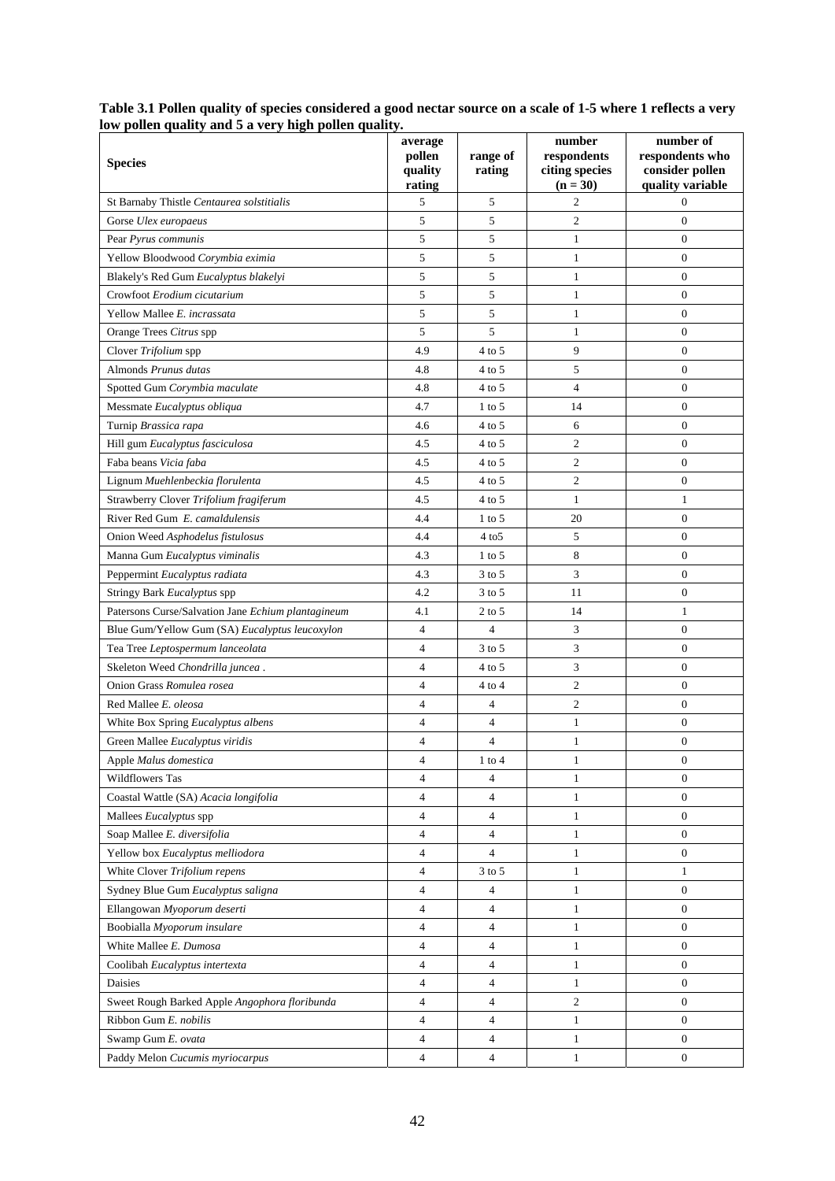**Table 3.1 Pollen quality of species considered a good nectar source on a scale of 1-5 where 1 reflects a very low pollen quality and 5 a very high pollen quality.**

| Species | average pollen quality rating | range of rating | number respondents citing species (n = 30) | number of respondents who consider pollen quality variable |
|---|---|---|---|---|
| St Barnaby Thistle *Centaurea solstitialis* | 5 | 5 | 2 | 0 |
| Gorse *Ulex europaeus* | 5 | 5 | 2 | 0 |
| Pear *Pyrus communis* | 5 | 5 | 1 | 0 |
| Yellow Bloodwood *Corymbia eximia* | 5 | 5 | 1 | 0 |
| Blakely's Red Gum *Eucalyptus blakelyi* | 5 | 5 | 1 | 0 |
| Crowfoot *Erodium cicutarium* | 5 | 5 | 1 | 0 |
| Yellow Mallee *E. incrassata* | 5 | 5 | 1 | 0 |
| Orange Trees *Citrus* spp | 5 | 5 | 1 | 0 |
| Clover *Trifolium* spp | 4.9 | 4 to 5 | 9 | 0 |
| Almonds *Prunus dutas* | 4.8 | 4 to 5 | 5 | 0 |
| Spotted Gum *Corymbia maculate* | 4.8 | 4 to 5 | 4 | 0 |
| Messmate *Eucalyptus obliqua* | 4.7 | 1 to 5 | 14 | 0 |
| Turnip *Brassica rapa* | 4.6 | 4 to 5 | 6 | 0 |
| Hill gum *Eucalyptus fasciculosa* | 4.5 | 4 to 5 | 2 | 0 |
| Faba beans *Vicia faba* | 4.5 | 4 to 5 | 2 | 0 |
| Lignum *Muehlenbeckia florulenta* | 4.5 | 4 to 5 | 2 | 0 |
| Strawberry Clover *Trifolium fragiferum* | 4.5 | 4 to 5 | 1 | 1 |
| River Red Gum *E. camaldulensis* | 4.4 | 1 to 5 | 20 | 0 |
| Onion Weed *Asphodelus fistulosus* | 4.4 | 4 to5 | 5 | 0 |
| Manna Gum *Eucalyptus viminalis* | 4.3 | 1 to 5 | 8 | 0 |
| Peppermint *Eucalyptus radiata* | 4.3 | 3 to 5 | 3 | 0 |
| Stringy Bark *Eucalyptus* spp | 4.2 | 3 to 5 | 11 | 0 |
| Patersons Curse/Salvation Jane *Echium plantagineum* | 4.1 | 2 to 5 | 14 | 1 |
| Blue Gum/Yellow Gum (SA) *Eucalyptus leucoxylon* | 4 | 4 | 3 | 0 |
| Tea Tree *Leptospermum lanceolata* | 4 | 3 to 5 | 3 | 0 |
| Skeleton Weed *Chondrilla juncea* . | 4 | 4 to 5 | 3 | 0 |
| Onion Grass *Romulea rosea* | 4 | 4 to 4 | 2 | 0 |
| Red Mallee *E. oleosa* | 4 | 4 | 2 | 0 |
| White Box Spring *Eucalyptus albens* | 4 | 4 | 1 | 0 |
| Green Mallee *Eucalyptus viridis* | 4 | 4 | 1 | 0 |
| Apple *Malus domestica* | 4 | 1 to 4 | 1 | 0 |
| Wildflowers Tas | 4 | 4 | 1 | 0 |
| Coastal Wattle (SA) *Acacia longifolia* | 4 | 4 | 1 | 0 |
| Mallees *Eucalyptus* spp | 4 | 4 | 1 | 0 |
| Soap Mallee *E. diversifolia* | 4 | 4 | 1 | 0 |
| Yellow box *Eucalyptus melliodora* | 4 | 4 | 1 | 0 |
| White Clover *Trifolium repens* | 4 | 3 to 5 | 1 | 1 |
| Sydney Blue Gum *Eucalyptus saligna* | 4 | 4 | 1 | 0 |
| Ellangowan *Myoporum deserti* | 4 | 4 | 1 | 0 |
| Boobialla *Myoporum insulare* | 4 | 4 | 1 | 0 |
| White Mallee *E. Dumosa* | 4 | 4 | 1 | 0 |
| Coolibah *Eucalyptus intertexta* | 4 | 4 | 1 | 0 |
| Daisies | 4 | 4 | 1 | 0 |
| Sweet Rough Barked Apple *Angophora floribunda* | 4 | 4 | 2 | 0 |
| Ribbon Gum *E. nobilis* | 4 | 4 | 1 | 0 |
| Swamp Gum *E. ovata* | 4 | 4 | 1 | 0 |
| Paddy Melon *Cucumis myriocarpus* | 4 | 4 | 1 | 0 |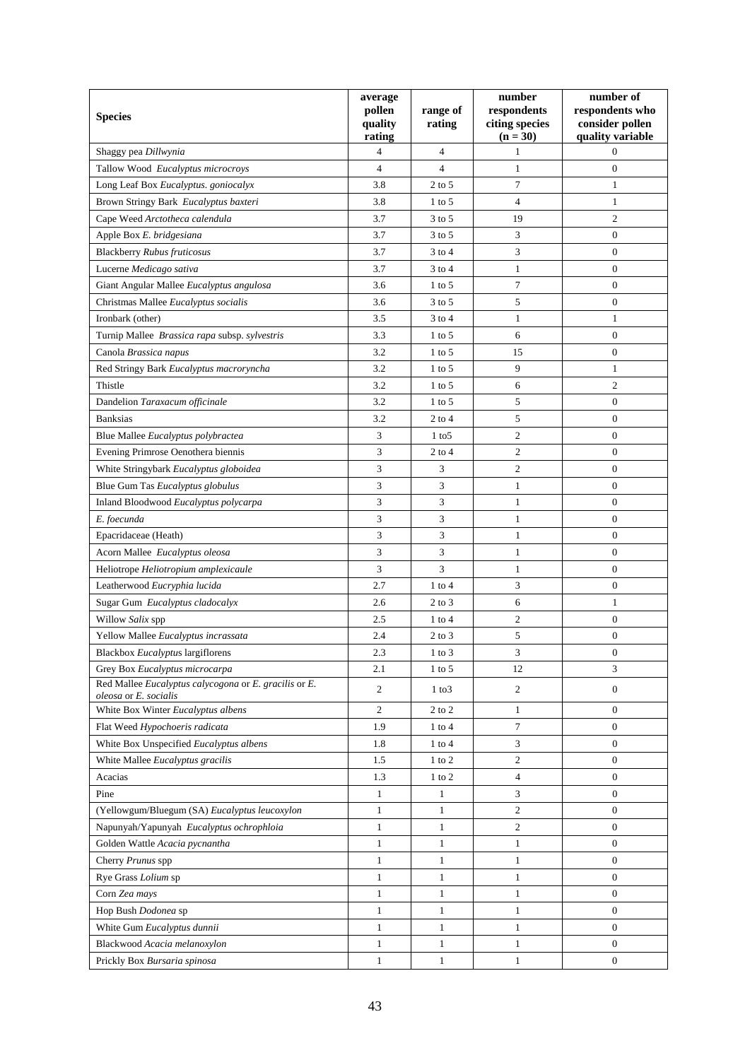| **Species** | **average pollen quality rating** | **range of rating** | **number respondents citing species (n = 30)** | **number of respondents who consider pollen quality variable** |
|---|---|---|---|---|
| Shaggy pea *Dillwynia* | 4 | 4 | 1 | 0 |
| Tallow Wood *Eucalyptus microcroys* | 4 | 4 | 1 | 0 |
| Long Leaf Box *Eucalyptus. goniocalyx* | 3.8 | 2 to 5 | 7 | 1 |
| Brown Stringy Bark *Eucalyptus baxteri* | 3.8 | 1 to 5 | 4 | 1 |
| Cape Weed *Arctotheca calendula* | 3.7 | 3 to 5 | 19 | 2 |
| Apple Box *E. bridgesiana* | 3.7 | 3 to 5 | 3 | 0 |
| Blackberry *Rubus fruticosus* | 3.7 | 3 to 4 | 3 | 0 |
| Lucerne *Medicago sativa* | 3.7 | 3 to 4 | 1 | 0 |
| Giant Angular Mallee *Eucalyptus angulosa* | 3.6 | 1 to 5 | 7 | 0 |
| Christmas Mallee *Eucalyptus socialis* | 3.6 | 3 to 5 | 5 | 0 |
| Ironbark (other) | 3.5 | 3 to 4 | 1 | 1 |
| Turnip Mallee *Brassica rapa* subsp. *sylvestris* | 3.3 | 1 to 5 | 6 | 0 |
| Canola *Brassica napus* | 3.2 | 1 to 5 | 15 | 0 |
| Red Stringy Bark *Eucalyptus macroryncha* | 3.2 | 1 to 5 | 9 | 1 |
| Thistle | 3.2 | 1 to 5 | 6 | 2 |
| Dandelion *Taraxacum officinale* | 3.2 | 1 to 5 | 5 | 0 |
| Banksias | 3.2 | 2 to 4 | 5 | 0 |
| Blue Mallee *Eucalyptus polybractea* | 3 | 1 to5 | 2 | 0 |
| Evening Primrose Oenothera biennis | 3 | 2 to 4 | 2 | 0 |
| White Stringybark *Eucalyptus globoidea* | 3 | 3 | 2 | 0 |
| Blue Gum Tas *Eucalyptus globulus* | 3 | 3 | 1 | 0 |
| Inland Bloodwood *Eucalyptus polycarpa* | 3 | 3 | 1 | 0 |
| *E. foecunda* | 3 | 3 | 1 | 0 |
| Epacridaceae (Heath) | 3 | 3 | 1 | 0 |
| Acorn Mallee *Eucalyptus oleosa* | 3 | 3 | 1 | 0 |
| Heliotrope *Heliotropium amplexicaule* | 3 | 3 | 1 | 0 |
| Leatherwood *Eucryphia lucida* | 2.7 | 1 to 4 | 3 | 0 |
| Sugar Gum *Eucalyptus cladocalyx* | 2.6 | 2 to 3 | 6 | 1 |
| Willow *Salix* spp | 2.5 | 1 to 4 | 2 | 0 |
| Yellow Mallee *Eucalyptus incrassata* | 2.4 | 2 to 3 | 5 | 0 |
| Blackbox *Eucalyptus* largiflorens | 2.3 | 1 to 3 | 3 | 0 |
| Grey Box *Eucalyptus microcarpa* | 2.1 | 1 to 5 | 12 | 3 |
| Red Mallee *Eucalyptus calycogona* or *E. gracilis* or *E. oleosa* or *E. socialis* | 2 | 1 to3 | 2 | 0 |
| White Box Winter *Eucalyptus albens* | 2 | 2 to 2 | 1 | 0 |
| Flat Weed *Hypochoeris radicata* | 1.9 | 1 to 4 | 7 | 0 |
| White Box Unspecified *Eucalyptus albens* | 1.8 | 1 to 4 | 3 | 0 |
| White Mallee *Eucalyptus gracilis* | 1.5 | 1 to 2 | 2 | 0 |
| Acacias | 1.3 | 1 to 2 | 4 | 0 |
| Pine | 1 | 1 | 3 | 0 |
| (Yellowgum/Bluegum (SA) *Eucalyptus leucoxylon* | 1 | 1 | 2 | 0 |
| Napunyah/Yapunyah *Eucalyptus ochrophloia* | 1 | 1 | 2 | 0 |
| Golden Wattle *Acacia pycnantha* | 1 | 1 | 1 | 0 |
| Cherry *Prunus* spp | 1 | 1 | 1 | 0 |
| Rye Grass *Lolium* sp | 1 | 1 | 1 | 0 |
| Corn *Zea mays* | 1 | 1 | 1 | 0 |
| Hop Bush *Dodonea* sp | 1 | 1 | 1 | 0 |
| White Gum *Eucalyptus dunnii* | 1 | 1 | 1 | 0 |
| Blackwood *Acacia melanoxylon* | 1 | 1 | 1 | 0 |
| Prickly Box *Bursaria spinosa* | 1 | 1 | 1 | 0 |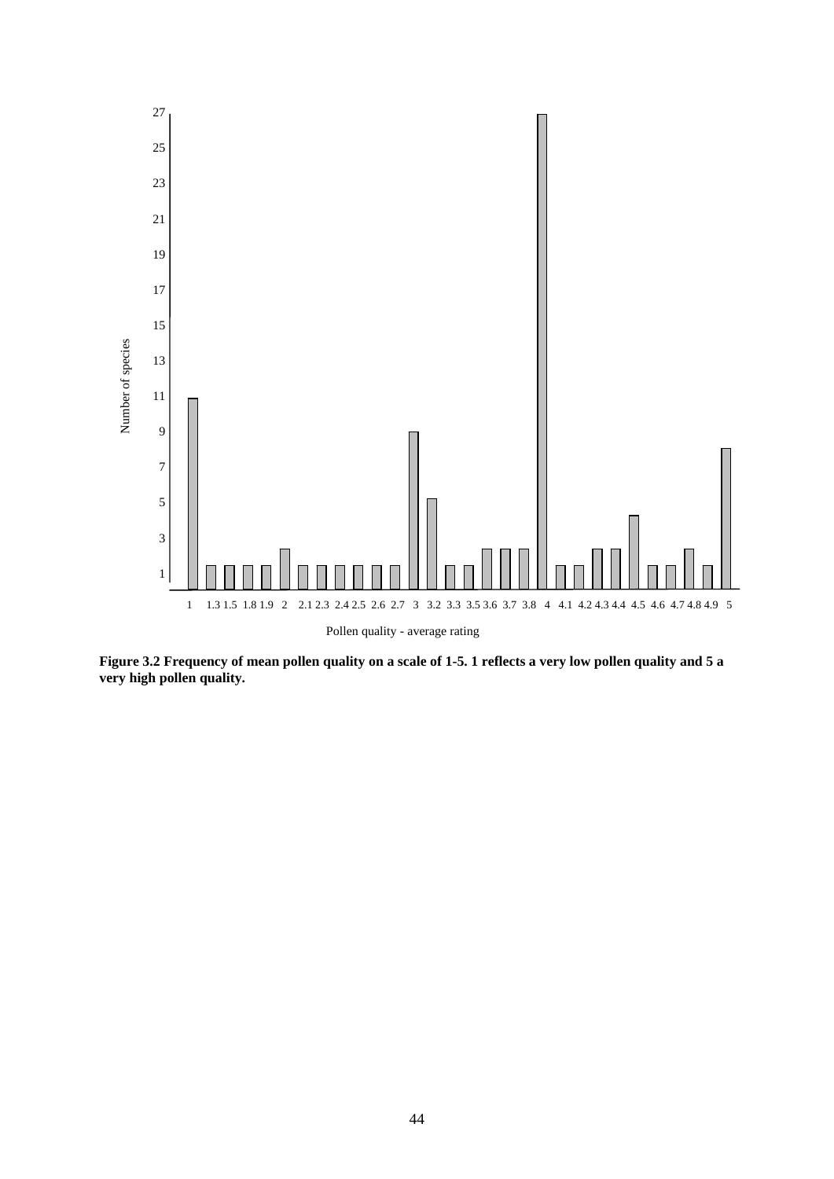**Figure 3.2 Frequency of mean pollen quality on a scale of 1-5. 1 reflects a very low pollen quality and 5 a very high pollen quality.**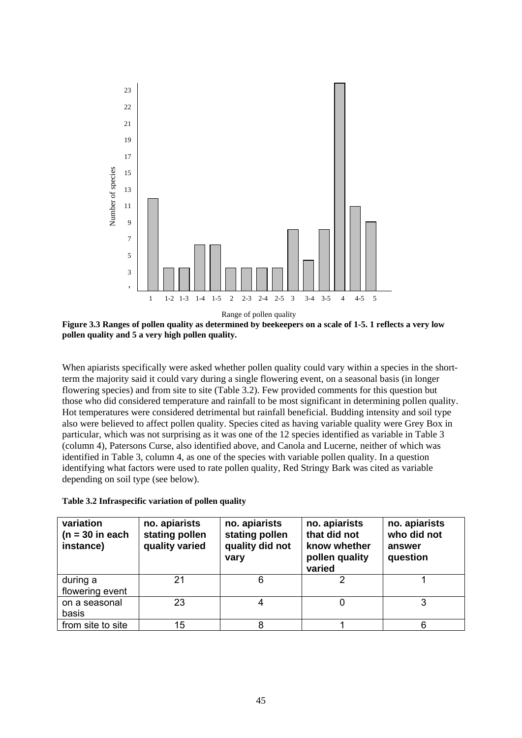**Figure 3.3 Ranges of pollen quality as determined by beekeepers on a scale of 1-5. 1 reflects a very low pollen quality and 5 a very high pollen quality.**

When apiarists specifically were asked whether pollen quality could vary within a species in the short-term the majority said it could vary during a single flowering event, on a seasonal basis (in longer flowering species) and from site to site (Table 3.2). Few provided comments for this question but those who did considered temperature and rainfall to be most significant in determining pollen quality. Hot temperatures were considered detrimental but rainfall beneficial. Budding intensity and soil type also were believed to affect pollen quality. Species cited as having variable quality were Grey Box in particular, which was not surprising as it was one of the 12 species identified as variable in Table 3 (column 4), Patersons Curse, also identified above, and Canola and Lucerne, neither of which was identified in Table 3, column 4, as one of the species with variable pollen quality. In a question identifying what factors were used to rate pollen quality, Red Stringy Bark was cited as variable depending on soil type (see below).

**Table 3.2 Infraspecific variation of pollen quality**

| variation (n = 30 in each instance) | no. apiarists stating pollen quality varied | no. apiarists stating pollen quality did not vary | no. apiarists that did not know whether pollen quality varied | no. apiarists who did not answer question |
|---|---|---|---|---|
| during a flowering event | 21 | 6 | 2 | 1 |
| on a seasonal basis | 23 | 4 | 0 | 3 |
| from site to site | 15 | 8 | 1 | 6 |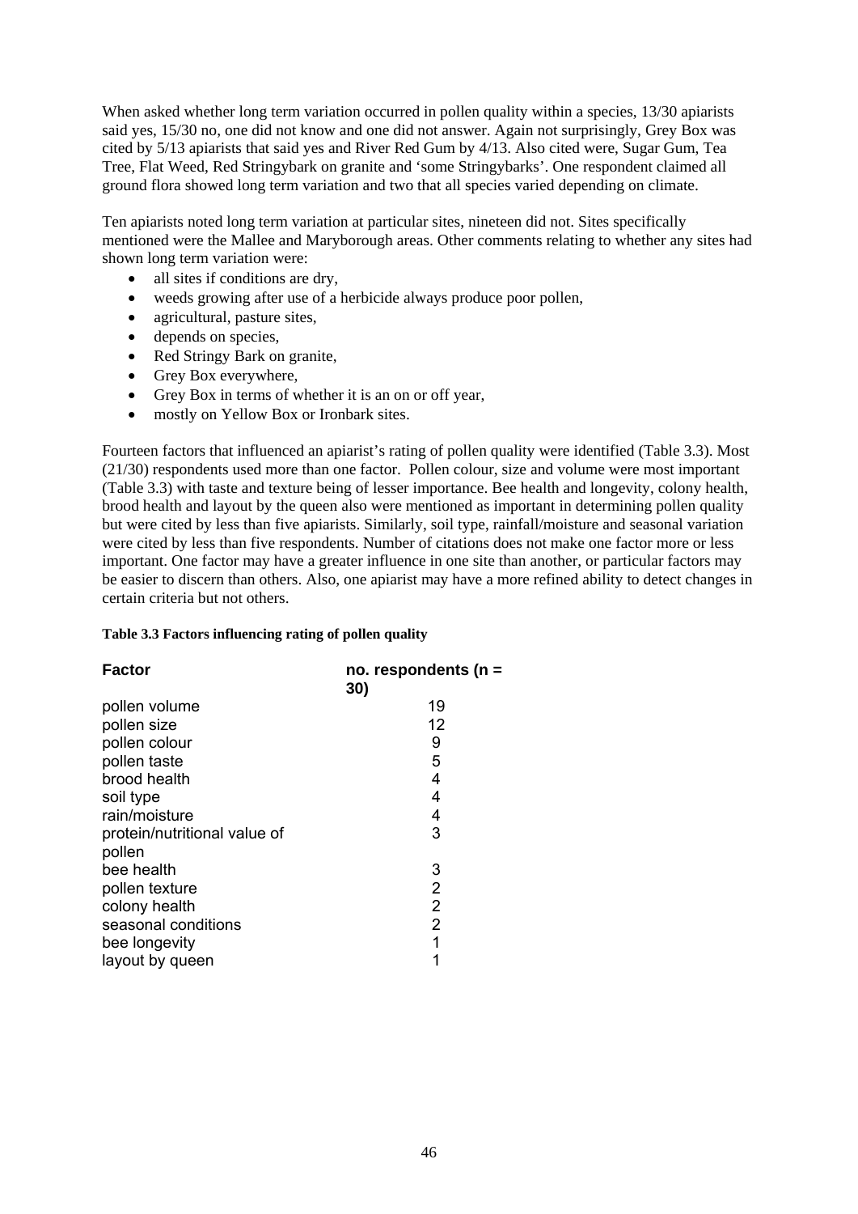When asked whether long term variation occurred in pollen quality within a species, 13/30 apiarists said yes, 15/30 no, one did not know and one did not answer. Again not surprisingly, Grey Box was cited by 5/13 apiarists that said yes and River Red Gum by 4/13. Also cited were, Sugar Gum, Tea Tree, Flat Weed, Red Stringybark on granite and 'some Stringybarks'. One respondent claimed all ground flora showed long term variation and two that all species varied depending on climate.

Ten apiarists noted long term variation at particular sites, nineteen did not. Sites specifically mentioned were the Mallee and Maryborough areas. Other comments relating to whether any sites had shown long term variation were:

- all sites if conditions are dry,
- weeds growing after use of a herbicide always produce poor pollen,
- agricultural, pasture sites,
- depends on species,
- Red Stringy Bark on granite,
- Grey Box everywhere,
- Grey Box in terms of whether it is an on or off year,
- mostly on Yellow Box or Ironbark sites.

Fourteen factors that influenced an apiarist's rating of pollen quality were identified (Table 3.3). Most (21/30) respondents used more than one factor. Pollen colour, size and volume were most important (Table 3.3) with taste and texture being of lesser importance. Bee health and longevity, colony health, brood health and layout by the queen also were mentioned as important in determining pollen quality but were cited by less than five apiarists. Similarly, soil type, rainfall/moisture and seasonal variation were cited by less than five respondents. Number of citations does not make one factor more or less important. One factor may have a greater influence in one site than another, or particular factors may be easier to discern than others. Also, one apiarist may have a more refined ability to detect changes in certain criteria but not others.

**Table 3.3 Factors influencing rating of pollen quality**

| Factor | no. respondents (n = 30) |
|---|---|
| pollen volume | 19 |
| pollen size | 12 |
| pollen colour | 9 |
| pollen taste | 5 |
| brood health | 4 |
| soil type | 4 |
| rain/moisture | 4 |
| protein/nutritional value of pollen | 3 |
| bee health | 3 |
| pollen texture | 2 |
| colony health | 2 |
| seasonal conditions | 2 |
| bee longevity | 1 |
| layout by queen | 1 |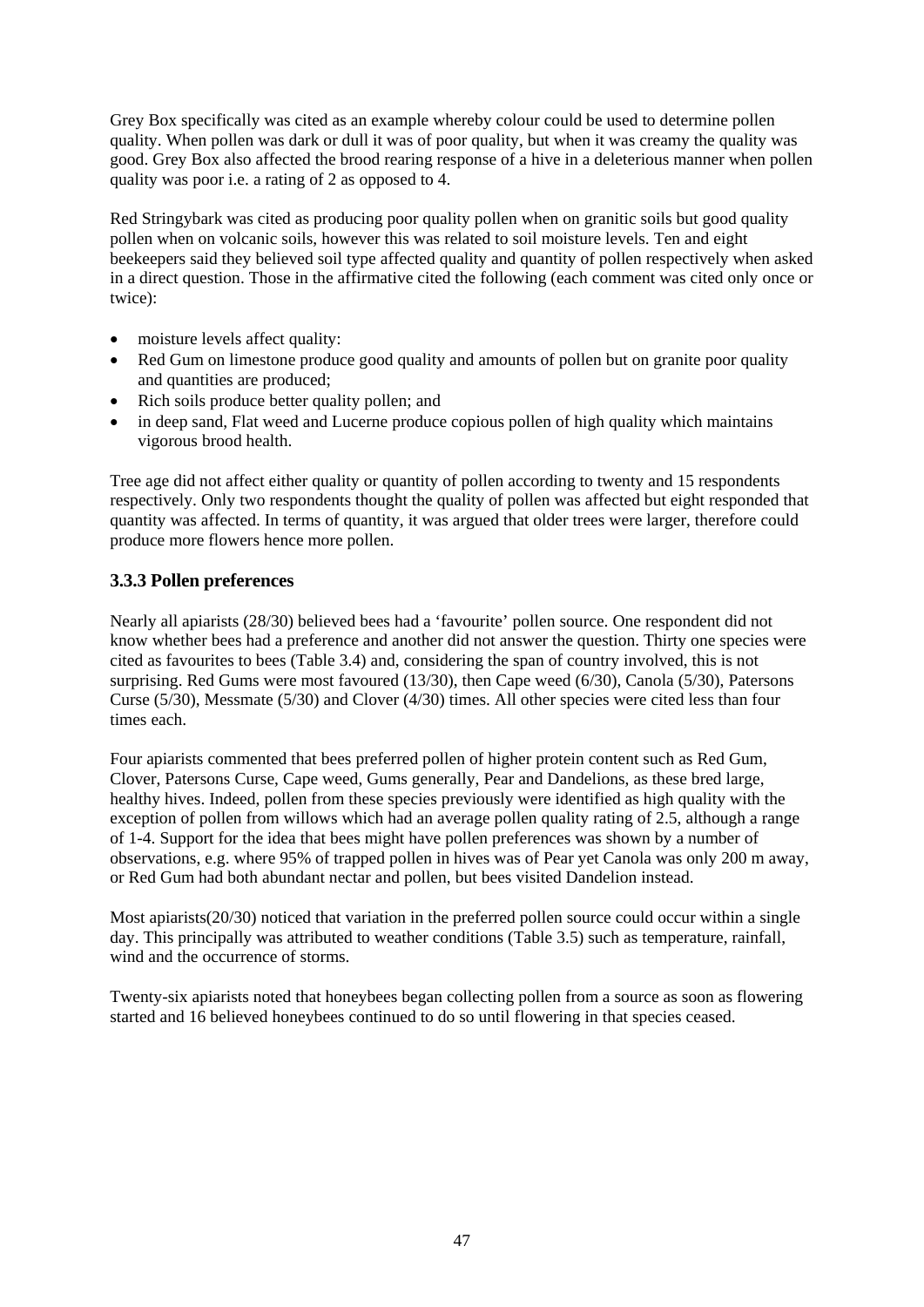Grey Box specifically was cited as an example whereby colour could be used to determine pollen quality. When pollen was dark or dull it was of poor quality, but when it was creamy the quality was good. Grey Box also affected the brood rearing response of a hive in a deleterious manner when pollen quality was poor i.e. a rating of 2 as opposed to 4.

Red Stringybark was cited as producing poor quality pollen when on granitic soils but good quality pollen when on volcanic soils, however this was related to soil moisture levels. Ten and eight beekeepers said they believed soil type affected quality and quantity of pollen respectively when asked in a direct question. Those in the affirmative cited the following (each comment was cited only once or twice):

- moisture levels affect quality:
- Red Gum on limestone produce good quality and amounts of pollen but on granite poor quality and quantities are produced;
- Rich soils produce better quality pollen; and
- in deep sand, Flat weed and Lucerne produce copious pollen of high quality which maintains vigorous brood health.

Tree age did not affect either quality or quantity of pollen according to twenty and 15 respondents respectively. Only two respondents thought the quality of pollen was affected but eight responded that quantity was affected. In terms of quantity, it was argued that older trees were larger, therefore could produce more flowers hence more pollen.

### 3.3.3 Pollen preferences

Nearly all apiarists (28/30) believed bees had a 'favourite' pollen source. One respondent did not know whether bees had a preference and another did not answer the question. Thirty one species were cited as favourites to bees (Table 3.4) and, considering the span of country involved, this is not surprising. Red Gums were most favoured (13/30), then Cape weed (6/30), Canola (5/30), Patersons Curse (5/30), Messmate (5/30) and Clover (4/30) times. All other species were cited less than four times each.

Four apiarists commented that bees preferred pollen of higher protein content such as Red Gum, Clover, Patersons Curse, Cape weed, Gums generally, Pear and Dandelions, as these bred large, healthy hives. Indeed, pollen from these species previously were identified as high quality with the exception of pollen from willows which had an average pollen quality rating of 2.5, although a range of 1-4. Support for the idea that bees might have pollen preferences was shown by a number of observations, e.g. where 95% of trapped pollen in hives was of Pear yet Canola was only 200 m away, or Red Gum had both abundant nectar and pollen, but bees visited Dandelion instead.

Most apiarists(20/30) noticed that variation in the preferred pollen source could occur within a single day. This principally was attributed to weather conditions (Table 3.5) such as temperature, rainfall, wind and the occurrence of storms.

Twenty-six apiarists noted that honeybees began collecting pollen from a source as soon as flowering started and 16 believed honeybees continued to do so until flowering in that species ceased.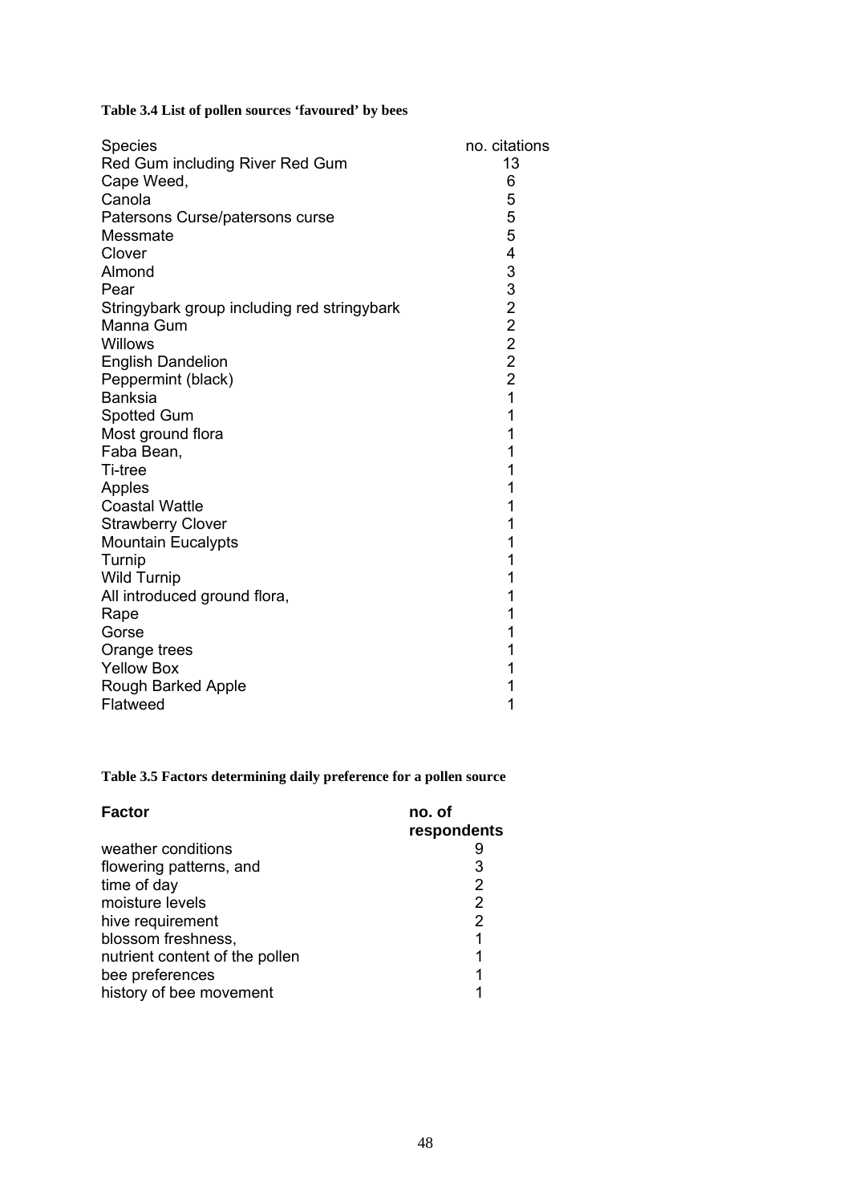**Table 3.4 List of pollen sources 'favoured' by bees**

| Species | no. citations |
|---|---|
| Red Gum including River Red Gum | 13 |
| Cape Weed, | 6 |
| Canola | 5 |
| Patersons Curse/patersons curse | 5 |
| Messmate | 5 |
| Clover | 4 |
| Almond | 3 |
| Pear | 3 |
| Stringybark group including red stringybark | 2 |
| Manna Gum | 2 |
| Willows | 2 |
| English Dandelion | 2 |
| Peppermint (black) | 2 |
| Banksia | 1 |
| Spotted Gum | 1 |
| Most ground flora | 1 |
| Faba Bean, | 1 |
| Ti-tree | 1 |
| Apples | 1 |
| Coastal Wattle | 1 |
| Strawberry Clover | 1 |
| Mountain Eucalypts | 1 |
| Turnip | 1 |
| Wild Turnip | 1 |
| All introduced ground flora, | 1 |
| Rape | 1 |
| Gorse | 1 |
| Orange trees | 1 |
| Yellow Box | 1 |
| Rough Barked Apple | 1 |
| Flatweed | 1 |

**Table 3.5 Factors determining daily preference for a pollen source**

| **Factor** | **no. of respondents** |
|---|---|
| weather conditions | 9 |
| flowering patterns, and | 3 |
| time of day | 2 |
| moisture levels | 2 |
| hive requirement | 2 |
| blossom freshness, | 1 |
| nutrient content of the pollen | 1 |
| bee preferences | 1 |
| history of bee movement | 1 |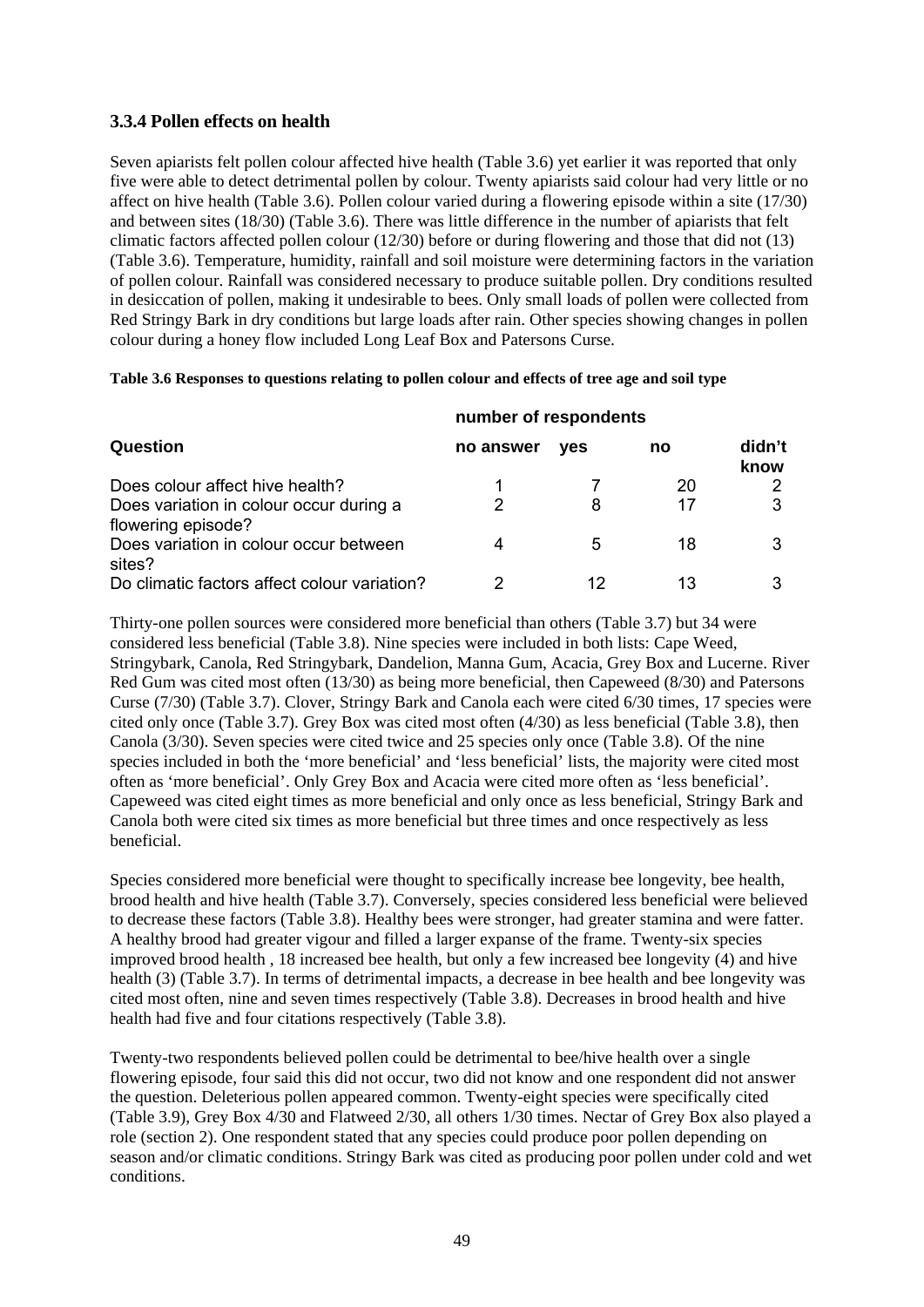### 3.3.4 Pollen effects on health

Seven apiarists felt pollen colour affected hive health (Table 3.6) yet earlier it was reported that only five were able to detect detrimental pollen by colour. Twenty apiarists said colour had very little or no affect on hive health (Table 3.6). Pollen colour varied during a flowering episode within a site (17/30) and between sites (18/30) (Table 3.6). There was little difference in the number of apiarists that felt climatic factors affected pollen colour (12/30) before or during flowering and those that did not (13) (Table 3.6). Temperature, humidity, rainfall and soil moisture were determining factors in the variation of pollen colour. Rainfall was considered necessary to produce suitable pollen. Dry conditions resulted in desiccation of pollen, making it undesirable to bees. Only small loads of pollen were collected from Red Stringy Bark in dry conditions but large loads after rain. Other species showing changes in pollen colour during a honey flow included Long Leaf Box and Patersons Curse.

**Table 3.6 Responses to questions relating to pollen colour and effects of tree age and soil type**

| | number of respondents | | | |
|---|---|---|---|---|
| **Question** | **no answer** | **yes** | **no** | **didn't know** |
| Does colour affect hive health? | 1 | 7 | 20 | 2 |
| Does variation in colour occur during a flowering episode? | 2 | 8 | 17 | 3 |
| Does variation in colour occur between sites? | 4 | 5 | 18 | 3 |
| Do climatic factors affect colour variation? | 2 | 12 | 13 | 3 |

Thirty-one pollen sources were considered more beneficial than others (Table 3.7) but 34 were considered less beneficial (Table 3.8). Nine species were included in both lists: Cape Weed, Stringybark, Canola, Red Stringybark, Dandelion, Manna Gum, Acacia, Grey Box and Lucerne. River Red Gum was cited most often (13/30) as being more beneficial, then Capeweed (8/30) and Patersons Curse (7/30) (Table 3.7). Clover, Stringy Bark and Canola each were cited 6/30 times, 17 species were cited only once (Table 3.7). Grey Box was cited most often (4/30) as less beneficial (Table 3.8), then Canola (3/30). Seven species were cited twice and 25 species only once (Table 3.8). Of the nine species included in both the 'more beneficial' and 'less beneficial' lists, the majority were cited most often as 'more beneficial'. Only Grey Box and Acacia were cited more often as 'less beneficial'. Capeweed was cited eight times as more beneficial and only once as less beneficial, Stringy Bark and Canola both were cited six times as more beneficial but three times and once respectively as less beneficial.

Species considered more beneficial were thought to specifically increase bee longevity, bee health, brood health and hive health (Table 3.7). Conversely, species considered less beneficial were believed to decrease these factors (Table 3.8). Healthy bees were stronger, had greater stamina and were fatter. A healthy brood had greater vigour and filled a larger expanse of the frame. Twenty-six species improved brood health , 18 increased bee health, but only a few increased bee longevity (4) and hive health (3) (Table 3.7). In terms of detrimental impacts, a decrease in bee health and bee longevity was cited most often, nine and seven times respectively (Table 3.8). Decreases in brood health and hive health had five and four citations respectively (Table 3.8).

Twenty-two respondents believed pollen could be detrimental to bee/hive health over a single flowering episode, four said this did not occur, two did not know and one respondent did not answer the question. Deleterious pollen appeared common. Twenty-eight species were specifically cited (Table 3.9), Grey Box 4/30 and Flatweed 2/30, all others 1/30 times. Nectar of Grey Box also played a role (section 2). One respondent stated that any species could produce poor pollen depending on season and/or climatic conditions. Stringy Bark was cited as producing poor pollen under cold and wet conditions.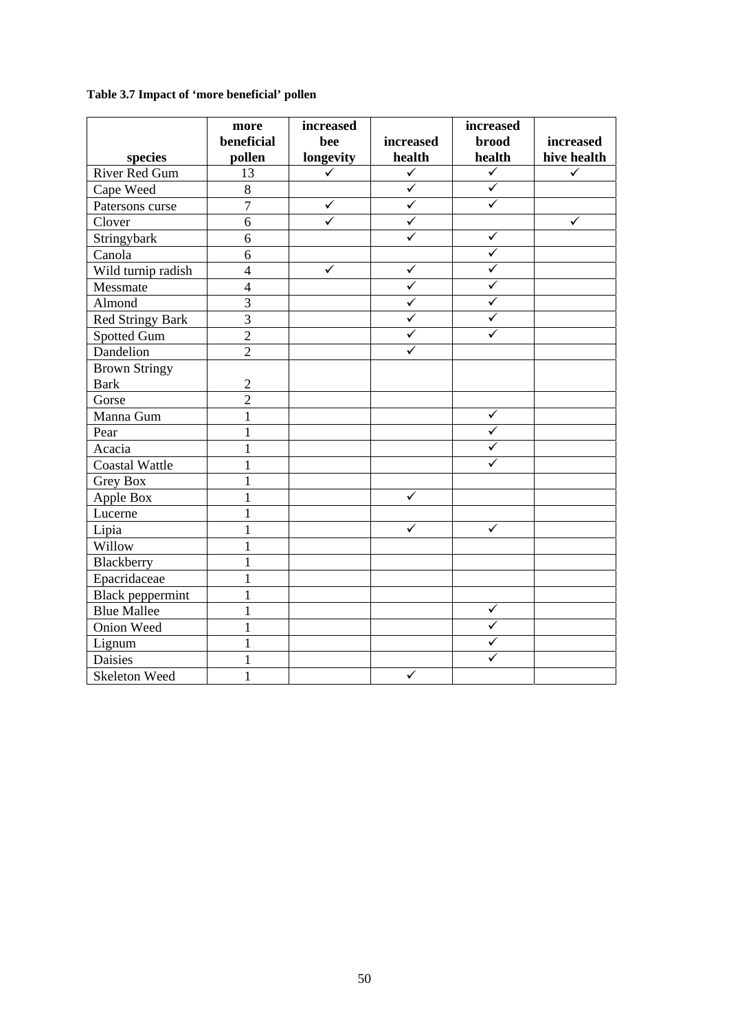**Table 3.7 Impact of 'more beneficial' pollen**

| species | more beneficial pollen | increased bee longevity | increased health | increased brood health | increased hive health |
|---|---|---|---|---|---|
| River Red Gum | 13 | ✓ | ✓ | ✓ | ✓ |
| Cape Weed | 8 | | ✓ | ✓ | |
| Patersons curse | 7 | ✓ | ✓ | ✓ | |
| Clover | 6 | ✓ | ✓ | | ✓ |
| Stringybark | 6 | | ✓ | ✓ | |
| Canola | 6 | | | ✓ | |
| Wild turnip radish | 4 | ✓ | ✓ | ✓ | |
| Messmate | 4 | | ✓ | ✓ | |
| Almond | 3 | | ✓ | ✓ | |
| Red Stringy Bark | 3 | | ✓ | ✓ | |
| Spotted Gum | 2 | | ✓ | ✓ | |
| Dandelion | 2 | | ✓ | | |
| Brown Stringy Bark | 2 | | | | |
| Gorse | 2 | | | | |
| Manna Gum | 1 | | | ✓ | |
| Pear | 1 | | | ✓ | |
| Acacia | 1 | | | ✓ | |
| Coastal Wattle | 1 | | | ✓ | |
| Grey Box | 1 | | | | |
| Apple Box | 1 | | ✓ | | |
| Lucerne | 1 | | | | |
| Lipia | 1 | | ✓ | ✓ | |
| Willow | 1 | | | | |
| Blackberry | 1 | | | | |
| Epacridaceae | 1 | | | | |
| Black peppermint | 1 | | | | |
| Blue Mallee | 1 | | | ✓ | |
| Onion Weed | 1 | | | ✓ | |
| Lignum | 1 | | | ✓ | |
| Daisies | 1 | | | ✓ | |
| Skeleton Weed | 1 | | ✓ | | |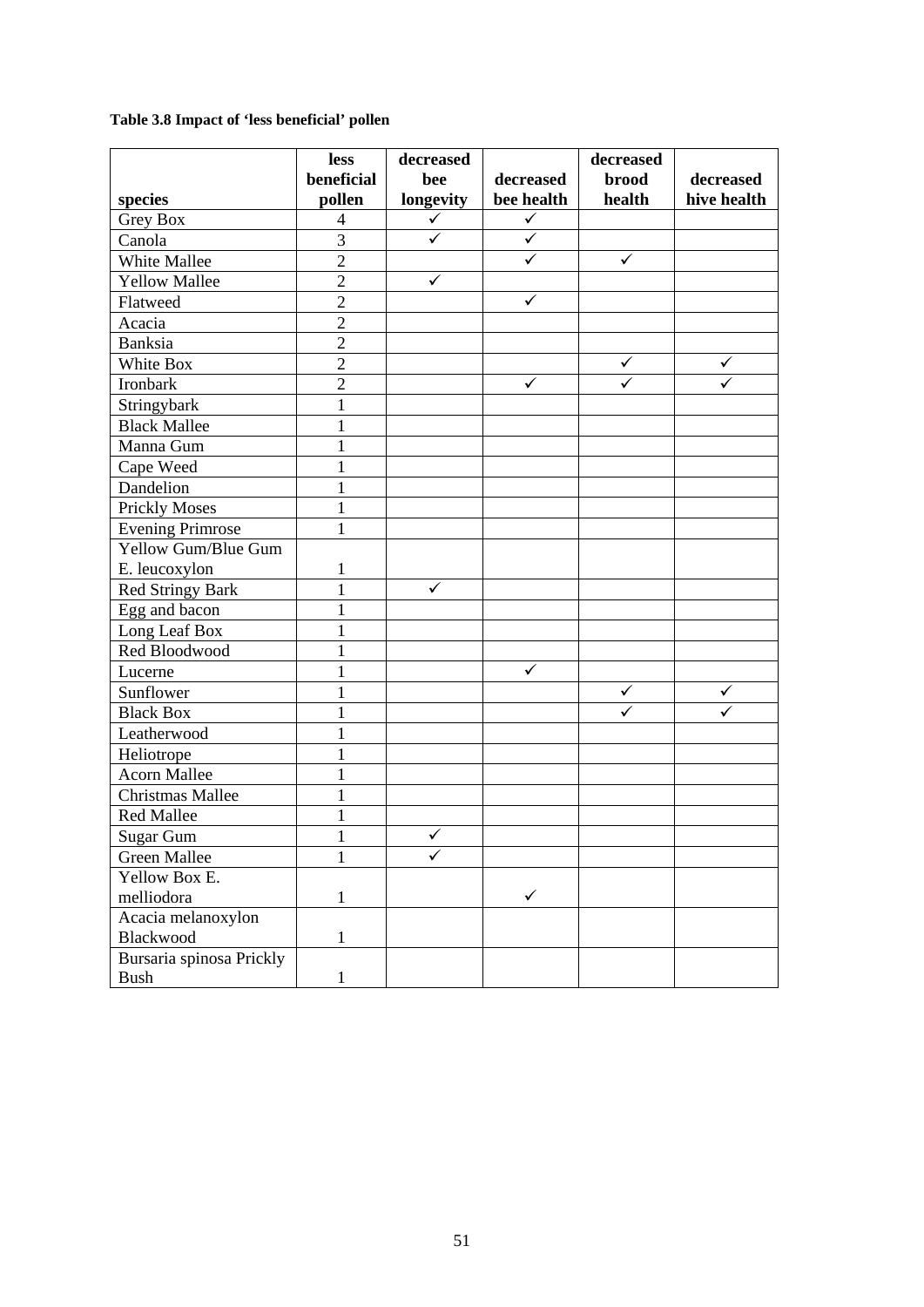**Table 3.8 Impact of 'less beneficial' pollen**

| species | less beneficial pollen | decreased bee longevity | decreased bee health | decreased brood health | decreased hive health |
|---|---|---|---|---|---|
| Grey Box | 4 | ✓ | ✓ | | |
| Canola | 3 | ✓ | ✓ | | |
| White Mallee | 2 | | ✓ | ✓ | |
| Yellow Mallee | 2 | ✓ | | | |
| Flatweed | 2 | | ✓ | | |
| Acacia | 2 | | | | |
| Banksia | 2 | | | | |
| White Box | 2 | | | ✓ | ✓ |
| Ironbark | 2 | | ✓ | ✓ | ✓ |
| Stringybark | 1 | | | | |
| Black Mallee | 1 | | | | |
| Manna Gum | 1 | | | | |
| Cape Weed | 1 | | | | |
| Dandelion | 1 | | | | |
| Prickly Moses | 1 | | | | |
| Evening Primrose | 1 | | | | |
| Yellow Gum/Blue Gum E. leucoxylon | 1 | | | | |
| Red Stringy Bark | 1 | ✓ | | | |
| Egg and bacon | 1 | | | | |
| Long Leaf Box | 1 | | | | |
| Red Bloodwood | 1 | | | | |
| Lucerne | 1 | | ✓ | | |
| Sunflower | 1 | | | ✓ | ✓ |
| Black Box | 1 | | | ✓ | ✓ |
| Leatherwood | 1 | | | | |
| Heliotrope | 1 | | | | |
| Acorn Mallee | 1 | | | | |
| Christmas Mallee | 1 | | | | |
| Red Mallee | 1 | | | | |
| Sugar Gum | 1 | ✓ | | | |
| Green Mallee | 1 | ✓ | | | |
| Yellow Box E. melliodora | 1 | | ✓ | | |
| Acacia melanoxylon Blackwood | 1 | | | | |
| Bursaria spinosa Prickly Bush | 1 | | | | |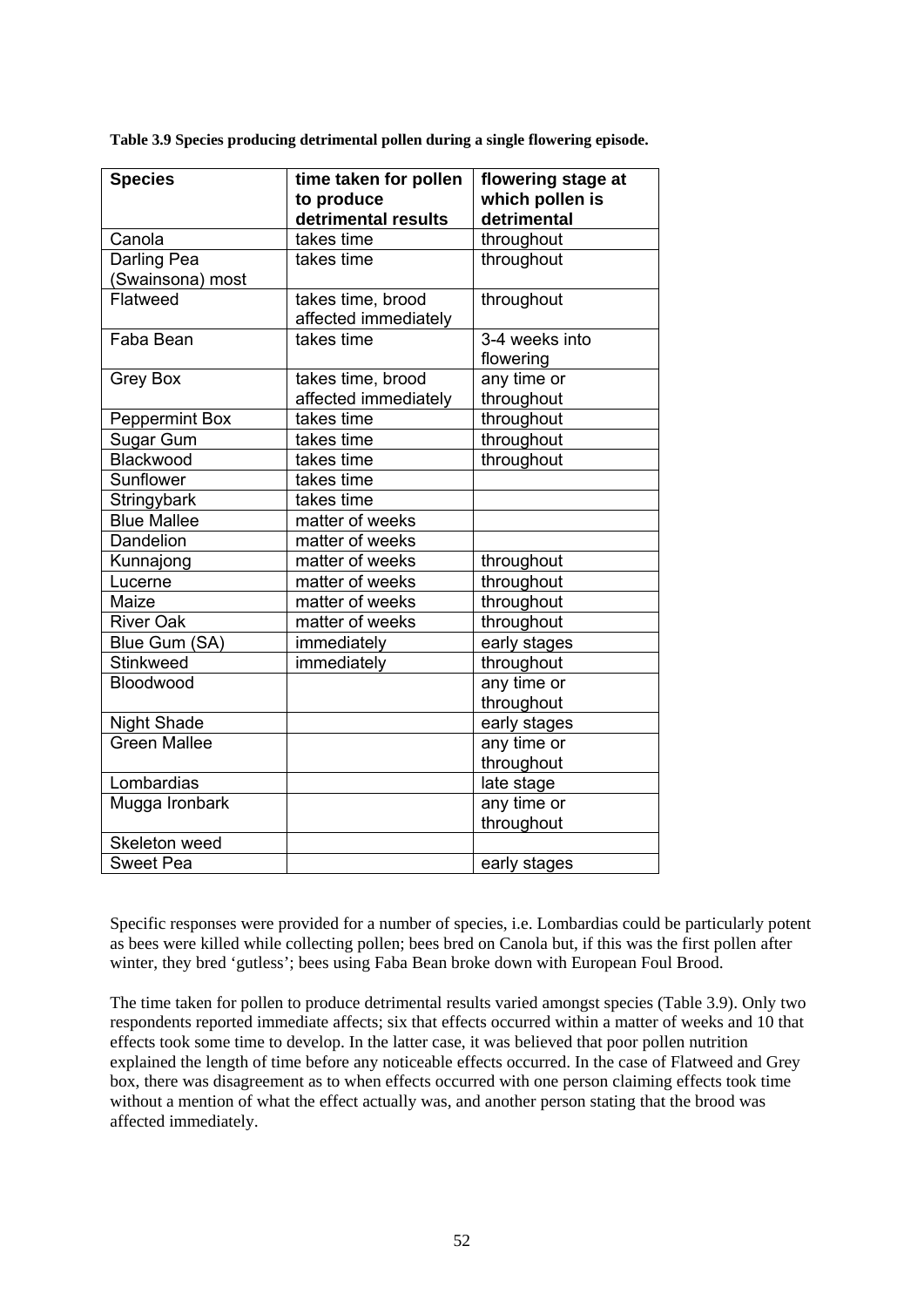**Table 3.9 Species producing detrimental pollen during a single flowering episode.**

| Species | time taken for pollen to produce detrimental results | flowering stage at which pollen is detrimental |
|---|---|---|
| Canola | takes time | throughout |
| Darling Pea (Swainsona) most | takes time | throughout |
| Flatweed | takes time, brood affected immediately | throughout |
| Faba Bean | takes time | 3-4 weeks into flowering |
| Grey Box | takes time, brood affected immediately | any time or throughout |
| Peppermint Box | takes time | throughout |
| Sugar Gum | takes time | throughout |
| Blackwood | takes time | throughout |
| Sunflower | takes time | |
| Stringybark | takes time | |
| Blue Mallee | matter of weeks | |
| Dandelion | matter of weeks | |
| Kunnajong | matter of weeks | throughout |
| Lucerne | matter of weeks | throughout |
| Maize | matter of weeks | throughout |
| River Oak | matter of weeks | throughout |
| Blue Gum (SA) | immediately | early stages |
| Stinkweed | immediately | throughout |
| Bloodwood | | any time or throughout |
| Night Shade | | early stages |
| Green Mallee | | any time or throughout |
| Lombardias | | late stage |
| Mugga Ironbark | | any time or throughout |
| Skeleton weed | | |
| Sweet Pea | | early stages |

Specific responses were provided for a number of species, i.e. Lombardias could be particularly potent as bees were killed while collecting pollen; bees bred on Canola but, if this was the first pollen after winter, they bred 'gutless'; bees using Faba Bean broke down with European Foul Brood.

The time taken for pollen to produce detrimental results varied amongst species (Table 3.9). Only two respondents reported immediate affects; six that effects occurred within a matter of weeks and 10 that effects took some time to develop. In the latter case, it was believed that poor pollen nutrition explained the length of time before any noticeable effects occurred. In the case of Flatweed and Grey box, there was disagreement as to when effects occurred with one person claiming effects took time without a mention of what the effect actually was, and another person stating that the brood was affected immediately.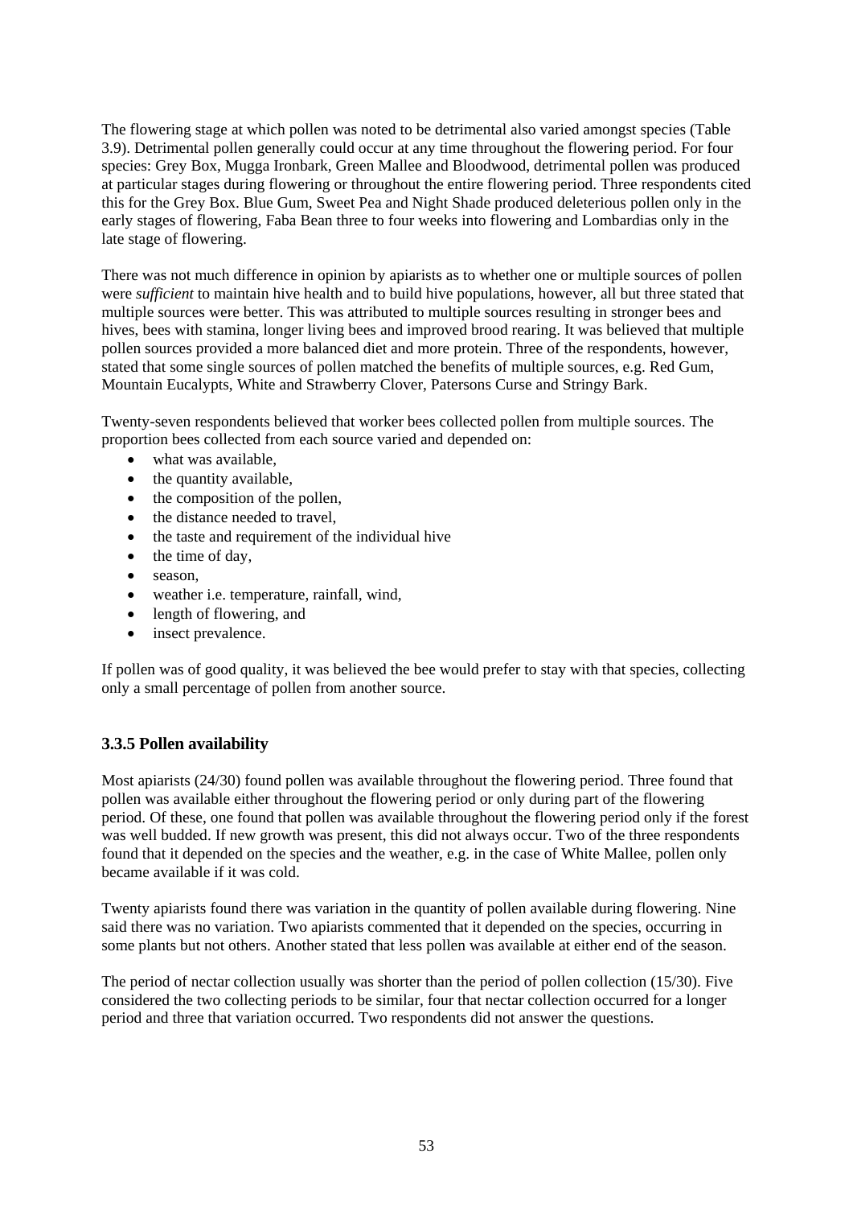The flowering stage at which pollen was noted to be detrimental also varied amongst species (Table 3.9). Detrimental pollen generally could occur at any time throughout the flowering period. For four species: Grey Box, Mugga Ironbark, Green Mallee and Bloodwood, detrimental pollen was produced at particular stages during flowering or throughout the entire flowering period. Three respondents cited this for the Grey Box. Blue Gum, Sweet Pea and Night Shade produced deleterious pollen only in the early stages of flowering, Faba Bean three to four weeks into flowering and Lombardias only in the late stage of flowering.

There was not much difference in opinion by apiarists as to whether one or multiple sources of pollen were *sufficient* to maintain hive health and to build hive populations, however, all but three stated that multiple sources were better. This was attributed to multiple sources resulting in stronger bees and hives, bees with stamina, longer living bees and improved brood rearing. It was believed that multiple pollen sources provided a more balanced diet and more protein. Three of the respondents, however, stated that some single sources of pollen matched the benefits of multiple sources, e.g. Red Gum, Mountain Eucalypts, White and Strawberry Clover, Patersons Curse and Stringy Bark.

Twenty-seven respondents believed that worker bees collected pollen from multiple sources. The proportion bees collected from each source varied and depended on:

- what was available,
- the quantity available,
- the composition of the pollen,
- the distance needed to travel,
- the taste and requirement of the individual hive
- the time of day,
- season,
- weather i.e. temperature, rainfall, wind,
- length of flowering, and
- insect prevalence.

If pollen was of good quality, it was believed the bee would prefer to stay with that species, collecting only a small percentage of pollen from another source.

### 3.3.5 Pollen availability

Most apiarists (24/30) found pollen was available throughout the flowering period. Three found that pollen was available either throughout the flowering period or only during part of the flowering period. Of these, one found that pollen was available throughout the flowering period only if the forest was well budded. If new growth was present, this did not always occur. Two of the three respondents found that it depended on the species and the weather, e.g. in the case of White Mallee, pollen only became available if it was cold.

Twenty apiarists found there was variation in the quantity of pollen available during flowering. Nine said there was no variation. Two apiarists commented that it depended on the species, occurring in some plants but not others. Another stated that less pollen was available at either end of the season.

The period of nectar collection usually was shorter than the period of pollen collection (15/30). Five considered the two collecting periods to be similar, four that nectar collection occurred for a longer period and three that variation occurred. Two respondents did not answer the questions.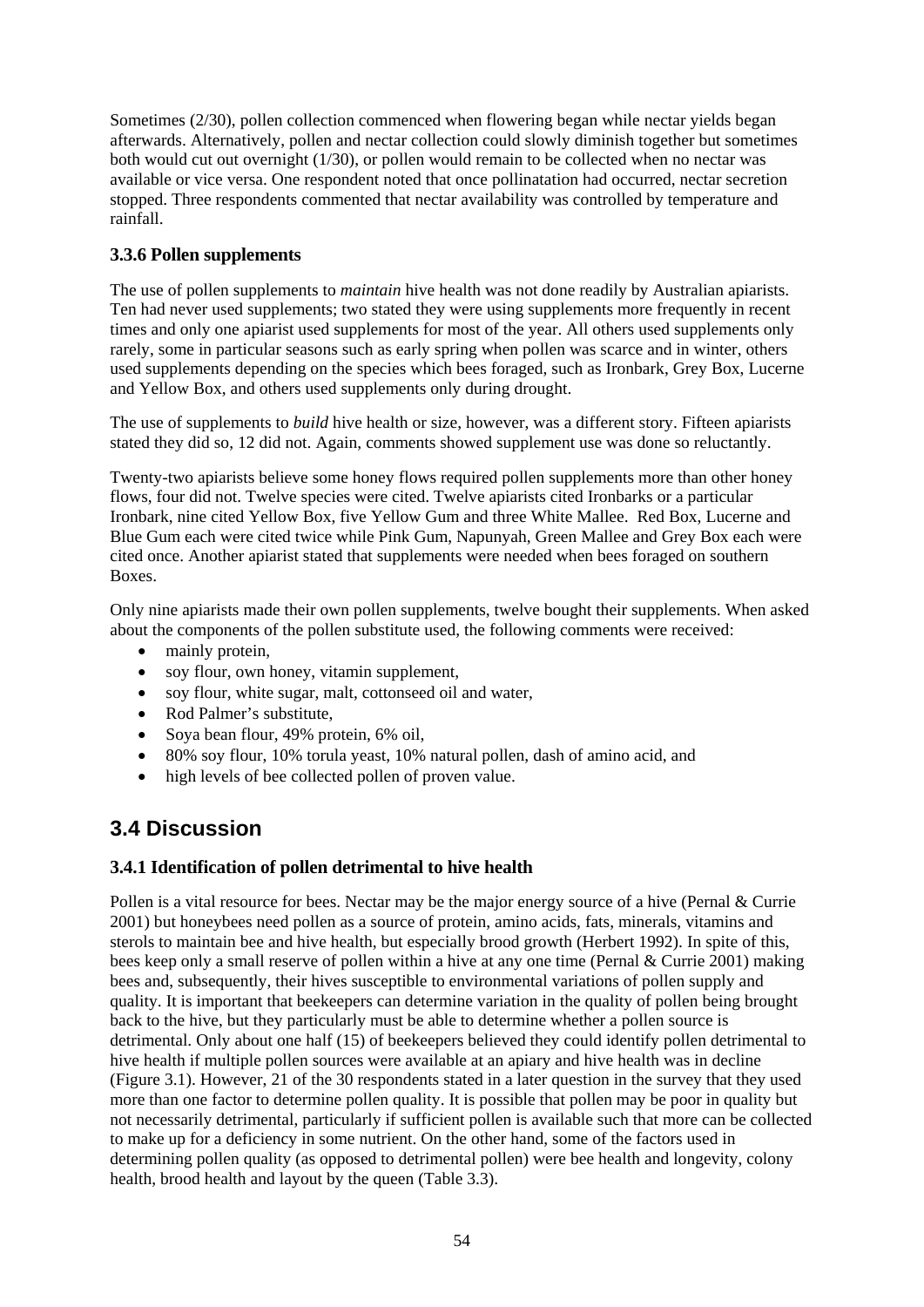Sometimes (2/30), pollen collection commenced when flowering began while nectar yields began afterwards. Alternatively, pollen and nectar collection could slowly diminish together but sometimes both would cut out overnight (1/30), or pollen would remain to be collected when no nectar was available or vice versa. One respondent noted that once pollinatation had occurred, nectar secretion stopped. Three respondents commented that nectar availability was controlled by temperature and rainfall.

### 3.3.6 Pollen supplements

The use of pollen supplements to *maintain* hive health was not done readily by Australian apiarists. Ten had never used supplements; two stated they were using supplements more frequently in recent times and only one apiarist used supplements for most of the year. All others used supplements only rarely, some in particular seasons such as early spring when pollen was scarce and in winter, others used supplements depending on the species which bees foraged, such as Ironbark, Grey Box, Lucerne and Yellow Box, and others used supplements only during drought.

The use of supplements to *build* hive health or size, however, was a different story. Fifteen apiarists stated they did so, 12 did not. Again, comments showed supplement use was done so reluctantly.

Twenty-two apiarists believe some honey flows required pollen supplements more than other honey flows, four did not. Twelve species were cited. Twelve apiarists cited Ironbarks or a particular Ironbark, nine cited Yellow Box, five Yellow Gum and three White Mallee. Red Box, Lucerne and Blue Gum each were cited twice while Pink Gum, Napunyah, Green Mallee and Grey Box each were cited once. Another apiarist stated that supplements were needed when bees foraged on southern Boxes.

Only nine apiarists made their own pollen supplements, twelve bought their supplements. When asked about the components of the pollen substitute used, the following comments were received:

- mainly protein,
- soy flour, own honey, vitamin supplement,
- soy flour, white sugar, malt, cottonseed oil and water,
- Rod Palmer's substitute,
- Soya bean flour, 49% protein, 6% oil,
- 80% soy flour, 10% torula yeast, 10% natural pollen, dash of amino acid, and
- high levels of bee collected pollen of proven value.

## 3.4 Discussion

### 3.4.1 Identification of pollen detrimental to hive health

Pollen is a vital resource for bees. Nectar may be the major energy source of a hive (Pernal & Currie 2001) but honeybees need pollen as a source of protein, amino acids, fats, minerals, vitamins and sterols to maintain bee and hive health, but especially brood growth (Herbert 1992). In spite of this, bees keep only a small reserve of pollen within a hive at any one time (Pernal & Currie 2001) making bees and, subsequently, their hives susceptible to environmental variations of pollen supply and quality. It is important that beekeepers can determine variation in the quality of pollen being brought back to the hive, but they particularly must be able to determine whether a pollen source is detrimental. Only about one half (15) of beekeepers believed they could identify pollen detrimental to hive health if multiple pollen sources were available at an apiary and hive health was in decline (Figure 3.1). However, 21 of the 30 respondents stated in a later question in the survey that they used more than one factor to determine pollen quality. It is possible that pollen may be poor in quality but not necessarily detrimental, particularly if sufficient pollen is available such that more can be collected to make up for a deficiency in some nutrient. On the other hand, some of the factors used in determining pollen quality (as opposed to detrimental pollen) were bee health and longevity, colony health, brood health and layout by the queen (Table 3.3).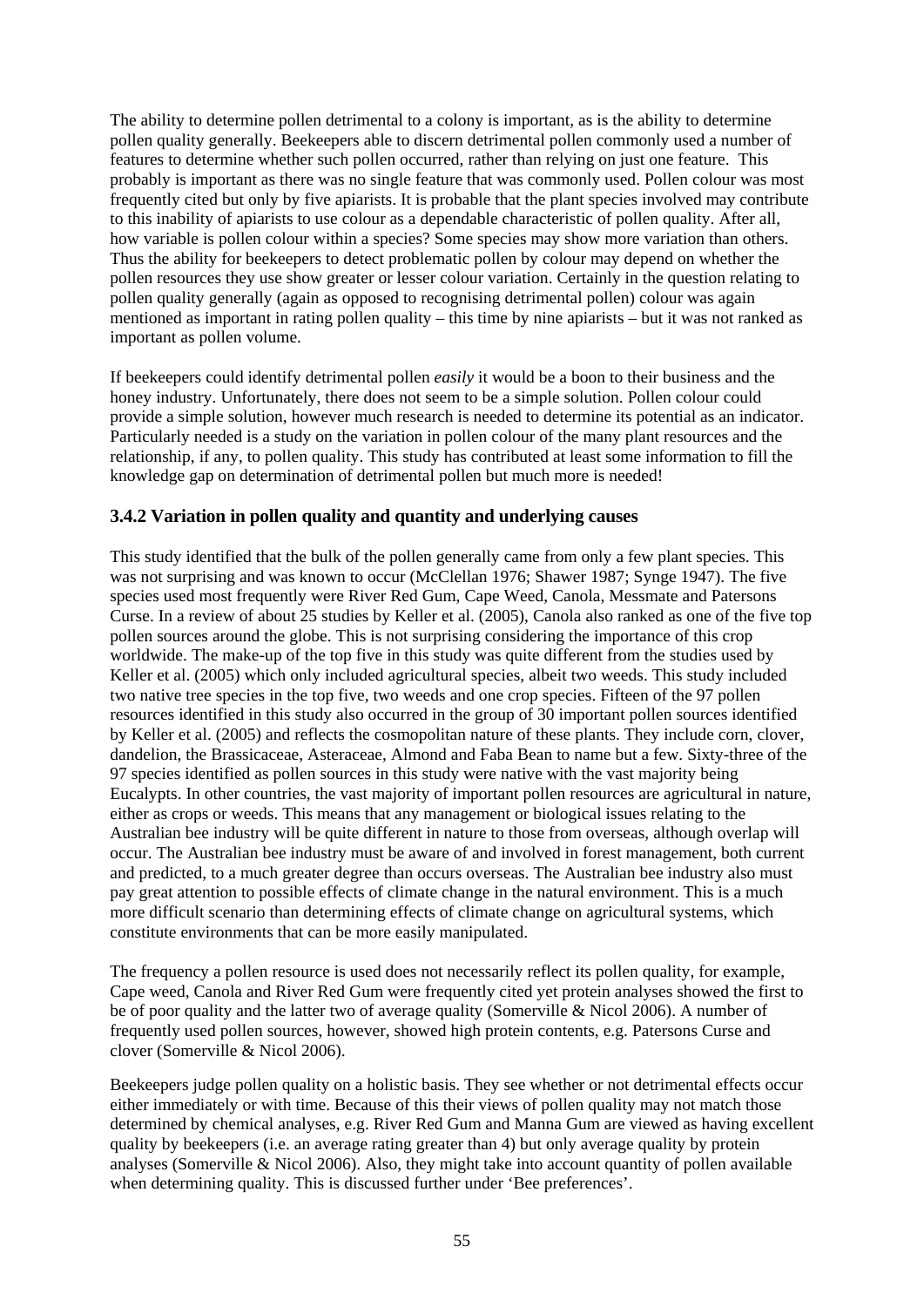The ability to determine pollen detrimental to a colony is important, as is the ability to determine pollen quality generally. Beekeepers able to discern detrimental pollen commonly used a number of features to determine whether such pollen occurred, rather than relying on just one feature. This probably is important as there was no single feature that was commonly used. Pollen colour was most frequently cited but only by five apiarists. It is probable that the plant species involved may contribute to this inability of apiarists to use colour as a dependable characteristic of pollen quality. After all, how variable is pollen colour within a species? Some species may show more variation than others. Thus the ability for beekeepers to detect problematic pollen by colour may depend on whether the pollen resources they use show greater or lesser colour variation. Certainly in the question relating to pollen quality generally (again as opposed to recognising detrimental pollen) colour was again mentioned as important in rating pollen quality – this time by nine apiarists – but it was not ranked as important as pollen volume.

If beekeepers could identify detrimental pollen *easily* it would be a boon to their business and the honey industry. Unfortunately, there does not seem to be a simple solution. Pollen colour could provide a simple solution, however much research is needed to determine its potential as an indicator. Particularly needed is a study on the variation in pollen colour of the many plant resources and the relationship, if any, to pollen quality. This study has contributed at least some information to fill the knowledge gap on determination of detrimental pollen but much more is needed!

### 3.4.2 Variation in pollen quality and quantity and underlying causes

This study identified that the bulk of the pollen generally came from only a few plant species. This was not surprising and was known to occur (McClellan 1976; Shawer 1987; Synge 1947). The five species used most frequently were River Red Gum, Cape Weed, Canola, Messmate and Patersons Curse. In a review of about 25 studies by Keller et al. (2005), Canola also ranked as one of the five top pollen sources around the globe. This is not surprising considering the importance of this crop worldwide. The make-up of the top five in this study was quite different from the studies used by Keller et al. (2005) which only included agricultural species, albeit two weeds. This study included two native tree species in the top five, two weeds and one crop species. Fifteen of the 97 pollen resources identified in this study also occurred in the group of 30 important pollen sources identified by Keller et al. (2005) and reflects the cosmopolitan nature of these plants. They include corn, clover, dandelion, the Brassicaceae, Asteraceae, Almond and Faba Bean to name but a few. Sixty-three of the 97 species identified as pollen sources in this study were native with the vast majority being Eucalypts. In other countries, the vast majority of important pollen resources are agricultural in nature, either as crops or weeds. This means that any management or biological issues relating to the Australian bee industry will be quite different in nature to those from overseas, although overlap will occur. The Australian bee industry must be aware of and involved in forest management, both current and predicted, to a much greater degree than occurs overseas. The Australian bee industry also must pay great attention to possible effects of climate change in the natural environment. This is a much more difficult scenario than determining effects of climate change on agricultural systems, which constitute environments that can be more easily manipulated.

The frequency a pollen resource is used does not necessarily reflect its pollen quality, for example, Cape weed, Canola and River Red Gum were frequently cited yet protein analyses showed the first to be of poor quality and the latter two of average quality (Somerville & Nicol 2006). A number of frequently used pollen sources, however, showed high protein contents, e.g. Patersons Curse and clover (Somerville & Nicol 2006).

Beekeepers judge pollen quality on a holistic basis. They see whether or not detrimental effects occur either immediately or with time. Because of this their views of pollen quality may not match those determined by chemical analyses, e.g. River Red Gum and Manna Gum are viewed as having excellent quality by beekeepers (i.e. an average rating greater than 4) but only average quality by protein analyses (Somerville & Nicol 2006). Also, they might take into account quantity of pollen available when determining quality. This is discussed further under 'Bee preferences'.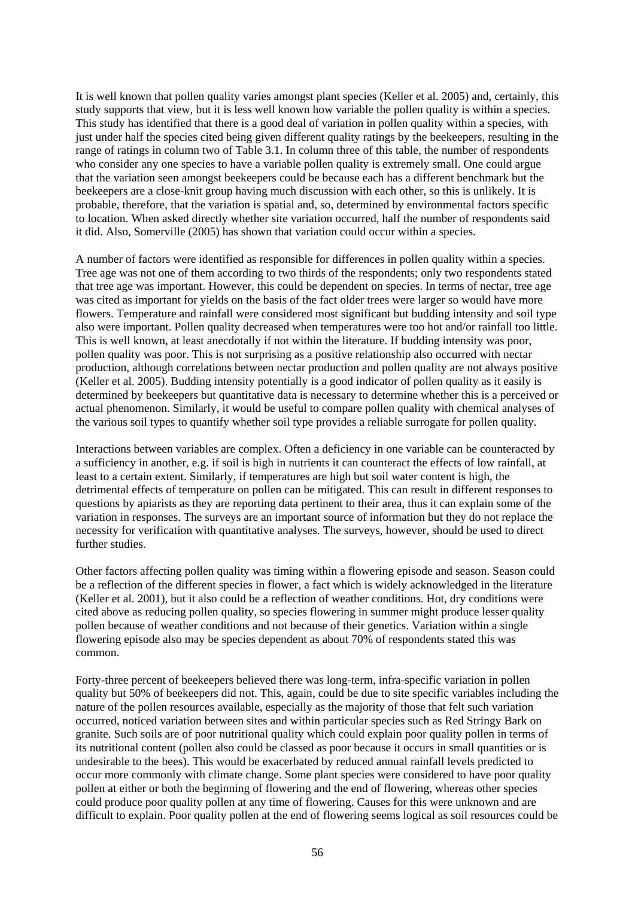It is well known that pollen quality varies amongst plant species (Keller et al. 2005) and, certainly, this study supports that view, but it is less well known how variable the pollen quality is within a species. This study has identified that there is a good deal of variation in pollen quality within a species, with just under half the species cited being given different quality ratings by the beekeepers, resulting in the range of ratings in column two of Table 3.1. In column three of this table, the number of respondents who consider any one species to have a variable pollen quality is extremely small. One could argue that the variation seen amongst beekeepers could be because each has a different benchmark but the beekeepers are a close-knit group having much discussion with each other, so this is unlikely. It is probable, therefore, that the variation is spatial and, so, determined by environmental factors specific to location. When asked directly whether site variation occurred, half the number of respondents said it did. Also, Somerville (2005) has shown that variation could occur within a species.

A number of factors were identified as responsible for differences in pollen quality within a species. Tree age was not one of them according to two thirds of the respondents; only two respondents stated that tree age was important. However, this could be dependent on species. In terms of nectar, tree age was cited as important for yields on the basis of the fact older trees were larger so would have more flowers. Temperature and rainfall were considered most significant but budding intensity and soil type also were important. Pollen quality decreased when temperatures were too hot and/or rainfall too little. This is well known, at least anecdotally if not within the literature. If budding intensity was poor, pollen quality was poor. This is not surprising as a positive relationship also occurred with nectar production, although correlations between nectar production and pollen quality are not always positive (Keller et al. 2005). Budding intensity potentially is a good indicator of pollen quality as it easily is determined by beekeepers but quantitative data is necessary to determine whether this is a perceived or actual phenomenon. Similarly, it would be useful to compare pollen quality with chemical analyses of the various soil types to quantify whether soil type provides a reliable surrogate for pollen quality.

Interactions between variables are complex. Often a deficiency in one variable can be counteracted by a sufficiency in another, e.g. if soil is high in nutrients it can counteract the effects of low rainfall, at least to a certain extent. Similarly, if temperatures are high but soil water content is high, the detrimental effects of temperature on pollen can be mitigated. This can result in different responses to questions by apiarists as they are reporting data pertinent to their area, thus it can explain some of the variation in responses. The surveys are an important source of information but they do not replace the necessity for verification with quantitative analyses. The surveys, however, should be used to direct further studies.

Other factors affecting pollen quality was timing within a flowering episode and season. Season could be a reflection of the different species in flower, a fact which is widely acknowledged in the literature (Keller et al. 2001), but it also could be a reflection of weather conditions. Hot, dry conditions were cited above as reducing pollen quality, so species flowering in summer might produce lesser quality pollen because of weather conditions and not because of their genetics. Variation within a single flowering episode also may be species dependent as about 70% of respondents stated this was common.

Forty-three percent of beekeepers believed there was long-term, infra-specific variation in pollen quality but 50% of beekeepers did not. This, again, could be due to site specific variables including the nature of the pollen resources available, especially as the majority of those that felt such variation occurred, noticed variation between sites and within particular species such as Red Stringy Bark on granite. Such soils are of poor nutritional quality which could explain poor quality pollen in terms of its nutritional content (pollen also could be classed as poor because it occurs in small quantities or is undesirable to the bees). This would be exacerbated by reduced annual rainfall levels predicted to occur more commonly with climate change. Some plant species were considered to have poor quality pollen at either or both the beginning of flowering and the end of flowering, whereas other species could produce poor quality pollen at any time of flowering. Causes for this were unknown and are difficult to explain. Poor quality pollen at the end of flowering seems logical as soil resources could be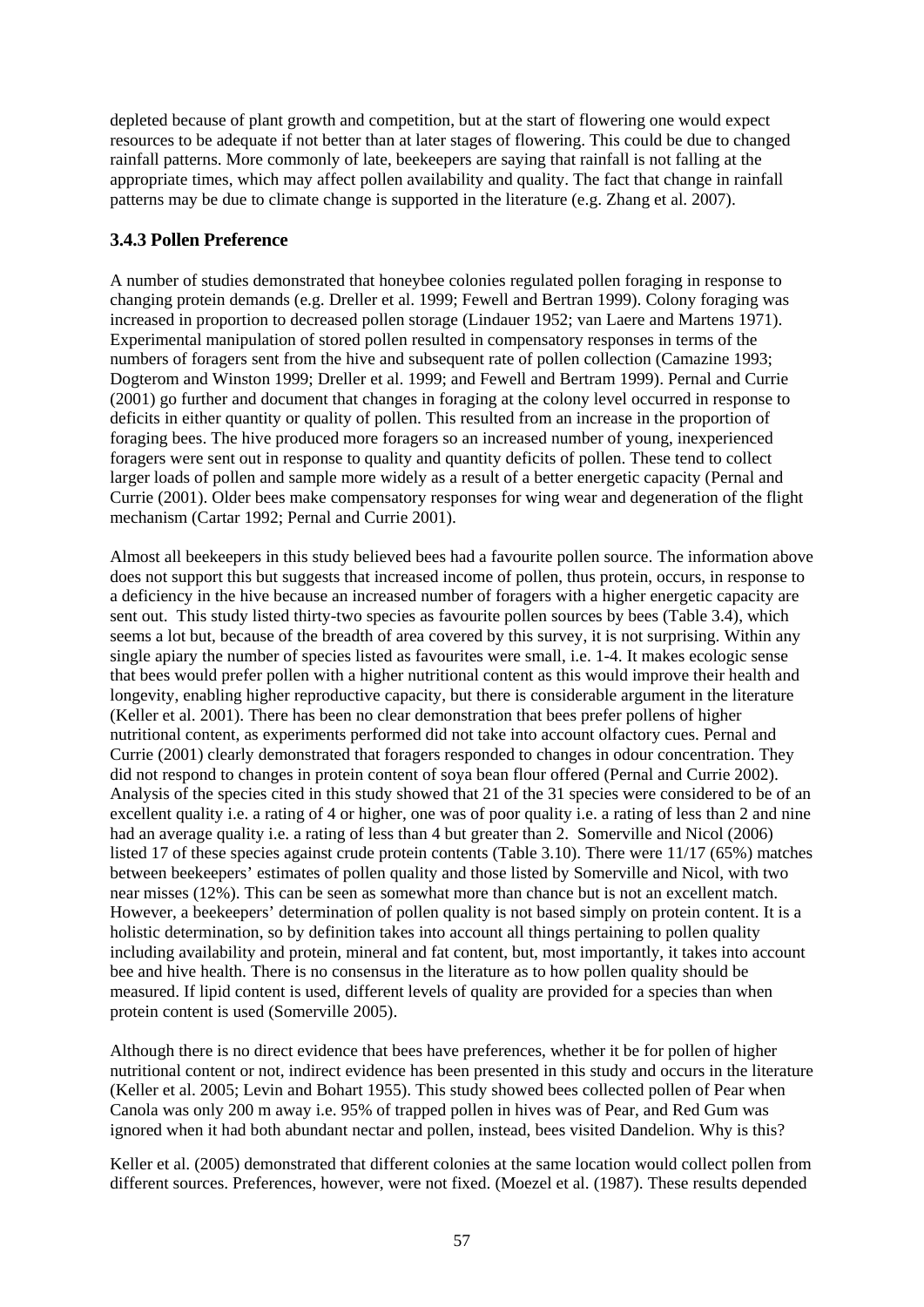depleted because of plant growth and competition, but at the start of flowering one would expect resources to be adequate if not better than at later stages of flowering. This could be due to changed rainfall patterns. More commonly of late, beekeepers are saying that rainfall is not falling at the appropriate times, which may affect pollen availability and quality. The fact that change in rainfall patterns may be due to climate change is supported in the literature (e.g. Zhang et al. 2007).

### 3.4.3 Pollen Preference

A number of studies demonstrated that honeybee colonies regulated pollen foraging in response to changing protein demands (e.g. Dreller et al. 1999; Fewell and Bertran 1999). Colony foraging was increased in proportion to decreased pollen storage (Lindauer 1952; van Laere and Martens 1971). Experimental manipulation of stored pollen resulted in compensatory responses in terms of the numbers of foragers sent from the hive and subsequent rate of pollen collection (Camazine 1993; Dogterom and Winston 1999; Dreller et al. 1999; and Fewell and Bertram 1999). Pernal and Currie (2001) go further and document that changes in foraging at the colony level occurred in response to deficits in either quantity or quality of pollen. This resulted from an increase in the proportion of foraging bees. The hive produced more foragers so an increased number of young, inexperienced foragers were sent out in response to quality and quantity deficits of pollen. These tend to collect larger loads of pollen and sample more widely as a result of a better energetic capacity (Pernal and Currie (2001). Older bees make compensatory responses for wing wear and degeneration of the flight mechanism (Cartar 1992; Pernal and Currie 2001).

Almost all beekeepers in this study believed bees had a favourite pollen source. The information above does not support this but suggests that increased income of pollen, thus protein, occurs, in response to a deficiency in the hive because an increased number of foragers with a higher energetic capacity are sent out. This study listed thirty-two species as favourite pollen sources by bees (Table 3.4), which seems a lot but, because of the breadth of area covered by this survey, it is not surprising. Within any single apiary the number of species listed as favourites were small, i.e. 1-4. It makes ecologic sense that bees would prefer pollen with a higher nutritional content as this would improve their health and longevity, enabling higher reproductive capacity, but there is considerable argument in the literature (Keller et al. 2001). There has been no clear demonstration that bees prefer pollens of higher nutritional content, as experiments performed did not take into account olfactory cues. Pernal and Currie (2001) clearly demonstrated that foragers responded to changes in odour concentration. They did not respond to changes in protein content of soya bean flour offered (Pernal and Currie 2002). Analysis of the species cited in this study showed that 21 of the 31 species were considered to be of an excellent quality i.e. a rating of 4 or higher, one was of poor quality i.e. a rating of less than 2 and nine had an average quality i.e. a rating of less than 4 but greater than 2. Somerville and Nicol (2006) listed 17 of these species against crude protein contents (Table 3.10). There were 11/17 (65%) matches between beekeepers' estimates of pollen quality and those listed by Somerville and Nicol, with two near misses (12%). This can be seen as somewhat more than chance but is not an excellent match. However, a beekeepers' determination of pollen quality is not based simply on protein content. It is a holistic determination, so by definition takes into account all things pertaining to pollen quality including availability and protein, mineral and fat content, but, most importantly, it takes into account bee and hive health. There is no consensus in the literature as to how pollen quality should be measured. If lipid content is used, different levels of quality are provided for a species than when protein content is used (Somerville 2005).

Although there is no direct evidence that bees have preferences, whether it be for pollen of higher nutritional content or not, indirect evidence has been presented in this study and occurs in the literature (Keller et al. 2005; Levin and Bohart 1955). This study showed bees collected pollen of Pear when Canola was only 200 m away i.e. 95% of trapped pollen in hives was of Pear, and Red Gum was ignored when it had both abundant nectar and pollen, instead, bees visited Dandelion. Why is this?

Keller et al. (2005) demonstrated that different colonies at the same location would collect pollen from different sources. Preferences, however, were not fixed. (Moezel et al. (1987). These results depended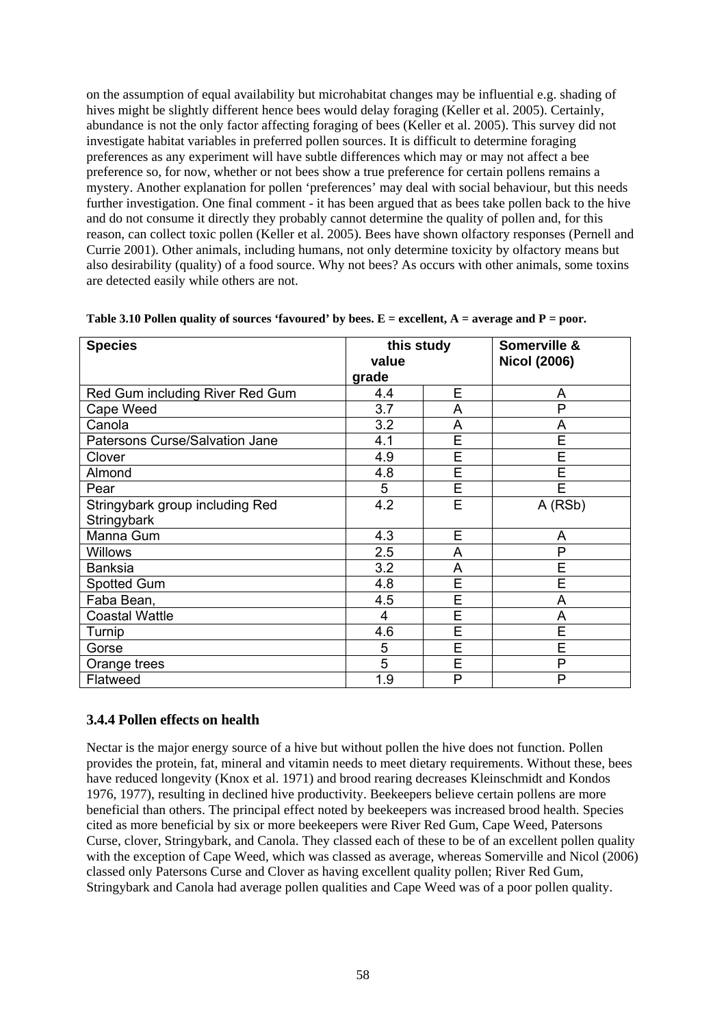on the assumption of equal availability but microhabitat changes may be influential e.g. shading of hives might be slightly different hence bees would delay foraging (Keller et al. 2005). Certainly, abundance is not the only factor affecting foraging of bees (Keller et al. 2005). This survey did not investigate habitat variables in preferred pollen sources. It is difficult to determine foraging preferences as any experiment will have subtle differences which may or may not affect a bee preference so, for now, whether or not bees show a true preference for certain pollens remains a mystery. Another explanation for pollen 'preferences' may deal with social behaviour, but this needs further investigation. One final comment - it has been argued that as bees take pollen back to the hive and do not consume it directly they probably cannot determine the quality of pollen and, for this reason, can collect toxic pollen (Keller et al. 2005). Bees have shown olfactory responses (Pernell and Currie 2001). Other animals, including humans, not only determine toxicity by olfactory means but also desirability (quality) of a food source. Why not bees? As occurs with other animals, some toxins are detected easily while others are not.

**Table 3.10 Pollen quality of sources 'favoured' by bees. E = excellent, A = average and P = poor.**

| Species | this study value | grade | Somerville & Nicol (2006) |
|---|---|---|---|
| Red Gum including River Red Gum | 4.4 | E | A |
| Cape Weed | 3.7 | A | P |
| Canola | 3.2 | A | A |
| Patersons Curse/Salvation Jane | 4.1 | E | E |
| Clover | 4.9 | E | E |
| Almond | 4.8 | E | E |
| Pear | 5 | E | E |
| Stringybark group including Red Stringybark | 4.2 | E | A (RSb) |
| Manna Gum | 4.3 | E | A |
| Willows | 2.5 | A | P |
| Banksia | 3.2 | A | E |
| Spotted Gum | 4.8 | E | E |
| Faba Bean, | 4.5 | E | A |
| Coastal Wattle | 4 | E | A |
| Turnip | 4.6 | E | E |
| Gorse | 5 | E | E |
| Orange trees | 5 | E | P |
| Flatweed | 1.9 | P | P |

### 3.4.4 Pollen effects on health

Nectar is the major energy source of a hive but without pollen the hive does not function. Pollen provides the protein, fat, mineral and vitamin needs to meet dietary requirements. Without these, bees have reduced longevity (Knox et al. 1971) and brood rearing decreases Kleinschmidt and Kondos 1976, 1977), resulting in declined hive productivity. Beekeepers believe certain pollens are more beneficial than others. The principal effect noted by beekeepers was increased brood health. Species cited as more beneficial by six or more beekeepers were River Red Gum, Cape Weed, Patersons Curse, clover, Stringybark, and Canola. They classed each of these to be of an excellent pollen quality with the exception of Cape Weed, which was classed as average, whereas Somerville and Nicol (2006) classed only Patersons Curse and Clover as having excellent quality pollen; River Red Gum, Stringybark and Canola had average pollen qualities and Cape Weed was of a poor pollen quality.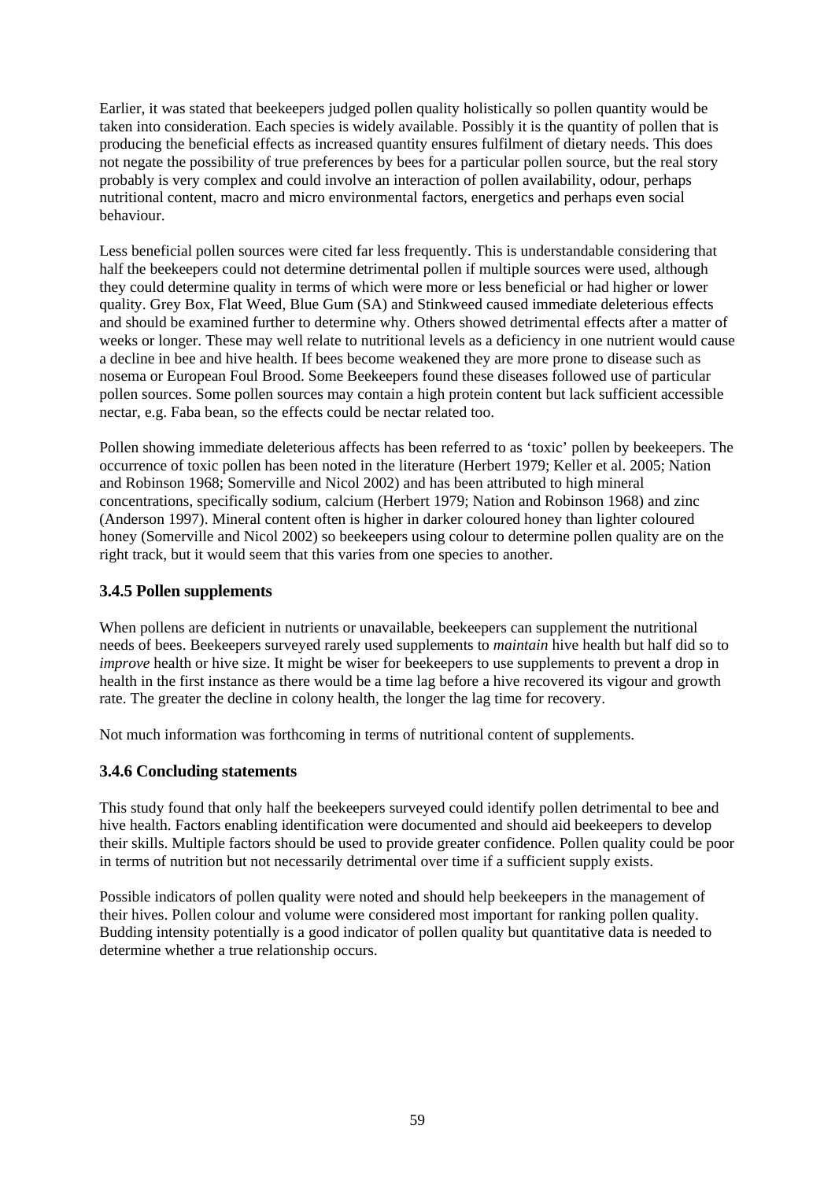Earlier, it was stated that beekeepers judged pollen quality holistically so pollen quantity would be taken into consideration. Each species is widely available. Possibly it is the quantity of pollen that is producing the beneficial effects as increased quantity ensures fulfilment of dietary needs. This does not negate the possibility of true preferences by bees for a particular pollen source, but the real story probably is very complex and could involve an interaction of pollen availability, odour, perhaps nutritional content, macro and micro environmental factors, energetics and perhaps even social behaviour.

Less beneficial pollen sources were cited far less frequently. This is understandable considering that half the beekeepers could not determine detrimental pollen if multiple sources were used, although they could determine quality in terms of which were more or less beneficial or had higher or lower quality. Grey Box, Flat Weed, Blue Gum (SA) and Stinkweed caused immediate deleterious effects and should be examined further to determine why. Others showed detrimental effects after a matter of weeks or longer. These may well relate to nutritional levels as a deficiency in one nutrient would cause a decline in bee and hive health. If bees become weakened they are more prone to disease such as nosema or European Foul Brood. Some Beekeepers found these diseases followed use of particular pollen sources. Some pollen sources may contain a high protein content but lack sufficient accessible nectar, e.g. Faba bean, so the effects could be nectar related too.

Pollen showing immediate deleterious affects has been referred to as 'toxic' pollen by beekeepers. The occurrence of toxic pollen has been noted in the literature (Herbert 1979; Keller et al. 2005; Nation and Robinson 1968; Somerville and Nicol 2002) and has been attributed to high mineral concentrations, specifically sodium, calcium (Herbert 1979; Nation and Robinson 1968) and zinc (Anderson 1997). Mineral content often is higher in darker coloured honey than lighter coloured honey (Somerville and Nicol 2002) so beekeepers using colour to determine pollen quality are on the right track, but it would seem that this varies from one species to another.

### 3.4.5 Pollen supplements

When pollens are deficient in nutrients or unavailable, beekeepers can supplement the nutritional needs of bees. Beekeepers surveyed rarely used supplements to *maintain* hive health but half did so to *improve* health or hive size. It might be wiser for beekeepers to use supplements to prevent a drop in health in the first instance as there would be a time lag before a hive recovered its vigour and growth rate. The greater the decline in colony health, the longer the lag time for recovery.

Not much information was forthcoming in terms of nutritional content of supplements.

### 3.4.6 Concluding statements

This study found that only half the beekeepers surveyed could identify pollen detrimental to bee and hive health. Factors enabling identification were documented and should aid beekeepers to develop their skills. Multiple factors should be used to provide greater confidence. Pollen quality could be poor in terms of nutrition but not necessarily detrimental over time if a sufficient supply exists.

Possible indicators of pollen quality were noted and should help beekeepers in the management of their hives. Pollen colour and volume were considered most important for ranking pollen quality. Budding intensity potentially is a good indicator of pollen quality but quantitative data is needed to determine whether a true relationship occurs.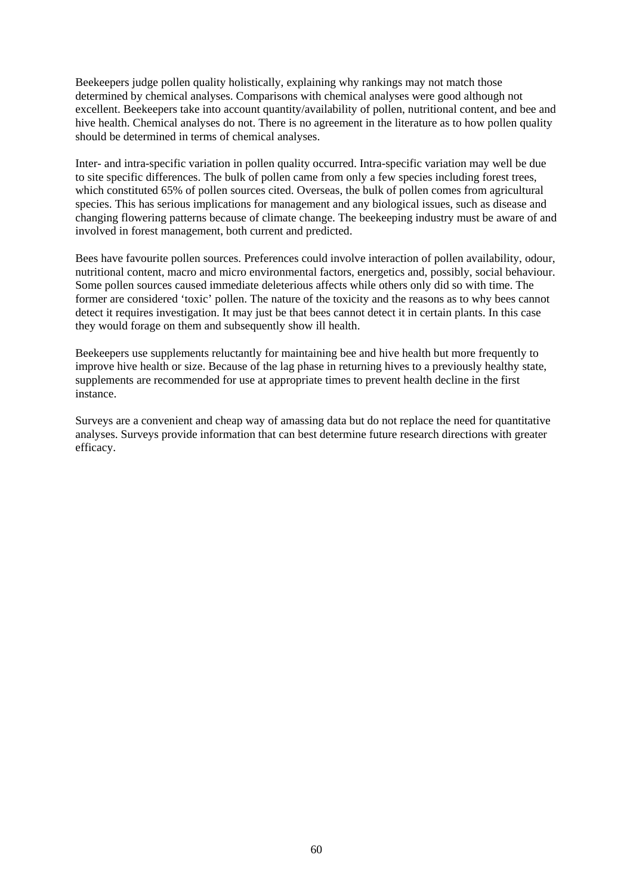Beekeepers judge pollen quality holistically, explaining why rankings may not match those determined by chemical analyses. Comparisons with chemical analyses were good although not excellent. Beekeepers take into account quantity/availability of pollen, nutritional content, and bee and hive health. Chemical analyses do not. There is no agreement in the literature as to how pollen quality should be determined in terms of chemical analyses.

Inter- and intra-specific variation in pollen quality occurred. Intra-specific variation may well be due to site specific differences. The bulk of pollen came from only a few species including forest trees, which constituted 65% of pollen sources cited. Overseas, the bulk of pollen comes from agricultural species. This has serious implications for management and any biological issues, such as disease and changing flowering patterns because of climate change. The beekeeping industry must be aware of and involved in forest management, both current and predicted.

Bees have favourite pollen sources. Preferences could involve interaction of pollen availability, odour, nutritional content, macro and micro environmental factors, energetics and, possibly, social behaviour. Some pollen sources caused immediate deleterious affects while others only did so with time. The former are considered 'toxic' pollen. The nature of the toxicity and the reasons as to why bees cannot detect it requires investigation. It may just be that bees cannot detect it in certain plants. In this case they would forage on them and subsequently show ill health.

Beekeepers use supplements reluctantly for maintaining bee and hive health but more frequently to improve hive health or size. Because of the lag phase in returning hives to a previously healthy state, supplements are recommended for use at appropriate times to prevent health decline in the first instance.

Surveys are a convenient and cheap way of amassing data but do not replace the need for quantitative analyses. Surveys provide information that can best determine future research directions with greater efficacy.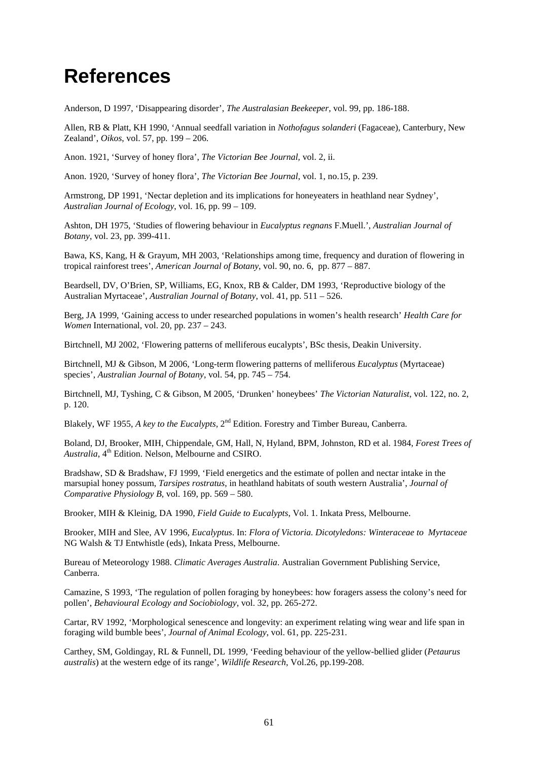# References

Anderson, D 1997, 'Disappearing disorder', *The Australasian Beekeeper*, vol. 99, pp. 186-188.

Allen, RB & Platt, KH 1990, 'Annual seedfall variation in *Nothofagus solanderi* (Fagaceae), Canterbury, New Zealand', *Oikos*, vol. 57, pp. 199 – 206.

Anon. 1921, 'Survey of honey flora', *The Victorian Bee Journal*, vol. 2, ii.

Anon. 1920, 'Survey of honey flora', *The Victorian Bee Journal*, vol. 1, no.15, p. 239.

Armstrong, DP 1991, 'Nectar depletion and its implications for honeyeaters in heathland near Sydney', *Australian Journal of Ecology*, vol. 16, pp. 99 – 109.

Ashton, DH 1975, 'Studies of flowering behaviour in *Eucalyptus regnans* F.Muell.', *Australian Journal of Botany*, vol. 23, pp. 399-411.

Bawa, KS, Kang, H & Grayum, MH 2003, 'Relationships among time, frequency and duration of flowering in tropical rainforest trees', *American Journal of Botany*, vol. 90, no. 6, pp. 877 – 887.

Beardsell, DV, O'Brien, SP, Williams, EG, Knox, RB & Calder, DM 1993, 'Reproductive biology of the Australian Myrtaceae', *Australian Journal of Botany*, vol. 41, pp. 511 – 526.

Berg, JA 1999, 'Gaining access to under researched populations in women's health research' *Health Care for Women* International, vol. 20, pp. 237 – 243.

Birtchnell, MJ 2002, 'Flowering patterns of melliferous eucalypts', BSc thesis, Deakin University.

Birtchnell, MJ & Gibson, M 2006, 'Long-term flowering patterns of melliferous *Eucalyptus* (Myrtaceae) species', *Australian Journal of Botany*, vol. 54, pp. 745 – 754.

Birtchnell, MJ, Tyshing, C & Gibson, M 2005, 'Drunken' honeybees' *The Victorian Naturalist*, vol. 122, no. 2, p. 120.

Blakely, WF 1955, *A key to the Eucalypts*, 2nd Edition. Forestry and Timber Bureau, Canberra.

Boland, DJ, Brooker, MIH, Chippendale, GM, Hall, N, Hyland, BPM, Johnston, RD et al. 1984, *Forest Trees of Australia*, 4th Edition. Nelson, Melbourne and CSIRO.

Bradshaw, SD & Bradshaw, FJ 1999, 'Field energetics and the estimate of pollen and nectar intake in the marsupial honey possum, *Tarsipes rostratus*, in heathland habitats of south western Australia', *Journal of Comparative Physiology B*, vol. 169, pp. 569 – 580.

Brooker, MIH & Kleinig, DA 1990, *Field Guide to Eucalypts*, Vol. 1. Inkata Press, Melbourne.

Brooker, MIH and Slee, AV 1996, *Eucalyptus*. In: *Flora of Victoria. Dicotyledons: Winteraceae to Myrtaceae* NG Walsh & TJ Entwhistle (eds), Inkata Press, Melbourne.

Bureau of Meteorology 1988. *Climatic Averages Australia*. Australian Government Publishing Service, Canberra.

Camazine, S 1993, 'The regulation of pollen foraging by honeybees: how foragers assess the colony's need for pollen', *Behavioural Ecology and Sociobiology*, vol. 32, pp. 265-272.

Cartar, RV 1992, 'Morphological senescence and longevity: an experiment relating wing wear and life span in foraging wild bumble bees', *Journal of Animal Ecology*, vol. 61, pp. 225-231.

Carthey, SM, Goldingay, RL & Funnell, DL 1999, 'Feeding behaviour of the yellow-bellied glider (*Petaurus australis*) at the western edge of its range', *Wildlife Research*, Vol.26, pp.199-208.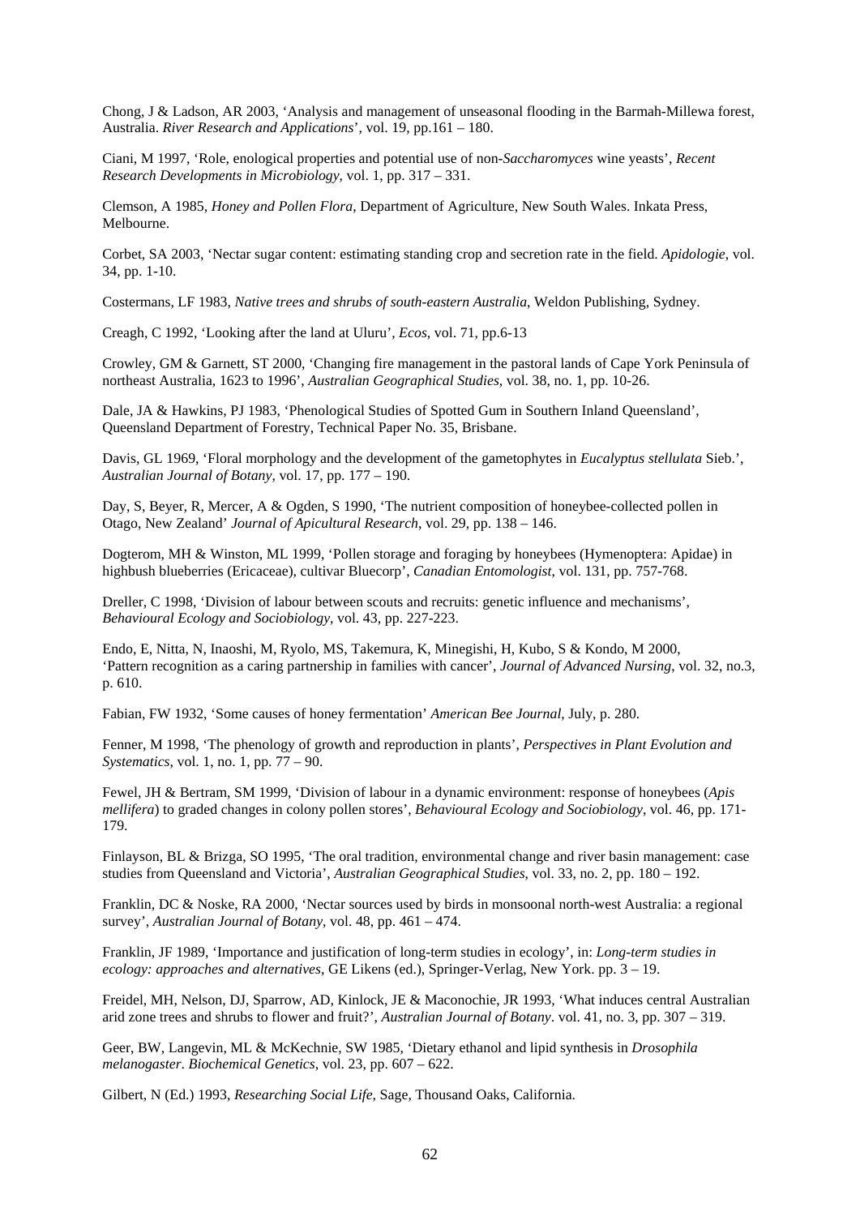Chong, J & Ladson, AR 2003, 'Analysis and management of unseasonal flooding in the Barmah-Millewa forest, Australia. *River Research and Applications*', vol. 19, pp.161 – 180.

Ciani, M 1997, 'Role, enological properties and potential use of non-*Saccharomyces* wine yeasts', *Recent Research Developments in Microbiology*, vol. 1, pp. 317 – 331.

Clemson, A 1985, *Honey and Pollen Flora*, Department of Agriculture, New South Wales. Inkata Press, Melbourne.

Corbet, SA 2003, 'Nectar sugar content: estimating standing crop and secretion rate in the field. *Apidologie*, vol. 34, pp. 1-10.

Costermans, LF 1983, *Native trees and shrubs of south-eastern Australia*, Weldon Publishing, Sydney.

Creagh, C 1992, 'Looking after the land at Uluru', *Ecos*, vol. 71, pp.6-13

Crowley, GM & Garnett, ST 2000, 'Changing fire management in the pastoral lands of Cape York Peninsula of northeast Australia, 1623 to 1996', *Australian Geographical Studies*, vol. 38, no. 1, pp. 10-26.

Dale, JA & Hawkins, PJ 1983, 'Phenological Studies of Spotted Gum in Southern Inland Queensland', Queensland Department of Forestry, Technical Paper No. 35, Brisbane.

Davis, GL 1969, 'Floral morphology and the development of the gametophytes in *Eucalyptus stellulata* Sieb.', *Australian Journal of Botany*, vol. 17, pp. 177 – 190.

Day, S, Beyer, R, Mercer, A & Ogden, S 1990, 'The nutrient composition of honeybee-collected pollen in Otago, New Zealand' *Journal of Apicultural Research*, vol. 29, pp. 138 – 146.

Dogterom, MH & Winston, ML 1999, 'Pollen storage and foraging by honeybees (Hymenoptera: Apidae) in highbush blueberries (Ericaceae), cultivar Bluecorp', *Canadian Entomologist*, vol. 131, pp. 757-768.

Dreller, C 1998, 'Division of labour between scouts and recruits: genetic influence and mechanisms', *Behavioural Ecology and Sociobiology*, vol. 43, pp. 227-223.

Endo, E, Nitta, N, Inaoshi, M, Ryolo, MS, Takemura, K, Minegishi, H, Kubo, S & Kondo, M 2000, 'Pattern recognition as a caring partnership in families with cancer', *Journal of Advanced Nursing*, vol. 32, no.3, p. 610.

Fabian, FW 1932, 'Some causes of honey fermentation' *American Bee Journal*, July, p. 280.

Fenner, M 1998, 'The phenology of growth and reproduction in plants', *Perspectives in Plant Evolution and Systematics*, vol. 1, no. 1, pp. 77 – 90.

Fewel, JH & Bertram, SM 1999, 'Division of labour in a dynamic environment: response of honeybees (*Apis mellifera*) to graded changes in colony pollen stores', *Behavioural Ecology and Sociobiology*, vol. 46, pp. 171-179.

Finlayson, BL & Brizga, SO 1995, 'The oral tradition, environmental change and river basin management: case studies from Queensland and Victoria', *Australian Geographical Studies*, vol. 33, no. 2, pp. 180 – 192.

Franklin, DC & Noske, RA 2000, 'Nectar sources used by birds in monsoonal north-west Australia: a regional survey', *Australian Journal of Botany*, vol. 48, pp. 461 – 474.

Franklin, JF 1989, 'Importance and justification of long-term studies in ecology', in: *Long-term studies in ecology: approaches and alternatives*, GE Likens (ed.), Springer-Verlag, New York. pp. 3 – 19.

Freidel, MH, Nelson, DJ, Sparrow, AD, Kinlock, JE & Maconochie, JR 1993, 'What induces central Australian arid zone trees and shrubs to flower and fruit?', *Australian Journal of Botany*. vol. 41, no. 3, pp. 307 – 319.

Geer, BW, Langevin, ML & McKechnie, SW 1985, 'Dietary ethanol and lipid synthesis in *Drosophila melanogaster*. *Biochemical Genetics*, vol. 23, pp. 607 – 622.

Gilbert, N (Ed.) 1993, *Researching Social Life*, Sage, Thousand Oaks, California.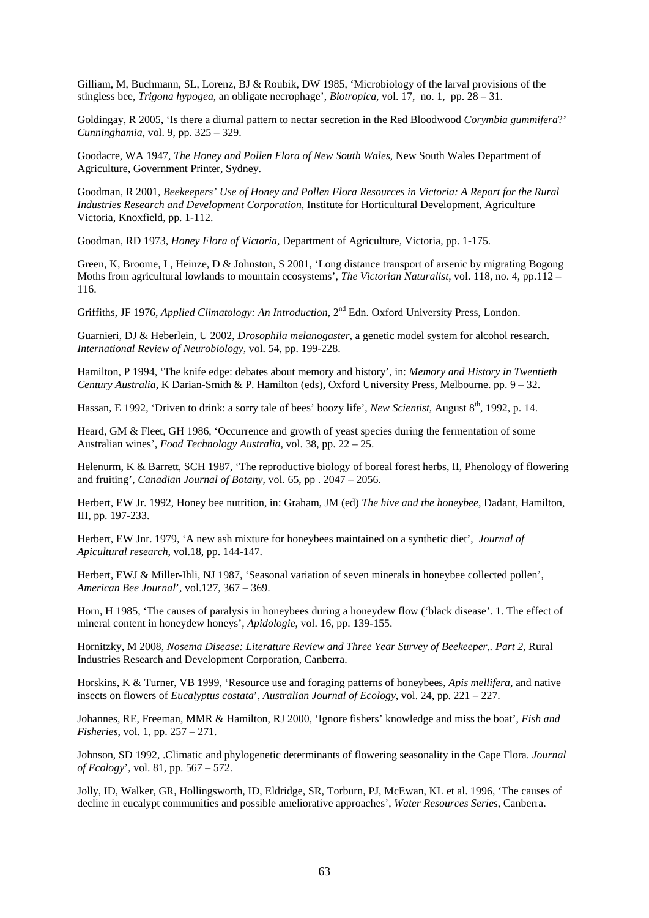Gilliam, M, Buchmann, SL, Lorenz, BJ & Roubik, DW 1985, 'Microbiology of the larval provisions of the stingless bee, *Trigona hypogea*, an obligate necrophage', *Biotropica*, vol. 17, no. 1, pp. 28 – 31.

Goldingay, R 2005, 'Is there a diurnal pattern to nectar secretion in the Red Bloodwood *Corymbia gummifera*?' *Cunninghamia*, vol. 9, pp. 325 – 329.

Goodacre, WA 1947, *The Honey and Pollen Flora of New South Wales*, New South Wales Department of Agriculture, Government Printer, Sydney.

Goodman, R 2001, *Beekeepers' Use of Honey and Pollen Flora Resources in Victoria: A Report for the Rural Industries Research and Development Corporation*, Institute for Horticultural Development, Agriculture Victoria, Knoxfield, pp. 1-112.

Goodman, RD 1973, *Honey Flora of Victoria*, Department of Agriculture, Victoria, pp. 1-175.

Green, K, Broome, L, Heinze, D & Johnston, S 2001, 'Long distance transport of arsenic by migrating Bogong Moths from agricultural lowlands to mountain ecosystems', *The Victorian Naturalist*, vol. 118, no. 4, pp.112 – 116.

Griffiths, JF 1976, *Applied Climatology: An Introduction*, 2nd Edn. Oxford University Press, London.

Guarnieri, DJ & Heberlein, U 2002, *Drosophila melanogaster*, a genetic model system for alcohol research. *International Review of Neurobiology*, vol. 54, pp. 199-228.

Hamilton, P 1994, 'The knife edge: debates about memory and history', in: *Memory and History in Twentieth Century Australia*, K Darian-Smith & P. Hamilton (eds), Oxford University Press, Melbourne. pp. 9 – 32.

Hassan, E 1992, 'Driven to drink: a sorry tale of bees' boozy life', *New Scientist*, August 8th, 1992, p. 14.

Heard, GM & Fleet, GH 1986, 'Occurrence and growth of yeast species during the fermentation of some Australian wines', *Food Technology Australia*, vol. 38, pp. 22 – 25.

Helenurm, K & Barrett, SCH 1987, 'The reproductive biology of boreal forest herbs, II, Phenology of flowering and fruiting', *Canadian Journal of Botany*, vol. 65, pp . 2047 – 2056.

Herbert, EW Jr. 1992, Honey bee nutrition, in: Graham, JM (ed) *The hive and the honeybee*, Dadant, Hamilton, III, pp. 197-233.

Herbert, EW Jnr. 1979, 'A new ash mixture for honeybees maintained on a synthetic diet', *Journal of Apicultural research*, vol.18, pp. 144-147.

Herbert, EWJ & Miller-Ihli, NJ 1987, 'Seasonal variation of seven minerals in honeybee collected pollen', *American Bee Journal*', vol.127, 367 – 369.

Horn, H 1985, 'The causes of paralysis in honeybees during a honeydew flow ('black disease'. 1. The effect of mineral content in honeydew honeys', *Apidologie*, vol. 16, pp. 139-155.

Hornitzky, M 2008, *Nosema Disease: Literature Review and Three Year Survey of Beekeeper,. Part 2*, Rural Industries Research and Development Corporation, Canberra.

Horskins, K & Turner, VB 1999, 'Resource use and foraging patterns of honeybees, *Apis mellifera*, and native insects on flowers of *Eucalyptus costata*', *Australian Journal of Ecology*, vol. 24, pp. 221 – 227.

Johannes, RE, Freeman, MMR & Hamilton, RJ 2000, 'Ignore fishers' knowledge and miss the boat', *Fish and Fisheries*, vol. 1, pp. 257 – 271.

Johnson, SD 1992, .Climatic and phylogenetic determinants of flowering seasonality in the Cape Flora. *Journal of Ecology*', vol. 81, pp. 567 – 572.

Jolly, ID, Walker, GR, Hollingsworth, ID, Eldridge, SR, Torburn, PJ, McEwan, KL et al. 1996, 'The causes of decline in eucalypt communities and possible ameliorative approaches', *Water Resources Series*, Canberra.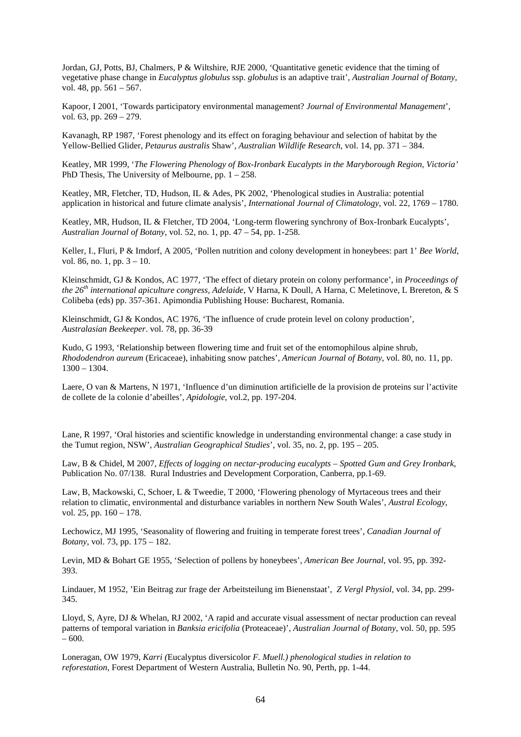Jordan, GJ, Potts, BJ, Chalmers, P & Wiltshire, RJE 2000, 'Quantitative genetic evidence that the timing of vegetative phase change in *Eucalyptus globulus* ssp. *globulus* is an adaptive trait', *Australian Journal of Botany*, vol. 48, pp. 561 – 567.

Kapoor, I 2001, 'Towards participatory environmental management? *Journal of Environmental Management*', vol. 63, pp. 269 – 279.

Kavanagh, RP 1987, 'Forest phenology and its effect on foraging behaviour and selection of habitat by the Yellow-Bellied Glider, *Petaurus australis* Shaw', *Australian Wildlife Research*, vol. 14, pp. 371 – 384.

Keatley, MR 1999, '*The Flowering Phenology of Box-Ironbark Eucalypts in the Maryborough Region, Victoria'* PhD Thesis, The University of Melbourne, pp. 1 – 258.

Keatley, MR, Fletcher, TD, Hudson, IL & Ades, PK 2002, 'Phenological studies in Australia: potential application in historical and future climate analysis', *International Journal of Climatology*, vol. 22, 1769 – 1780.

Keatley, MR, Hudson, IL & Fletcher, TD 2004, 'Long-term flowering synchrony of Box-Ironbark Eucalypts', *Australian Journal of Botany*, vol. 52, no. 1, pp. 47 – 54, pp. 1-258.

Keller, I., Fluri, P & Imdorf, A 2005, 'Pollen nutrition and colony development in honeybees: part 1' *Bee World*, vol. 86, no. 1, pp. 3 – 10.

Kleinschmidt, GJ & Kondos, AC 1977, 'The effect of dietary protein on colony performance', in *Proceedings of the 26th international apiculture congress, Adelaide*, V Harna, K Doull, A Harna, C Meletinove, L Brereton, & S Colibeba (eds) pp. 357-361. Apimondia Publishing House: Bucharest, Romania.

Kleinschmidt, GJ & Kondos, AC 1976, 'The influence of crude protein level on colony production', *Australasian Beekeeper*. vol. 78, pp. 36-39

Kudo, G 1993, 'Relationship between flowering time and fruit set of the entomophilous alpine shrub, *Rhododendron aureum* (Ericaceae), inhabiting snow patches', *American Journal of Botany*, vol. 80, no. 11, pp. 1300 – 1304.

Laere, O van & Martens, N 1971, 'Influence d'un diminution artificielle de la provision de proteins sur l'activite de collete de la colonie d'abeilles', *Apidologie*, vol.2, pp. 197-204.

Lane, R 1997, 'Oral histories and scientific knowledge in understanding environmental change: a case study in the Tumut region, NSW', *Australian Geographical Studies*', vol. 35, no. 2, pp. 195 – 205.

Law, B & Chidel, M 2007, *Effects of logging on nectar-producing eucalypts – Spotted Gum and Grey Ironbark*, Publication No. 07/138. Rural Industries and Development Corporation, Canberra, pp.1-69.

Law, B, Mackowski, C, Schoer, L & Tweedie, T 2000, 'Flowering phenology of Myrtaceous trees and their relation to climatic, environmental and disturbance variables in northern New South Wales', *Austral Ecology*, vol. 25, pp. 160 – 178.

Lechowicz, MJ 1995, 'Seasonality of flowering and fruiting in temperate forest trees', *Canadian Journal of Botany*, vol. 73, pp. 175 – 182.

Levin, MD & Bohart GE 1955, 'Selection of pollens by honeybees', *American Bee Journal*, vol. 95, pp. 392-393.

Lindauer, M 1952, 'Ein Beitrag zur frage der Arbeitsteilung im Bienenstaat', *Z Vergl Physiol*, vol. 34, pp. 299-345.

Lloyd, S, Ayre, DJ & Whelan, RJ 2002, 'A rapid and accurate visual assessment of nectar production can reveal patterns of temporal variation in *Banksia ericifolia* (Proteaceae)', *Australian Journal of Botany*, vol. 50, pp. 595 – 600.

Loneragan, OW 1979, *Karri (*Eucalyptus diversicolor *F. Muell.) phenological studies in relation to reforestation*, Forest Department of Western Australia, Bulletin No. 90, Perth, pp. 1-44.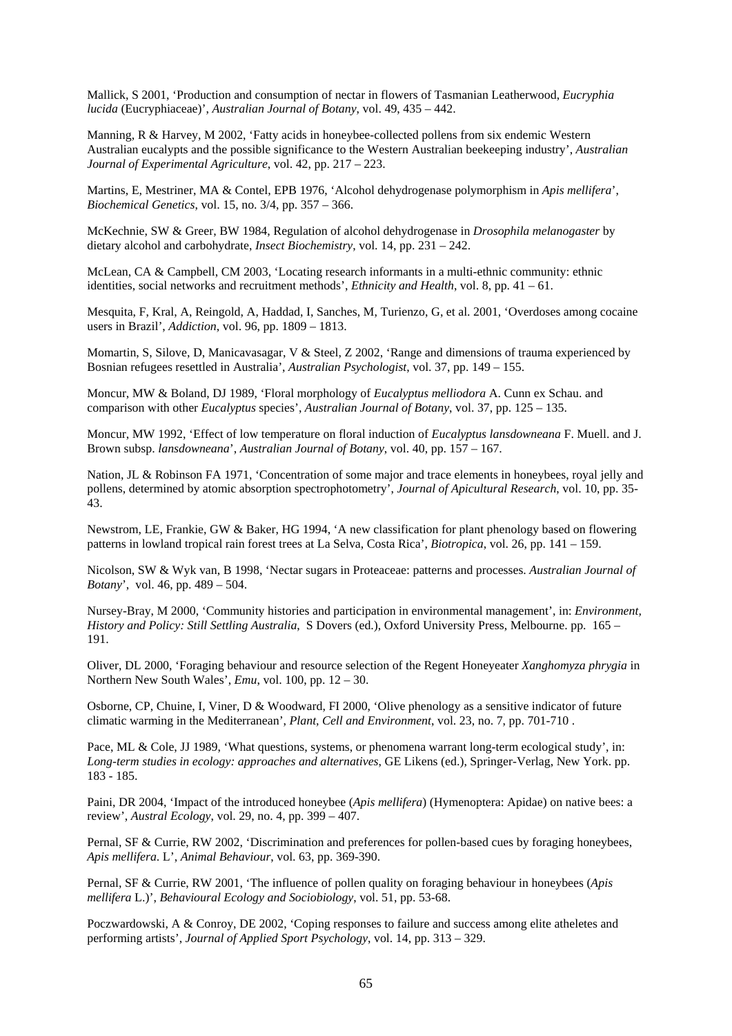Mallick, S 2001, 'Production and consumption of nectar in flowers of Tasmanian Leatherwood, *Eucryphia lucida* (Eucryphiaceae)', *Australian Journal of Botany*, vol. 49, 435 – 442.

Manning, R & Harvey, M 2002, 'Fatty acids in honeybee-collected pollens from six endemic Western Australian eucalypts and the possible significance to the Western Australian beekeeping industry', *Australian Journal of Experimental Agriculture*, vol. 42, pp. 217 – 223.

Martins, E, Mestriner, MA & Contel, EPB 1976, 'Alcohol dehydrogenase polymorphism in *Apis mellifera*', *Biochemical Genetics*, vol. 15, no. 3/4, pp. 357 – 366.

McKechnie, SW & Greer, BW 1984, Regulation of alcohol dehydrogenase in *Drosophila melanogaster* by dietary alcohol and carbohydrate, *Insect Biochemistry*, vol. 14, pp. 231 – 242.

McLean, CA & Campbell, CM 2003, 'Locating research informants in a multi-ethnic community: ethnic identities, social networks and recruitment methods', *Ethnicity and Health*, vol. 8, pp. 41 – 61.

Mesquita, F, Kral, A, Reingold, A, Haddad, I, Sanches, M, Turienzo, G, et al. 2001, 'Overdoses among cocaine users in Brazil', *Addiction*, vol. 96, pp. 1809 – 1813.

Momartin, S, Silove, D, Manicavasagar, V & Steel, Z 2002, 'Range and dimensions of trauma experienced by Bosnian refugees resettled in Australia', *Australian Psychologist*, vol. 37, pp. 149 – 155.

Moncur, MW & Boland, DJ 1989, 'Floral morphology of *Eucalyptus melliodora* A. Cunn ex Schau. and comparison with other *Eucalyptus* species', *Australian Journal of Botany*, vol. 37, pp. 125 – 135.

Moncur, MW 1992, 'Effect of low temperature on floral induction of *Eucalyptus lansdowneana* F. Muell. and J. Brown subsp. *lansdowneana*', *Australian Journal of Botany*, vol. 40, pp. 157 – 167.

Nation, JL & Robinson FA 1971, 'Concentration of some major and trace elements in honeybees, royal jelly and pollens, determined by atomic absorption spectrophotometry', *Journal of Apicultural Research*, vol. 10, pp. 35-43.

Newstrom, LE, Frankie, GW & Baker, HG 1994, 'A new classification for plant phenology based on flowering patterns in lowland tropical rain forest trees at La Selva, Costa Rica', *Biotropica*, vol. 26, pp. 141 – 159.

Nicolson, SW & Wyk van, B 1998, 'Nectar sugars in Proteaceae: patterns and processes. *Australian Journal of Botany*', vol. 46, pp. 489 – 504.

Nursey-Bray, M 2000, 'Community histories and participation in environmental management', in: *Environment, History and Policy: Still Settling Australia*, S Dovers (ed.), Oxford University Press, Melbourne. pp. 165 – 191.

Oliver, DL 2000, 'Foraging behaviour and resource selection of the Regent Honeyeater *Xanghomyza phrygia* in Northern New South Wales', *Emu*, vol. 100, pp. 12 – 30.

Osborne, CP, Chuine, I, Viner, D & Woodward, FI 2000, 'Olive phenology as a sensitive indicator of future climatic warming in the Mediterranean', *Plant, Cell and Environment*, vol. 23, no. 7, pp. 701-710 .

Pace, ML & Cole, JJ 1989, 'What questions, systems, or phenomena warrant long-term ecological study', in: *Long-term studies in ecology: approaches and alternatives*, GE Likens (ed.), Springer-Verlag, New York. pp. 183 - 185.

Paini, DR 2004, 'Impact of the introduced honeybee (*Apis mellifera*) (Hymenoptera: Apidae) on native bees: a review', *Austral Ecology*, vol. 29, no. 4, pp. 399 – 407.

Pernal, SF & Currie, RW 2002, 'Discrimination and preferences for pollen-based cues by foraging honeybees, *Apis mellifera*. L', *Animal Behaviour*, vol. 63, pp. 369-390.

Pernal, SF & Currie, RW 2001, 'The influence of pollen quality on foraging behaviour in honeybees (*Apis mellifera* L.)', *Behavioural Ecology and Sociobiology*, vol. 51, pp. 53-68.

Poczwardowski, A & Conroy, DE 2002, 'Coping responses to failure and success among elite atheletes and performing artists', *Journal of Applied Sport Psychology*, vol. 14, pp. 313 – 329.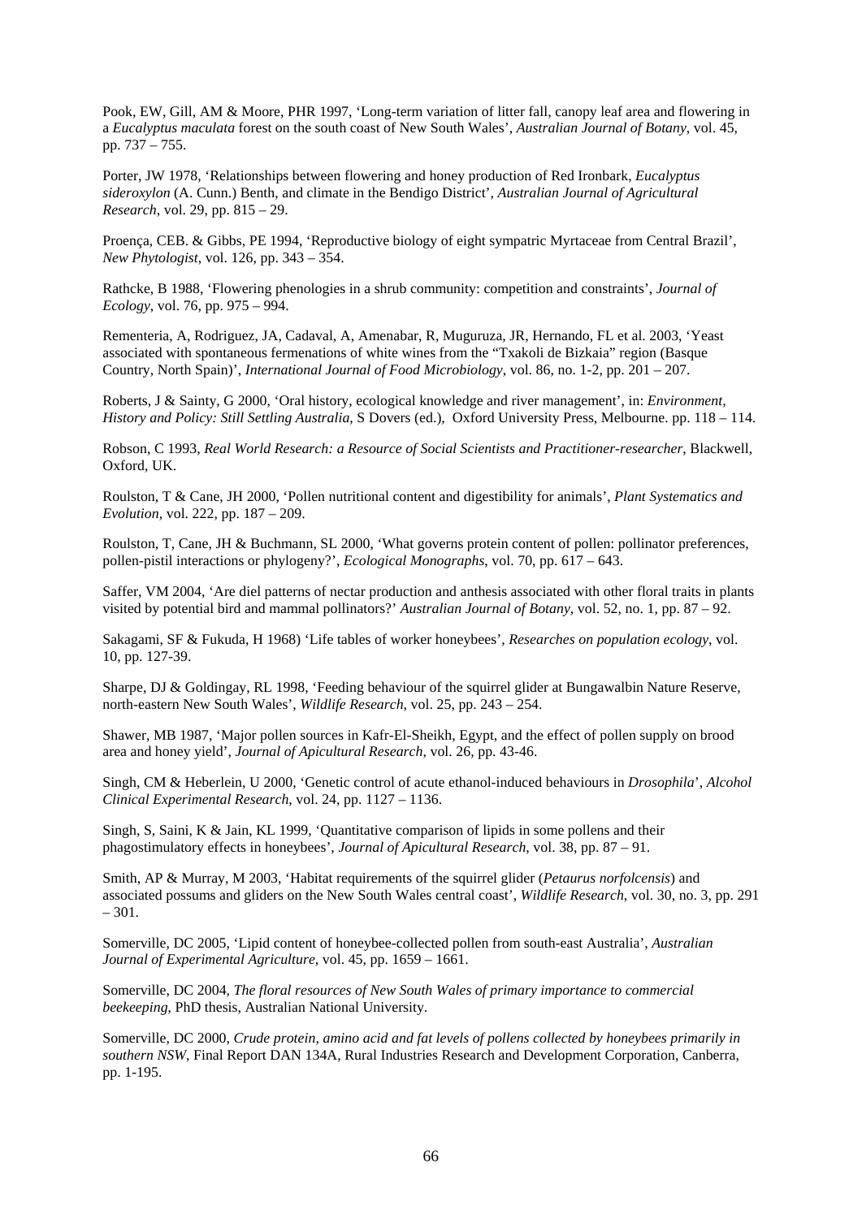Pook, EW, Gill, AM & Moore, PHR 1997, 'Long-term variation of litter fall, canopy leaf area and flowering in a *Eucalyptus maculata* forest on the south coast of New South Wales', *Australian Journal of Botany*, vol. 45, pp. 737 – 755.

Porter, JW 1978, 'Relationships between flowering and honey production of Red Ironbark, *Eucalyptus sideroxylon* (A. Cunn.) Benth, and climate in the Bendigo District', *Australian Journal of Agricultural Research*, vol. 29, pp. 815 – 29.

Proença, CEB. & Gibbs, PE 1994, 'Reproductive biology of eight sympatric Myrtaceae from Central Brazil', *New Phytologist*, vol. 126, pp. 343 – 354.

Rathcke, B 1988, 'Flowering phenologies in a shrub community: competition and constraints', *Journal of Ecology*, vol. 76, pp. 975 – 994.

Rementeria, A, Rodriguez, JA, Cadaval, A, Amenabar, R, Muguruza, JR, Hernando, FL et al. 2003, 'Yeast associated with spontaneous fermenations of white wines from the "Txakoli de Bizkaia" region (Basque Country, North Spain)', *International Journal of Food Microbiology*, vol. 86, no. 1-2, pp. 201 – 207.

Roberts, J & Sainty, G 2000, 'Oral history, ecological knowledge and river management', in: *Environment, History and Policy: Still Settling Australia*, S Dovers (ed.), Oxford University Press, Melbourne. pp. 118 – 114.

Robson, C 1993, *Real World Research: a Resource of Social Scientists and Practitioner-researcher*, Blackwell, Oxford, UK.

Roulston, T & Cane, JH 2000, 'Pollen nutritional content and digestibility for animals', *Plant Systematics and Evolution*, vol. 222, pp. 187 – 209.

Roulston, T, Cane, JH & Buchmann, SL 2000, 'What governs protein content of pollen: pollinator preferences, pollen-pistil interactions or phylogeny?', *Ecological Monographs*, vol. 70, pp. 617 – 643.

Saffer, VM 2004, 'Are diel patterns of nectar production and anthesis associated with other floral traits in plants visited by potential bird and mammal pollinators?' *Australian Journal of Botany*, vol. 52, no. 1, pp. 87 – 92.

Sakagami, SF & Fukuda, H 1968) 'Life tables of worker honeybees', *Researches on population ecology*, vol. 10, pp. 127-39.

Sharpe, DJ & Goldingay, RL 1998, 'Feeding behaviour of the squirrel glider at Bungawalbin Nature Reserve, north-eastern New South Wales', *Wildlife Research*, vol. 25, pp. 243 – 254.

Shawer, MB 1987, 'Major pollen sources in Kafr-El-Sheikh, Egypt, and the effect of pollen supply on brood area and honey yield', *Journal of Apicultural Research*, vol. 26, pp. 43-46.

Singh, CM & Heberlein, U 2000, 'Genetic control of acute ethanol-induced behaviours in *Drosophila*', *Alcohol Clinical Experimental Research*, vol. 24, pp. 1127 – 1136.

Singh, S, Saini, K & Jain, KL 1999, 'Quantitative comparison of lipids in some pollens and their phagostimulatory effects in honeybees', *Journal of Apicultural Research*, vol. 38, pp. 87 – 91.

Smith, AP & Murray, M 2003, 'Habitat requirements of the squirrel glider (*Petaurus norfolcensis*) and associated possums and gliders on the New South Wales central coast', *Wildlife Research*, vol. 30, no. 3, pp. 291 – 301.

Somerville, DC 2005, 'Lipid content of honeybee-collected pollen from south-east Australia', *Australian Journal of Experimental Agriculture*, vol. 45, pp. 1659 – 1661.

Somerville, DC 2004, *The floral resources of New South Wales of primary importance to commercial beekeeping*, PhD thesis, Australian National University.

Somerville, DC 2000, *Crude protein, amino acid and fat levels of pollens collected by honeybees primarily in southern NSW*, Final Report DAN 134A, Rural Industries Research and Development Corporation, Canberra, pp. 1-195.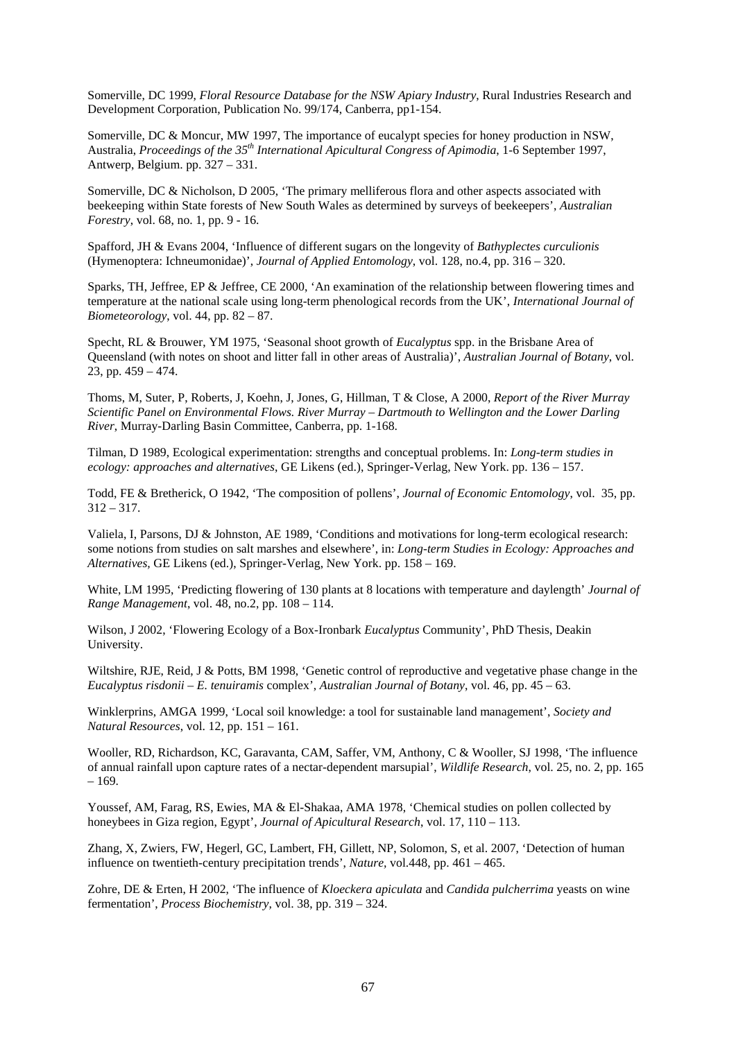Somerville, DC 1999, *Floral Resource Database for the NSW Apiary Industry*, Rural Industries Research and Development Corporation, Publication No. 99/174, Canberra, pp1-154.

Somerville, DC & Moncur, MW 1997, The importance of eucalypt species for honey production in NSW, Australia, *Proceedings of the 35th International Apicultural Congress of Apimodia*, 1-6 September 1997, Antwerp, Belgium. pp. 327 – 331.

Somerville, DC & Nicholson, D 2005, 'The primary melliferous flora and other aspects associated with beekeeping within State forests of New South Wales as determined by surveys of beekeepers', *Australian Forestry*, vol. 68, no. 1, pp. 9 - 16.

Spafford, JH & Evans 2004, 'Influence of different sugars on the longevity of *Bathyplectes curculionis* (Hymenoptera: Ichneumonidae)', *Journal of Applied Entomology*, vol. 128, no.4, pp. 316 – 320.

Sparks, TH, Jeffree, EP & Jeffree, CE 2000, 'An examination of the relationship between flowering times and temperature at the national scale using long-term phenological records from the UK', *International Journal of Biometeorology*, vol. 44, pp. 82 – 87.

Specht, RL & Brouwer, YM 1975, 'Seasonal shoot growth of *Eucalyptus* spp. in the Brisbane Area of Queensland (with notes on shoot and litter fall in other areas of Australia)', *Australian Journal of Botany*, vol. 23, pp. 459 – 474.

Thoms, M, Suter, P, Roberts, J, Koehn, J, Jones, G, Hillman, T & Close, A 2000, *Report of the River Murray Scientific Panel on Environmental Flows. River Murray – Dartmouth to Wellington and the Lower Darling River*, Murray-Darling Basin Committee, Canberra, pp. 1-168.

Tilman, D 1989, Ecological experimentation: strengths and conceptual problems. In: *Long-term studies in ecology: approaches and alternatives*, GE Likens (ed.), Springer-Verlag, New York. pp. 136 – 157.

Todd, FE & Bretherick, O 1942, 'The composition of pollens', *Journal of Economic Entomology*, vol. 35, pp. 312 – 317.

Valiela, I, Parsons, DJ & Johnston, AE 1989, 'Conditions and motivations for long-term ecological research: some notions from studies on salt marshes and elsewhere', in: *Long-term Studies in Ecology: Approaches and Alternatives*, GE Likens (ed.), Springer-Verlag, New York. pp. 158 – 169.

White, LM 1995, 'Predicting flowering of 130 plants at 8 locations with temperature and daylength' *Journal of Range Management*, vol. 48, no.2, pp. 108 – 114.

Wilson, J 2002, 'Flowering Ecology of a Box-Ironbark *Eucalyptus* Community', PhD Thesis, Deakin University.

Wiltshire, RJE, Reid, J & Potts, BM 1998, 'Genetic control of reproductive and vegetative phase change in the *Eucalyptus risdonii* – *E. tenuiramis* complex', *Australian Journal of Botany*, vol. 46, pp. 45 – 63.

Winklerprins, AMGA 1999, 'Local soil knowledge: a tool for sustainable land management', *Society and Natural Resources*, vol. 12, pp. 151 – 161.

Wooller, RD, Richardson, KC, Garavanta, CAM, Saffer, VM, Anthony, C & Wooller, SJ 1998, 'The influence of annual rainfall upon capture rates of a nectar-dependent marsupial', *Wildlife Research*, vol. 25, no. 2, pp. 165 – 169.

Youssef, AM, Farag, RS, Ewies, MA & El-Shakaa, AMA 1978, 'Chemical studies on pollen collected by honeybees in Giza region, Egypt', *Journal of Apicultural Research*, vol. 17, 110 – 113.

Zhang, X, Zwiers, FW, Hegerl, GC, Lambert, FH, Gillett, NP, Solomon, S, et al. 2007, 'Detection of human influence on twentieth-century precipitation trends', *Nature*, vol.448, pp. 461 – 465.

Zohre, DE & Erten, H 2002, 'The influence of *Kloeckera apiculata* and *Candida pulcherrima* yeasts on wine fermentation', *Process Biochemistry*, vol. 38, pp. 319 – 324.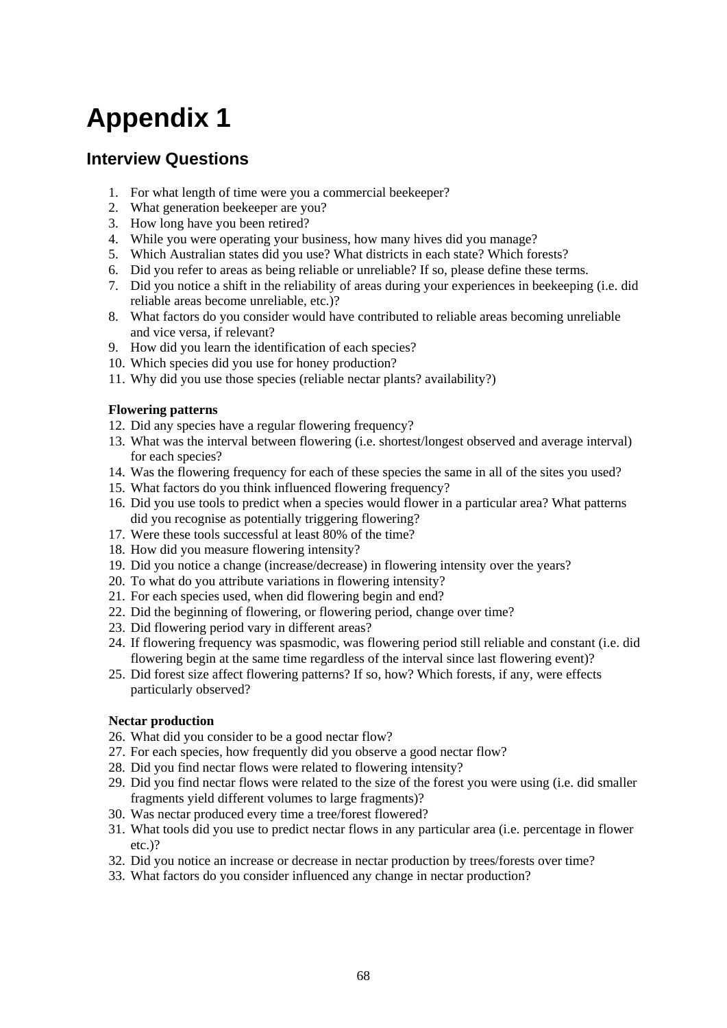# Appendix 1

## Interview Questions

1. For what length of time were you a commercial beekeeper?
2. What generation beekeeper are you?
3. How long have you been retired?
4. While you were operating your business, how many hives did you manage?
5. Which Australian states did you use? What districts in each state? Which forests?
6. Did you refer to areas as being reliable or unreliable? If so, please define these terms.
7. Did you notice a shift in the reliability of areas during your experiences in beekeeping (i.e. did reliable areas become unreliable, etc.)?
8. What factors do you consider would have contributed to reliable areas becoming unreliable and vice versa, if relevant?
9. How did you learn the identification of each species?
10. Which species did you use for honey production?
11. Why did you use those species (reliable nectar plants? availability?)

**Flowering patterns**

12. Did any species have a regular flowering frequency?
13. What was the interval between flowering (i.e. shortest/longest observed and average interval) for each species?
14. Was the flowering frequency for each of these species the same in all of the sites you used?
15. What factors do you think influenced flowering frequency?
16. Did you use tools to predict when a species would flower in a particular area? What patterns did you recognise as potentially triggering flowering?
17. Were these tools successful at least 80% of the time?
18. How did you measure flowering intensity?
19. Did you notice a change (increase/decrease) in flowering intensity over the years?
20. To what do you attribute variations in flowering intensity?
21. For each species used, when did flowering begin and end?
22. Did the beginning of flowering, or flowering period, change over time?
23. Did flowering period vary in different areas?
24. If flowering frequency was spasmodic, was flowering period still reliable and constant (i.e. did flowering begin at the same time regardless of the interval since last flowering event)?
25. Did forest size affect flowering patterns? If so, how? Which forests, if any, were effects particularly observed?

**Nectar production**

26. What did you consider to be a good nectar flow?
27. For each species, how frequently did you observe a good nectar flow?
28. Did you find nectar flows were related to flowering intensity?
29. Did you find nectar flows were related to the size of the forest you were using (i.e. did smaller fragments yield different volumes to large fragments)?
30. Was nectar produced every time a tree/forest flowered?
31. What tools did you use to predict nectar flows in any particular area (i.e. percentage in flower etc.)?
32. Did you notice an increase or decrease in nectar production by trees/forests over time?
33. What factors do you consider influenced any change in nectar production?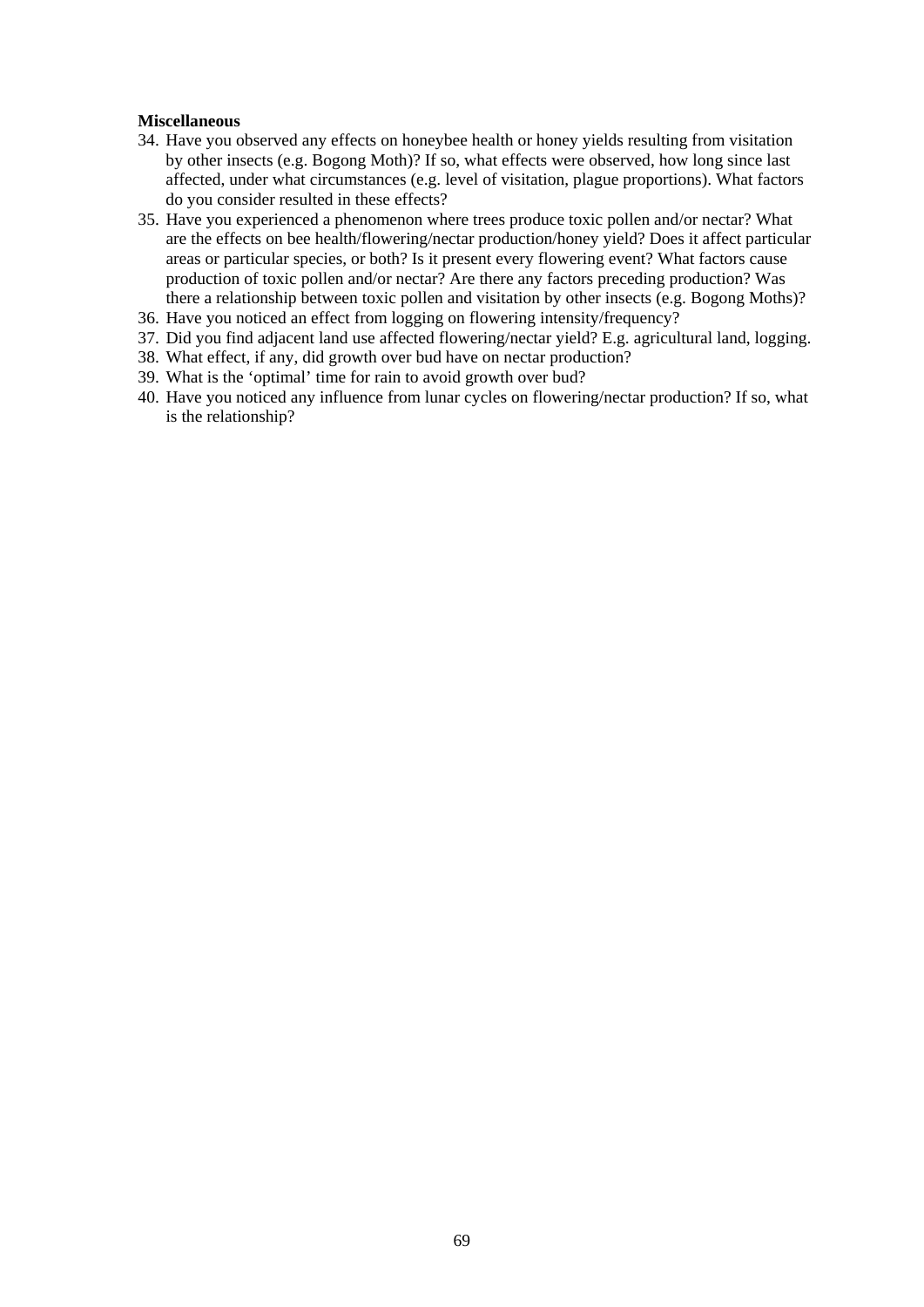**Miscellaneous**

34. Have you observed any effects on honeybee health or honey yields resulting from visitation by other insects (e.g. Bogong Moth)? If so, what effects were observed, how long since last affected, under what circumstances (e.g. level of visitation, plague proportions). What factors do you consider resulted in these effects?
35. Have you experienced a phenomenon where trees produce toxic pollen and/or nectar? What are the effects on bee health/flowering/nectar production/honey yield? Does it affect particular areas or particular species, or both? Is it present every flowering event? What factors cause production of toxic pollen and/or nectar? Are there any factors preceding production? Was there a relationship between toxic pollen and visitation by other insects (e.g. Bogong Moths)?
36. Have you noticed an effect from logging on flowering intensity/frequency?
37. Did you find adjacent land use affected flowering/nectar yield? E.g. agricultural land, logging.
38. What effect, if any, did growth over bud have on nectar production?
39. What is the 'optimal' time for rain to avoid growth over bud?
40. Have you noticed any influence from lunar cycles on flowering/nectar production? If so, what is the relationship?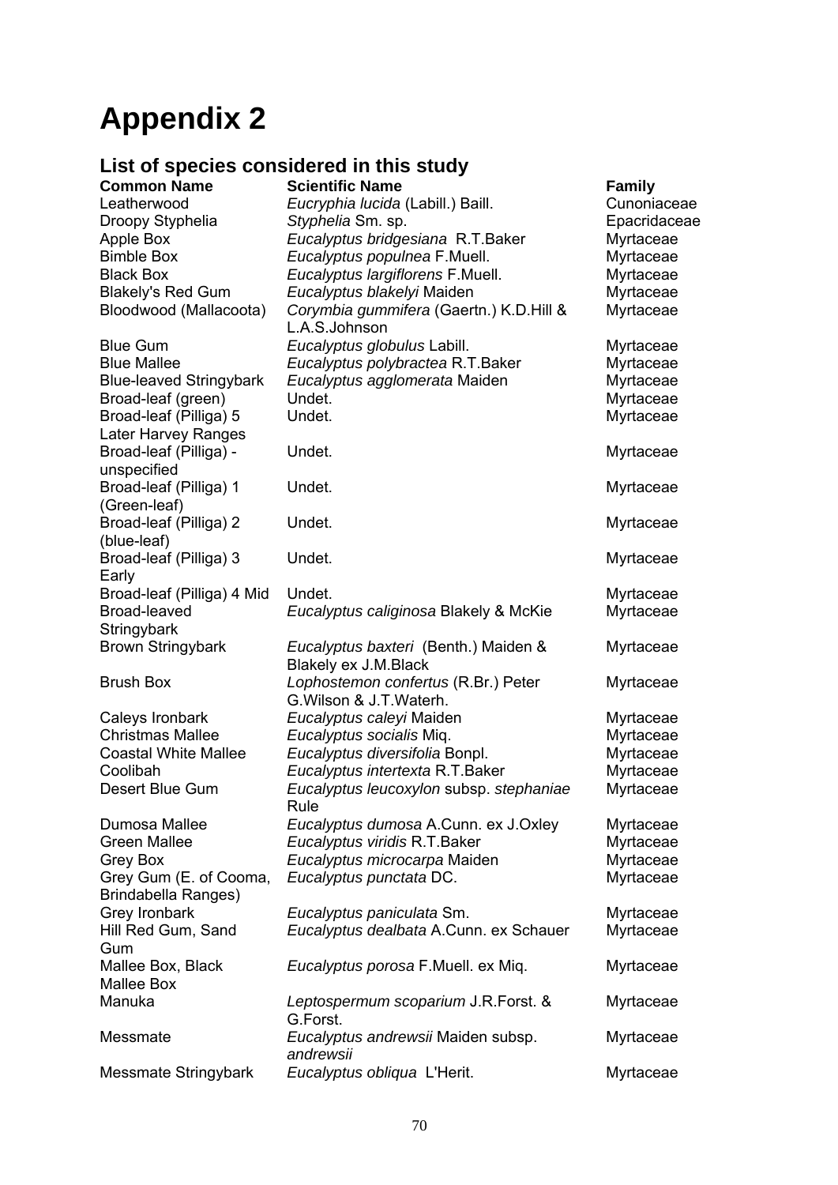# Appendix 2

## List of species considered in this study

| Common Name | Scientific Name | Family |
|---|---|---|
| Leatherwood | *Eucryphia lucida* (Labill.) Baill. | Cunoniaceae |
| Droopy Styphelia | *Styphelia* Sm. sp. | Epacridaceae |
| Apple Box | *Eucalyptus bridgesiana* R.T.Baker | Myrtaceae |
| Bimble Box | *Eucalyptus populnea* F.Muell. | Myrtaceae |
| Black Box | *Eucalyptus largiflorens* F.Muell. | Myrtaceae |
| Blakely's Red Gum | *Eucalyptus blakelyi* Maiden | Myrtaceae |
| Bloodwood (Mallacoota) | *Corymbia gummifera* (Gaertn.) K.D.Hill & L.A.S.Johnson | Myrtaceae |
| Blue Gum | *Eucalyptus globulus* Labill. | Myrtaceae |
| Blue Mallee | *Eucalyptus polybractea* R.T.Baker | Myrtaceae |
| Blue-leaved Stringybark | *Eucalyptus agglomerata* Maiden | Myrtaceae |
| Broad-leaf (green) | Undet. | Myrtaceae |
| Broad-leaf (Pilliga) 5 Later Harvey Ranges | Undet. | Myrtaceae |
| Broad-leaf (Pilliga) - unspecified | Undet. | Myrtaceae |
| Broad-leaf (Pilliga) 1 (Green-leaf) | Undet. | Myrtaceae |
| Broad-leaf (Pilliga) 2 (blue-leaf) | Undet. | Myrtaceae |
| Broad-leaf (Pilliga) 3 Early | Undet. | Myrtaceae |
| Broad-leaf (Pilliga) 4 Mid | Undet. | Myrtaceae |
| Broad-leaved Stringybark | *Eucalyptus caliginosa* Blakely & McKie | Myrtaceae |
| Brown Stringybark | *Eucalyptus baxteri* (Benth.) Maiden & Blakely ex J.M.Black | Myrtaceae |
| Brush Box | *Lophostemon confertus* (R.Br.) Peter G.Wilson & J.T.Waterh. | Myrtaceae |
| Caleys Ironbark | *Eucalyptus caleyi* Maiden | Myrtaceae |
| Christmas Mallee | *Eucalyptus socialis* Miq. | Myrtaceae |
| Coastal White Mallee | *Eucalyptus diversifolia* Bonpl. | Myrtaceae |
| Coolibah | *Eucalyptus intertexta* R.T.Baker | Myrtaceae |
| Desert Blue Gum | *Eucalyptus leucoxylon* subsp. *stephaniae* Rule | Myrtaceae |
| Dumosa Mallee | *Eucalyptus dumosa* A.Cunn. ex J.Oxley | Myrtaceae |
| Green Mallee | *Eucalyptus viridis* R.T.Baker | Myrtaceae |
| Grey Box | *Eucalyptus microcarpa* Maiden | Myrtaceae |
| Grey Gum (E. of Cooma, Brindabella Ranges) | *Eucalyptus punctata* DC. | Myrtaceae |
| Grey Ironbark | *Eucalyptus paniculata* Sm. | Myrtaceae |
| Hill Red Gum, Sand Gum | *Eucalyptus dealbata* A.Cunn. ex Schauer | Myrtaceae |
| Mallee Box, Black Mallee Box | *Eucalyptus porosa* F.Muell. ex Miq. | Myrtaceae |
| Manuka | *Leptospermum scoparium* J.R.Forst. & G.Forst. | Myrtaceae |
| Messmate | *Eucalyptus andrewsii* Maiden subsp. *andrewsii* | Myrtaceae |
| Messmate Stringybark | *Eucalyptus obliqua* L'Herit. | Myrtaceae |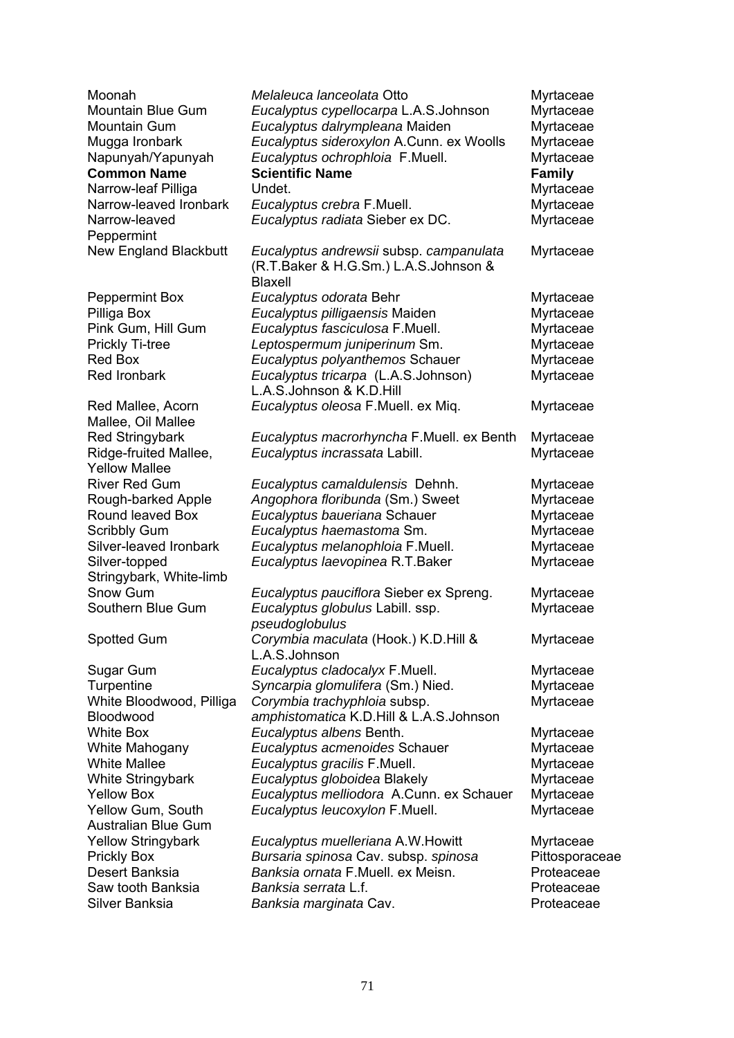| Moonah | *Melaleuca lanceolata* Otto | Myrtaceae |
|---|---|---|
| Mountain Blue Gum | *Eucalyptus cypellocarpa* L.A.S.Johnson | Myrtaceae |
| Mountain Gum | *Eucalyptus dalrympleana* Maiden | Myrtaceae |
| Mugga Ironbark | *Eucalyptus sideroxylon* A.Cunn. ex Woolls | Myrtaceae |
| Napunyah/Yapunyah | *Eucalyptus ochrophloia* F.Muell. | Myrtaceae |
| **Common Name** | **Scientific Name** | **Family** |
| Narrow-leaf Pilliga | Undet. | Myrtaceae |
| Narrow-leaved Ironbark | *Eucalyptus crebra* F.Muell. | Myrtaceae |
| Narrow-leaved Peppermint | *Eucalyptus radiata* Sieber ex DC. | Myrtaceae |
| New England Blackbutt | *Eucalyptus andrewsii* subsp. *campanulata* (R.T.Baker & H.G.Sm.) L.A.S.Johnson & Blaxell | Myrtaceae |
| Peppermint Box | *Eucalyptus odorata* Behr | Myrtaceae |
| Pilliga Box | *Eucalyptus pilligaensis* Maiden | Myrtaceae |
| Pink Gum, Hill Gum | *Eucalyptus fasciculosa* F.Muell. | Myrtaceae |
| Prickly Ti-tree | *Leptospermum juniperinum* Sm. | Myrtaceae |
| Red Box | *Eucalyptus polyanthemos* Schauer | Myrtaceae |
| Red Ironbark | *Eucalyptus tricarpa* (L.A.S.Johnson) L.A.S.Johnson & K.D.Hill | Myrtaceae |
| Red Mallee, Acorn Mallee, Oil Mallee | *Eucalyptus oleosa* F.Muell. ex Miq. | Myrtaceae |
| Red Stringybark | *Eucalyptus macrorhyncha* F.Muell. ex Benth | Myrtaceae |
| Ridge-fruited Mallee, Yellow Mallee | *Eucalyptus incrassata* Labill. | Myrtaceae |
| River Red Gum | *Eucalyptus camaldulensis* Dehnh. | Myrtaceae |
| Rough-barked Apple | *Angophora floribunda* (Sm.) Sweet | Myrtaceae |
| Round leaved Box | *Eucalyptus baueriana* Schauer | Myrtaceae |
| Scribbly Gum | *Eucalyptus haemastoma* Sm. | Myrtaceae |
| Silver-leaved Ironbark | *Eucalyptus melanophloia* F.Muell. | Myrtaceae |
| Silver-topped Stringybark, White-limb | *Eucalyptus laevopinea* R.T.Baker | Myrtaceae |
| Snow Gum | *Eucalyptus pauciflora* Sieber ex Spreng. | Myrtaceae |
| Southern Blue Gum | *Eucalyptus globulus* Labill. ssp. *pseudoglobulus* | Myrtaceae |
| Spotted Gum | *Corymbia maculata* (Hook.) K.D.Hill & L.A.S.Johnson | Myrtaceae |
| Sugar Gum | *Eucalyptus cladocalyx* F.Muell. | Myrtaceae |
| Turpentine | *Syncarpia glomulifera* (Sm.) Nied. | Myrtaceae |
| White Bloodwood, Pilliga Bloodwood | *Corymbia trachyphloia* subsp. *amphistomatica* K.D.Hill & L.A.S.Johnson | Myrtaceae |
| White Box | *Eucalyptus albens* Benth. | Myrtaceae |
| White Mahogany | *Eucalyptus acmenoides* Schauer | Myrtaceae |
| White Mallee | *Eucalyptus gracilis* F.Muell. | Myrtaceae |
| White Stringybark | *Eucalyptus globoidea* Blakely | Myrtaceae |
| Yellow Box | *Eucalyptus melliodora* A.Cunn. ex Schauer | Myrtaceae |
| Yellow Gum, South Australian Blue Gum | *Eucalyptus leucoxylon* F.Muell. | Myrtaceae |
| Yellow Stringybark | *Eucalyptus muelleriana* A.W.Howitt | Myrtaceae |
| Prickly Box | *Bursaria spinosa* Cav. subsp. *spinosa* | Pittosporaceae |
| Desert Banksia | *Banksia ornata* F.Muell. ex Meisn. | Proteaceae |
| Saw tooth Banksia | *Banksia serrata* L.f. | Proteaceae |
| Silver Banksia | *Banksia marginata* Cav. | Proteaceae |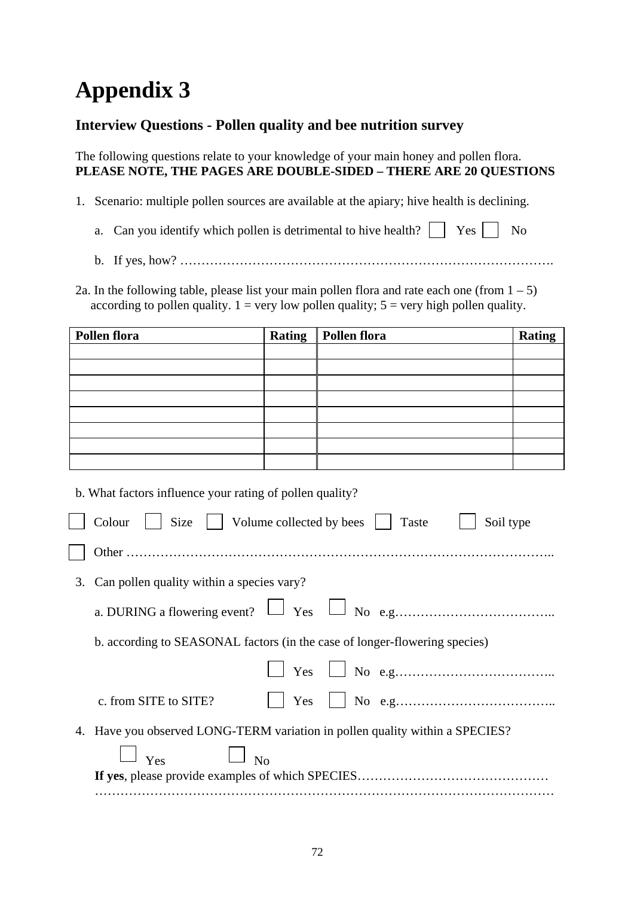# Appendix 3

## Interview Questions - Pollen quality and bee nutrition survey

The following questions relate to your knowledge of your main honey and pollen flora.
**PLEASE NOTE, THE PAGES ARE DOUBLE-SIDED – THERE ARE 20 QUESTIONS**

1. Scenario: multiple pollen sources are available at the apiary; hive health is declining.

   a. Can you identify which pollen is detrimental to hive health? ☐ Yes ☐ No

   b. If yes, how? …………………………………………………………………………….

2a. In the following table, please list your main pollen flora and rate each one (from 1 – 5) according to pollen quality. 1 = very low pollen quality; 5 = very high pollen quality.

| Pollen flora | Rating | Pollen flora | Rating |
|---|---|---|---|
| | | | |
| | | | |
| | | | |
| | | | |
| | | | |
| | | | |
| | | | |
| | | | |

b. What factors influence your rating of pollen quality?

☐ Colour ☐ Size ☐ Volume collected by bees ☐ Taste ☐ Soil type

☐ Other ……………………………………………………………………………………..

3. Can pollen quality within a species vary?

   a. DURING a flowering event? ☐ Yes ☐ No e.g………………………………..

   b. according to SEASONAL factors (in the case of longer-flowering species)

   ☐ Yes ☐ No e.g………………………………..

   c. from SITE to SITE? ☐ Yes ☐ No e.g………………………………..

4. Have you observed LONG-TERM variation in pollen quality within a SPECIES?

   ☐ Yes ☐ No

   **If yes**, please provide examples of which SPECIES………………………………………
   ………………………………………………………………………………………………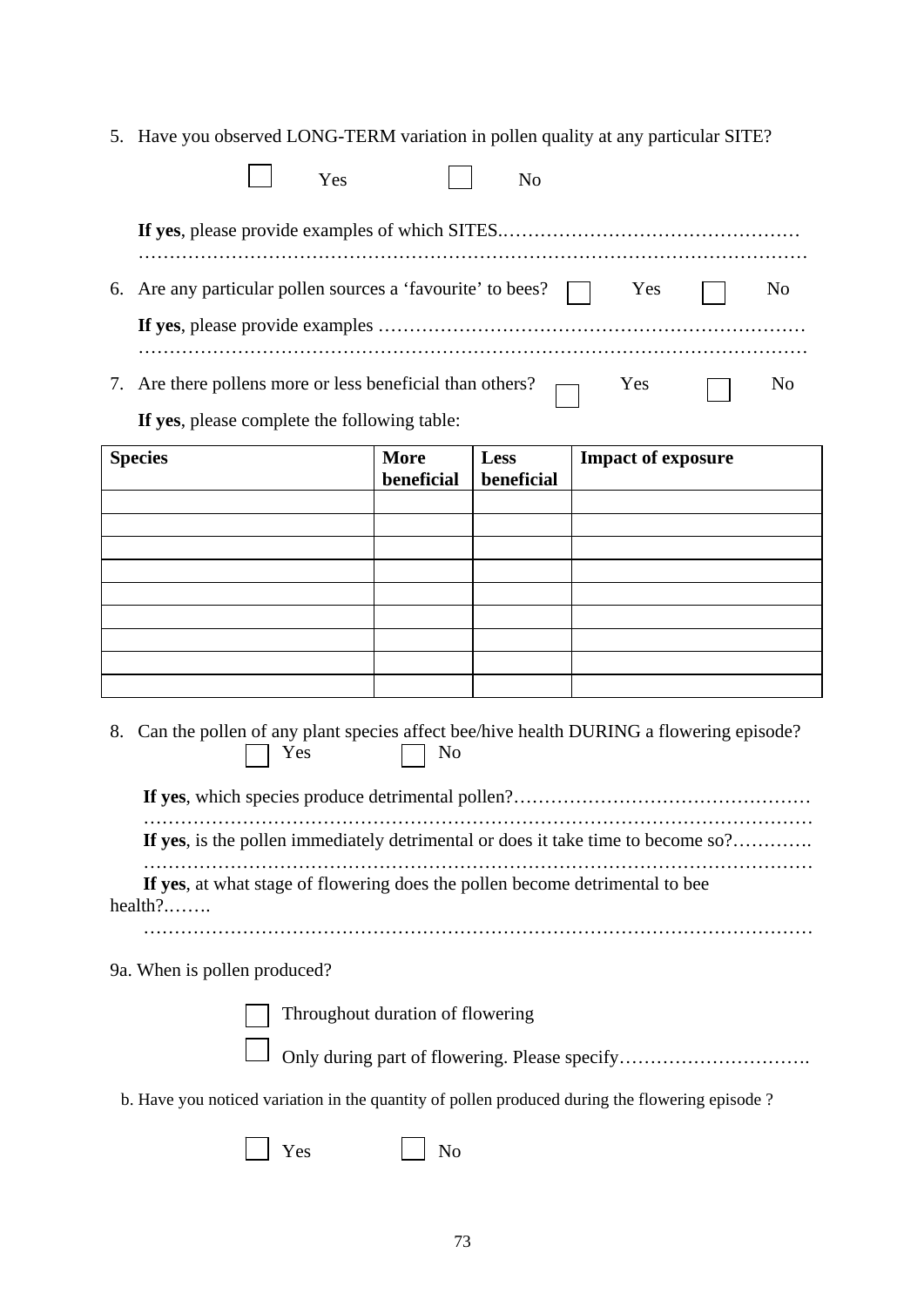5. Have you observed LONG-TERM variation in pollen quality at any particular SITE?

☐ Yes ☐ No

**If yes**, please provide examples of which SITES..............................................
.................................................................................................................

6. Are any particular pollen sources a 'favourite' to bees? ☐ Yes ☐ No

**If yes**, please provide examples ...........................................................................
.................................................................................................................

7. Are there pollens more or less beneficial than others? ☐ Yes ☐ No

**If yes**, please complete the following table:

| **Species** | **More beneficial** | **Less beneficial** | **Impact of exposure** |
|---|---|---|---|
| | | | |
| | | | |
| | | | |
| | | | |
| | | | |
| | | | |
| | | | |
| | | | |
| | | | |

8. Can the pollen of any plant species affect bee/hive health DURING a flowering episode?

☐ Yes ☐ No

**If yes**, which species produce detrimental pollen?..............................................
.................................................................................................................

**If yes**, is the pollen immediately detrimental or does it take time to become so?............
.................................................................................................................

**If yes**, at what stage of flowering does the pollen become detrimental to bee health?........
.................................................................................................................

9a. When is pollen produced?

☐ Throughout duration of flowering

☐ Only during part of flowering. Please specify..............................

b. Have you noticed variation in the quantity of pollen produced during the flowering episode ?

☐ Yes ☐ No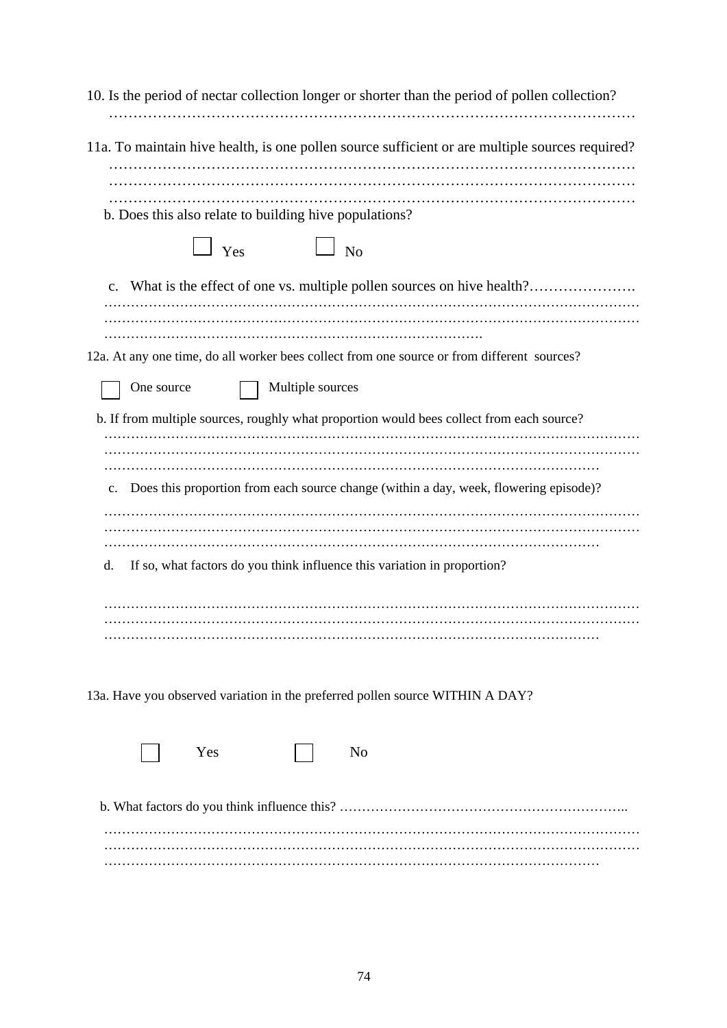10. Is the period of nectar collection longer or shorter than the period of pollen collection?
…………………………………………………………………………………………………

11a. To maintain hive health, is one pollen source sufficient or are multiple sources required?
…………………………………………………………………………………………………
…………………………………………………………………………………………………
…………………………………………………………………………………………………

b. Does this also relate to building hive populations?

☐ Yes ☐ No

c. What is the effect of one vs. multiple pollen sources on hive health?………………….
……………………………………………………………………………………………………
……………………………………………………………………………………………………
……………………………………………………………………………….

12a. At any one time, do all worker bees collect from one source or from different sources?

☐ One source ☐ Multiple sources

b. If from multiple sources, roughly what proportion would bees collect from each source?
……………………………………………………………………………………………………
……………………………………………………………………………………………………
…………………………………………………………………………………………………

c. Does this proportion from each source change (within a day, week, flowering episode)?
……………………………………………………………………………………………………
……………………………………………………………………………………………………
…………………………………………………………………………………………………

d. If so, what factors do you think influence this variation in proportion?
……………………………………………………………………………………………………
……………………………………………………………………………………………………
…………………………………………………………………………………………………

13a. Have you observed variation in the preferred pollen source WITHIN A DAY?

☐ Yes ☐ No

b. What factors do you think influence this? ………………………………………………………..
……………………………………………………………………………………………………
……………………………………………………………………………………………………
…………………………………………………………………………………………………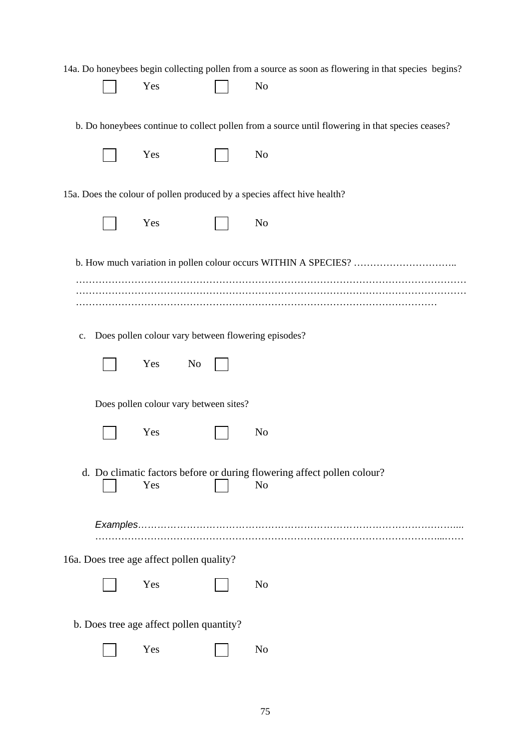14a. Do honeybees begin collecting pollen from a source as soon as flowering in that species begins?

☐ Yes ☐ No

b. Do honeybees continue to collect pollen from a source until flowering in that species ceases?

☐ Yes ☐ No

15a. Does the colour of pollen produced by a species affect hive health?

☐ Yes ☐ No

b. How much variation in pollen colour occurs WITHIN A SPECIES? …………………………..
……………………………………………………………………………………………………
……………………………………………………………………………………………………
……………………………………………………………………………………………

c. Does pollen colour vary between flowering episodes?

☐ Yes No ☐

Does pollen colour vary between sites?

☐ Yes ☐ No

d. Do climatic factors before or during flowering affect pollen colour?

☐ Yes ☐ No

*Examples*……………………………………………………………………………………....
……………………………………………………………………………………………...……

16a. Does tree age affect pollen quality?

☐ Yes ☐ No

b. Does tree age affect pollen quantity?

☐ Yes ☐ No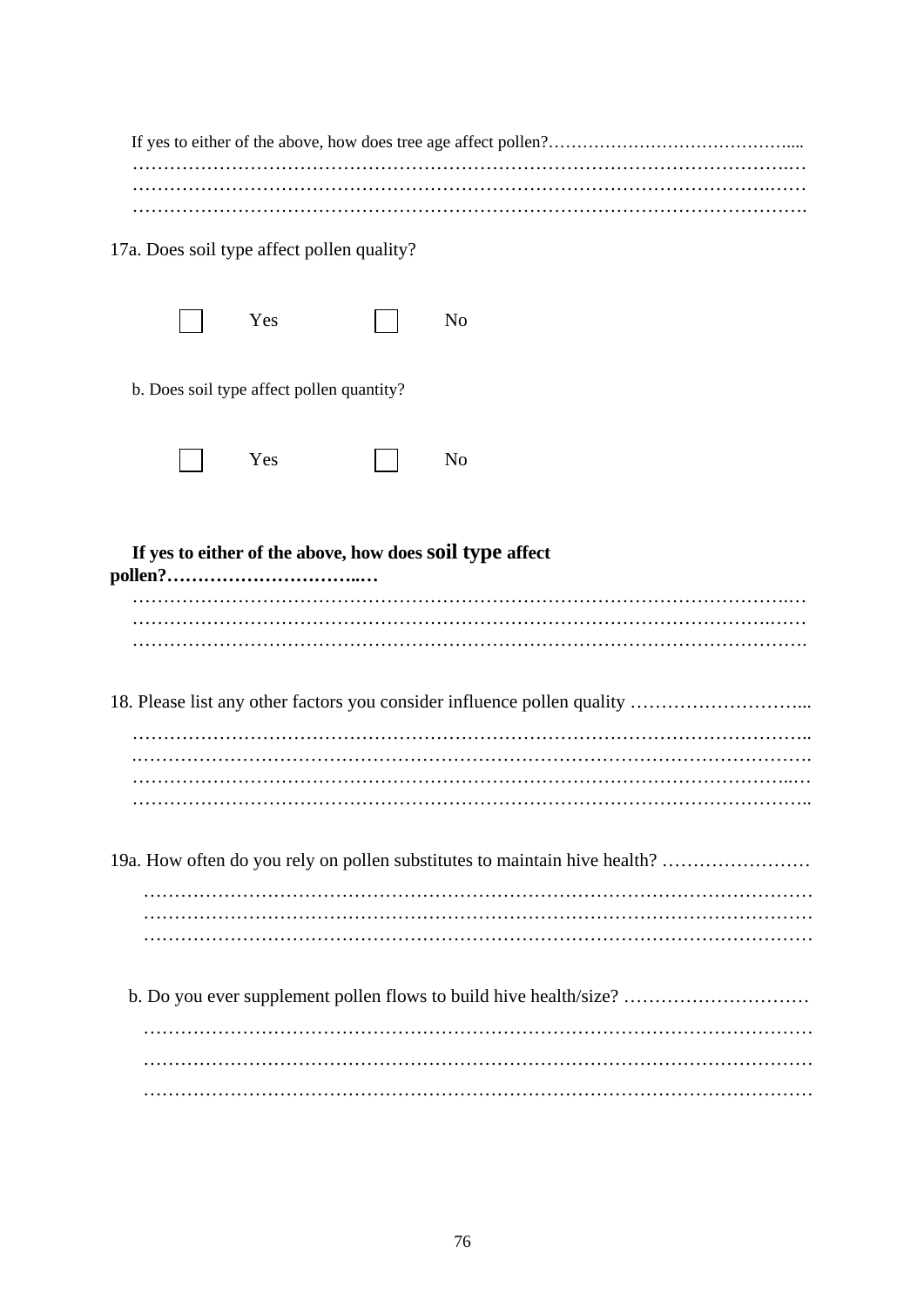If yes to either of the above, how does tree age affect pollen?…………………………………....
…………………………………………………………………………………………….…
……………………………………………………………………………………………..……
…………………………………………………………………………………………………….

17a. Does soil type affect pollen quality?

☐ Yes ☐ No

b. Does soil type affect pollen quantity?

☐ Yes ☐ No

**If yes to either of the above, how does soil type affect pollen?…………………………...…**
…………………………………………………………………………………………….…
……………………………………………………………………………………………..……
…………………………………………………………………………………………………….

18. Please list any other factors you consider influence pollen quality ………………………...
……………………………………………………………………………………………..
.…………………………………………………………………………………………….
…………………………………………………………………………………………...…
……………………………………………………………………………………………..

19a. How often do you rely on pollen substitutes to maintain hive health? ……………………
…………………………………………………………………………………………………
…………………………………………………………………………………………………
…………………………………………………………………………………………………

b. Do you ever supplement pollen flows to build hive health/size? …………………………
…………………………………………………………………………………………………
…………………………………………………………………………………………………
…………………………………………………………………………………………………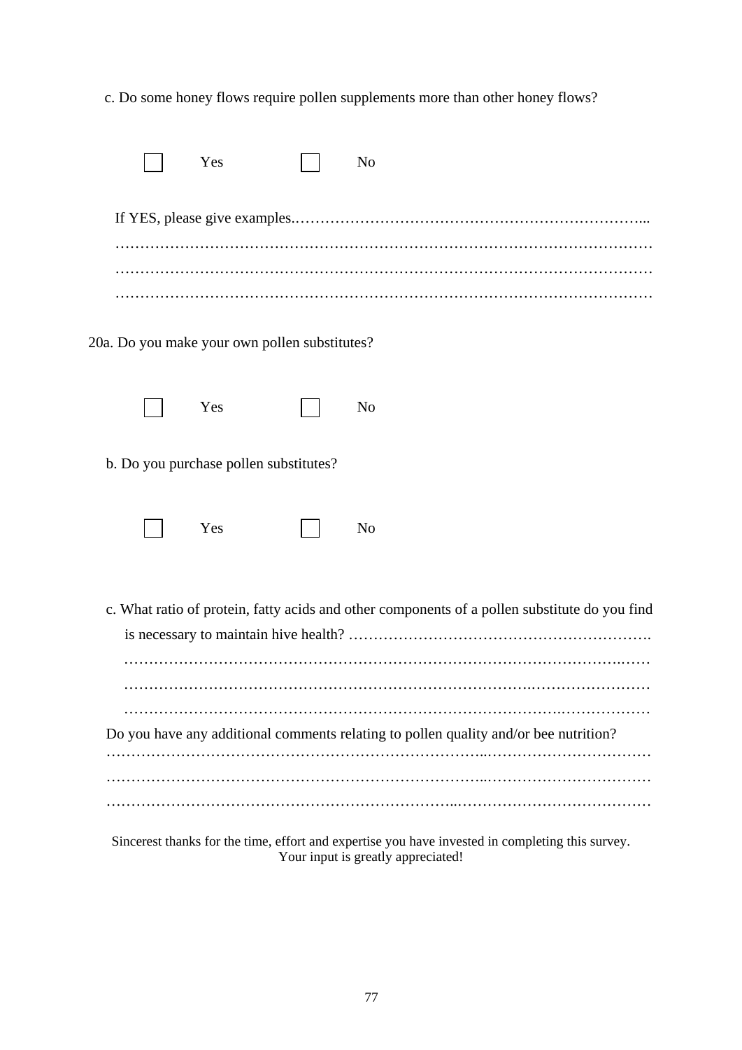c. Do some honey flows require pollen supplements more than other honey flows?

☐ Yes ☐ No

If YES, please give examples.……………………………………………………………...
…………………………………………………………………………………………………
…………………………………………………………………………………………………
…………………………………………………………………………………………………

20a. Do you make your own pollen substitutes?

☐ Yes ☐ No

b. Do you purchase pollen substitutes?

☐ Yes ☐ No

c. What ratio of protein, fatty acids and other components of a pollen substitute do you find is necessary to maintain hive health? …………………………………………………….
…………………………………………………………………………………………………
…………………………………………………………………………………………………
…………………………………………………………………………………………………

Do you have any additional comments relating to pollen quality and/or bee nutrition?
…………………………………………………………………………………………………
…………………………………………………………………………………………………
…………………………………………………………………………………………………

Sincerest thanks for the time, effort and expertise you have invested in completing this survey. Your input is greatly appreciated!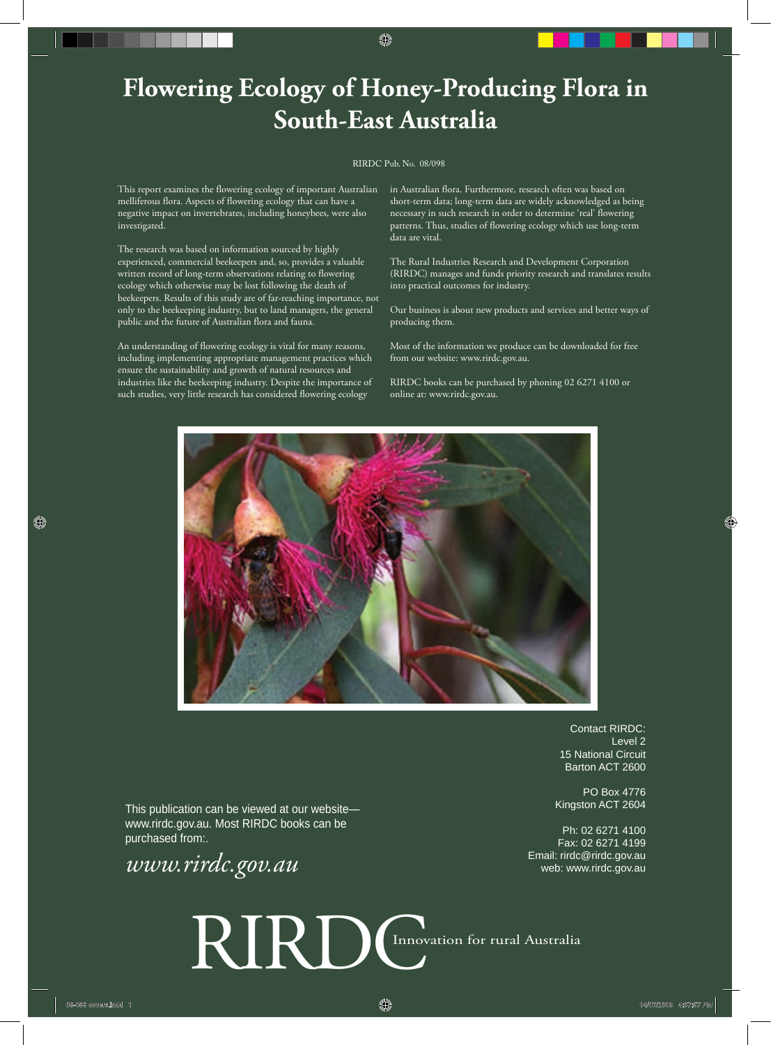# Flowering Ecology of Honey-Producing Flora in South-East Australia

RIRDC Pub. No. 08/098

This report examines the flowering ecology of important Australian melliferous flora. Aspects of flowering ecology that can have a negative impact on invertebrates, including honeybees, were also investigated.

The research was based on information sourced by highly experienced, commercial beekeepers and, so, provides a valuable written record of long-term observations relating to flowering ecology which otherwise may be lost following the death of beekeepers. Results of this study are of far-reaching importance, not only to the beekeeping industry, but to land managers, the general public and the future of Australian flora and fauna.

An understanding of flowering ecology is vital for many reasons, including implementing appropriate management practices which ensure the sustainability and growth of natural resources and industries like the beekeeping industry. Despite the importance of such studies, very little research has considered flowering ecology in Australian flora. Furthermore, research often was based on short-term data; long-term data are widely acknowledged as being necessary in such research in order to determine 'real' flowering patterns. Thus, studies of flowering ecology which use long-term data are vital.

The Rural Industries Research and Development Corporation (RIRDC) manages and funds priority research and translates results into practical outcomes for industry.

Our business is about new products and services and better ways of producing them.

Most of the information we produce can be downloaded for free from our website: www.rirdc.gov.au.

RIRDC books can be purchased by phoning 02 6271 4100 or online at: www.rirdc.gov.au.

This publication can be viewed at our website—www.rirdc.gov.au. Most RIRDC books can be purchased from:.

*www.rirdc.gov.au*

Contact RIRDC:
Level 2
15 National Circuit
Barton ACT 2600

PO Box 4776
Kingston ACT 2604

Ph: 02 6271 4100
Fax: 02 6271 4199
Email: rirdc@rirdc.gov.au
web: www.rirdc.gov.au

RIRDC Innovation for rural Australia